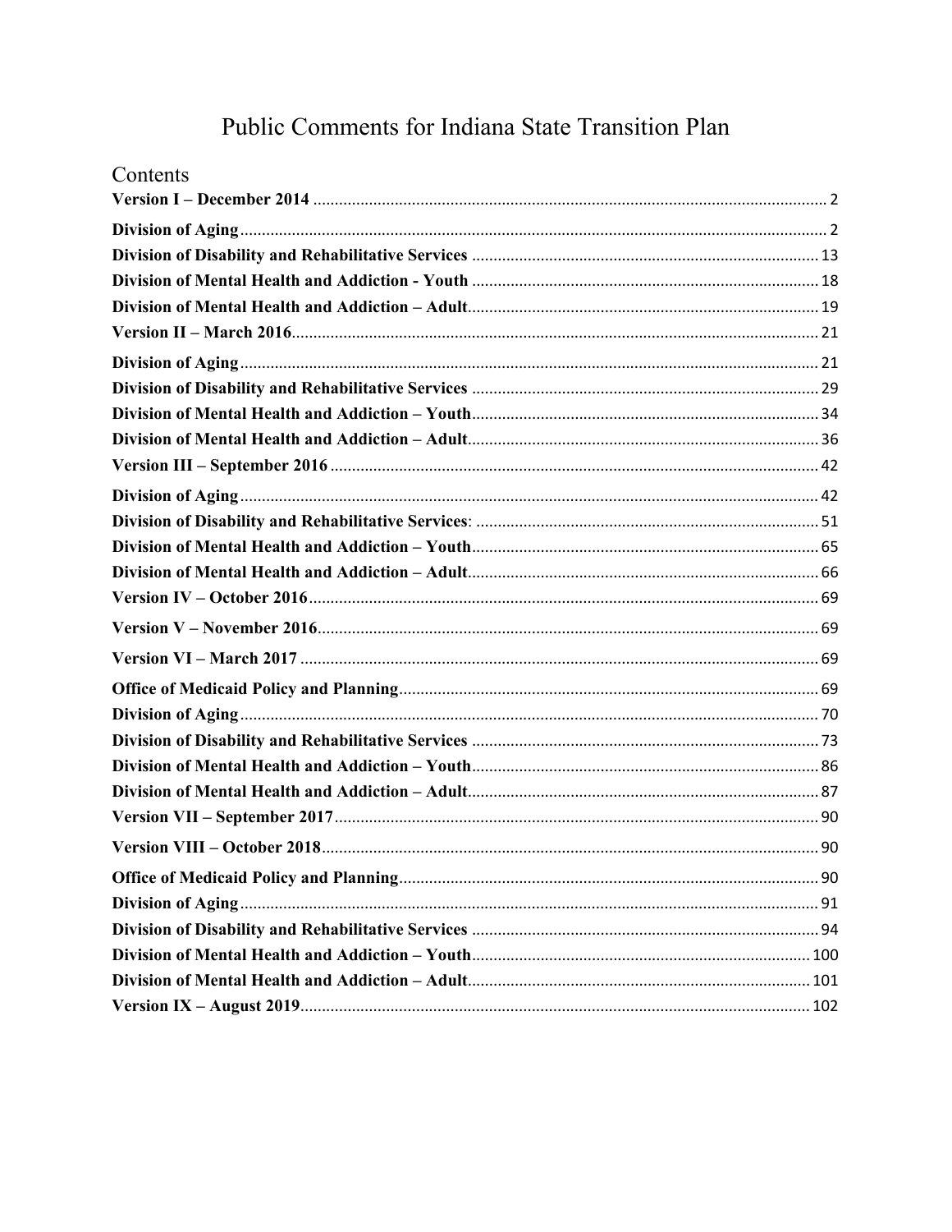# Public Comments for Indiana State Transition Plan

## Contents

**Version I – December 2014** ........................................................................................................ 2

**Division of Aging** ........................................................................................................................ 2

**Division of Disability and Rehabilitative Services** ................................................................... 13

**Division of Mental Health and Addiction - Youth** ................................................................... 18

**Division of Mental Health and Addiction – Adult** ................................................................... 19

**Version II – March 2016** ............................................................................................................ 21

**Division of Aging** ........................................................................................................................ 21

**Division of Disability and Rehabilitative Services** ................................................................... 29

**Division of Mental Health and Addiction – Youth** ................................................................... 34

**Division of Mental Health and Addiction – Adult** ................................................................... 36

**Version III – September 2016** .................................................................................................... 42

**Division of Aging** ........................................................................................................................ 42

**Division of Disability and Rehabilitative Services**: .................................................................. 51

**Division of Mental Health and Addiction – Youth** ................................................................... 65

**Division of Mental Health and Addiction – Adult** ................................................................... 66

**Version IV – October 2016** ......................................................................................................... 69

**Version V – November 2016** ...................................................................................................... 69

**Version VI – March 2017** ........................................................................................................... 69

**Office of Medicaid Policy and Planning** .................................................................................... 69

**Division of Aging** ........................................................................................................................ 70

**Division of Disability and Rehabilitative Services** ................................................................... 73

**Division of Mental Health and Addiction – Youth** ................................................................... 86

**Division of Mental Health and Addiction – Adult** ................................................................... 87

**Version VII – September 2017** ................................................................................................... 90

**Version VIII – October 2018** ...................................................................................................... 90

**Office of Medicaid Policy and Planning** .................................................................................... 90

**Division of Aging** ........................................................................................................................ 91

**Division of Disability and Rehabilitative Services** ................................................................... 94

**Division of Mental Health and Addiction – Youth** ................................................................. 100

**Division of Mental Health and Addiction – Adult** ................................................................. 101

**Version IX – August 2019** ........................................................................................................ 102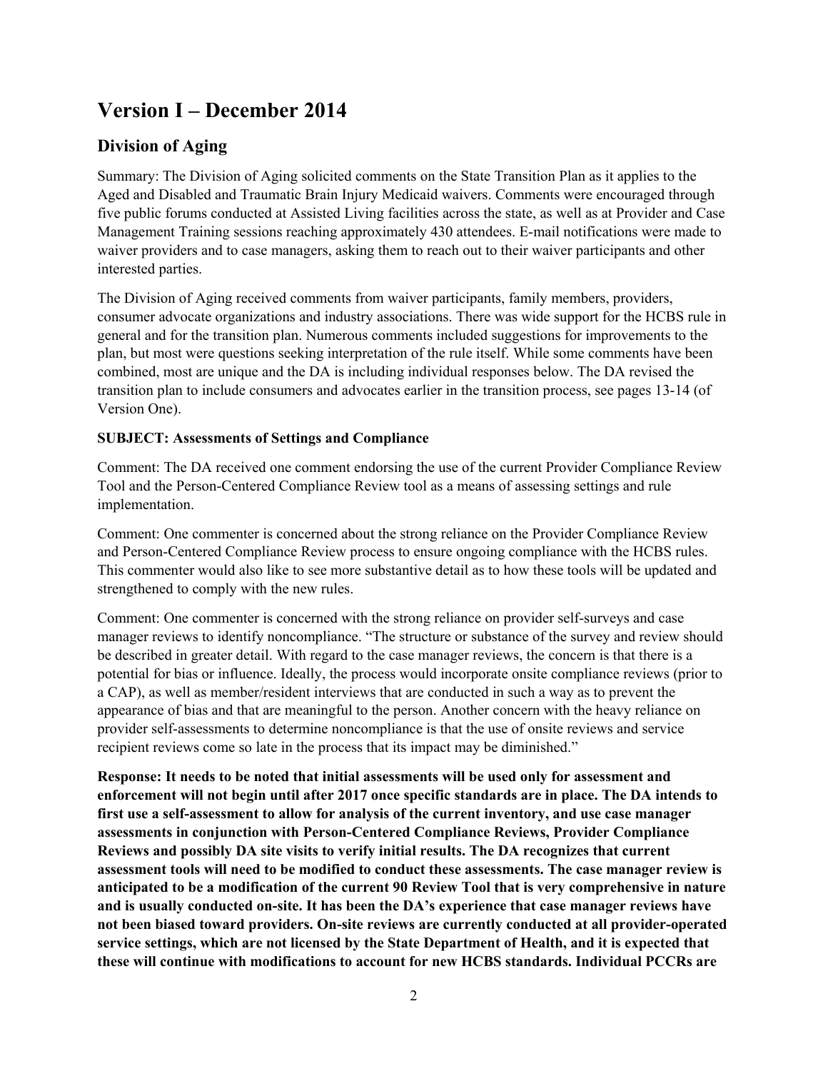# Version I – December 2014

## Division of Aging

Summary: The Division of Aging solicited comments on the State Transition Plan as it applies to the Aged and Disabled and Traumatic Brain Injury Medicaid waivers. Comments were encouraged through five public forums conducted at Assisted Living facilities across the state, as well as at Provider and Case Management Training sessions reaching approximately 430 attendees. E-mail notifications were made to waiver providers and to case managers, asking them to reach out to their waiver participants and other interested parties.

The Division of Aging received comments from waiver participants, family members, providers, consumer advocate organizations and industry associations. There was wide support for the HCBS rule in general and for the transition plan. Numerous comments included suggestions for improvements to the plan, but most were questions seeking interpretation of the rule itself. While some comments have been combined, most are unique and the DA is including individual responses below. The DA revised the transition plan to include consumers and advocates earlier in the transition process, see pages 13-14 (of Version One).

**SUBJECT: Assessments of Settings and Compliance**

Comment: The DA received one comment endorsing the use of the current Provider Compliance Review Tool and the Person-Centered Compliance Review tool as a means of assessing settings and rule implementation.

Comment: One commenter is concerned about the strong reliance on the Provider Compliance Review and Person-Centered Compliance Review process to ensure ongoing compliance with the HCBS rules. This commenter would also like to see more substantive detail as to how these tools will be updated and strengthened to comply with the new rules.

Comment: One commenter is concerned with the strong reliance on provider self-surveys and case manager reviews to identify noncompliance. "The structure or substance of the survey and review should be described in greater detail. With regard to the case manager reviews, the concern is that there is a potential for bias or influence. Ideally, the process would incorporate onsite compliance reviews (prior to a CAP), as well as member/resident interviews that are conducted in such a way as to prevent the appearance of bias and that are meaningful to the person. Another concern with the heavy reliance on provider self-assessments to determine noncompliance is that the use of onsite reviews and service recipient reviews come so late in the process that its impact may be diminished."

**Response: It needs to be noted that initial assessments will be used only for assessment and enforcement will not begin until after 2017 once specific standards are in place. The DA intends to first use a self-assessment to allow for analysis of the current inventory, and use case manager assessments in conjunction with Person-Centered Compliance Reviews, Provider Compliance Reviews and possibly DA site visits to verify initial results. The DA recognizes that current assessment tools will need to be modified to conduct these assessments. The case manager review is anticipated to be a modification of the current 90 Review Tool that is very comprehensive in nature and is usually conducted on-site. It has been the DA's experience that case manager reviews have not been biased toward providers. On-site reviews are currently conducted at all provider-operated service settings, which are not licensed by the State Department of Health, and it is expected that these will continue with modifications to account for new HCBS standards. Individual PCCRs are**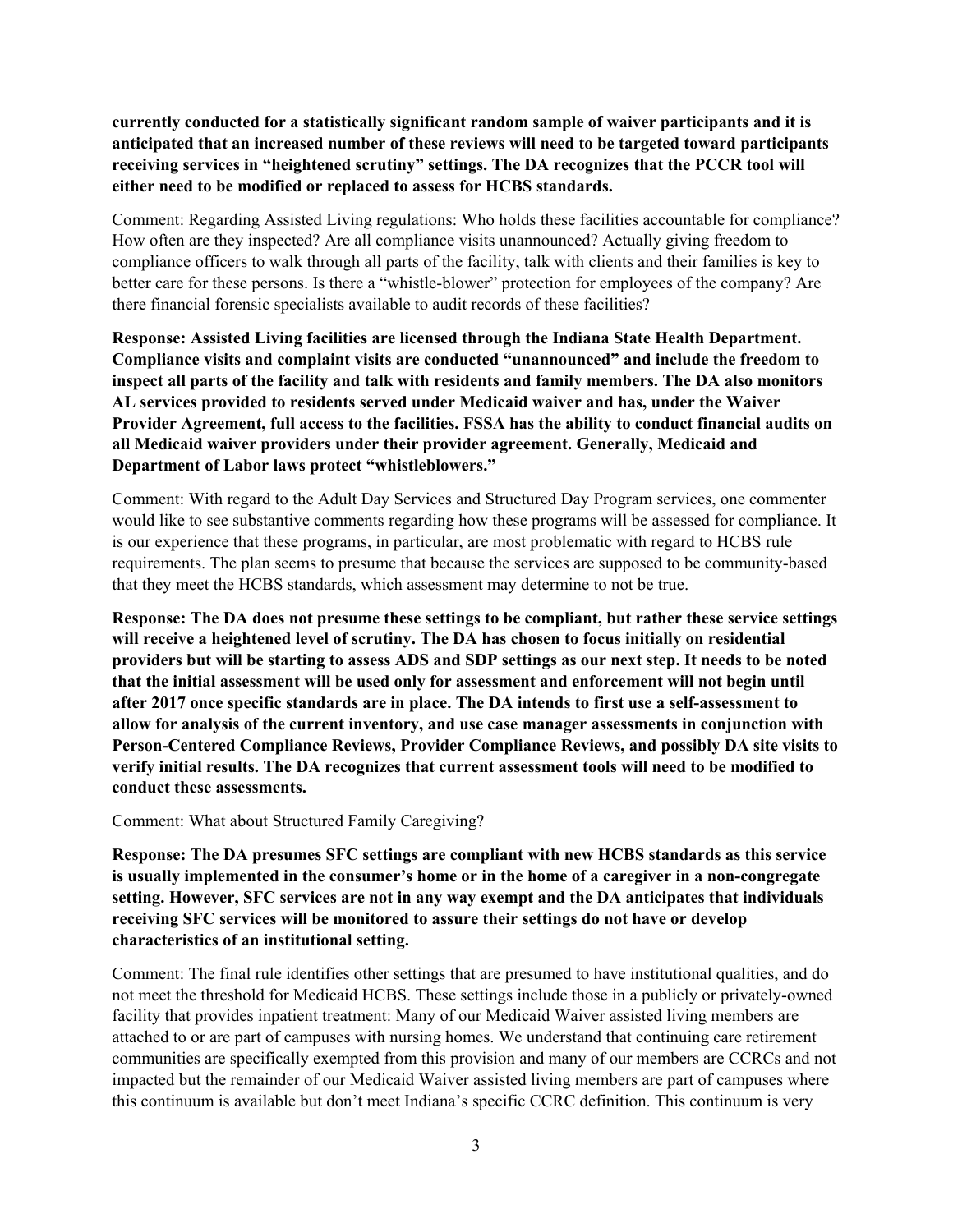**currently conducted for a statistically significant random sample of waiver participants and it is anticipated that an increased number of these reviews will need to be targeted toward participants receiving services in "heightened scrutiny" settings. The DA recognizes that the PCCR tool will either need to be modified or replaced to assess for HCBS standards.**

Comment: Regarding Assisted Living regulations: Who holds these facilities accountable for compliance? How often are they inspected? Are all compliance visits unannounced? Actually giving freedom to compliance officers to walk through all parts of the facility, talk with clients and their families is key to better care for these persons. Is there a "whistle-blower" protection for employees of the company? Are there financial forensic specialists available to audit records of these facilities?

**Response: Assisted Living facilities are licensed through the Indiana State Health Department. Compliance visits and complaint visits are conducted "unannounced" and include the freedom to inspect all parts of the facility and talk with residents and family members. The DA also monitors AL services provided to residents served under Medicaid waiver and has, under the Waiver Provider Agreement, full access to the facilities. FSSA has the ability to conduct financial audits on all Medicaid waiver providers under their provider agreement. Generally, Medicaid and Department of Labor laws protect "whistleblowers."**

Comment: With regard to the Adult Day Services and Structured Day Program services, one commenter would like to see substantive comments regarding how these programs will be assessed for compliance. It is our experience that these programs, in particular, are most problematic with regard to HCBS rule requirements. The plan seems to presume that because the services are supposed to be community-based that they meet the HCBS standards, which assessment may determine to not be true.

**Response: The DA does not presume these settings to be compliant, but rather these service settings will receive a heightened level of scrutiny. The DA has chosen to focus initially on residential providers but will be starting to assess ADS and SDP settings as our next step. It needs to be noted that the initial assessment will be used only for assessment and enforcement will not begin until after 2017 once specific standards are in place. The DA intends to first use a self-assessment to allow for analysis of the current inventory, and use case manager assessments in conjunction with Person-Centered Compliance Reviews, Provider Compliance Reviews, and possibly DA site visits to verify initial results. The DA recognizes that current assessment tools will need to be modified to conduct these assessments.**

Comment: What about Structured Family Caregiving?

**Response: The DA presumes SFC settings are compliant with new HCBS standards as this service is usually implemented in the consumer's home or in the home of a caregiver in a non-congregate setting. However, SFC services are not in any way exempt and the DA anticipates that individuals receiving SFC services will be monitored to assure their settings do not have or develop characteristics of an institutional setting.**

Comment: The final rule identifies other settings that are presumed to have institutional qualities, and do not meet the threshold for Medicaid HCBS. These settings include those in a publicly or privately-owned facility that provides inpatient treatment: Many of our Medicaid Waiver assisted living members are attached to or are part of campuses with nursing homes. We understand that continuing care retirement communities are specifically exempted from this provision and many of our members are CCRCs and not impacted but the remainder of our Medicaid Waiver assisted living members are part of campuses where this continuum is available but don't meet Indiana's specific CCRC definition. This continuum is very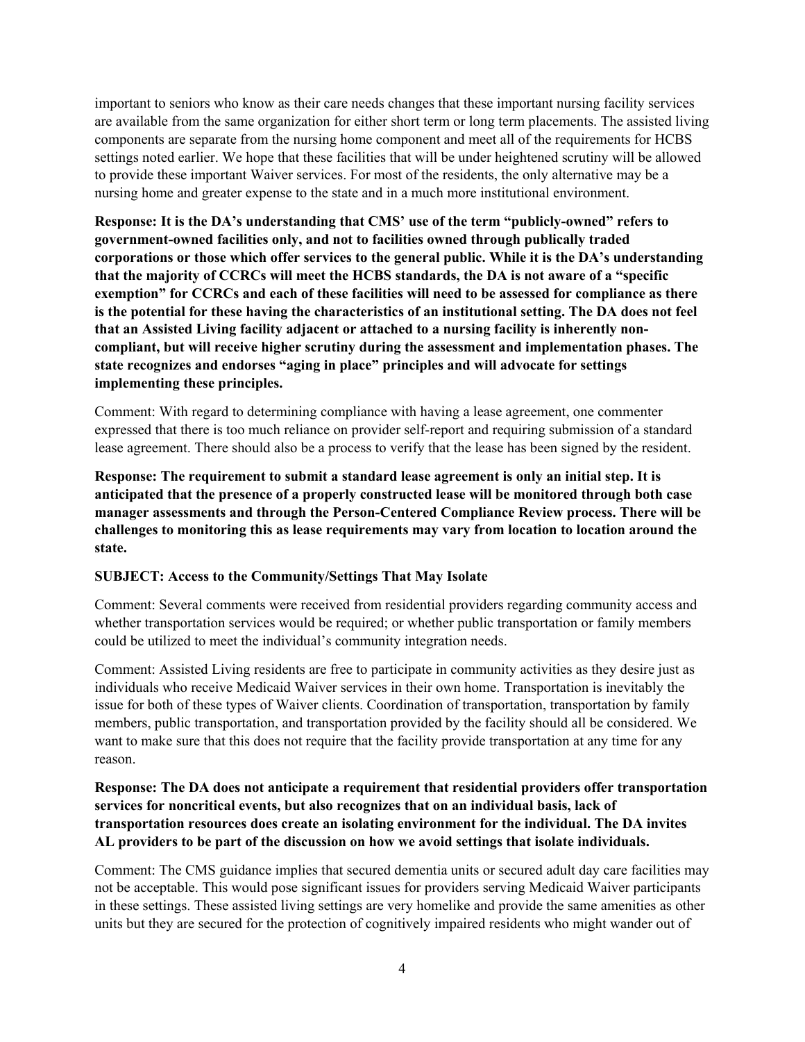important to seniors who know as their care needs changes that these important nursing facility services are available from the same organization for either short term or long term placements. The assisted living components are separate from the nursing home component and meet all of the requirements for HCBS settings noted earlier. We hope that these facilities that will be under heightened scrutiny will be allowed to provide these important Waiver services. For most of the residents, the only alternative may be a nursing home and greater expense to the state and in a much more institutional environment.

**Response: It is the DA's understanding that CMS' use of the term "publicly-owned" refers to government-owned facilities only, and not to facilities owned through publically traded corporations or those which offer services to the general public. While it is the DA's understanding that the majority of CCRCs will meet the HCBS standards, the DA is not aware of a "specific exemption" for CCRCs and each of these facilities will need to be assessed for compliance as there is the potential for these having the characteristics of an institutional setting. The DA does not feel that an Assisted Living facility adjacent or attached to a nursing facility is inherently non-compliant, but will receive higher scrutiny during the assessment and implementation phases. The state recognizes and endorses "aging in place" principles and will advocate for settings implementing these principles.**

Comment: With regard to determining compliance with having a lease agreement, one commenter expressed that there is too much reliance on provider self-report and requiring submission of a standard lease agreement. There should also be a process to verify that the lease has been signed by the resident.

**Response: The requirement to submit a standard lease agreement is only an initial step. It is anticipated that the presence of a properly constructed lease will be monitored through both case manager assessments and through the Person-Centered Compliance Review process. There will be challenges to monitoring this as lease requirements may vary from location to location around the state.**

**SUBJECT: Access to the Community/Settings That May Isolate**

Comment: Several comments were received from residential providers regarding community access and whether transportation services would be required; or whether public transportation or family members could be utilized to meet the individual's community integration needs.

Comment: Assisted Living residents are free to participate in community activities as they desire just as individuals who receive Medicaid Waiver services in their own home. Transportation is inevitably the issue for both of these types of Waiver clients. Coordination of transportation, transportation by family members, public transportation, and transportation provided by the facility should all be considered. We want to make sure that this does not require that the facility provide transportation at any time for any reason.

**Response: The DA does not anticipate a requirement that residential providers offer transportation services for noncritical events, but also recognizes that on an individual basis, lack of transportation resources does create an isolating environment for the individual. The DA invites AL providers to be part of the discussion on how we avoid settings that isolate individuals.**

Comment: The CMS guidance implies that secured dementia units or secured adult day care facilities may not be acceptable. This would pose significant issues for providers serving Medicaid Waiver participants in these settings. These assisted living settings are very homelike and provide the same amenities as other units but they are secured for the protection of cognitively impaired residents who might wander out of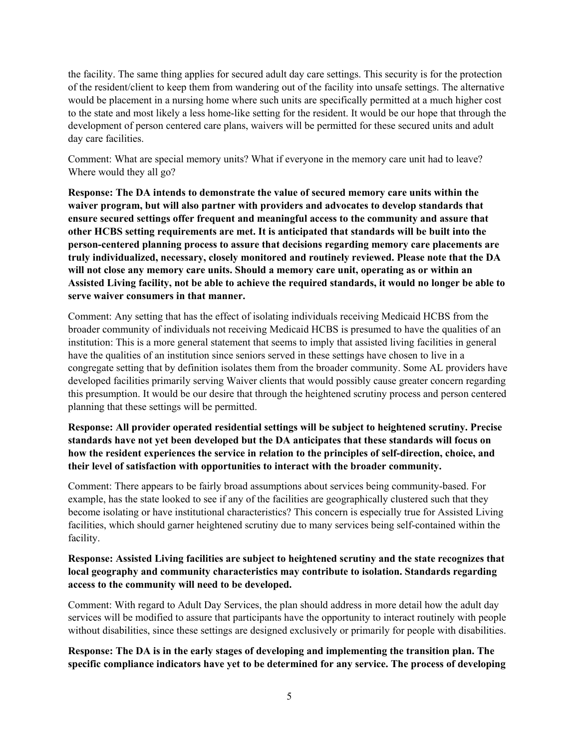the facility. The same thing applies for secured adult day care settings. This security is for the protection of the resident/client to keep them from wandering out of the facility into unsafe settings. The alternative would be placement in a nursing home where such units are specifically permitted at a much higher cost to the state and most likely a less home-like setting for the resident. It would be our hope that through the development of person centered care plans, waivers will be permitted for these secured units and adult day care facilities.

Comment: What are special memory units? What if everyone in the memory care unit had to leave? Where would they all go?

**Response: The DA intends to demonstrate the value of secured memory care units within the waiver program, but will also partner with providers and advocates to develop standards that ensure secured settings offer frequent and meaningful access to the community and assure that other HCBS setting requirements are met. It is anticipated that standards will be built into the person-centered planning process to assure that decisions regarding memory care placements are truly individualized, necessary, closely monitored and routinely reviewed. Please note that the DA will not close any memory care units. Should a memory care unit, operating as or within an Assisted Living facility, not be able to achieve the required standards, it would no longer be able to serve waiver consumers in that manner.**

Comment: Any setting that has the effect of isolating individuals receiving Medicaid HCBS from the broader community of individuals not receiving Medicaid HCBS is presumed to have the qualities of an institution: This is a more general statement that seems to imply that assisted living facilities in general have the qualities of an institution since seniors served in these settings have chosen to live in a congregate setting that by definition isolates them from the broader community. Some AL providers have developed facilities primarily serving Waiver clients that would possibly cause greater concern regarding this presumption. It would be our desire that through the heightened scrutiny process and person centered planning that these settings will be permitted.

**Response: All provider operated residential settings will be subject to heightened scrutiny. Precise standards have not yet been developed but the DA anticipates that these standards will focus on how the resident experiences the service in relation to the principles of self-direction, choice, and their level of satisfaction with opportunities to interact with the broader community.**

Comment: There appears to be fairly broad assumptions about services being community-based. For example, has the state looked to see if any of the facilities are geographically clustered such that they become isolating or have institutional characteristics? This concern is especially true for Assisted Living facilities, which should garner heightened scrutiny due to many services being self-contained within the facility.

**Response: Assisted Living facilities are subject to heightened scrutiny and the state recognizes that local geography and community characteristics may contribute to isolation. Standards regarding access to the community will need to be developed.**

Comment: With regard to Adult Day Services, the plan should address in more detail how the adult day services will be modified to assure that participants have the opportunity to interact routinely with people without disabilities, since these settings are designed exclusively or primarily for people with disabilities.

**Response: The DA is in the early stages of developing and implementing the transition plan. The specific compliance indicators have yet to be determined for any service. The process of developing**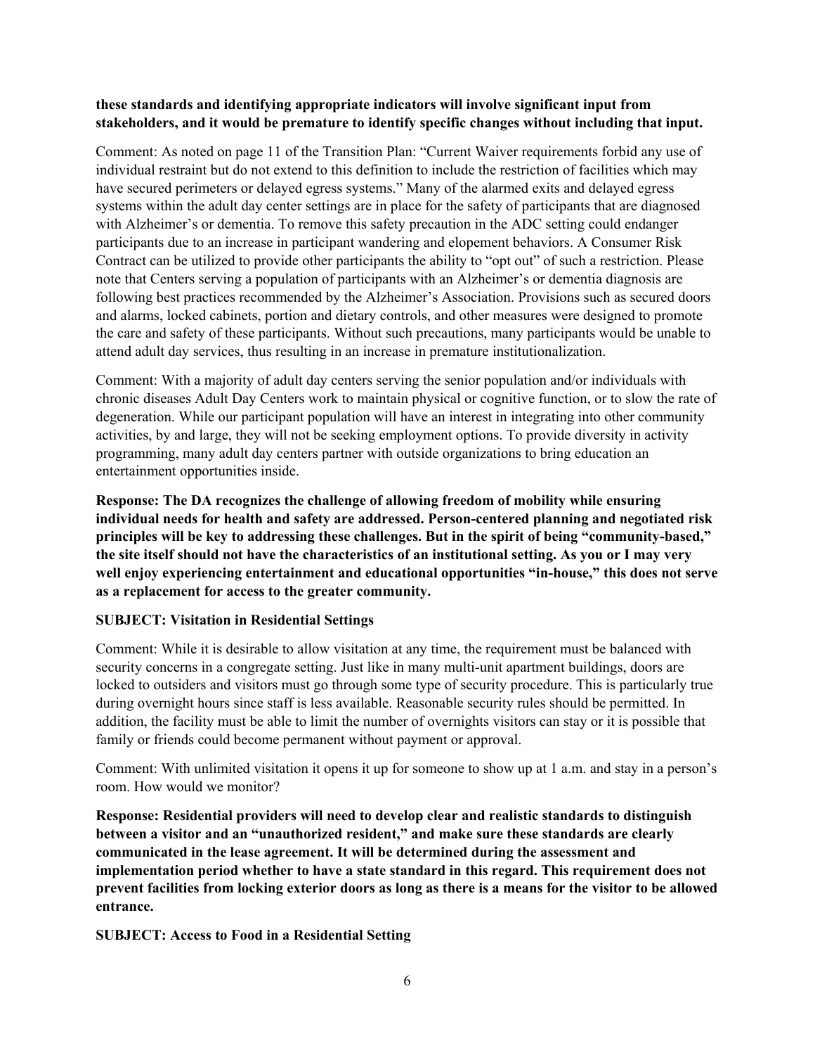**these standards and identifying appropriate indicators will involve significant input from stakeholders, and it would be premature to identify specific changes without including that input.**

Comment: As noted on page 11 of the Transition Plan: "Current Waiver requirements forbid any use of individual restraint but do not extend to this definition to include the restriction of facilities which may have secured perimeters or delayed egress systems." Many of the alarmed exits and delayed egress systems within the adult day center settings are in place for the safety of participants that are diagnosed with Alzheimer's or dementia. To remove this safety precaution in the ADC setting could endanger participants due to an increase in participant wandering and elopement behaviors. A Consumer Risk Contract can be utilized to provide other participants the ability to "opt out" of such a restriction. Please note that Centers serving a population of participants with an Alzheimer's or dementia diagnosis are following best practices recommended by the Alzheimer's Association. Provisions such as secured doors and alarms, locked cabinets, portion and dietary controls, and other measures were designed to promote the care and safety of these participants. Without such precautions, many participants would be unable to attend adult day services, thus resulting in an increase in premature institutionalization.

Comment: With a majority of adult day centers serving the senior population and/or individuals with chronic diseases Adult Day Centers work to maintain physical or cognitive function, or to slow the rate of degeneration. While our participant population will have an interest in integrating into other community activities, by and large, they will not be seeking employment options. To provide diversity in activity programming, many adult day centers partner with outside organizations to bring education an entertainment opportunities inside.

**Response: The DA recognizes the challenge of allowing freedom of mobility while ensuring individual needs for health and safety are addressed. Person-centered planning and negotiated risk principles will be key to addressing these challenges. But in the spirit of being "community-based," the site itself should not have the characteristics of an institutional setting. As you or I may very well enjoy experiencing entertainment and educational opportunities "in-house," this does not serve as a replacement for access to the greater community.**

**SUBJECT: Visitation in Residential Settings**

Comment: While it is desirable to allow visitation at any time, the requirement must be balanced with security concerns in a congregate setting. Just like in many multi-unit apartment buildings, doors are locked to outsiders and visitors must go through some type of security procedure. This is particularly true during overnight hours since staff is less available. Reasonable security rules should be permitted. In addition, the facility must be able to limit the number of overnights visitors can stay or it is possible that family or friends could become permanent without payment or approval.

Comment: With unlimited visitation it opens it up for someone to show up at 1 a.m. and stay in a person's room. How would we monitor?

**Response: Residential providers will need to develop clear and realistic standards to distinguish between a visitor and an "unauthorized resident," and make sure these standards are clearly communicated in the lease agreement. It will be determined during the assessment and implementation period whether to have a state standard in this regard. This requirement does not prevent facilities from locking exterior doors as long as there is a means for the visitor to be allowed entrance.**

**SUBJECT: Access to Food in a Residential Setting**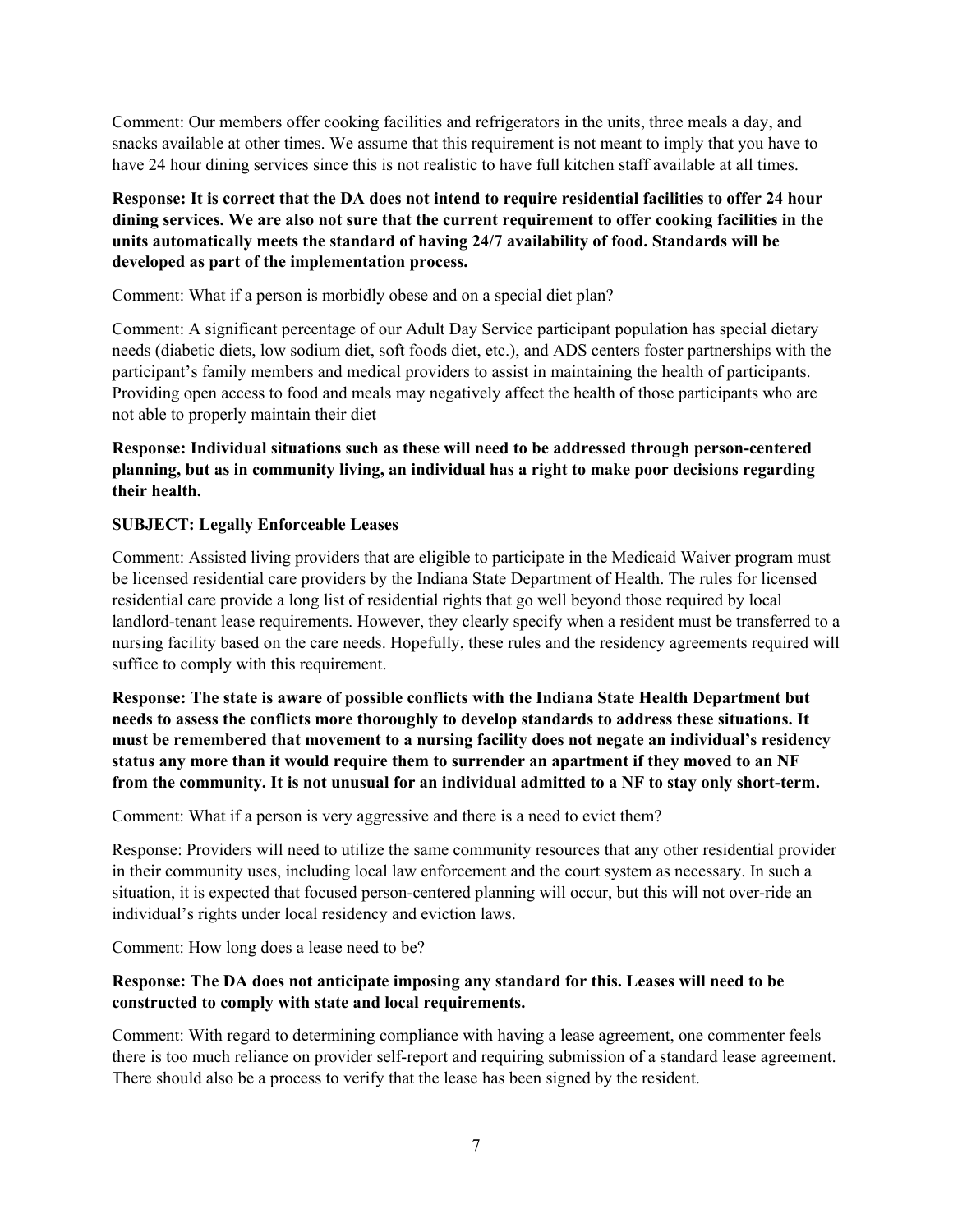Comment: Our members offer cooking facilities and refrigerators in the units, three meals a day, and snacks available at other times. We assume that this requirement is not meant to imply that you have to have 24 hour dining services since this is not realistic to have full kitchen staff available at all times.

**Response: It is correct that the DA does not intend to require residential facilities to offer 24 hour dining services. We are also not sure that the current requirement to offer cooking facilities in the units automatically meets the standard of having 24/7 availability of food. Standards will be developed as part of the implementation process.**

Comment: What if a person is morbidly obese and on a special diet plan?

Comment: A significant percentage of our Adult Day Service participant population has special dietary needs (diabetic diets, low sodium diet, soft foods diet, etc.), and ADS centers foster partnerships with the participant's family members and medical providers to assist in maintaining the health of participants. Providing open access to food and meals may negatively affect the health of those participants who are not able to properly maintain their diet

**Response: Individual situations such as these will need to be addressed through person-centered planning, but as in community living, an individual has a right to make poor decisions regarding their health.**

**SUBJECT: Legally Enforceable Leases**

Comment: Assisted living providers that are eligible to participate in the Medicaid Waiver program must be licensed residential care providers by the Indiana State Department of Health. The rules for licensed residential care provide a long list of residential rights that go well beyond those required by local landlord-tenant lease requirements. However, they clearly specify when a resident must be transferred to a nursing facility based on the care needs. Hopefully, these rules and the residency agreements required will suffice to comply with this requirement.

**Response: The state is aware of possible conflicts with the Indiana State Health Department but needs to assess the conflicts more thoroughly to develop standards to address these situations. It must be remembered that movement to a nursing facility does not negate an individual's residency status any more than it would require them to surrender an apartment if they moved to an NF from the community. It is not unusual for an individual admitted to a NF to stay only short-term.**

Comment: What if a person is very aggressive and there is a need to evict them?

Response: Providers will need to utilize the same community resources that any other residential provider in their community uses, including local law enforcement and the court system as necessary. In such a situation, it is expected that focused person-centered planning will occur, but this will not over-ride an individual's rights under local residency and eviction laws.

Comment: How long does a lease need to be?

**Response: The DA does not anticipate imposing any standard for this. Leases will need to be constructed to comply with state and local requirements.**

Comment: With regard to determining compliance with having a lease agreement, one commenter feels there is too much reliance on provider self-report and requiring submission of a standard lease agreement. There should also be a process to verify that the lease has been signed by the resident.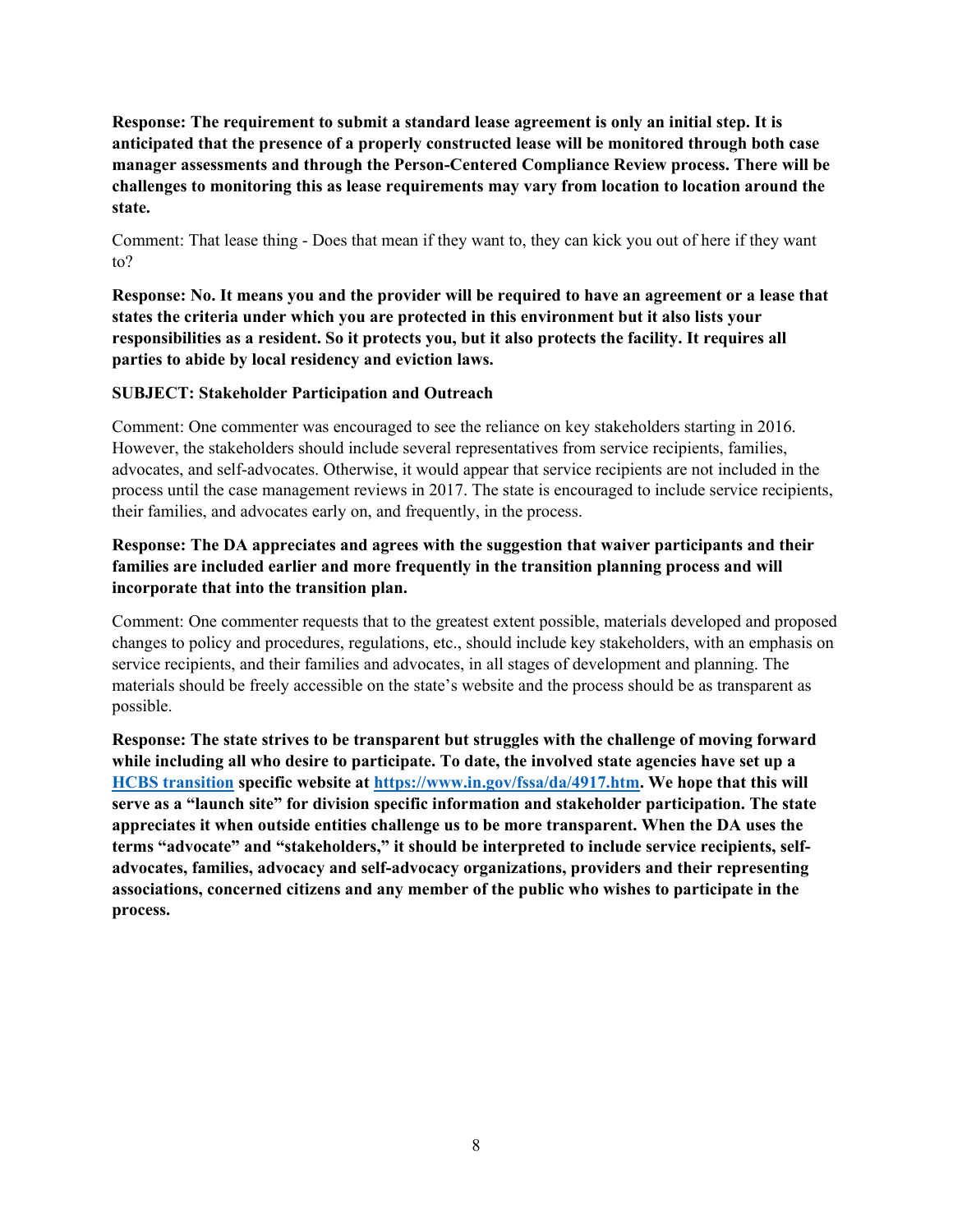**Response: The requirement to submit a standard lease agreement is only an initial step. It is anticipated that the presence of a properly constructed lease will be monitored through both case manager assessments and through the Person-Centered Compliance Review process. There will be challenges to monitoring this as lease requirements may vary from location to location around the state.**

Comment: That lease thing - Does that mean if they want to, they can kick you out of here if they want to?

**Response: No. It means you and the provider will be required to have an agreement or a lease that states the criteria under which you are protected in this environment but it also lists your responsibilities as a resident. So it protects you, but it also protects the facility. It requires all parties to abide by local residency and eviction laws.**

**SUBJECT: Stakeholder Participation and Outreach**

Comment: One commenter was encouraged to see the reliance on key stakeholders starting in 2016. However, the stakeholders should include several representatives from service recipients, families, advocates, and self-advocates. Otherwise, it would appear that service recipients are not included in the process until the case management reviews in 2017. The state is encouraged to include service recipients, their families, and advocates early on, and frequently, in the process.

**Response: The DA appreciates and agrees with the suggestion that waiver participants and their families are included earlier and more frequently in the transition planning process and will incorporate that into the transition plan.**

Comment: One commenter requests that to the greatest extent possible, materials developed and proposed changes to policy and procedures, regulations, etc., should include key stakeholders, with an emphasis on service recipients, and their families and advocates, in all stages of development and planning. The materials should be freely accessible on the state's website and the process should be as transparent as possible.

**Response: The state strives to be transparent but struggles with the challenge of moving forward while including all who desire to participate. To date, the involved state agencies have set up a [HCBS transition](https://www.in.gov/fssa/da/4917.htm) specific website at [https://www.in.gov/fssa/da/4917.htm](https://www.in.gov/fssa/da/4917.htm). We hope that this will serve as a "launch site" for division specific information and stakeholder participation. The state appreciates it when outside entities challenge us to be more transparent. When the DA uses the terms "advocate" and "stakeholders," it should be interpreted to include service recipients, self-advocates, families, advocacy and self-advocacy organizations, providers and their representing associations, concerned citizens and any member of the public who wishes to participate in the process.**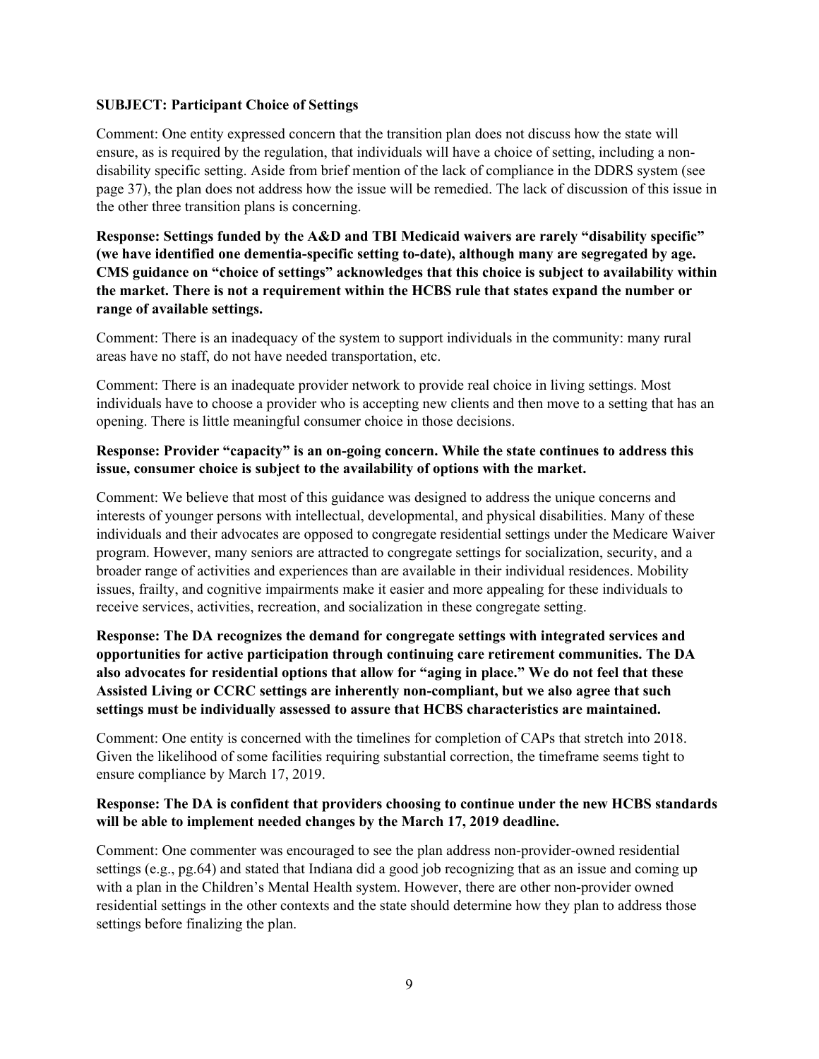**SUBJECT: Participant Choice of Settings**

Comment: One entity expressed concern that the transition plan does not discuss how the state will ensure, as is required by the regulation, that individuals will have a choice of setting, including a non-disability specific setting. Aside from brief mention of the lack of compliance in the DDRS system (see page 37), the plan does not address how the issue will be remedied. The lack of discussion of this issue in the other three transition plans is concerning.

**Response: Settings funded by the A&D and TBI Medicaid waivers are rarely "disability specific" (we have identified one dementia-specific setting to-date), although many are segregated by age. CMS guidance on "choice of settings" acknowledges that this choice is subject to availability within the market. There is not a requirement within the HCBS rule that states expand the number or range of available settings.**

Comment: There is an inadequacy of the system to support individuals in the community: many rural areas have no staff, do not have needed transportation, etc.

Comment: There is an inadequate provider network to provide real choice in living settings. Most individuals have to choose a provider who is accepting new clients and then move to a setting that has an opening. There is little meaningful consumer choice in those decisions.

**Response: Provider "capacity" is an on-going concern. While the state continues to address this issue, consumer choice is subject to the availability of options with the market.**

Comment: We believe that most of this guidance was designed to address the unique concerns and interests of younger persons with intellectual, developmental, and physical disabilities. Many of these individuals and their advocates are opposed to congregate residential settings under the Medicare Waiver program. However, many seniors are attracted to congregate settings for socialization, security, and a broader range of activities and experiences than are available in their individual residences. Mobility issues, frailty, and cognitive impairments make it easier and more appealing for these individuals to receive services, activities, recreation, and socialization in these congregate setting.

**Response: The DA recognizes the demand for congregate settings with integrated services and opportunities for active participation through continuing care retirement communities. The DA also advocates for residential options that allow for "aging in place." We do not feel that these Assisted Living or CCRC settings are inherently non-compliant, but we also agree that such settings must be individually assessed to assure that HCBS characteristics are maintained.**

Comment: One entity is concerned with the timelines for completion of CAPs that stretch into 2018. Given the likelihood of some facilities requiring substantial correction, the timeframe seems tight to ensure compliance by March 17, 2019.

**Response: The DA is confident that providers choosing to continue under the new HCBS standards will be able to implement needed changes by the March 17, 2019 deadline.**

Comment: One commenter was encouraged to see the plan address non-provider-owned residential settings (e.g., pg.64) and stated that Indiana did a good job recognizing that as an issue and coming up with a plan in the Children's Mental Health system. However, there are other non-provider owned residential settings in the other contexts and the state should determine how they plan to address those settings before finalizing the plan.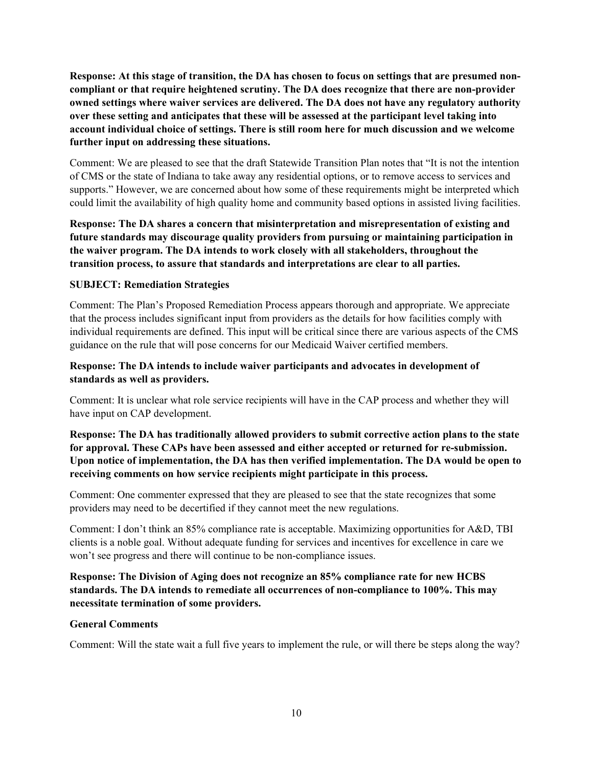**Response: At this stage of transition, the DA has chosen to focus on settings that are presumed non-compliant or that require heightened scrutiny. The DA does recognize that there are non-provider owned settings where waiver services are delivered. The DA does not have any regulatory authority over these setting and anticipates that these will be assessed at the participant level taking into account individual choice of settings. There is still room here for much discussion and we welcome further input on addressing these situations.**

Comment: We are pleased to see that the draft Statewide Transition Plan notes that "It is not the intention of CMS or the state of Indiana to take away any residential options, or to remove access to services and supports." However, we are concerned about how some of these requirements might be interpreted which could limit the availability of high quality home and community based options in assisted living facilities.

**Response: The DA shares a concern that misinterpretation and misrepresentation of existing and future standards may discourage quality providers from pursuing or maintaining participation in the waiver program. The DA intends to work closely with all stakeholders, throughout the transition process, to assure that standards and interpretations are clear to all parties.**

**SUBJECT: Remediation Strategies**

Comment: The Plan's Proposed Remediation Process appears thorough and appropriate. We appreciate that the process includes significant input from providers as the details for how facilities comply with individual requirements are defined. This input will be critical since there are various aspects of the CMS guidance on the rule that will pose concerns for our Medicaid Waiver certified members.

**Response: The DA intends to include waiver participants and advocates in development of standards as well as providers.**

Comment: It is unclear what role service recipients will have in the CAP process and whether they will have input on CAP development.

**Response: The DA has traditionally allowed providers to submit corrective action plans to the state for approval. These CAPs have been assessed and either accepted or returned for re-submission. Upon notice of implementation, the DA has then verified implementation. The DA would be open to receiving comments on how service recipients might participate in this process.**

Comment: One commenter expressed that they are pleased to see that the state recognizes that some providers may need to be decertified if they cannot meet the new regulations.

Comment: I don't think an 85% compliance rate is acceptable. Maximizing opportunities for A&D, TBI clients is a noble goal. Without adequate funding for services and incentives for excellence in care we won't see progress and there will continue to be non-compliance issues.

**Response: The Division of Aging does not recognize an 85% compliance rate for new HCBS standards. The DA intends to remediate all occurrences of non-compliance to 100%. This may necessitate termination of some providers.**

**General Comments**

Comment: Will the state wait a full five years to implement the rule, or will there be steps along the way?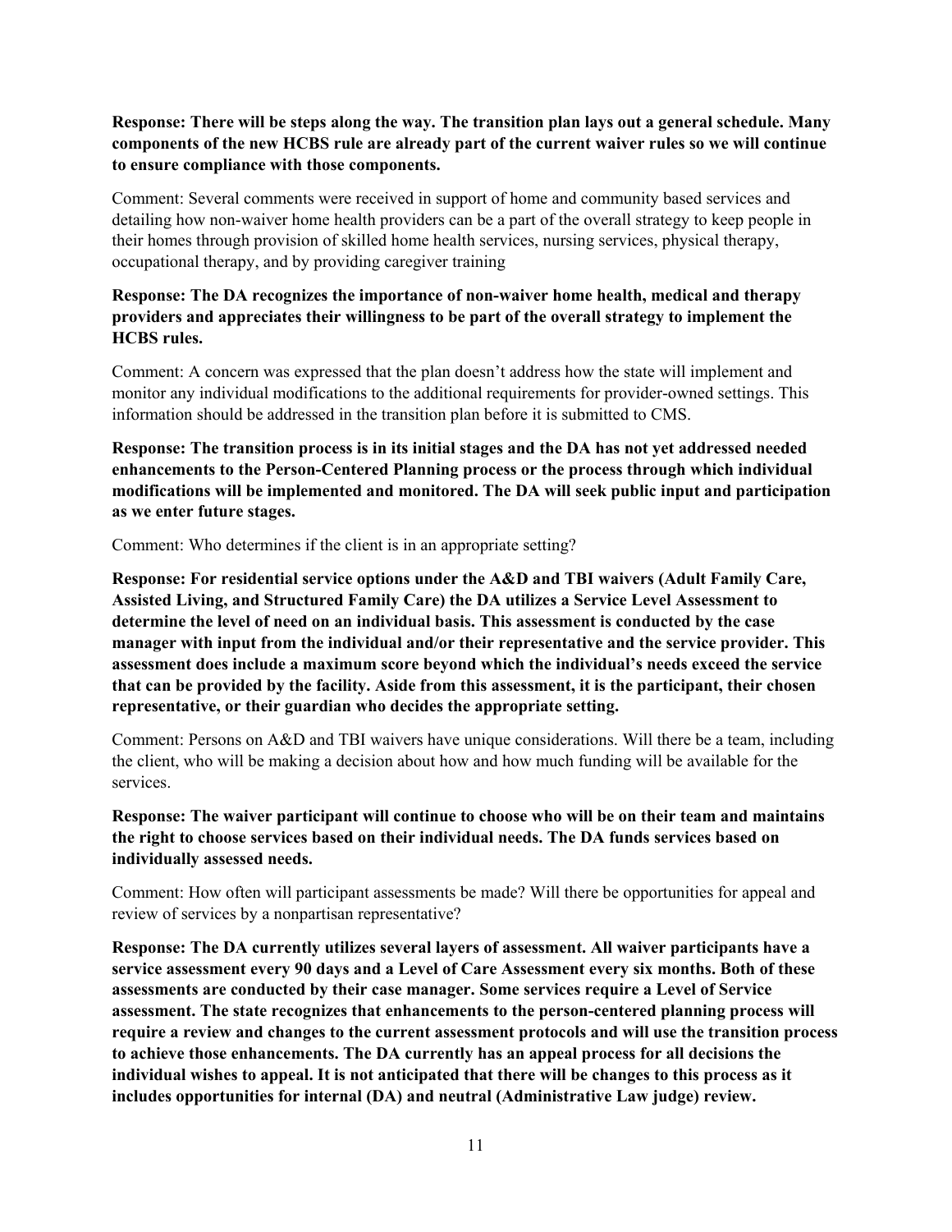**Response: There will be steps along the way. The transition plan lays out a general schedule. Many components of the new HCBS rule are already part of the current waiver rules so we will continue to ensure compliance with those components.**

Comment: Several comments were received in support of home and community based services and detailing how non-waiver home health providers can be a part of the overall strategy to keep people in their homes through provision of skilled home health services, nursing services, physical therapy, occupational therapy, and by providing caregiver training

**Response: The DA recognizes the importance of non-waiver home health, medical and therapy providers and appreciates their willingness to be part of the overall strategy to implement the HCBS rules.**

Comment: A concern was expressed that the plan doesn't address how the state will implement and monitor any individual modifications to the additional requirements for provider-owned settings. This information should be addressed in the transition plan before it is submitted to CMS.

**Response: The transition process is in its initial stages and the DA has not yet addressed needed enhancements to the Person-Centered Planning process or the process through which individual modifications will be implemented and monitored. The DA will seek public input and participation as we enter future stages.**

Comment: Who determines if the client is in an appropriate setting?

**Response: For residential service options under the A&D and TBI waivers (Adult Family Care, Assisted Living, and Structured Family Care) the DA utilizes a Service Level Assessment to determine the level of need on an individual basis. This assessment is conducted by the case manager with input from the individual and/or their representative and the service provider. This assessment does include a maximum score beyond which the individual's needs exceed the service that can be provided by the facility. Aside from this assessment, it is the participant, their chosen representative, or their guardian who decides the appropriate setting.**

Comment: Persons on A&D and TBI waivers have unique considerations. Will there be a team, including the client, who will be making a decision about how and how much funding will be available for the services.

**Response: The waiver participant will continue to choose who will be on their team and maintains the right to choose services based on their individual needs. The DA funds services based on individually assessed needs.**

Comment: How often will participant assessments be made? Will there be opportunities for appeal and review of services by a nonpartisan representative?

**Response: The DA currently utilizes several layers of assessment. All waiver participants have a service assessment every 90 days and a Level of Care Assessment every six months. Both of these assessments are conducted by their case manager. Some services require a Level of Service assessment. The state recognizes that enhancements to the person-centered planning process will require a review and changes to the current assessment protocols and will use the transition process to achieve those enhancements. The DA currently has an appeal process for all decisions the individual wishes to appeal. It is not anticipated that there will be changes to this process as it includes opportunities for internal (DA) and neutral (Administrative Law judge) review.**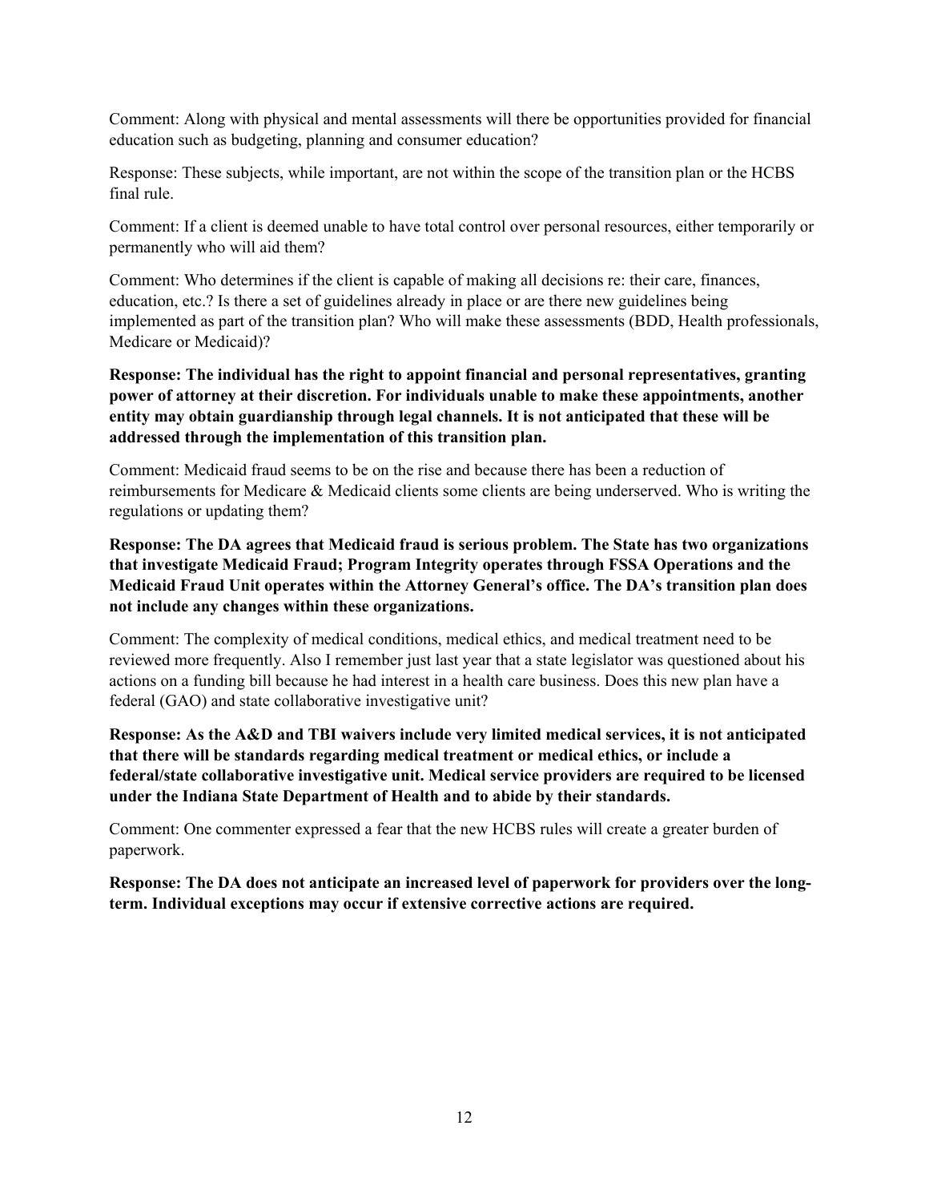Comment: Along with physical and mental assessments will there be opportunities provided for financial education such as budgeting, planning and consumer education?

Response: These subjects, while important, are not within the scope of the transition plan or the HCBS final rule.

Comment: If a client is deemed unable to have total control over personal resources, either temporarily or permanently who will aid them?

Comment: Who determines if the client is capable of making all decisions re: their care, finances, education, etc.? Is there a set of guidelines already in place or are there new guidelines being implemented as part of the transition plan? Who will make these assessments (BDD, Health professionals, Medicare or Medicaid)?

**Response: The individual has the right to appoint financial and personal representatives, granting power of attorney at their discretion. For individuals unable to make these appointments, another entity may obtain guardianship through legal channels. It is not anticipated that these will be addressed through the implementation of this transition plan.**

Comment: Medicaid fraud seems to be on the rise and because there has been a reduction of reimbursements for Medicare & Medicaid clients some clients are being underserved. Who is writing the regulations or updating them?

**Response: The DA agrees that Medicaid fraud is serious problem. The State has two organizations that investigate Medicaid Fraud; Program Integrity operates through FSSA Operations and the Medicaid Fraud Unit operates within the Attorney General's office. The DA's transition plan does not include any changes within these organizations.**

Comment: The complexity of medical conditions, medical ethics, and medical treatment need to be reviewed more frequently. Also I remember just last year that a state legislator was questioned about his actions on a funding bill because he had interest in a health care business. Does this new plan have a federal (GAO) and state collaborative investigative unit?

**Response: As the A&D and TBI waivers include very limited medical services, it is not anticipated that there will be standards regarding medical treatment or medical ethics, or include a federal/state collaborative investigative unit. Medical service providers are required to be licensed under the Indiana State Department of Health and to abide by their standards.**

Comment: One commenter expressed a fear that the new HCBS rules will create a greater burden of paperwork.

**Response: The DA does not anticipate an increased level of paperwork for providers over the long-term. Individual exceptions may occur if extensive corrective actions are required.**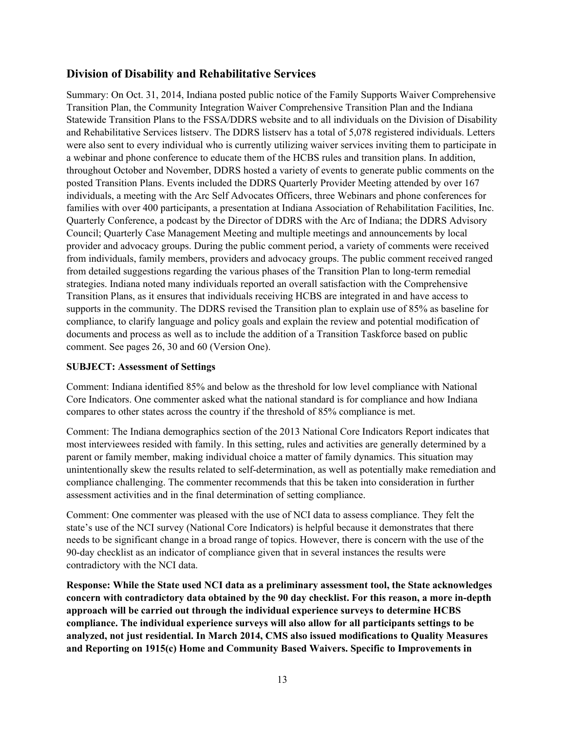## Division of Disability and Rehabilitative Services

Summary: On Oct. 31, 2014, Indiana posted public notice of the Family Supports Waiver Comprehensive Transition Plan, the Community Integration Waiver Comprehensive Transition Plan and the Indiana Statewide Transition Plans to the FSSA/DDRS website and to all individuals on the Division of Disability and Rehabilitative Services listserv. The DDRS listserv has a total of 5,078 registered individuals. Letters were also sent to every individual who is currently utilizing waiver services inviting them to participate in a webinar and phone conference to educate them of the HCBS rules and transition plans. In addition, throughout October and November, DDRS hosted a variety of events to generate public comments on the posted Transition Plans. Events included the DDRS Quarterly Provider Meeting attended by over 167 individuals, a meeting with the Arc Self Advocates Officers, three Webinars and phone conferences for families with over 400 participants, a presentation at Indiana Association of Rehabilitation Facilities, Inc. Quarterly Conference, a podcast by the Director of DDRS with the Arc of Indiana; the DDRS Advisory Council; Quarterly Case Management Meeting and multiple meetings and announcements by local provider and advocacy groups. During the public comment period, a variety of comments were received from individuals, family members, providers and advocacy groups. The public comment received ranged from detailed suggestions regarding the various phases of the Transition Plan to long-term remedial strategies. Indiana noted many individuals reported an overall satisfaction with the Comprehensive Transition Plans, as it ensures that individuals receiving HCBS are integrated in and have access to supports in the community. The DDRS revised the Transition plan to explain use of 85% as baseline for compliance, to clarify language and policy goals and explain the review and potential modification of documents and process as well as to include the addition of a Transition Taskforce based on public comment. See pages 26, 30 and 60 (Version One).

**SUBJECT: Assessment of Settings**

Comment: Indiana identified 85% and below as the threshold for low level compliance with National Core Indicators. One commenter asked what the national standard is for compliance and how Indiana compares to other states across the country if the threshold of 85% compliance is met.

Comment: The Indiana demographics section of the 2013 National Core Indicators Report indicates that most interviewees resided with family. In this setting, rules and activities are generally determined by a parent or family member, making individual choice a matter of family dynamics. This situation may unintentionally skew the results related to self-determination, as well as potentially make remediation and compliance challenging. The commenter recommends that this be taken into consideration in further assessment activities and in the final determination of setting compliance.

Comment: One commenter was pleased with the use of NCI data to assess compliance. They felt the state's use of the NCI survey (National Core Indicators) is helpful because it demonstrates that there needs to be significant change in a broad range of topics. However, there is concern with the use of the 90-day checklist as an indicator of compliance given that in several instances the results were contradictory with the NCI data.

**Response: While the State used NCI data as a preliminary assessment tool, the State acknowledges concern with contradictory data obtained by the 90 day checklist. For this reason, a more in-depth approach will be carried out through the individual experience surveys to determine HCBS compliance. The individual experience surveys will also allow for all participants settings to be analyzed, not just residential. In March 2014, CMS also issued modifications to Quality Measures and Reporting on 1915(c) Home and Community Based Waivers. Specific to Improvements in**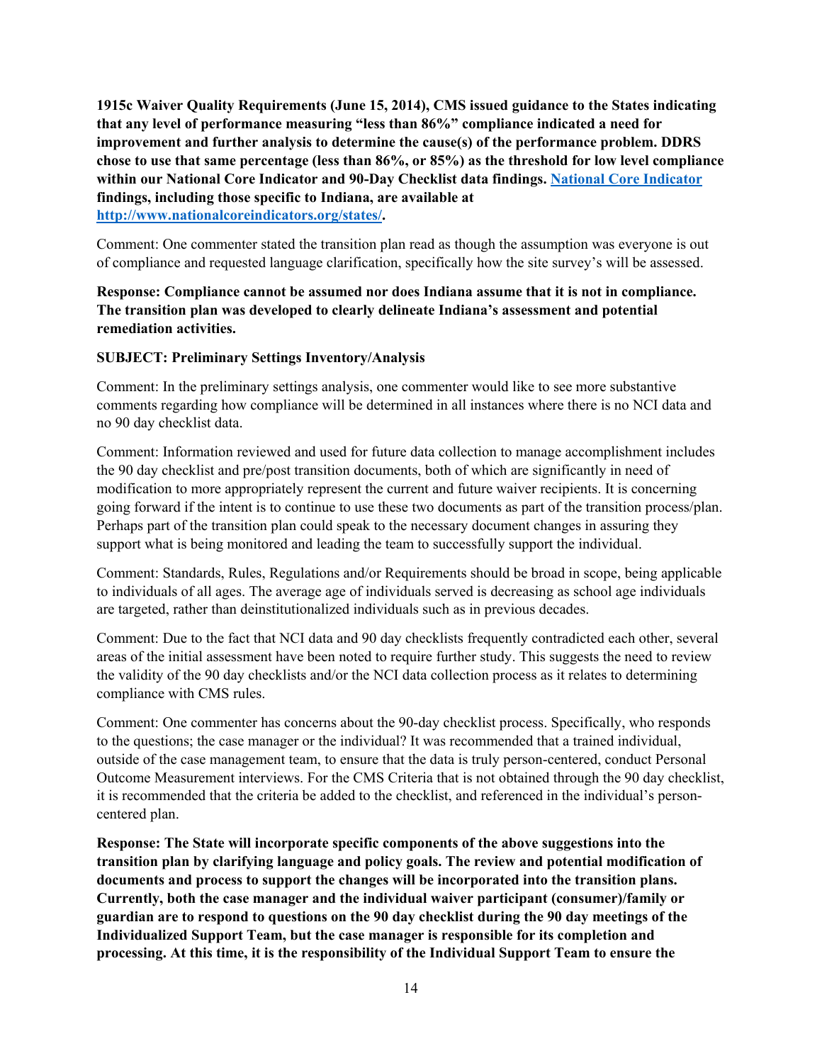**1915c Waiver Quality Requirements (June 15, 2014), CMS issued guidance to the States indicating that any level of performance measuring "less than 86%" compliance indicated a need for improvement and further analysis to determine the cause(s) of the performance problem. DDRS chose to use that same percentage (less than 86%, or 85%) as the threshold for low level compliance within our National Core Indicator and 90-Day Checklist data findings. [National Core Indicator](http://www.nationalcoreindicators.org/states/) findings, including those specific to Indiana, are available at [http://www.nationalcoreindicators.org/states/](http://www.nationalcoreindicators.org/states/).**

Comment: One commenter stated the transition plan read as though the assumption was everyone is out of compliance and requested language clarification, specifically how the site survey's will be assessed.

**Response: Compliance cannot be assumed nor does Indiana assume that it is not in compliance. The transition plan was developed to clearly delineate Indiana's assessment and potential remediation activities.**

**SUBJECT: Preliminary Settings Inventory/Analysis**

Comment: In the preliminary settings analysis, one commenter would like to see more substantive comments regarding how compliance will be determined in all instances where there is no NCI data and no 90 day checklist data.

Comment: Information reviewed and used for future data collection to manage accomplishment includes the 90 day checklist and pre/post transition documents, both of which are significantly in need of modification to more appropriately represent the current and future waiver recipients. It is concerning going forward if the intent is to continue to use these two documents as part of the transition process/plan. Perhaps part of the transition plan could speak to the necessary document changes in assuring they support what is being monitored and leading the team to successfully support the individual.

Comment: Standards, Rules, Regulations and/or Requirements should be broad in scope, being applicable to individuals of all ages. The average age of individuals served is decreasing as school age individuals are targeted, rather than deinstitutionalized individuals such as in previous decades.

Comment: Due to the fact that NCI data and 90 day checklists frequently contradicted each other, several areas of the initial assessment have been noted to require further study. This suggests the need to review the validity of the 90 day checklists and/or the NCI data collection process as it relates to determining compliance with CMS rules.

Comment: One commenter has concerns about the 90-day checklist process. Specifically, who responds to the questions; the case manager or the individual? It was recommended that a trained individual, outside of the case management team, to ensure that the data is truly person-centered, conduct Personal Outcome Measurement interviews. For the CMS Criteria that is not obtained through the 90 day checklist, it is recommended that the criteria be added to the checklist, and referenced in the individual's person-centered plan.

**Response: The State will incorporate specific components of the above suggestions into the transition plan by clarifying language and policy goals. The review and potential modification of documents and process to support the changes will be incorporated into the transition plans. Currently, both the case manager and the individual waiver participant (consumer)/family or guardian are to respond to questions on the 90 day checklist during the 90 day meetings of the Individualized Support Team, but the case manager is responsible for its completion and processing. At this time, it is the responsibility of the Individual Support Team to ensure the**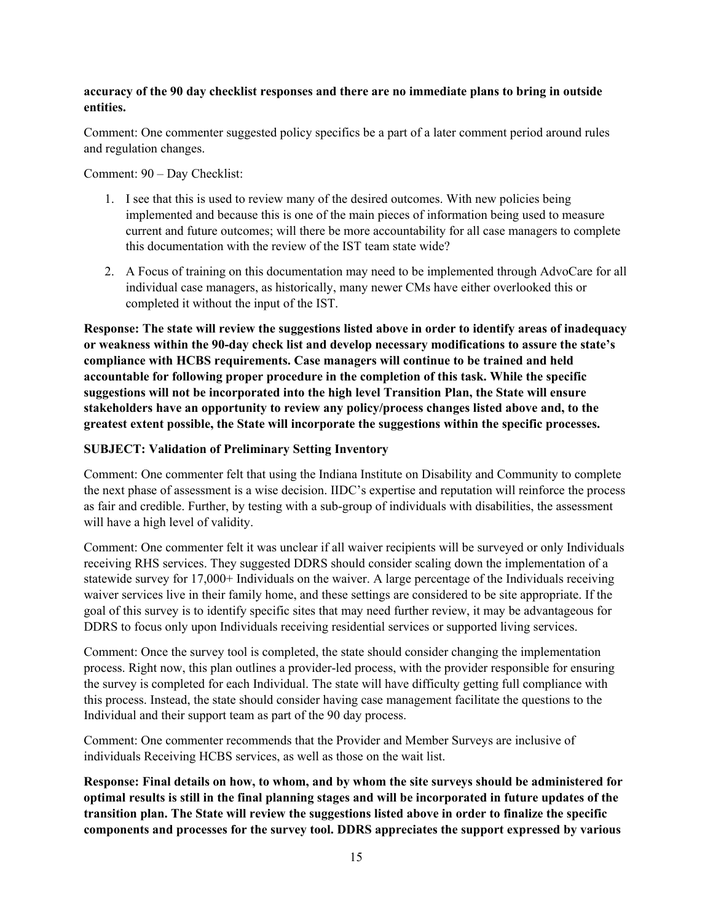**accuracy of the 90 day checklist responses and there are no immediate plans to bring in outside entities.**

Comment: One commenter suggested policy specifics be a part of a later comment period around rules and regulation changes.

Comment: 90 – Day Checklist:

1. I see that this is used to review many of the desired outcomes. With new policies being implemented and because this is one of the main pieces of information being used to measure current and future outcomes; will there be more accountability for all case managers to complete this documentation with the review of the IST team state wide?
2. A Focus of training on this documentation may need to be implemented through AdvoCare for all individual case managers, as historically, many newer CMs have either overlooked this or completed it without the input of the IST.

**Response: The state will review the suggestions listed above in order to identify areas of inadequacy or weakness within the 90-day check list and develop necessary modifications to assure the state's compliance with HCBS requirements. Case managers will continue to be trained and held accountable for following proper procedure in the completion of this task. While the specific suggestions will not be incorporated into the high level Transition Plan, the State will ensure stakeholders have an opportunity to review any policy/process changes listed above and, to the greatest extent possible, the State will incorporate the suggestions within the specific processes.**

**SUBJECT: Validation of Preliminary Setting Inventory**

Comment: One commenter felt that using the Indiana Institute on Disability and Community to complete the next phase of assessment is a wise decision. IIDC's expertise and reputation will reinforce the process as fair and credible. Further, by testing with a sub-group of individuals with disabilities, the assessment will have a high level of validity.

Comment: One commenter felt it was unclear if all waiver recipients will be surveyed or only Individuals receiving RHS services. They suggested DDRS should consider scaling down the implementation of a statewide survey for 17,000+ Individuals on the waiver. A large percentage of the Individuals receiving waiver services live in their family home, and these settings are considered to be site appropriate. If the goal of this survey is to identify specific sites that may need further review, it may be advantageous for DDRS to focus only upon Individuals receiving residential services or supported living services.

Comment: Once the survey tool is completed, the state should consider changing the implementation process. Right now, this plan outlines a provider-led process, with the provider responsible for ensuring the survey is completed for each Individual. The state will have difficulty getting full compliance with this process. Instead, the state should consider having case management facilitate the questions to the Individual and their support team as part of the 90 day process.

Comment: One commenter recommends that the Provider and Member Surveys are inclusive of individuals Receiving HCBS services, as well as those on the wait list.

**Response: Final details on how, to whom, and by whom the site surveys should be administered for optimal results is still in the final planning stages and will be incorporated in future updates of the transition plan. The State will review the suggestions listed above in order to finalize the specific components and processes for the survey tool. DDRS appreciates the support expressed by various**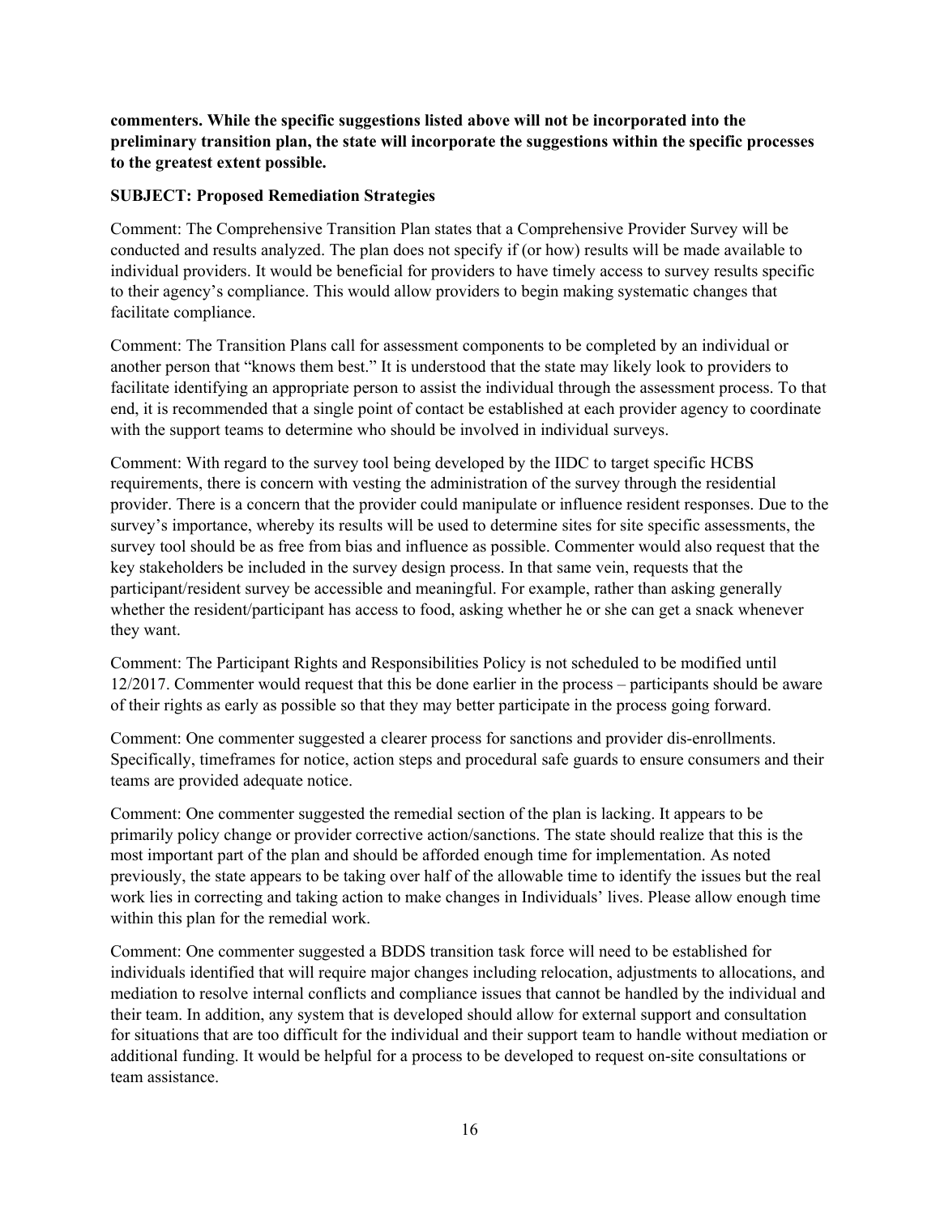**commenters. While the specific suggestions listed above will not be incorporated into the preliminary transition plan, the state will incorporate the suggestions within the specific processes to the greatest extent possible.**

**SUBJECT: Proposed Remediation Strategies**

Comment: The Comprehensive Transition Plan states that a Comprehensive Provider Survey will be conducted and results analyzed. The plan does not specify if (or how) results will be made available to individual providers. It would be beneficial for providers to have timely access to survey results specific to their agency's compliance. This would allow providers to begin making systematic changes that facilitate compliance.

Comment: The Transition Plans call for assessment components to be completed by an individual or another person that "knows them best." It is understood that the state may likely look to providers to facilitate identifying an appropriate person to assist the individual through the assessment process. To that end, it is recommended that a single point of contact be established at each provider agency to coordinate with the support teams to determine who should be involved in individual surveys.

Comment: With regard to the survey tool being developed by the IIDC to target specific HCBS requirements, there is concern with vesting the administration of the survey through the residential provider. There is a concern that the provider could manipulate or influence resident responses. Due to the survey's importance, whereby its results will be used to determine sites for site specific assessments, the survey tool should be as free from bias and influence as possible. Commenter would also request that the key stakeholders be included in the survey design process. In that same vein, requests that the participant/resident survey be accessible and meaningful. For example, rather than asking generally whether the resident/participant has access to food, asking whether he or she can get a snack whenever they want.

Comment: The Participant Rights and Responsibilities Policy is not scheduled to be modified until 12/2017. Commenter would request that this be done earlier in the process – participants should be aware of their rights as early as possible so that they may better participate in the process going forward.

Comment: One commenter suggested a clearer process for sanctions and provider dis-enrollments. Specifically, timeframes for notice, action steps and procedural safe guards to ensure consumers and their teams are provided adequate notice.

Comment: One commenter suggested the remedial section of the plan is lacking. It appears to be primarily policy change or provider corrective action/sanctions. The state should realize that this is the most important part of the plan and should be afforded enough time for implementation. As noted previously, the state appears to be taking over half of the allowable time to identify the issues but the real work lies in correcting and taking action to make changes in Individuals' lives. Please allow enough time within this plan for the remedial work.

Comment: One commenter suggested a BDDS transition task force will need to be established for individuals identified that will require major changes including relocation, adjustments to allocations, and mediation to resolve internal conflicts and compliance issues that cannot be handled by the individual and their team. In addition, any system that is developed should allow for external support and consultation for situations that are too difficult for the individual and their support team to handle without mediation or additional funding. It would be helpful for a process to be developed to request on-site consultations or team assistance.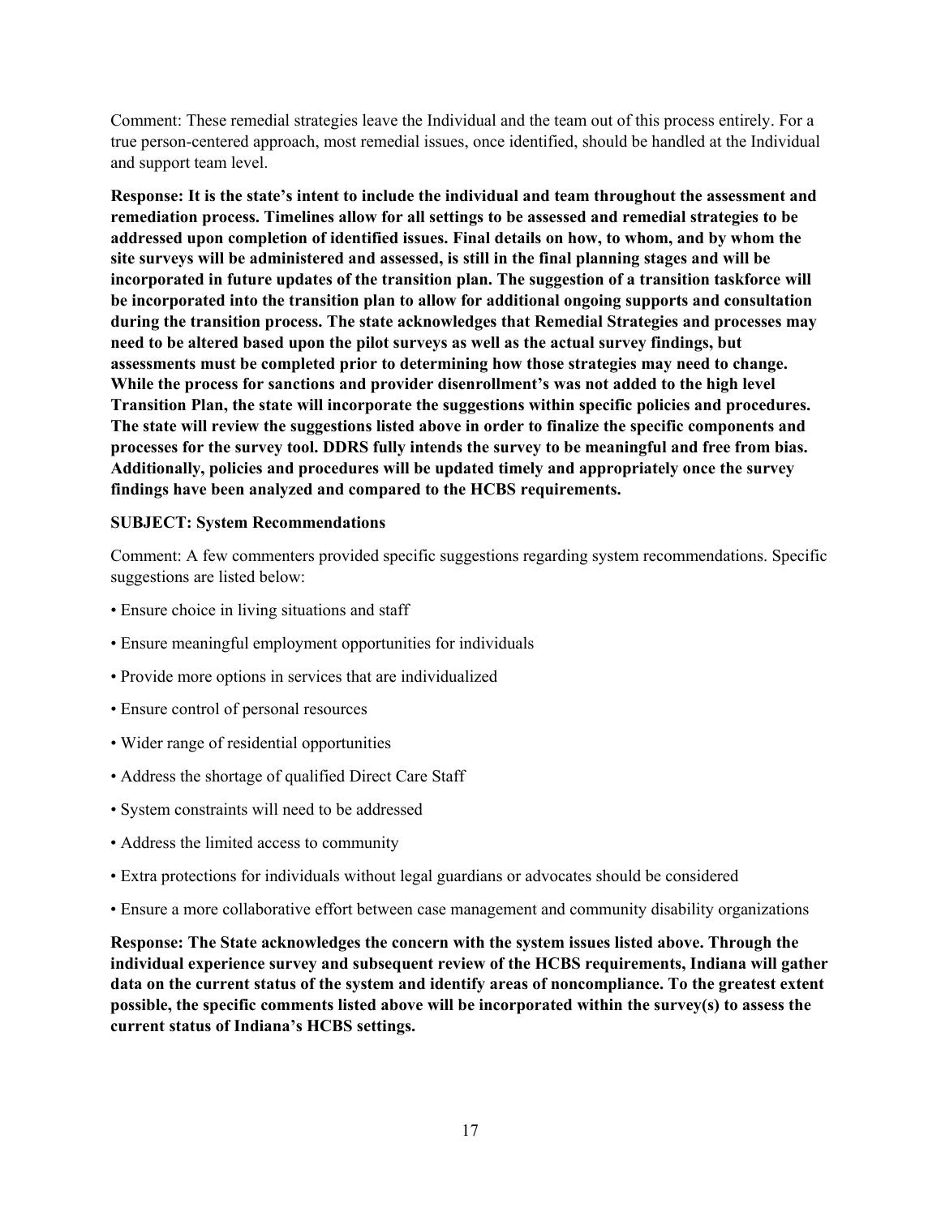Comment: These remedial strategies leave the Individual and the team out of this process entirely. For a true person-centered approach, most remedial issues, once identified, should be handled at the Individual and support team level.

**Response: It is the state's intent to include the individual and team throughout the assessment and remediation process. Timelines allow for all settings to be assessed and remedial strategies to be addressed upon completion of identified issues. Final details on how, to whom, and by whom the site surveys will be administered and assessed, is still in the final planning stages and will be incorporated in future updates of the transition plan. The suggestion of a transition taskforce will be incorporated into the transition plan to allow for additional ongoing supports and consultation during the transition process. The state acknowledges that Remedial Strategies and processes may need to be altered based upon the pilot surveys as well as the actual survey findings, but assessments must be completed prior to determining how those strategies may need to change. While the process for sanctions and provider disenrollment's was not added to the high level Transition Plan, the state will incorporate the suggestions within specific policies and procedures. The state will review the suggestions listed above in order to finalize the specific components and processes for the survey tool. DDRS fully intends the survey to be meaningful and free from bias. Additionally, policies and procedures will be updated timely and appropriately once the survey findings have been analyzed and compared to the HCBS requirements.**

**SUBJECT: System Recommendations**

Comment: A few commenters provided specific suggestions regarding system recommendations. Specific suggestions are listed below:

- Ensure choice in living situations and staff
- Ensure meaningful employment opportunities for individuals
- Provide more options in services that are individualized
- Ensure control of personal resources
- Wider range of residential opportunities
- Address the shortage of qualified Direct Care Staff
- System constraints will need to be addressed
- Address the limited access to community
- Extra protections for individuals without legal guardians or advocates should be considered
- Ensure a more collaborative effort between case management and community disability organizations

**Response: The State acknowledges the concern with the system issues listed above. Through the individual experience survey and subsequent review of the HCBS requirements, Indiana will gather data on the current status of the system and identify areas of noncompliance. To the greatest extent possible, the specific comments listed above will be incorporated within the survey(s) to assess the current status of Indiana's HCBS settings.**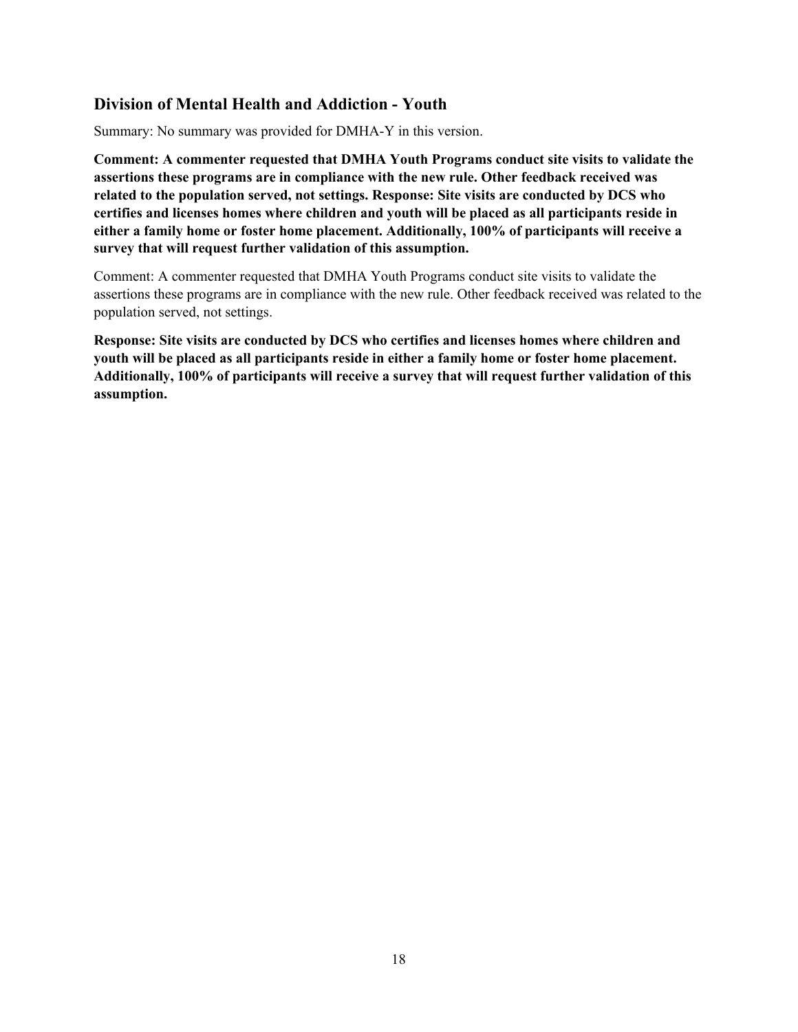## Division of Mental Health and Addiction - Youth

Summary: No summary was provided for DMHA-Y in this version.

**Comment: A commenter requested that DMHA Youth Programs conduct site visits to validate the assertions these programs are in compliance with the new rule. Other feedback received was related to the population served, not settings. Response: Site visits are conducted by DCS who certifies and licenses homes where children and youth will be placed as all participants reside in either a family home or foster home placement. Additionally, 100% of participants will receive a survey that will request further validation of this assumption.**

Comment: A commenter requested that DMHA Youth Programs conduct site visits to validate the assertions these programs are in compliance with the new rule. Other feedback received was related to the population served, not settings.

**Response: Site visits are conducted by DCS who certifies and licenses homes where children and youth will be placed as all participants reside in either a family home or foster home placement. Additionally, 100% of participants will receive a survey that will request further validation of this assumption.**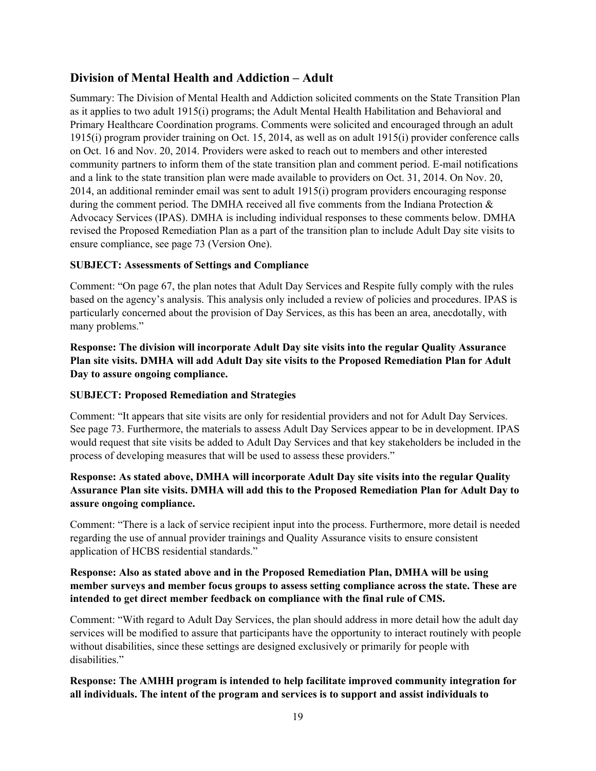## Division of Mental Health and Addiction – Adult

Summary: The Division of Mental Health and Addiction solicited comments on the State Transition Plan as it applies to two adult 1915(i) programs; the Adult Mental Health Habilitation and Behavioral and Primary Healthcare Coordination programs. Comments were solicited and encouraged through an adult 1915(i) program provider training on Oct. 15, 2014, as well as on adult 1915(i) provider conference calls on Oct. 16 and Nov. 20, 2014. Providers were asked to reach out to members and other interested community partners to inform them of the state transition plan and comment period. E-mail notifications and a link to the state transition plan were made available to providers on Oct. 31, 2014. On Nov. 20, 2014, an additional reminder email was sent to adult 1915(i) program providers encouraging response during the comment period. The DMHA received all five comments from the Indiana Protection & Advocacy Services (IPAS). DMHA is including individual responses to these comments below. DMHA revised the Proposed Remediation Plan as a part of the transition plan to include Adult Day site visits to ensure compliance, see page 73 (Version One).

**SUBJECT: Assessments of Settings and Compliance**

Comment: "On page 67, the plan notes that Adult Day Services and Respite fully comply with the rules based on the agency's analysis. This analysis only included a review of policies and procedures. IPAS is particularly concerned about the provision of Day Services, as this has been an area, anecdotally, with many problems."

**Response: The division will incorporate Adult Day site visits into the regular Quality Assurance Plan site visits. DMHA will add Adult Day site visits to the Proposed Remediation Plan for Adult Day to assure ongoing compliance.**

**SUBJECT: Proposed Remediation and Strategies**

Comment: "It appears that site visits are only for residential providers and not for Adult Day Services. See page 73. Furthermore, the materials to assess Adult Day Services appear to be in development. IPAS would request that site visits be added to Adult Day Services and that key stakeholders be included in the process of developing measures that will be used to assess these providers."

**Response: As stated above, DMHA will incorporate Adult Day site visits into the regular Quality Assurance Plan site visits. DMHA will add this to the Proposed Remediation Plan for Adult Day to assure ongoing compliance.**

Comment: "There is a lack of service recipient input into the process. Furthermore, more detail is needed regarding the use of annual provider trainings and Quality Assurance visits to ensure consistent application of HCBS residential standards."

**Response: Also as stated above and in the Proposed Remediation Plan, DMHA will be using member surveys and member focus groups to assess setting compliance across the state. These are intended to get direct member feedback on compliance with the final rule of CMS.**

Comment: "With regard to Adult Day Services, the plan should address in more detail how the adult day services will be modified to assure that participants have the opportunity to interact routinely with people without disabilities, since these settings are designed exclusively or primarily for people with disabilities."

**Response: The AMHH program is intended to help facilitate improved community integration for all individuals. The intent of the program and services is to support and assist individuals to**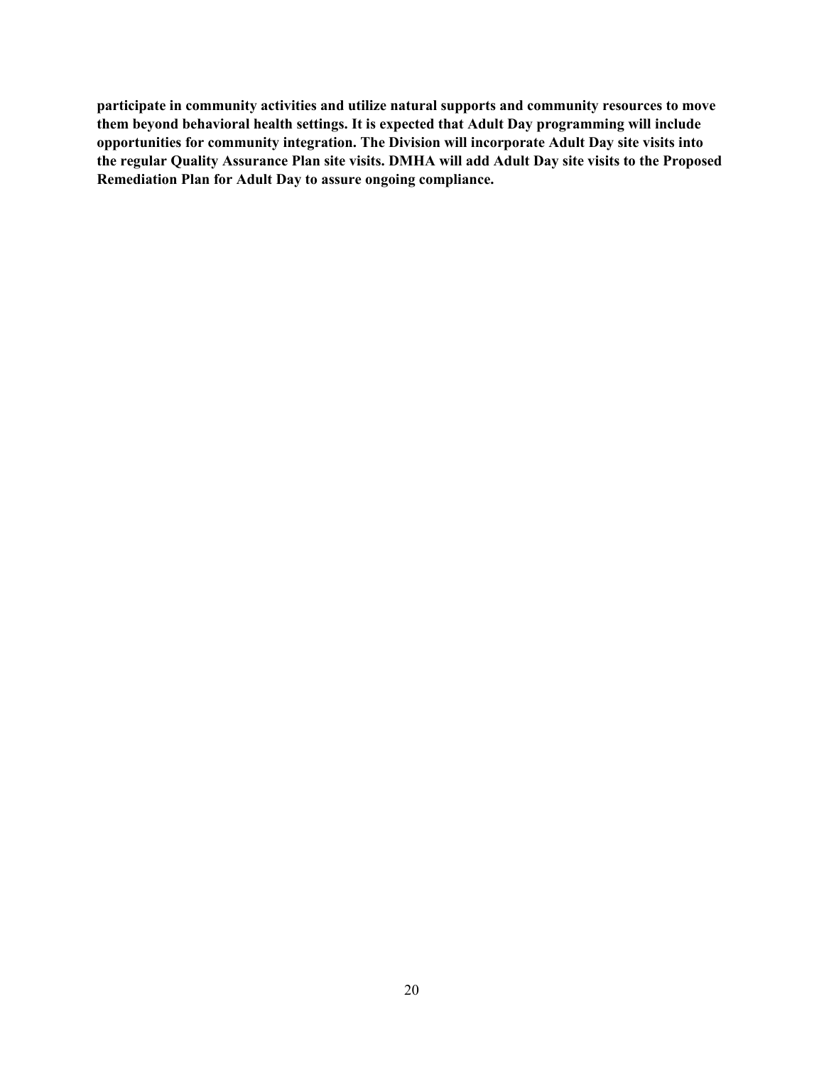**participate in community activities and utilize natural supports and community resources to move them beyond behavioral health settings. It is expected that Adult Day programming will include opportunities for community integration. The Division will incorporate Adult Day site visits into the regular Quality Assurance Plan site visits. DMHA will add Adult Day site visits to the Proposed Remediation Plan for Adult Day to assure ongoing compliance.**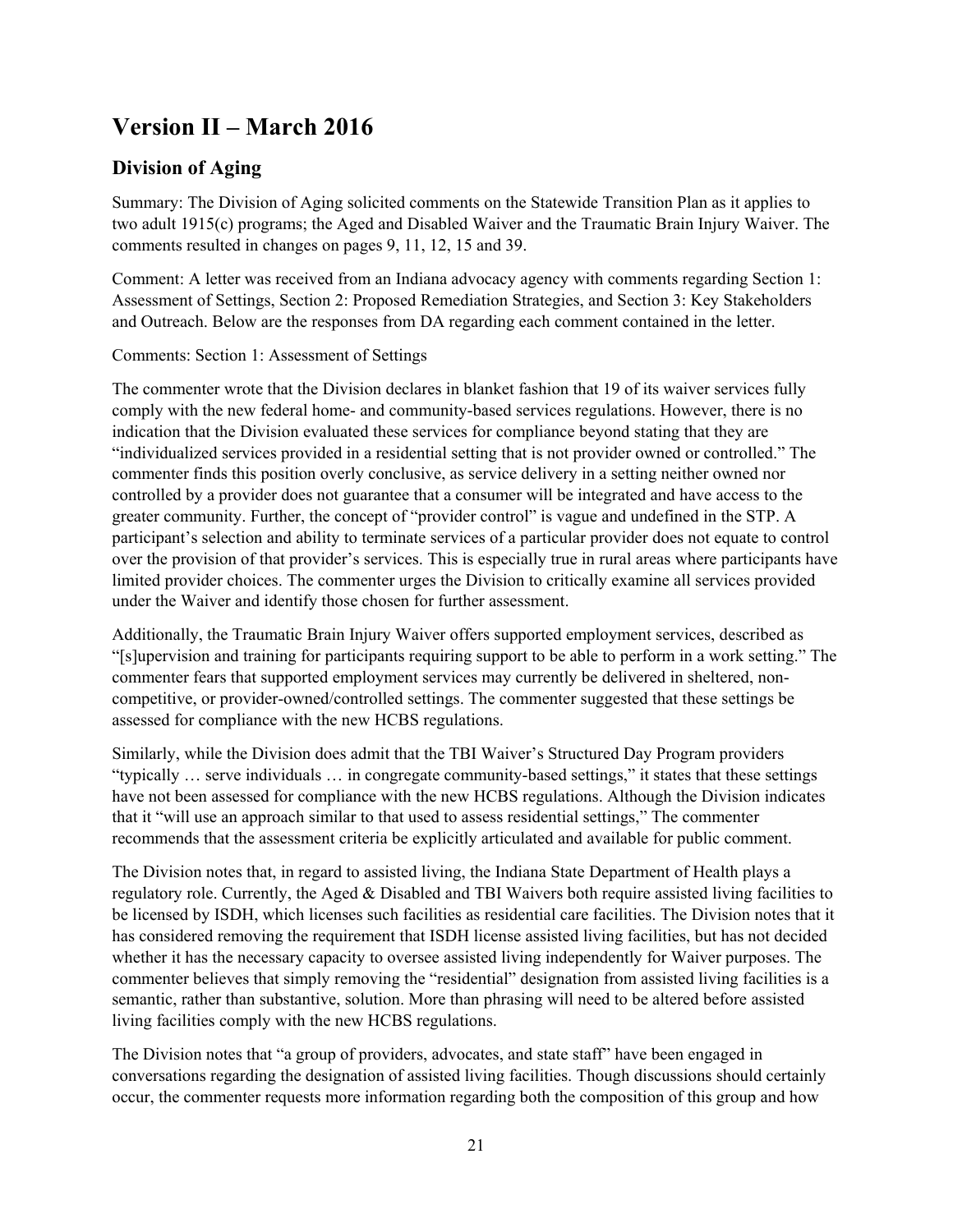## Version II – March 2016

### Division of Aging

Summary: The Division of Aging solicited comments on the Statewide Transition Plan as it applies to two adult 1915(c) programs; the Aged and Disabled Waiver and the Traumatic Brain Injury Waiver. The comments resulted in changes on pages 9, 11, 12, 15 and 39.

Comment: A letter was received from an Indiana advocacy agency with comments regarding Section 1: Assessment of Settings, Section 2: Proposed Remediation Strategies, and Section 3: Key Stakeholders and Outreach. Below are the responses from DA regarding each comment contained in the letter.

Comments: Section 1: Assessment of Settings

The commenter wrote that the Division declares in blanket fashion that 19 of its waiver services fully comply with the new federal home- and community-based services regulations. However, there is no indication that the Division evaluated these services for compliance beyond stating that they are "individualized services provided in a residential setting that is not provider owned or controlled." The commenter finds this position overly conclusive, as service delivery in a setting neither owned nor controlled by a provider does not guarantee that a consumer will be integrated and have access to the greater community. Further, the concept of "provider control" is vague and undefined in the STP. A participant's selection and ability to terminate services of a particular provider does not equate to control over the provision of that provider's services. This is especially true in rural areas where participants have limited provider choices. The commenter urges the Division to critically examine all services provided under the Waiver and identify those chosen for further assessment.

Additionally, the Traumatic Brain Injury Waiver offers supported employment services, described as "[s]upervision and training for participants requiring support to be able to perform in a work setting." The commenter fears that supported employment services may currently be delivered in sheltered, non-competitive, or provider-owned/controlled settings. The commenter suggested that these settings be assessed for compliance with the new HCBS regulations.

Similarly, while the Division does admit that the TBI Waiver's Structured Day Program providers "typically … serve individuals … in congregate community-based settings," it states that these settings have not been assessed for compliance with the new HCBS regulations. Although the Division indicates that it "will use an approach similar to that used to assess residential settings," The commenter recommends that the assessment criteria be explicitly articulated and available for public comment.

The Division notes that, in regard to assisted living, the Indiana State Department of Health plays a regulatory role. Currently, the Aged & Disabled and TBI Waivers both require assisted living facilities to be licensed by ISDH, which licenses such facilities as residential care facilities. The Division notes that it has considered removing the requirement that ISDH license assisted living facilities, but has not decided whether it has the necessary capacity to oversee assisted living independently for Waiver purposes. The commenter believes that simply removing the "residential" designation from assisted living facilities is a semantic, rather than substantive, solution. More than phrasing will need to be altered before assisted living facilities comply with the new HCBS regulations.

The Division notes that "a group of providers, advocates, and state staff" have been engaged in conversations regarding the designation of assisted living facilities. Though discussions should certainly occur, the commenter requests more information regarding both the composition of this group and how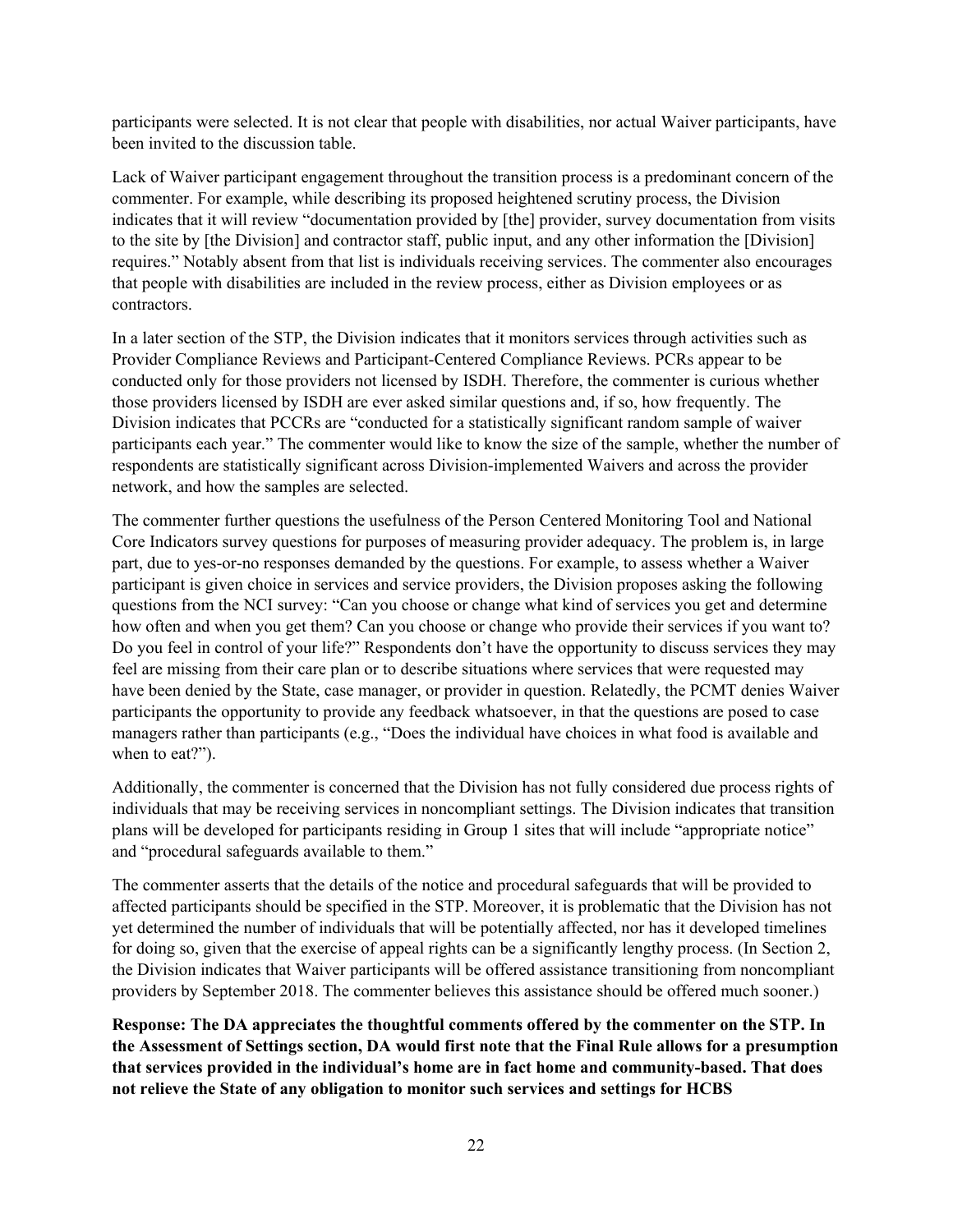participants were selected. It is not clear that people with disabilities, nor actual Waiver participants, have been invited to the discussion table.

Lack of Waiver participant engagement throughout the transition process is a predominant concern of the commenter. For example, while describing its proposed heightened scrutiny process, the Division indicates that it will review "documentation provided by [the] provider, survey documentation from visits to the site by [the Division] and contractor staff, public input, and any other information the [Division] requires." Notably absent from that list is individuals receiving services. The commenter also encourages that people with disabilities are included in the review process, either as Division employees or as contractors.

In a later section of the STP, the Division indicates that it monitors services through activities such as Provider Compliance Reviews and Participant-Centered Compliance Reviews. PCRs appear to be conducted only for those providers not licensed by ISDH. Therefore, the commenter is curious whether those providers licensed by ISDH are ever asked similar questions and, if so, how frequently. The Division indicates that PCCRs are "conducted for a statistically significant random sample of waiver participants each year." The commenter would like to know the size of the sample, whether the number of respondents are statistically significant across Division-implemented Waivers and across the provider network, and how the samples are selected.

The commenter further questions the usefulness of the Person Centered Monitoring Tool and National Core Indicators survey questions for purposes of measuring provider adequacy. The problem is, in large part, due to yes-or-no responses demanded by the questions. For example, to assess whether a Waiver participant is given choice in services and service providers, the Division proposes asking the following questions from the NCI survey: "Can you choose or change what kind of services you get and determine how often and when you get them? Can you choose or change who provide their services if you want to? Do you feel in control of your life?" Respondents don't have the opportunity to discuss services they may feel are missing from their care plan or to describe situations where services that were requested may have been denied by the State, case manager, or provider in question. Relatedly, the PCMT denies Waiver participants the opportunity to provide any feedback whatsoever, in that the questions are posed to case managers rather than participants (e.g., "Does the individual have choices in what food is available and when to eat?").

Additionally, the commenter is concerned that the Division has not fully considered due process rights of individuals that may be receiving services in noncompliant settings. The Division indicates that transition plans will be developed for participants residing in Group 1 sites that will include "appropriate notice" and "procedural safeguards available to them."

The commenter asserts that the details of the notice and procedural safeguards that will be provided to affected participants should be specified in the STP. Moreover, it is problematic that the Division has not yet determined the number of individuals that will be potentially affected, nor has it developed timelines for doing so, given that the exercise of appeal rights can be a significantly lengthy process. (In Section 2, the Division indicates that Waiver participants will be offered assistance transitioning from noncompliant providers by September 2018. The commenter believes this assistance should be offered much sooner.)

**Response: The DA appreciates the thoughtful comments offered by the commenter on the STP. In the Assessment of Settings section, DA would first note that the Final Rule allows for a presumption that services provided in the individual's home are in fact home and community-based. That does not relieve the State of any obligation to monitor such services and settings for HCBS**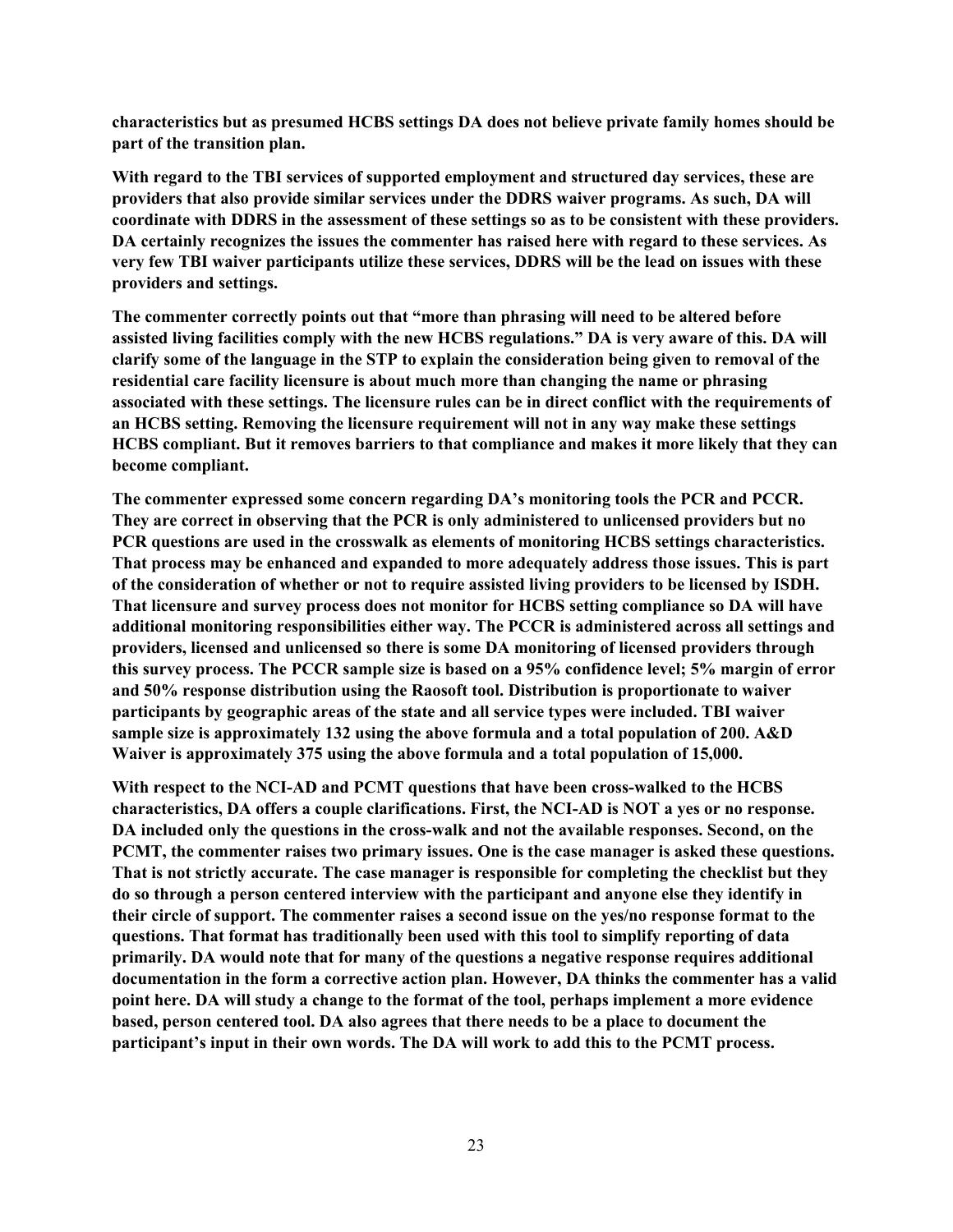**characteristics but as presumed HCBS settings DA does not believe private family homes should be part of the transition plan.**

**With regard to the TBI services of supported employment and structured day services, these are providers that also provide similar services under the DDRS waiver programs. As such, DA will coordinate with DDRS in the assessment of these settings so as to be consistent with these providers. DA certainly recognizes the issues the commenter has raised here with regard to these services. As very few TBI waiver participants utilize these services, DDRS will be the lead on issues with these providers and settings.**

**The commenter correctly points out that "more than phrasing will need to be altered before assisted living facilities comply with the new HCBS regulations." DA is very aware of this. DA will clarify some of the language in the STP to explain the consideration being given to removal of the residential care facility licensure is about much more than changing the name or phrasing associated with these settings. The licensure rules can be in direct conflict with the requirements of an HCBS setting. Removing the licensure requirement will not in any way make these settings HCBS compliant. But it removes barriers to that compliance and makes it more likely that they can become compliant.**

**The commenter expressed some concern regarding DA's monitoring tools the PCR and PCCR. They are correct in observing that the PCR is only administered to unlicensed providers but no PCR questions are used in the crosswalk as elements of monitoring HCBS settings characteristics. That process may be enhanced and expanded to more adequately address those issues. This is part of the consideration of whether or not to require assisted living providers to be licensed by ISDH. That licensure and survey process does not monitor for HCBS setting compliance so DA will have additional monitoring responsibilities either way. The PCCR is administered across all settings and providers, licensed and unlicensed so there is some DA monitoring of licensed providers through this survey process. The PCCR sample size is based on a 95% confidence level; 5% margin of error and 50% response distribution using the Raosoft tool. Distribution is proportionate to waiver participants by geographic areas of the state and all service types were included. TBI waiver sample size is approximately 132 using the above formula and a total population of 200. A&D Waiver is approximately 375 using the above formula and a total population of 15,000.**

**With respect to the NCI-AD and PCMT questions that have been cross-walked to the HCBS characteristics, DA offers a couple clarifications. First, the NCI-AD is NOT a yes or no response. DA included only the questions in the cross-walk and not the available responses. Second, on the PCMT, the commenter raises two primary issues. One is the case manager is asked these questions. That is not strictly accurate. The case manager is responsible for completing the checklist but they do so through a person centered interview with the participant and anyone else they identify in their circle of support. The commenter raises a second issue on the yes/no response format to the questions. That format has traditionally been used with this tool to simplify reporting of data primarily. DA would note that for many of the questions a negative response requires additional documentation in the form a corrective action plan. However, DA thinks the commenter has a valid point here. DA will study a change to the format of the tool, perhaps implement a more evidence based, person centered tool. DA also agrees that there needs to be a place to document the participant's input in their own words. The DA will work to add this to the PCMT process.**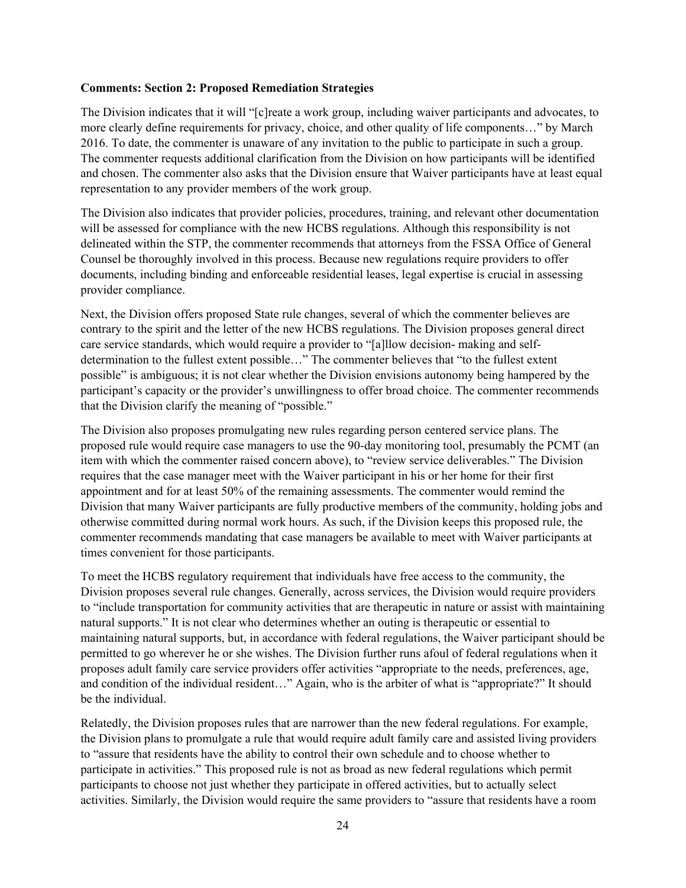**Comments: Section 2: Proposed Remediation Strategies**

The Division indicates that it will "[c]reate a work group, including waiver participants and advocates, to more clearly define requirements for privacy, choice, and other quality of life components…" by March 2016. To date, the commenter is unaware of any invitation to the public to participate in such a group. The commenter requests additional clarification from the Division on how participants will be identified and chosen. The commenter also asks that the Division ensure that Waiver participants have at least equal representation to any provider members of the work group.

The Division also indicates that provider policies, procedures, training, and relevant other documentation will be assessed for compliance with the new HCBS regulations. Although this responsibility is not delineated within the STP, the commenter recommends that attorneys from the FSSA Office of General Counsel be thoroughly involved in this process. Because new regulations require providers to offer documents, including binding and enforceable residential leases, legal expertise is crucial in assessing provider compliance.

Next, the Division offers proposed State rule changes, several of which the commenter believes are contrary to the spirit and the letter of the new HCBS regulations. The Division proposes general direct care service standards, which would require a provider to "[a]llow decision- making and self-determination to the fullest extent possible…" The commenter believes that "to the fullest extent possible" is ambiguous; it is not clear whether the Division envisions autonomy being hampered by the participant's capacity or the provider's unwillingness to offer broad choice. The commenter recommends that the Division clarify the meaning of "possible."

The Division also proposes promulgating new rules regarding person centered service plans. The proposed rule would require case managers to use the 90-day monitoring tool, presumably the PCMT (an item with which the commenter raised concern above), to "review service deliverables." The Division requires that the case manager meet with the Waiver participant in his or her home for their first appointment and for at least 50% of the remaining assessments. The commenter would remind the Division that many Waiver participants are fully productive members of the community, holding jobs and otherwise committed during normal work hours. As such, if the Division keeps this proposed rule, the commenter recommends mandating that case managers be available to meet with Waiver participants at times convenient for those participants.

To meet the HCBS regulatory requirement that individuals have free access to the community, the Division proposes several rule changes. Generally, across services, the Division would require providers to "include transportation for community activities that are therapeutic in nature or assist with maintaining natural supports." It is not clear who determines whether an outing is therapeutic or essential to maintaining natural supports, but, in accordance with federal regulations, the Waiver participant should be permitted to go wherever he or she wishes. The Division further runs afoul of federal regulations when it proposes adult family care service providers offer activities "appropriate to the needs, preferences, age, and condition of the individual resident…" Again, who is the arbiter of what is "appropriate?" It should be the individual.

Relatedly, the Division proposes rules that are narrower than the new federal regulations. For example, the Division plans to promulgate a rule that would require adult family care and assisted living providers to "assure that residents have the ability to control their own schedule and to choose whether to participate in activities." This proposed rule is not as broad as new federal regulations which permit participants to choose not just whether they participate in offered activities, but to actually select activities. Similarly, the Division would require the same providers to "assure that residents have a room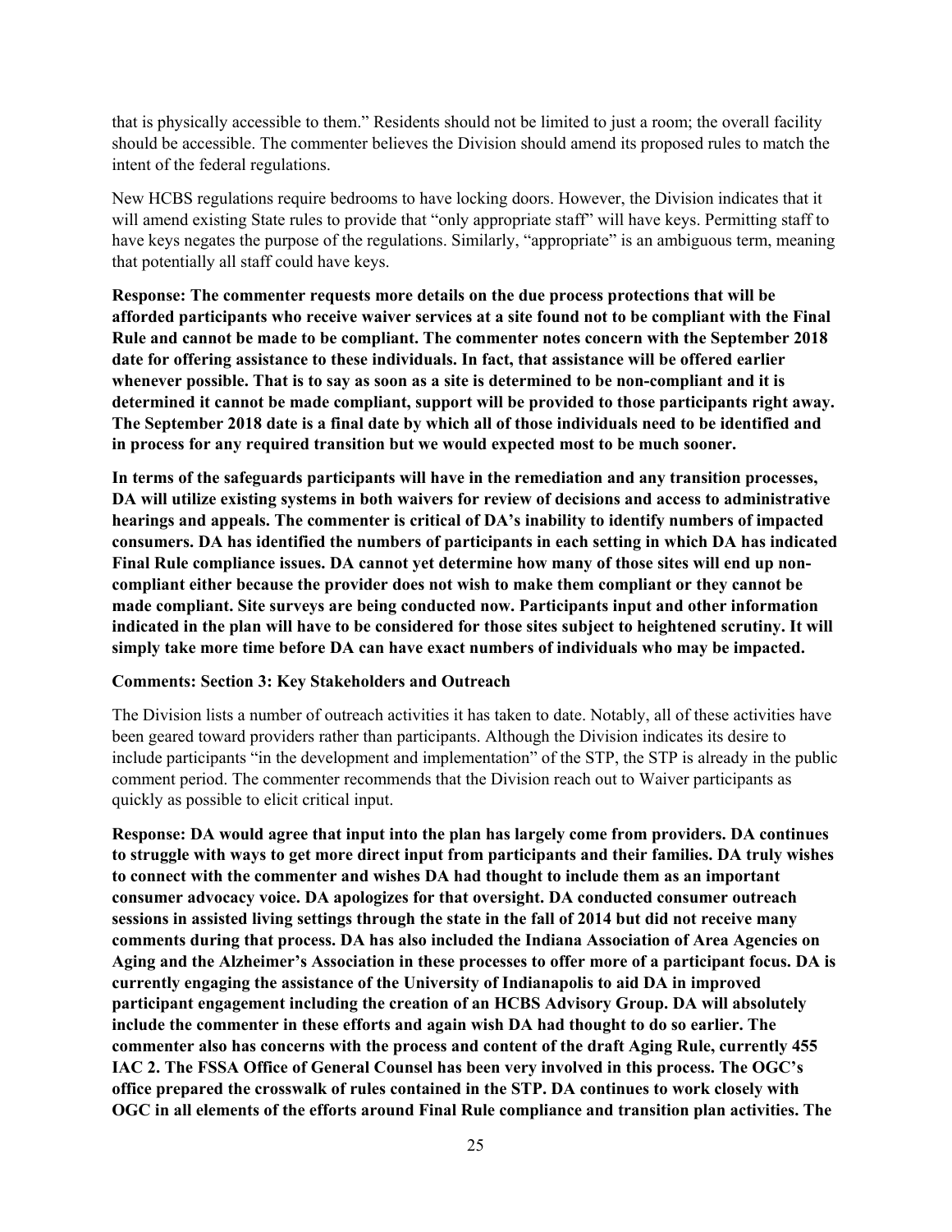that is physically accessible to them." Residents should not be limited to just a room; the overall facility should be accessible. The commenter believes the Division should amend its proposed rules to match the intent of the federal regulations.

New HCBS regulations require bedrooms to have locking doors. However, the Division indicates that it will amend existing State rules to provide that "only appropriate staff" will have keys. Permitting staff to have keys negates the purpose of the regulations. Similarly, "appropriate" is an ambiguous term, meaning that potentially all staff could have keys.

**Response: The commenter requests more details on the due process protections that will be afforded participants who receive waiver services at a site found not to be compliant with the Final Rule and cannot be made to be compliant. The commenter notes concern with the September 2018 date for offering assistance to these individuals. In fact, that assistance will be offered earlier whenever possible. That is to say as soon as a site is determined to be non-compliant and it is determined it cannot be made compliant, support will be provided to those participants right away. The September 2018 date is a final date by which all of those individuals need to be identified and in process for any required transition but we would expected most to be much sooner.**

**In terms of the safeguards participants will have in the remediation and any transition processes, DA will utilize existing systems in both waivers for review of decisions and access to administrative hearings and appeals. The commenter is critical of DA's inability to identify numbers of impacted consumers. DA has identified the numbers of participants in each setting in which DA has indicated Final Rule compliance issues. DA cannot yet determine how many of those sites will end up non-compliant either because the provider does not wish to make them compliant or they cannot be made compliant. Site surveys are being conducted now. Participants input and other information indicated in the plan will have to be considered for those sites subject to heightened scrutiny. It will simply take more time before DA can have exact numbers of individuals who may be impacted.**

**Comments: Section 3: Key Stakeholders and Outreach**

The Division lists a number of outreach activities it has taken to date. Notably, all of these activities have been geared toward providers rather than participants. Although the Division indicates its desire to include participants "in the development and implementation" of the STP, the STP is already in the public comment period. The commenter recommends that the Division reach out to Waiver participants as quickly as possible to elicit critical input.

**Response: DA would agree that input into the plan has largely come from providers. DA continues to struggle with ways to get more direct input from participants and their families. DA truly wishes to connect with the commenter and wishes DA had thought to include them as an important consumer advocacy voice. DA apologizes for that oversight. DA conducted consumer outreach sessions in assisted living settings through the state in the fall of 2014 but did not receive many comments during that process. DA has also included the Indiana Association of Area Agencies on Aging and the Alzheimer's Association in these processes to offer more of a participant focus. DA is currently engaging the assistance of the University of Indianapolis to aid DA in improved participant engagement including the creation of an HCBS Advisory Group. DA will absolutely include the commenter in these efforts and again wish DA had thought to do so earlier. The commenter also has concerns with the process and content of the draft Aging Rule, currently 455 IAC 2. The FSSA Office of General Counsel has been very involved in this process. The OGC's office prepared the crosswalk of rules contained in the STP. DA continues to work closely with OGC in all elements of the efforts around Final Rule compliance and transition plan activities. The**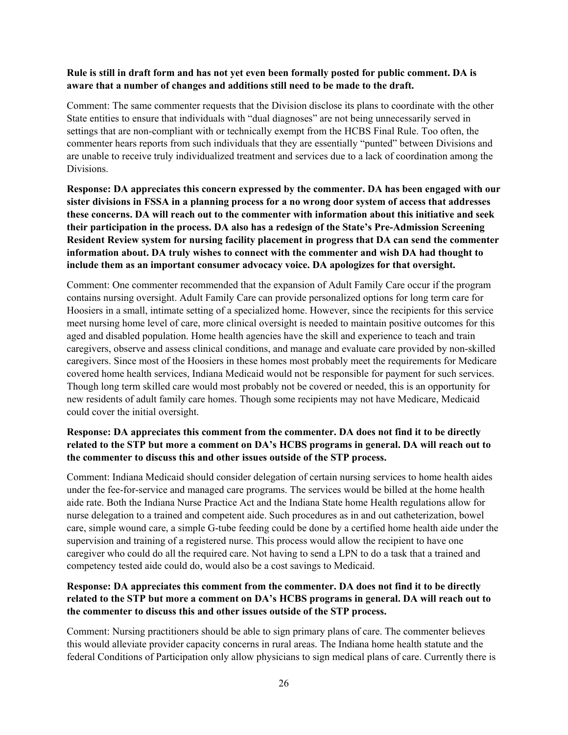**Rule is still in draft form and has not yet even been formally posted for public comment. DA is aware that a number of changes and additions still need to be made to the draft.**

Comment: The same commenter requests that the Division disclose its plans to coordinate with the other State entities to ensure that individuals with "dual diagnoses" are not being unnecessarily served in settings that are non-compliant with or technically exempt from the HCBS Final Rule. Too often, the commenter hears reports from such individuals that they are essentially "punted" between Divisions and are unable to receive truly individualized treatment and services due to a lack of coordination among the Divisions.

**Response: DA appreciates this concern expressed by the commenter. DA has been engaged with our sister divisions in FSSA in a planning process for a no wrong door system of access that addresses these concerns. DA will reach out to the commenter with information about this initiative and seek their participation in the process. DA also has a redesign of the State's Pre-Admission Screening Resident Review system for nursing facility placement in progress that DA can send the commenter information about. DA truly wishes to connect with the commenter and wish DA had thought to include them as an important consumer advocacy voice. DA apologizes for that oversight.**

Comment: One commenter recommended that the expansion of Adult Family Care occur if the program contains nursing oversight. Adult Family Care can provide personalized options for long term care for Hoosiers in a small, intimate setting of a specialized home. However, since the recipients for this service meet nursing home level of care, more clinical oversight is needed to maintain positive outcomes for this aged and disabled population. Home health agencies have the skill and experience to teach and train caregivers, observe and assess clinical conditions, and manage and evaluate care provided by non-skilled caregivers. Since most of the Hoosiers in these homes most probably meet the requirements for Medicare covered home health services, Indiana Medicaid would not be responsible for payment for such services. Though long term skilled care would most probably not be covered or needed, this is an opportunity for new residents of adult family care homes. Though some recipients may not have Medicare, Medicaid could cover the initial oversight.

**Response: DA appreciates this comment from the commenter. DA does not find it to be directly related to the STP but more a comment on DA's HCBS programs in general. DA will reach out to the commenter to discuss this and other issues outside of the STP process.**

Comment: Indiana Medicaid should consider delegation of certain nursing services to home health aides under the fee-for-service and managed care programs. The services would be billed at the home health aide rate. Both the Indiana Nurse Practice Act and the Indiana State home Health regulations allow for nurse delegation to a trained and competent aide. Such procedures as in and out catheterization, bowel care, simple wound care, a simple G-tube feeding could be done by a certified home health aide under the supervision and training of a registered nurse. This process would allow the recipient to have one caregiver who could do all the required care. Not having to send a LPN to do a task that a trained and competency tested aide could do, would also be a cost savings to Medicaid.

**Response: DA appreciates this comment from the commenter. DA does not find it to be directly related to the STP but more a comment on DA's HCBS programs in general. DA will reach out to the commenter to discuss this and other issues outside of the STP process.**

Comment: Nursing practitioners should be able to sign primary plans of care. The commenter believes this would alleviate provider capacity concerns in rural areas. The Indiana home health statute and the federal Conditions of Participation only allow physicians to sign medical plans of care. Currently there is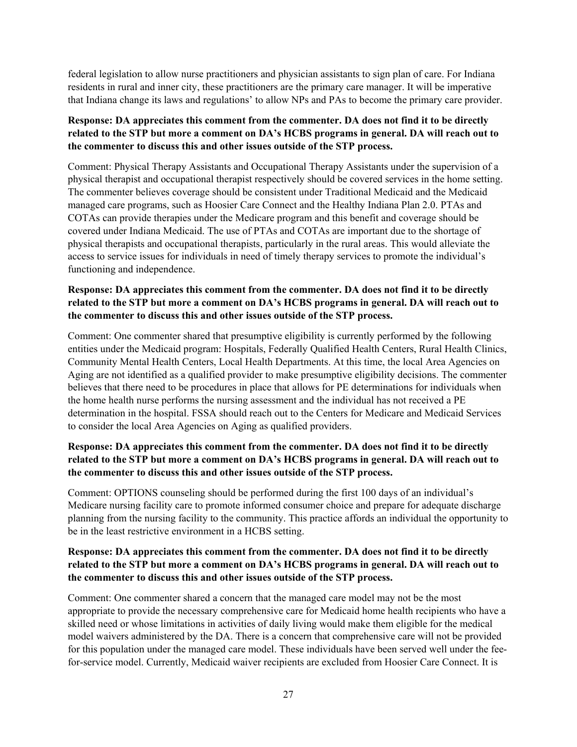federal legislation to allow nurse practitioners and physician assistants to sign plan of care. For Indiana residents in rural and inner city, these practitioners are the primary care manager. It will be imperative that Indiana change its laws and regulations' to allow NPs and PAs to become the primary care provider.

**Response: DA appreciates this comment from the commenter. DA does not find it to be directly related to the STP but more a comment on DA's HCBS programs in general. DA will reach out to the commenter to discuss this and other issues outside of the STP process.**

Comment: Physical Therapy Assistants and Occupational Therapy Assistants under the supervision of a physical therapist and occupational therapist respectively should be covered services in the home setting. The commenter believes coverage should be consistent under Traditional Medicaid and the Medicaid managed care programs, such as Hoosier Care Connect and the Healthy Indiana Plan 2.0. PTAs and COTAs can provide therapies under the Medicare program and this benefit and coverage should be covered under Indiana Medicaid. The use of PTAs and COTAs are important due to the shortage of physical therapists and occupational therapists, particularly in the rural areas. This would alleviate the access to service issues for individuals in need of timely therapy services to promote the individual's functioning and independence.

**Response: DA appreciates this comment from the commenter. DA does not find it to be directly related to the STP but more a comment on DA's HCBS programs in general. DA will reach out to the commenter to discuss this and other issues outside of the STP process.**

Comment: One commenter shared that presumptive eligibility is currently performed by the following entities under the Medicaid program: Hospitals, Federally Qualified Health Centers, Rural Health Clinics, Community Mental Health Centers, Local Health Departments. At this time, the local Area Agencies on Aging are not identified as a qualified provider to make presumptive eligibility decisions. The commenter believes that there need to be procedures in place that allows for PE determinations for individuals when the home health nurse performs the nursing assessment and the individual has not received a PE determination in the hospital. FSSA should reach out to the Centers for Medicare and Medicaid Services to consider the local Area Agencies on Aging as qualified providers.

**Response: DA appreciates this comment from the commenter. DA does not find it to be directly related to the STP but more a comment on DA's HCBS programs in general. DA will reach out to the commenter to discuss this and other issues outside of the STP process.**

Comment: OPTIONS counseling should be performed during the first 100 days of an individual's Medicare nursing facility care to promote informed consumer choice and prepare for adequate discharge planning from the nursing facility to the community. This practice affords an individual the opportunity to be in the least restrictive environment in a HCBS setting.

**Response: DA appreciates this comment from the commenter. DA does not find it to be directly related to the STP but more a comment on DA's HCBS programs in general. DA will reach out to the commenter to discuss this and other issues outside of the STP process.**

Comment: One commenter shared a concern that the managed care model may not be the most appropriate to provide the necessary comprehensive care for Medicaid home health recipients who have a skilled need or whose limitations in activities of daily living would make them eligible for the medical model waivers administered by the DA. There is a concern that comprehensive care will not be provided for this population under the managed care model. These individuals have been served well under the fee-for-service model. Currently, Medicaid waiver recipients are excluded from Hoosier Care Connect. It is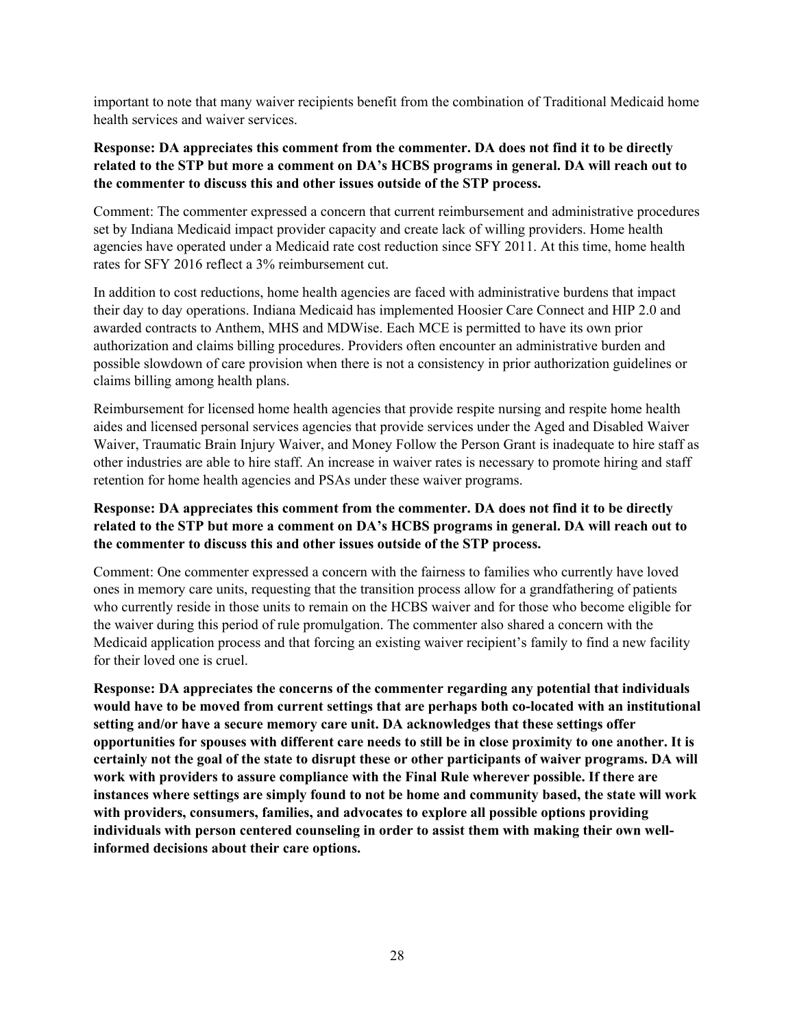important to note that many waiver recipients benefit from the combination of Traditional Medicaid home health services and waiver services.

**Response: DA appreciates this comment from the commenter. DA does not find it to be directly related to the STP but more a comment on DA's HCBS programs in general. DA will reach out to the commenter to discuss this and other issues outside of the STP process.**

Comment: The commenter expressed a concern that current reimbursement and administrative procedures set by Indiana Medicaid impact provider capacity and create lack of willing providers. Home health agencies have operated under a Medicaid rate cost reduction since SFY 2011. At this time, home health rates for SFY 2016 reflect a 3% reimbursement cut.

In addition to cost reductions, home health agencies are faced with administrative burdens that impact their day to day operations. Indiana Medicaid has implemented Hoosier Care Connect and HIP 2.0 and awarded contracts to Anthem, MHS and MDWise. Each MCE is permitted to have its own prior authorization and claims billing procedures. Providers often encounter an administrative burden and possible slowdown of care provision when there is not a consistency in prior authorization guidelines or claims billing among health plans.

Reimbursement for licensed home health agencies that provide respite nursing and respite home health aides and licensed personal services agencies that provide services under the Aged and Disabled Waiver Waiver, Traumatic Brain Injury Waiver, and Money Follow the Person Grant is inadequate to hire staff as other industries are able to hire staff. An increase in waiver rates is necessary to promote hiring and staff retention for home health agencies and PSAs under these waiver programs.

**Response: DA appreciates this comment from the commenter. DA does not find it to be directly related to the STP but more a comment on DA's HCBS programs in general. DA will reach out to the commenter to discuss this and other issues outside of the STP process.**

Comment: One commenter expressed a concern with the fairness to families who currently have loved ones in memory care units, requesting that the transition process allow for a grandfathering of patients who currently reside in those units to remain on the HCBS waiver and for those who become eligible for the waiver during this period of rule promulgation. The commenter also shared a concern with the Medicaid application process and that forcing an existing waiver recipient's family to find a new facility for their loved one is cruel.

**Response: DA appreciates the concerns of the commenter regarding any potential that individuals would have to be moved from current settings that are perhaps both co-located with an institutional setting and/or have a secure memory care unit. DA acknowledges that these settings offer opportunities for spouses with different care needs to still be in close proximity to one another. It is certainly not the goal of the state to disrupt these or other participants of waiver programs. DA will work with providers to assure compliance with the Final Rule wherever possible. If there are instances where settings are simply found to not be home and community based, the state will work with providers, consumers, families, and advocates to explore all possible options providing individuals with person centered counseling in order to assist them with making their own well-informed decisions about their care options.**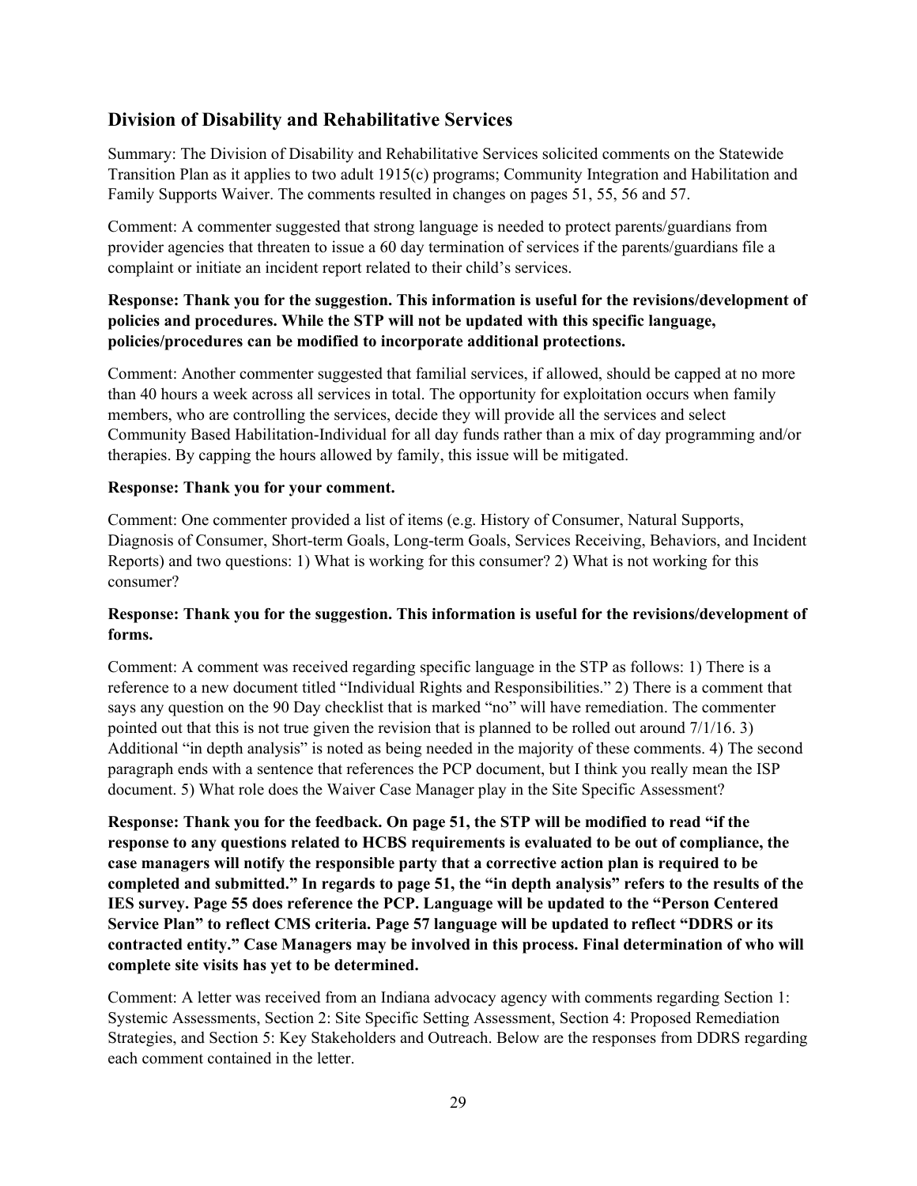## Division of Disability and Rehabilitative Services

Summary: The Division of Disability and Rehabilitative Services solicited comments on the Statewide Transition Plan as it applies to two adult 1915(c) programs; Community Integration and Habilitation and Family Supports Waiver. The comments resulted in changes on pages 51, 55, 56 and 57.

Comment: A commenter suggested that strong language is needed to protect parents/guardians from provider agencies that threaten to issue a 60 day termination of services if the parents/guardians file a complaint or initiate an incident report related to their child's services.

**Response: Thank you for the suggestion. This information is useful for the revisions/development of policies and procedures. While the STP will not be updated with this specific language, policies/procedures can be modified to incorporate additional protections.**

Comment: Another commenter suggested that familial services, if allowed, should be capped at no more than 40 hours a week across all services in total. The opportunity for exploitation occurs when family members, who are controlling the services, decide they will provide all the services and select Community Based Habilitation-Individual for all day funds rather than a mix of day programming and/or therapies. By capping the hours allowed by family, this issue will be mitigated.

**Response: Thank you for your comment.**

Comment: One commenter provided a list of items (e.g. History of Consumer, Natural Supports, Diagnosis of Consumer, Short-term Goals, Long-term Goals, Services Receiving, Behaviors, and Incident Reports) and two questions: 1) What is working for this consumer? 2) What is not working for this consumer?

**Response: Thank you for the suggestion. This information is useful for the revisions/development of forms.**

Comment: A comment was received regarding specific language in the STP as follows: 1) There is a reference to a new document titled "Individual Rights and Responsibilities." 2) There is a comment that says any question on the 90 Day checklist that is marked "no" will have remediation. The commenter pointed out that this is not true given the revision that is planned to be rolled out around 7/1/16. 3) Additional "in depth analysis" is noted as being needed in the majority of these comments. 4) The second paragraph ends with a sentence that references the PCP document, but I think you really mean the ISP document. 5) What role does the Waiver Case Manager play in the Site Specific Assessment?

**Response: Thank you for the feedback. On page 51, the STP will be modified to read "if the response to any questions related to HCBS requirements is evaluated to be out of compliance, the case managers will notify the responsible party that a corrective action plan is required to be completed and submitted." In regards to page 51, the "in depth analysis" refers to the results of the IES survey. Page 55 does reference the PCP. Language will be updated to the "Person Centered Service Plan" to reflect CMS criteria. Page 57 language will be updated to reflect "DDRS or its contracted entity." Case Managers may be involved in this process. Final determination of who will complete site visits has yet to be determined.**

Comment: A letter was received from an Indiana advocacy agency with comments regarding Section 1: Systemic Assessments, Section 2: Site Specific Setting Assessment, Section 4: Proposed Remediation Strategies, and Section 5: Key Stakeholders and Outreach. Below are the responses from DDRS regarding each comment contained in the letter.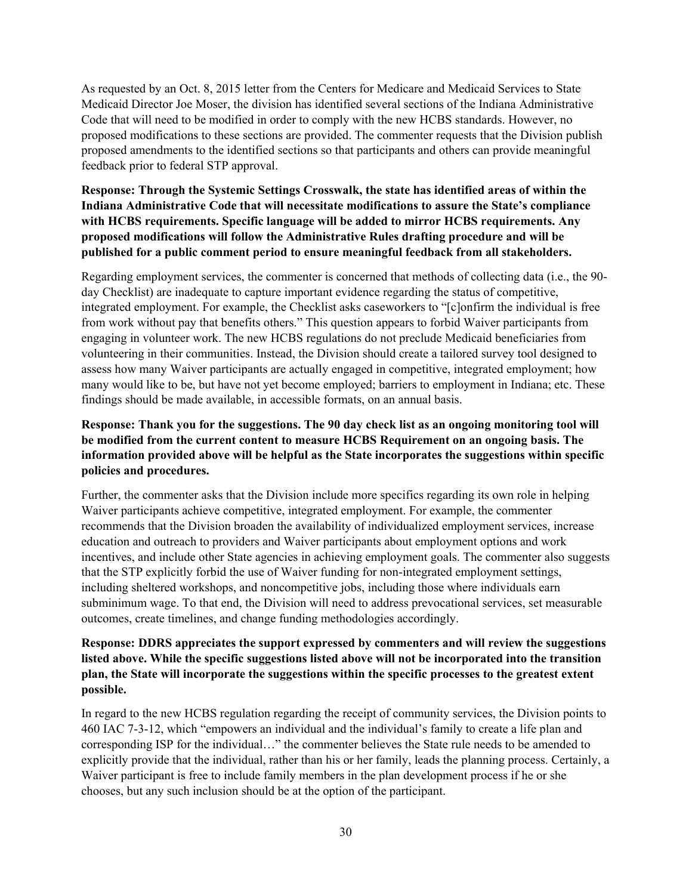As requested by an Oct. 8, 2015 letter from the Centers for Medicare and Medicaid Services to State Medicaid Director Joe Moser, the division has identified several sections of the Indiana Administrative Code that will need to be modified in order to comply with the new HCBS standards. However, no proposed modifications to these sections are provided. The commenter requests that the Division publish proposed amendments to the identified sections so that participants and others can provide meaningful feedback prior to federal STP approval.

**Response: Through the Systemic Settings Crosswalk, the state has identified areas of within the Indiana Administrative Code that will necessitate modifications to assure the State's compliance with HCBS requirements. Specific language will be added to mirror HCBS requirements. Any proposed modifications will follow the Administrative Rules drafting procedure and will be published for a public comment period to ensure meaningful feedback from all stakeholders.**

Regarding employment services, the commenter is concerned that methods of collecting data (i.e., the 90-day Checklist) are inadequate to capture important evidence regarding the status of competitive, integrated employment. For example, the Checklist asks caseworkers to "[c]onfirm the individual is free from work without pay that benefits others." This question appears to forbid Waiver participants from engaging in volunteer work. The new HCBS regulations do not preclude Medicaid beneficiaries from volunteering in their communities. Instead, the Division should create a tailored survey tool designed to assess how many Waiver participants are actually engaged in competitive, integrated employment; how many would like to be, but have not yet become employed; barriers to employment in Indiana; etc. These findings should be made available, in accessible formats, on an annual basis.

**Response: Thank you for the suggestions. The 90 day check list as an ongoing monitoring tool will be modified from the current content to measure HCBS Requirement on an ongoing basis. The information provided above will be helpful as the State incorporates the suggestions within specific policies and procedures.**

Further, the commenter asks that the Division include more specifics regarding its own role in helping Waiver participants achieve competitive, integrated employment. For example, the commenter recommends that the Division broaden the availability of individualized employment services, increase education and outreach to providers and Waiver participants about employment options and work incentives, and include other State agencies in achieving employment goals. The commenter also suggests that the STP explicitly forbid the use of Waiver funding for non-integrated employment settings, including sheltered workshops, and noncompetitive jobs, including those where individuals earn subminimum wage. To that end, the Division will need to address prevocational services, set measurable outcomes, create timelines, and change funding methodologies accordingly.

**Response: DDRS appreciates the support expressed by commenters and will review the suggestions listed above. While the specific suggestions listed above will not be incorporated into the transition plan, the State will incorporate the suggestions within the specific processes to the greatest extent possible.**

In regard to the new HCBS regulation regarding the receipt of community services, the Division points to 460 IAC 7-3-12, which "empowers an individual and the individual's family to create a life plan and corresponding ISP for the individual…" the commenter believes the State rule needs to be amended to explicitly provide that the individual, rather than his or her family, leads the planning process. Certainly, a Waiver participant is free to include family members in the plan development process if he or she chooses, but any such inclusion should be at the option of the participant.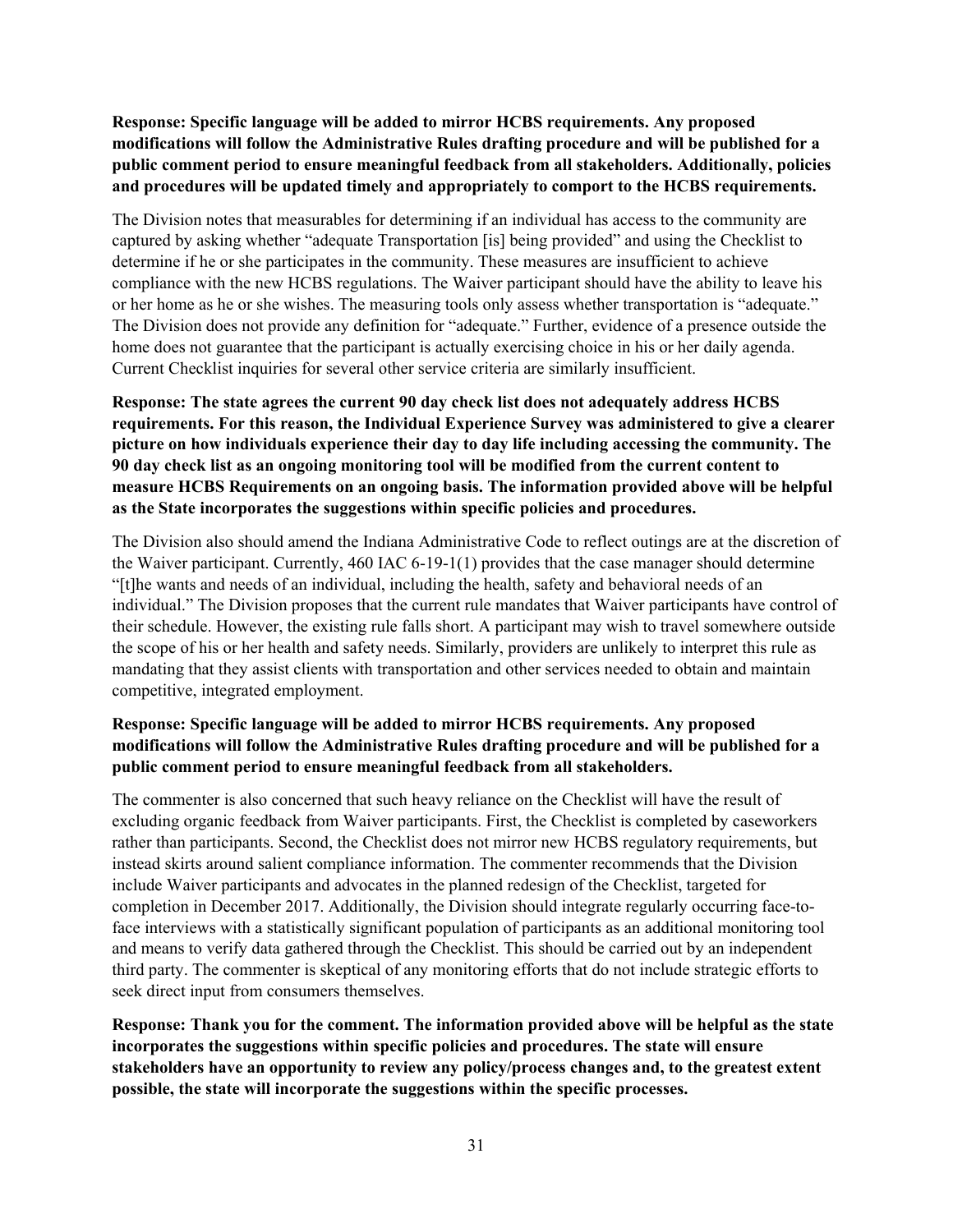**Response: Specific language will be added to mirror HCBS requirements. Any proposed modifications will follow the Administrative Rules drafting procedure and will be published for a public comment period to ensure meaningful feedback from all stakeholders. Additionally, policies and procedures will be updated timely and appropriately to comport to the HCBS requirements.**

The Division notes that measurables for determining if an individual has access to the community are captured by asking whether "adequate Transportation [is] being provided" and using the Checklist to determine if he or she participates in the community. These measures are insufficient to achieve compliance with the new HCBS regulations. The Waiver participant should have the ability to leave his or her home as he or she wishes. The measuring tools only assess whether transportation is "adequate." The Division does not provide any definition for "adequate." Further, evidence of a presence outside the home does not guarantee that the participant is actually exercising choice in his or her daily agenda. Current Checklist inquiries for several other service criteria are similarly insufficient.

**Response: The state agrees the current 90 day check list does not adequately address HCBS requirements. For this reason, the Individual Experience Survey was administered to give a clearer picture on how individuals experience their day to day life including accessing the community. The 90 day check list as an ongoing monitoring tool will be modified from the current content to measure HCBS Requirements on an ongoing basis. The information provided above will be helpful as the State incorporates the suggestions within specific policies and procedures.**

The Division also should amend the Indiana Administrative Code to reflect outings are at the discretion of the Waiver participant. Currently, 460 IAC 6-19-1(1) provides that the case manager should determine "[t]he wants and needs of an individual, including the health, safety and behavioral needs of an individual." The Division proposes that the current rule mandates that Waiver participants have control of their schedule. However, the existing rule falls short. A participant may wish to travel somewhere outside the scope of his or her health and safety needs. Similarly, providers are unlikely to interpret this rule as mandating that they assist clients with transportation and other services needed to obtain and maintain competitive, integrated employment.

**Response: Specific language will be added to mirror HCBS requirements. Any proposed modifications will follow the Administrative Rules drafting procedure and will be published for a public comment period to ensure meaningful feedback from all stakeholders.**

The commenter is also concerned that such heavy reliance on the Checklist will have the result of excluding organic feedback from Waiver participants. First, the Checklist is completed by caseworkers rather than participants. Second, the Checklist does not mirror new HCBS regulatory requirements, but instead skirts around salient compliance information. The commenter recommends that the Division include Waiver participants and advocates in the planned redesign of the Checklist, targeted for completion in December 2017. Additionally, the Division should integrate regularly occurring face-to-face interviews with a statistically significant population of participants as an additional monitoring tool and means to verify data gathered through the Checklist. This should be carried out by an independent third party. The commenter is skeptical of any monitoring efforts that do not include strategic efforts to seek direct input from consumers themselves.

**Response: Thank you for the comment. The information provided above will be helpful as the state incorporates the suggestions within specific policies and procedures. The state will ensure stakeholders have an opportunity to review any policy/process changes and, to the greatest extent possible, the state will incorporate the suggestions within the specific processes.**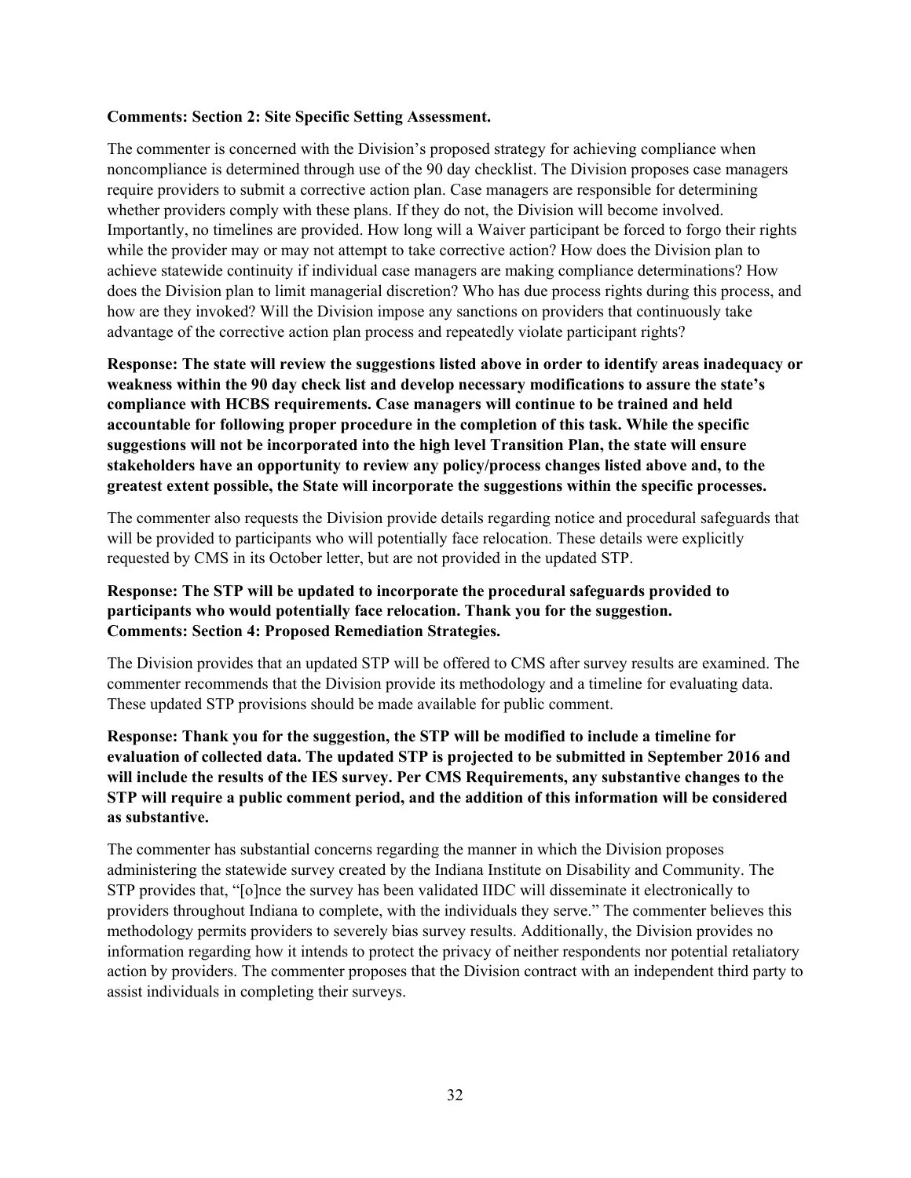**Comments: Section 2: Site Specific Setting Assessment.**

The commenter is concerned with the Division's proposed strategy for achieving compliance when noncompliance is determined through use of the 90 day checklist. The Division proposes case managers require providers to submit a corrective action plan. Case managers are responsible for determining whether providers comply with these plans. If they do not, the Division will become involved. Importantly, no timelines are provided. How long will a Waiver participant be forced to forgo their rights while the provider may or may not attempt to take corrective action? How does the Division plan to achieve statewide continuity if individual case managers are making compliance determinations? How does the Division plan to limit managerial discretion? Who has due process rights during this process, and how are they invoked? Will the Division impose any sanctions on providers that continuously take advantage of the corrective action plan process and repeatedly violate participant rights?

**Response: The state will review the suggestions listed above in order to identify areas inadequacy or weakness within the 90 day check list and develop necessary modifications to assure the state's compliance with HCBS requirements. Case managers will continue to be trained and held accountable for following proper procedure in the completion of this task. While the specific suggestions will not be incorporated into the high level Transition Plan, the state will ensure stakeholders have an opportunity to review any policy/process changes listed above and, to the greatest extent possible, the State will incorporate the suggestions within the specific processes.**

The commenter also requests the Division provide details regarding notice and procedural safeguards that will be provided to participants who will potentially face relocation. These details were explicitly requested by CMS in its October letter, but are not provided in the updated STP.

**Response: The STP will be updated to incorporate the procedural safeguards provided to participants who would potentially face relocation. Thank you for the suggestion.**

**Comments: Section 4: Proposed Remediation Strategies.**

The Division provides that an updated STP will be offered to CMS after survey results are examined. The commenter recommends that the Division provide its methodology and a timeline for evaluating data. These updated STP provisions should be made available for public comment.

**Response: Thank you for the suggestion, the STP will be modified to include a timeline for evaluation of collected data. The updated STP is projected to be submitted in September 2016 and will include the results of the IES survey. Per CMS Requirements, any substantive changes to the STP will require a public comment period, and the addition of this information will be considered as substantive.**

The commenter has substantial concerns regarding the manner in which the Division proposes administering the statewide survey created by the Indiana Institute on Disability and Community. The STP provides that, "[o]nce the survey has been validated IIDC will disseminate it electronically to providers throughout Indiana to complete, with the individuals they serve." The commenter believes this methodology permits providers to severely bias survey results. Additionally, the Division provides no information regarding how it intends to protect the privacy of neither respondents nor potential retaliatory action by providers. The commenter proposes that the Division contract with an independent third party to assist individuals in completing their surveys.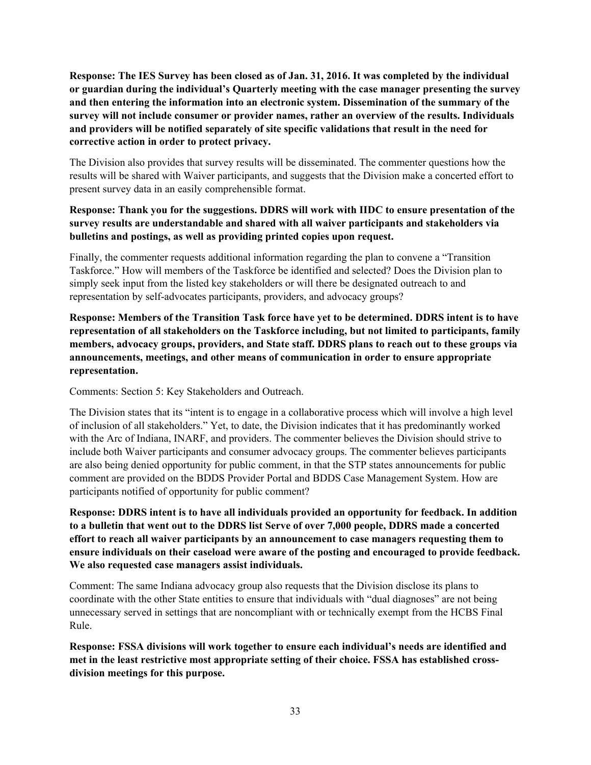**Response: The IES Survey has been closed as of Jan. 31, 2016. It was completed by the individual or guardian during the individual's Quarterly meeting with the case manager presenting the survey and then entering the information into an electronic system. Dissemination of the summary of the survey will not include consumer or provider names, rather an overview of the results. Individuals and providers will be notified separately of site specific validations that result in the need for corrective action in order to protect privacy.**

The Division also provides that survey results will be disseminated. The commenter questions how the results will be shared with Waiver participants, and suggests that the Division make a concerted effort to present survey data in an easily comprehensible format.

**Response: Thank you for the suggestions. DDRS will work with IIDC to ensure presentation of the survey results are understandable and shared with all waiver participants and stakeholders via bulletins and postings, as well as providing printed copies upon request.**

Finally, the commenter requests additional information regarding the plan to convene a "Transition Taskforce." How will members of the Taskforce be identified and selected? Does the Division plan to simply seek input from the listed key stakeholders or will there be designated outreach to and representation by self-advocates participants, providers, and advocacy groups?

**Response: Members of the Transition Task force have yet to be determined. DDRS intent is to have representation of all stakeholders on the Taskforce including, but not limited to participants, family members, advocacy groups, providers, and State staff. DDRS plans to reach out to these groups via announcements, meetings, and other means of communication in order to ensure appropriate representation.**

Comments: Section 5: Key Stakeholders and Outreach.

The Division states that its "intent is to engage in a collaborative process which will involve a high level of inclusion of all stakeholders." Yet, to date, the Division indicates that it has predominantly worked with the Arc of Indiana, INARF, and providers. The commenter believes the Division should strive to include both Waiver participants and consumer advocacy groups. The commenter believes participants are also being denied opportunity for public comment, in that the STP states announcements for public comment are provided on the BDDS Provider Portal and BDDS Case Management System. How are participants notified of opportunity for public comment?

**Response: DDRS intent is to have all individuals provided an opportunity for feedback. In addition to a bulletin that went out to the DDRS list Serve of over 7,000 people, DDRS made a concerted effort to reach all waiver participants by an announcement to case managers requesting them to ensure individuals on their caseload were aware of the posting and encouraged to provide feedback. We also requested case managers assist individuals.**

Comment: The same Indiana advocacy group also requests that the Division disclose its plans to coordinate with the other State entities to ensure that individuals with "dual diagnoses" are not being unnecessary served in settings that are noncompliant with or technically exempt from the HCBS Final Rule.

**Response: FSSA divisions will work together to ensure each individual's needs are identified and met in the least restrictive most appropriate setting of their choice. FSSA has established cross-division meetings for this purpose.**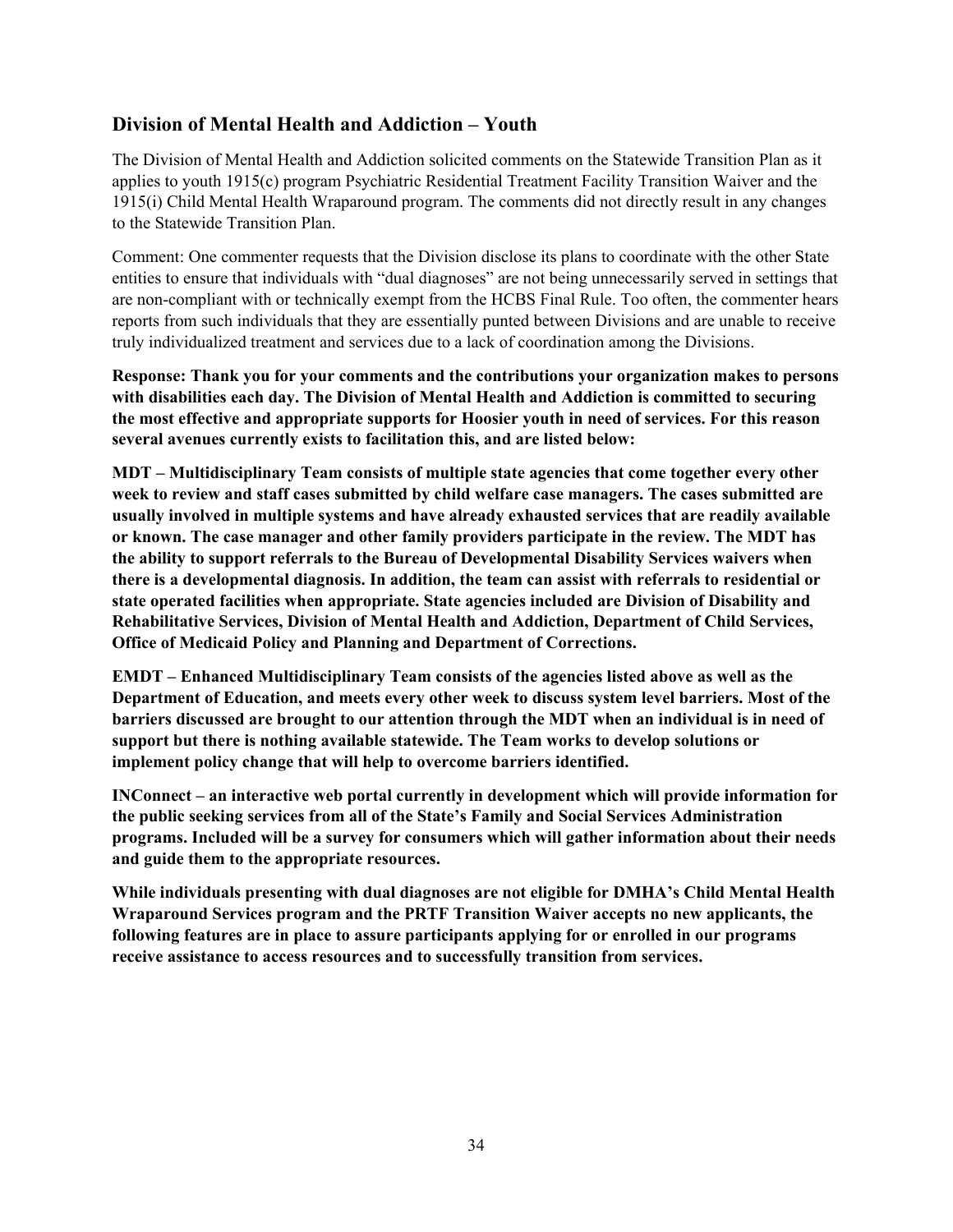## Division of Mental Health and Addiction – Youth

The Division of Mental Health and Addiction solicited comments on the Statewide Transition Plan as it applies to youth 1915(c) program Psychiatric Residential Treatment Facility Transition Waiver and the 1915(i) Child Mental Health Wraparound program. The comments did not directly result in any changes to the Statewide Transition Plan.

Comment: One commenter requests that the Division disclose its plans to coordinate with the other State entities to ensure that individuals with "dual diagnoses" are not being unnecessarily served in settings that are non-compliant with or technically exempt from the HCBS Final Rule. Too often, the commenter hears reports from such individuals that they are essentially punted between Divisions and are unable to receive truly individualized treatment and services due to a lack of coordination among the Divisions.

**Response: Thank you for your comments and the contributions your organization makes to persons with disabilities each day. The Division of Mental Health and Addiction is committed to securing the most effective and appropriate supports for Hoosier youth in need of services. For this reason several avenues currently exists to facilitation this, and are listed below:**

**MDT – Multidisciplinary Team consists of multiple state agencies that come together every other week to review and staff cases submitted by child welfare case managers. The cases submitted are usually involved in multiple systems and have already exhausted services that are readily available or known. The case manager and other family providers participate in the review. The MDT has the ability to support referrals to the Bureau of Developmental Disability Services waivers when there is a developmental diagnosis. In addition, the team can assist with referrals to residential or state operated facilities when appropriate. State agencies included are Division of Disability and Rehabilitative Services, Division of Mental Health and Addiction, Department of Child Services, Office of Medicaid Policy and Planning and Department of Corrections.**

**EMDT – Enhanced Multidisciplinary Team consists of the agencies listed above as well as the Department of Education, and meets every other week to discuss system level barriers. Most of the barriers discussed are brought to our attention through the MDT when an individual is in need of support but there is nothing available statewide. The Team works to develop solutions or implement policy change that will help to overcome barriers identified.**

**INConnect – an interactive web portal currently in development which will provide information for the public seeking services from all of the State's Family and Social Services Administration programs. Included will be a survey for consumers which will gather information about their needs and guide them to the appropriate resources.**

**While individuals presenting with dual diagnoses are not eligible for DMHA's Child Mental Health Wraparound Services program and the PRTF Transition Waiver accepts no new applicants, the following features are in place to assure participants applying for or enrolled in our programs receive assistance to access resources and to successfully transition from services.**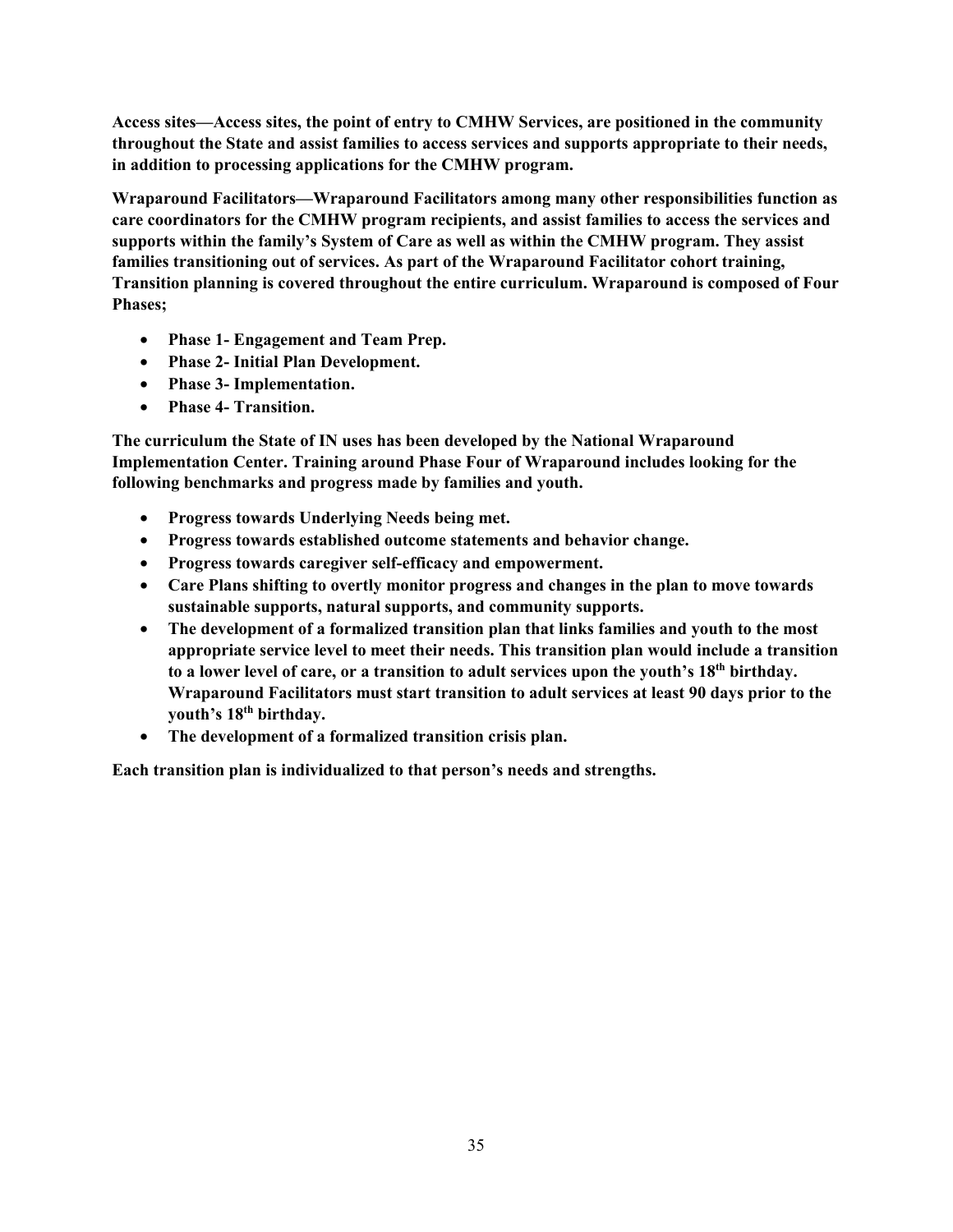**Access sites—Access sites, the point of entry to CMHW Services, are positioned in the community throughout the State and assist families to access services and supports appropriate to their needs, in addition to processing applications for the CMHW program.**

**Wraparound Facilitators—Wraparound Facilitators among many other responsibilities function as care coordinators for the CMHW program recipients, and assist families to access the services and supports within the family's System of Care as well as within the CMHW program. They assist families transitioning out of services. As part of the Wraparound Facilitator cohort training, Transition planning is covered throughout the entire curriculum. Wraparound is composed of Four Phases;**

- **Phase 1- Engagement and Team Prep.**
- **Phase 2- Initial Plan Development.**
- **Phase 3- Implementation.**
- **Phase 4- Transition.**

**The curriculum the State of IN uses has been developed by the National Wraparound Implementation Center. Training around Phase Four of Wraparound includes looking for the following benchmarks and progress made by families and youth.**

- **Progress towards Underlying Needs being met.**
- **Progress towards established outcome statements and behavior change.**
- **Progress towards caregiver self-efficacy and empowerment.**
- **Care Plans shifting to overtly monitor progress and changes in the plan to move towards sustainable supports, natural supports, and community supports.**
- **The development of a formalized transition plan that links families and youth to the most appropriate service level to meet their needs. This transition plan would include a transition to a lower level of care, or a transition to adult services upon the youth's 18th birthday. Wraparound Facilitators must start transition to adult services at least 90 days prior to the youth's 18th birthday.**
- **The development of a formalized transition crisis plan.**

**Each transition plan is individualized to that person's needs and strengths.**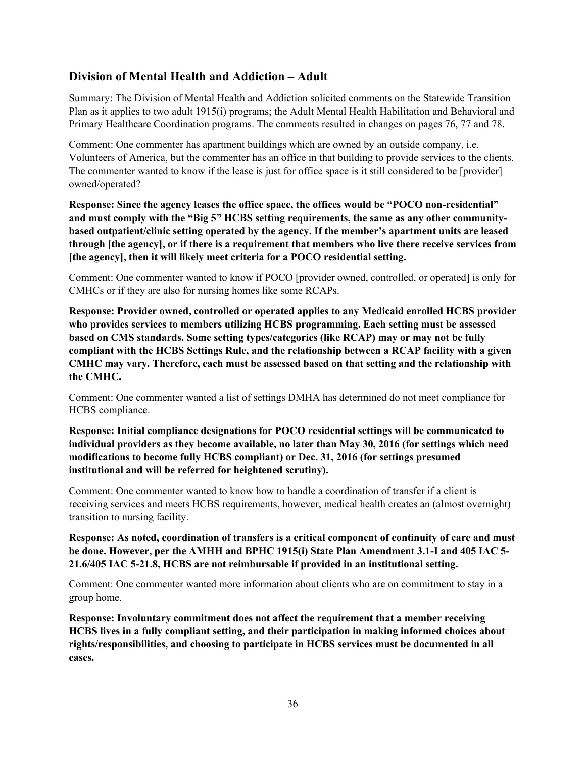## Division of Mental Health and Addiction – Adult

Summary: The Division of Mental Health and Addiction solicited comments on the Statewide Transition Plan as it applies to two adult 1915(i) programs; the Adult Mental Health Habilitation and Behavioral and Primary Healthcare Coordination programs. The comments resulted in changes on pages 76, 77 and 78.

Comment: One commenter has apartment buildings which are owned by an outside company, i.e. Volunteers of America, but the commenter has an office in that building to provide services to the clients. The commenter wanted to know if the lease is just for office space is it still considered to be [provider] owned/operated?

**Response: Since the agency leases the office space, the offices would be "POCO non-residential" and must comply with the "Big 5" HCBS setting requirements, the same as any other community-based outpatient/clinic setting operated by the agency. If the member's apartment units are leased through [the agency], or if there is a requirement that members who live there receive services from [the agency], then it will likely meet criteria for a POCO residential setting.**

Comment: One commenter wanted to know if POCO [provider owned, controlled, or operated] is only for CMHCs or if they are also for nursing homes like some RCAPs.

**Response: Provider owned, controlled or operated applies to any Medicaid enrolled HCBS provider who provides services to members utilizing HCBS programming. Each setting must be assessed based on CMS standards. Some setting types/categories (like RCAP) may or may not be fully compliant with the HCBS Settings Rule, and the relationship between a RCAP facility with a given CMHC may vary. Therefore, each must be assessed based on that setting and the relationship with the CMHC.**

Comment: One commenter wanted a list of settings DMHA has determined do not meet compliance for HCBS compliance.

**Response: Initial compliance designations for POCO residential settings will be communicated to individual providers as they become available, no later than May 30, 2016 (for settings which need modifications to become fully HCBS compliant) or Dec. 31, 2016 (for settings presumed institutional and will be referred for heightened scrutiny).**

Comment: One commenter wanted to know how to handle a coordination of transfer if a client is receiving services and meets HCBS requirements, however, medical health creates an (almost overnight) transition to nursing facility.

**Response: As noted, coordination of transfers is a critical component of continuity of care and must be done. However, per the AMHH and BPHC 1915(i) State Plan Amendment 3.1-I and 405 IAC 5-21.6/405 IAC 5-21.8, HCBS are not reimbursable if provided in an institutional setting.**

Comment: One commenter wanted more information about clients who are on commitment to stay in a group home.

**Response: Involuntary commitment does not affect the requirement that a member receiving HCBS lives in a fully compliant setting, and their participation in making informed choices about rights/responsibilities, and choosing to participate in HCBS services must be documented in all cases.**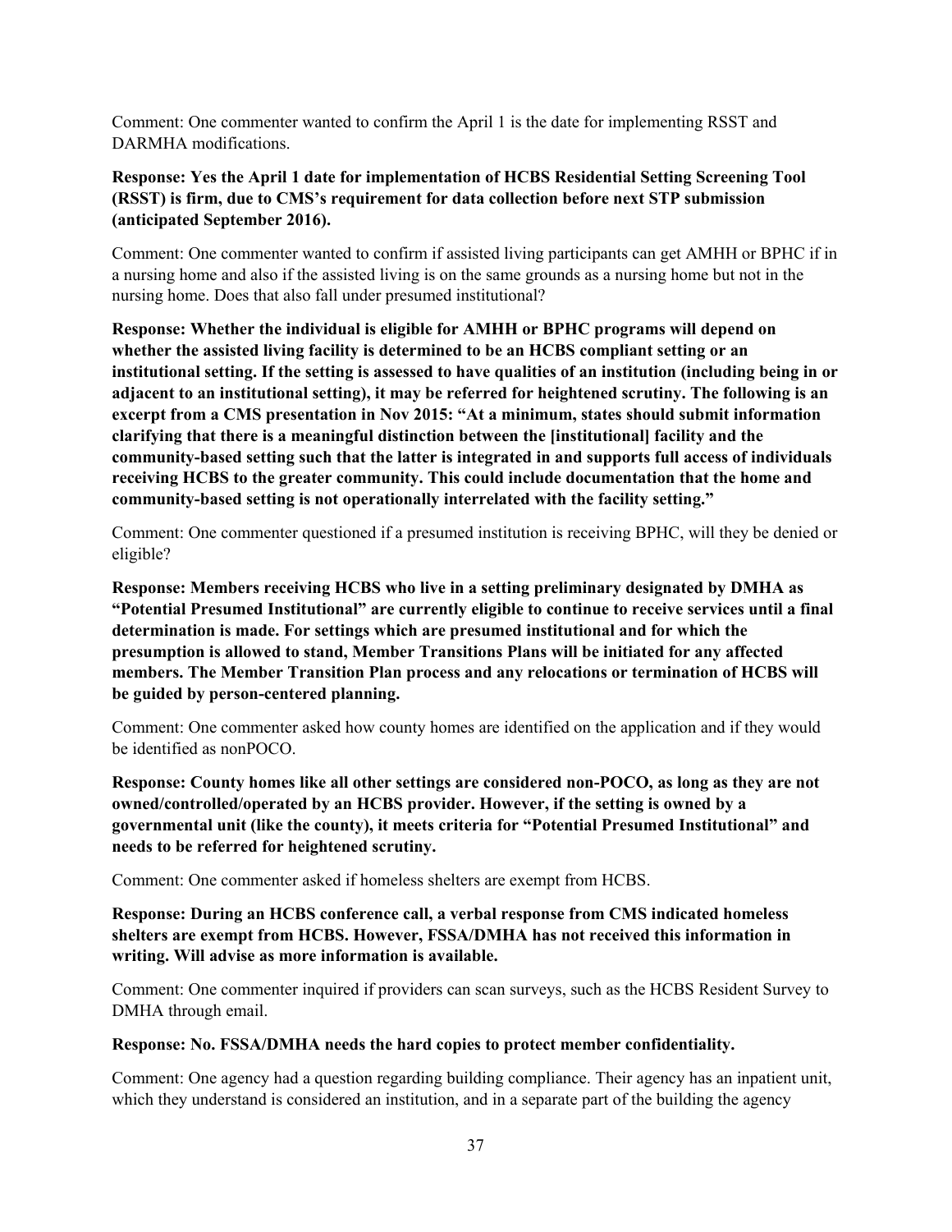Comment: One commenter wanted to confirm the April 1 is the date for implementing RSST and DARMHA modifications.

**Response: Yes the April 1 date for implementation of HCBS Residential Setting Screening Tool (RSST) is firm, due to CMS's requirement for data collection before next STP submission (anticipated September 2016).**

Comment: One commenter wanted to confirm if assisted living participants can get AMHH or BPHC if in a nursing home and also if the assisted living is on the same grounds as a nursing home but not in the nursing home. Does that also fall under presumed institutional?

**Response: Whether the individual is eligible for AMHH or BPHC programs will depend on whether the assisted living facility is determined to be an HCBS compliant setting or an institutional setting. If the setting is assessed to have qualities of an institution (including being in or adjacent to an institutional setting), it may be referred for heightened scrutiny. The following is an excerpt from a CMS presentation in Nov 2015: "At a minimum, states should submit information clarifying that there is a meaningful distinction between the [institutional] facility and the community-based setting such that the latter is integrated in and supports full access of individuals receiving HCBS to the greater community. This could include documentation that the home and community-based setting is not operationally interrelated with the facility setting."**

Comment: One commenter questioned if a presumed institution is receiving BPHC, will they be denied or eligible?

**Response: Members receiving HCBS who live in a setting preliminary designated by DMHA as "Potential Presumed Institutional" are currently eligible to continue to receive services until a final determination is made. For settings which are presumed institutional and for which the presumption is allowed to stand, Member Transitions Plans will be initiated for any affected members. The Member Transition Plan process and any relocations or termination of HCBS will be guided by person-centered planning.**

Comment: One commenter asked how county homes are identified on the application and if they would be identified as nonPOCO.

**Response: County homes like all other settings are considered non-POCO, as long as they are not owned/controlled/operated by an HCBS provider. However, if the setting is owned by a governmental unit (like the county), it meets criteria for "Potential Presumed Institutional" and needs to be referred for heightened scrutiny.**

Comment: One commenter asked if homeless shelters are exempt from HCBS.

**Response: During an HCBS conference call, a verbal response from CMS indicated homeless shelters are exempt from HCBS. However, FSSA/DMHA has not received this information in writing. Will advise as more information is available.**

Comment: One commenter inquired if providers can scan surveys, such as the HCBS Resident Survey to DMHA through email.

**Response: No. FSSA/DMHA needs the hard copies to protect member confidentiality.**

Comment: One agency had a question regarding building compliance. Their agency has an inpatient unit, which they understand is considered an institution, and in a separate part of the building the agency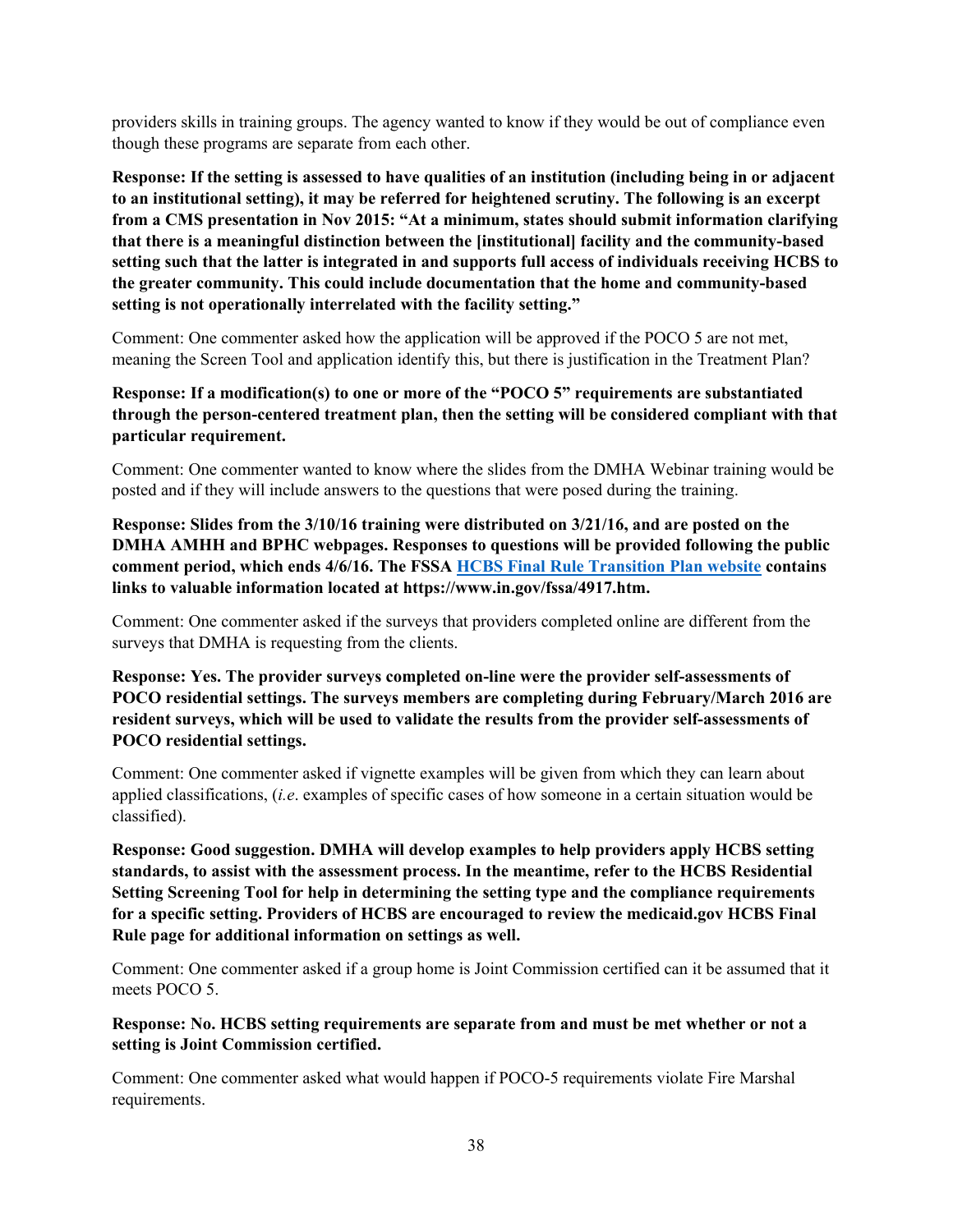providers skills in training groups. The agency wanted to know if they would be out of compliance even though these programs are separate from each other.

**Response: If the setting is assessed to have qualities of an institution (including being in or adjacent to an institutional setting), it may be referred for heightened scrutiny. The following is an excerpt from a CMS presentation in Nov 2015: "At a minimum, states should submit information clarifying that there is a meaningful distinction between the [institutional] facility and the community-based setting such that the latter is integrated in and supports full access of individuals receiving HCBS to the greater community. This could include documentation that the home and community-based setting is not operationally interrelated with the facility setting."**

Comment: One commenter asked how the application will be approved if the POCO 5 are not met, meaning the Screen Tool and application identify this, but there is justification in the Treatment Plan?

**Response: If a modification(s) to one or more of the "POCO 5" requirements are substantiated through the person-centered treatment plan, then the setting will be considered compliant with that particular requirement.**

Comment: One commenter wanted to know where the slides from the DMHA Webinar training would be posted and if they will include answers to the questions that were posed during the training.

**Response: Slides from the 3/10/16 training were distributed on 3/21/16, and are posted on the DMHA AMHH and BPHC webpages. Responses to questions will be provided following the public comment period, which ends 4/6/16. The FSSA HCBS Final Rule Transition Plan website contains links to valuable information located at https://www.in.gov/fssa/4917.htm.**

Comment: One commenter asked if the surveys that providers completed online are different from the surveys that DMHA is requesting from the clients.

**Response: Yes. The provider surveys completed on-line were the provider self-assessments of POCO residential settings. The surveys members are completing during February/March 2016 are resident surveys, which will be used to validate the results from the provider self-assessments of POCO residential settings.**

Comment: One commenter asked if vignette examples will be given from which they can learn about applied classifications, (*i.e*. examples of specific cases of how someone in a certain situation would be classified).

**Response: Good suggestion. DMHA will develop examples to help providers apply HCBS setting standards, to assist with the assessment process. In the meantime, refer to the HCBS Residential Setting Screening Tool for help in determining the setting type and the compliance requirements for a specific setting. Providers of HCBS are encouraged to review the medicaid.gov HCBS Final Rule page for additional information on settings as well.**

Comment: One commenter asked if a group home is Joint Commission certified can it be assumed that it meets POCO 5.

**Response: No. HCBS setting requirements are separate from and must be met whether or not a setting is Joint Commission certified.**

Comment: One commenter asked what would happen if POCO-5 requirements violate Fire Marshal requirements.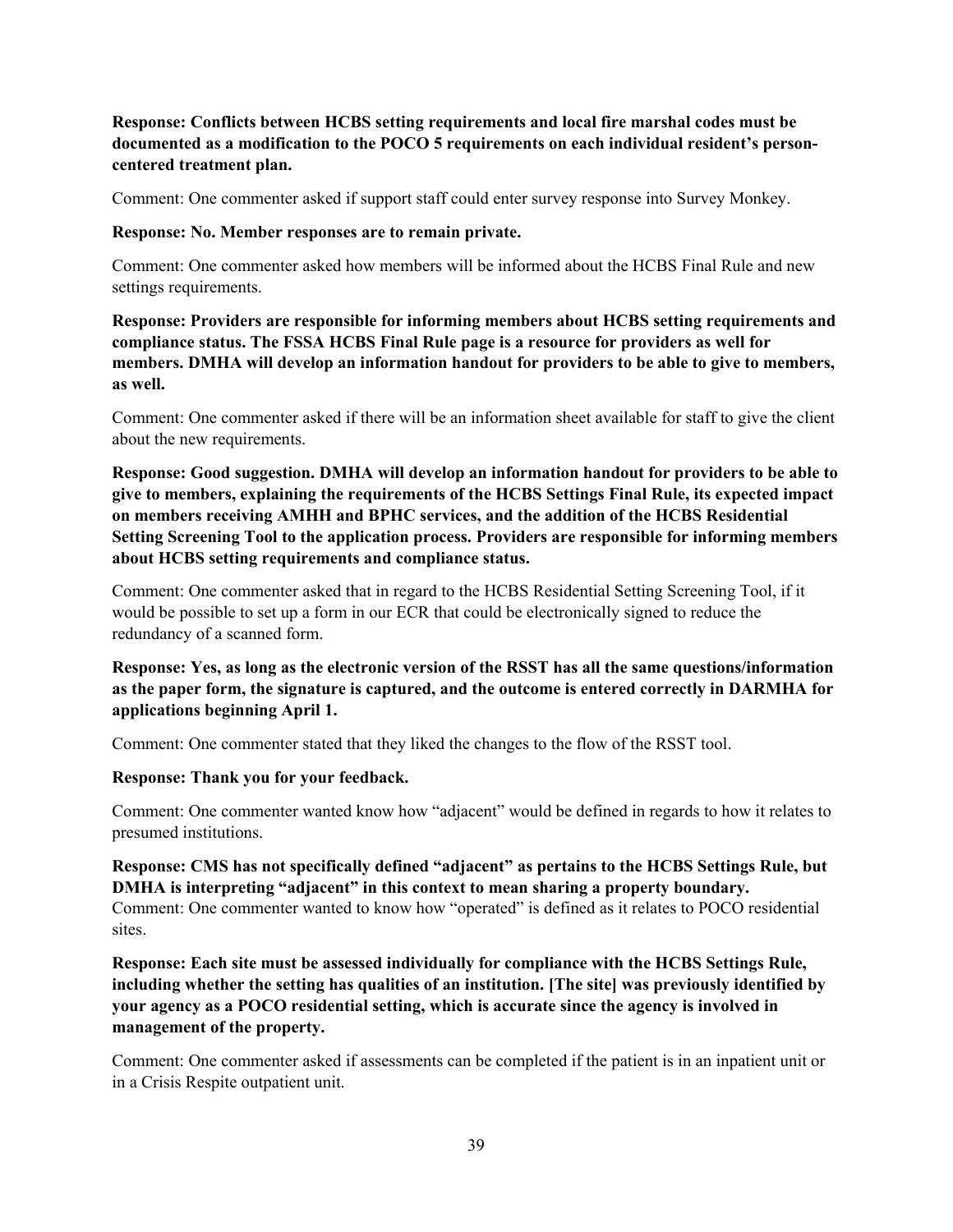**Response: Conflicts between HCBS setting requirements and local fire marshal codes must be documented as a modification to the POCO 5 requirements on each individual resident's person-centered treatment plan.**

Comment: One commenter asked if support staff could enter survey response into Survey Monkey.

**Response: No. Member responses are to remain private.**

Comment: One commenter asked how members will be informed about the HCBS Final Rule and new settings requirements.

**Response: Providers are responsible for informing members about HCBS setting requirements and compliance status. The FSSA HCBS Final Rule page is a resource for providers as well for members. DMHA will develop an information handout for providers to be able to give to members, as well.**

Comment: One commenter asked if there will be an information sheet available for staff to give the client about the new requirements.

**Response: Good suggestion. DMHA will develop an information handout for providers to be able to give to members, explaining the requirements of the HCBS Settings Final Rule, its expected impact on members receiving AMHH and BPHC services, and the addition of the HCBS Residential Setting Screening Tool to the application process. Providers are responsible for informing members about HCBS setting requirements and compliance status.**

Comment: One commenter asked that in regard to the HCBS Residential Setting Screening Tool, if it would be possible to set up a form in our ECR that could be electronically signed to reduce the redundancy of a scanned form.

**Response: Yes, as long as the electronic version of the RSST has all the same questions/information as the paper form, the signature is captured, and the outcome is entered correctly in DARMHA for applications beginning April 1.**

Comment: One commenter stated that they liked the changes to the flow of the RSST tool.

**Response: Thank you for your feedback.**

Comment: One commenter wanted know how "adjacent" would be defined in regards to how it relates to presumed institutions.

**Response: CMS has not specifically defined "adjacent" as pertains to the HCBS Settings Rule, but DMHA is interpreting "adjacent" in this context to mean sharing a property boundary.**

Comment: One commenter wanted to know how "operated" is defined as it relates to POCO residential sites.

**Response: Each site must be assessed individually for compliance with the HCBS Settings Rule, including whether the setting has qualities of an institution. [The site] was previously identified by your agency as a POCO residential setting, which is accurate since the agency is involved in management of the property.**

Comment: One commenter asked if assessments can be completed if the patient is in an inpatient unit or in a Crisis Respite outpatient unit.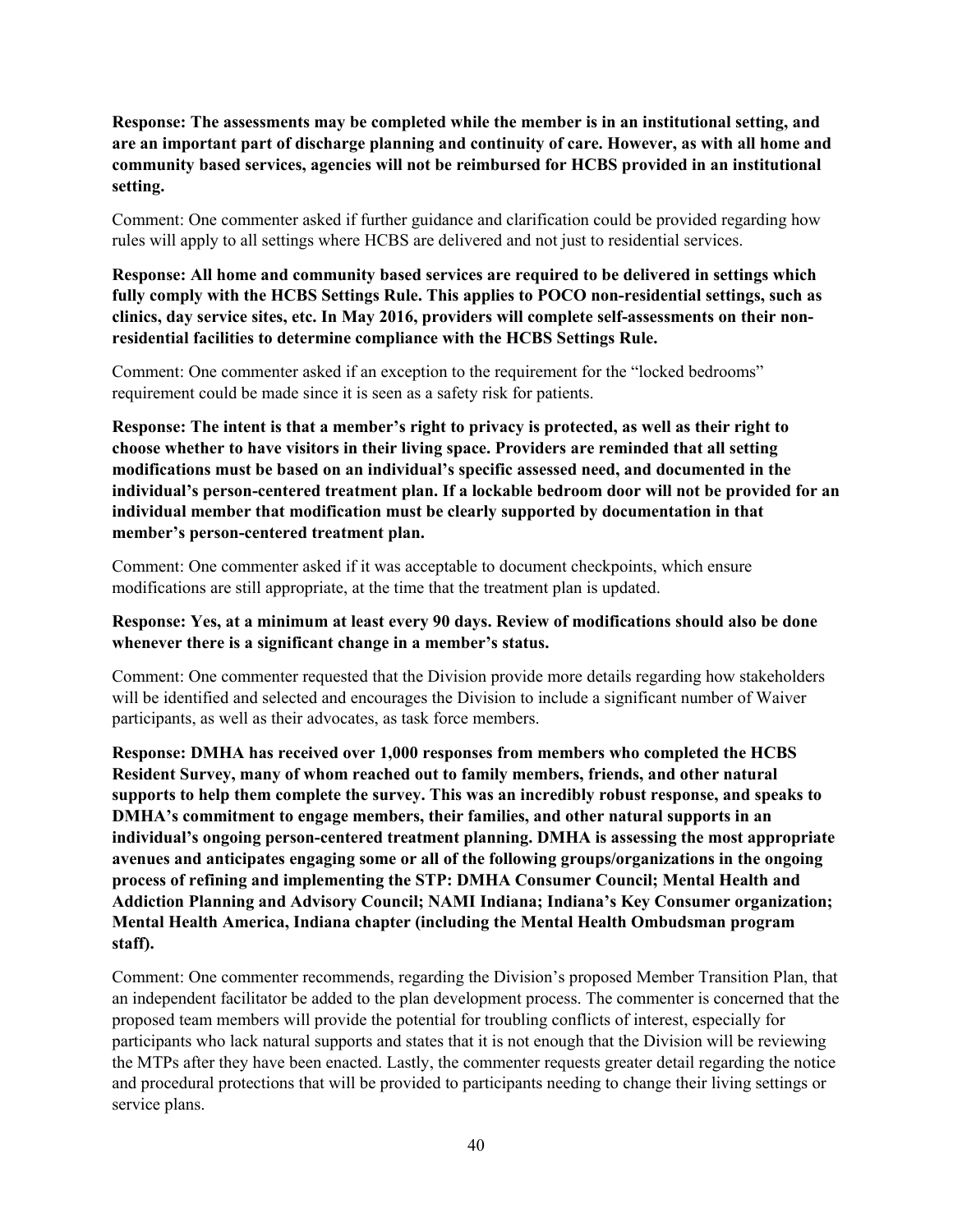**Response: The assessments may be completed while the member is in an institutional setting, and are an important part of discharge planning and continuity of care. However, as with all home and community based services, agencies will not be reimbursed for HCBS provided in an institutional setting.**

Comment: One commenter asked if further guidance and clarification could be provided regarding how rules will apply to all settings where HCBS are delivered and not just to residential services.

**Response: All home and community based services are required to be delivered in settings which fully comply with the HCBS Settings Rule. This applies to POCO non-residential settings, such as clinics, day service sites, etc. In May 2016, providers will complete self-assessments on their non-residential facilities to determine compliance with the HCBS Settings Rule.**

Comment: One commenter asked if an exception to the requirement for the "locked bedrooms" requirement could be made since it is seen as a safety risk for patients.

**Response: The intent is that a member's right to privacy is protected, as well as their right to choose whether to have visitors in their living space. Providers are reminded that all setting modifications must be based on an individual's specific assessed need, and documented in the individual's person-centered treatment plan. If a lockable bedroom door will not be provided for an individual member that modification must be clearly supported by documentation in that member's person-centered treatment plan.**

Comment: One commenter asked if it was acceptable to document checkpoints, which ensure modifications are still appropriate, at the time that the treatment plan is updated.

**Response: Yes, at a minimum at least every 90 days. Review of modifications should also be done whenever there is a significant change in a member's status.**

Comment: One commenter requested that the Division provide more details regarding how stakeholders will be identified and selected and encourages the Division to include a significant number of Waiver participants, as well as their advocates, as task force members.

**Response: DMHA has received over 1,000 responses from members who completed the HCBS Resident Survey, many of whom reached out to family members, friends, and other natural supports to help them complete the survey. This was an incredibly robust response, and speaks to DMHA's commitment to engage members, their families, and other natural supports in an individual's ongoing person-centered treatment planning. DMHA is assessing the most appropriate avenues and anticipates engaging some or all of the following groups/organizations in the ongoing process of refining and implementing the STP: DMHA Consumer Council; Mental Health and Addiction Planning and Advisory Council; NAMI Indiana; Indiana's Key Consumer organization; Mental Health America, Indiana chapter (including the Mental Health Ombudsman program staff).**

Comment: One commenter recommends, regarding the Division's proposed Member Transition Plan, that an independent facilitator be added to the plan development process. The commenter is concerned that the proposed team members will provide the potential for troubling conflicts of interest, especially for participants who lack natural supports and states that it is not enough that the Division will be reviewing the MTPs after they have been enacted. Lastly, the commenter requests greater detail regarding the notice and procedural protections that will be provided to participants needing to change their living settings or service plans.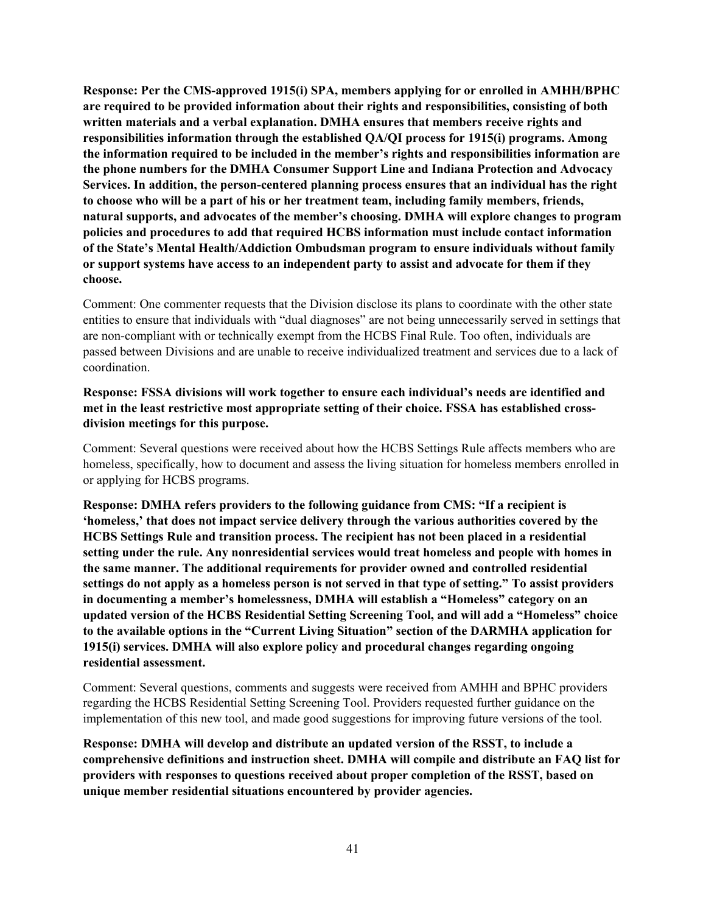**Response: Per the CMS-approved 1915(i) SPA, members applying for or enrolled in AMHH/BPHC are required to be provided information about their rights and responsibilities, consisting of both written materials and a verbal explanation. DMHA ensures that members receive rights and responsibilities information through the established QA/QI process for 1915(i) programs. Among the information required to be included in the member's rights and responsibilities information are the phone numbers for the DMHA Consumer Support Line and Indiana Protection and Advocacy Services. In addition, the person-centered planning process ensures that an individual has the right to choose who will be a part of his or her treatment team, including family members, friends, natural supports, and advocates of the member's choosing. DMHA will explore changes to program policies and procedures to add that required HCBS information must include contact information of the State's Mental Health/Addiction Ombudsman program to ensure individuals without family or support systems have access to an independent party to assist and advocate for them if they choose.**

Comment: One commenter requests that the Division disclose its plans to coordinate with the other state entities to ensure that individuals with "dual diagnoses" are not being unnecessarily served in settings that are non-compliant with or technically exempt from the HCBS Final Rule. Too often, individuals are passed between Divisions and are unable to receive individualized treatment and services due to a lack of coordination.

**Response: FSSA divisions will work together to ensure each individual's needs are identified and met in the least restrictive most appropriate setting of their choice. FSSA has established cross-division meetings for this purpose.**

Comment: Several questions were received about how the HCBS Settings Rule affects members who are homeless, specifically, how to document and assess the living situation for homeless members enrolled in or applying for HCBS programs.

**Response: DMHA refers providers to the following guidance from CMS: "If a recipient is 'homeless,' that does not impact service delivery through the various authorities covered by the HCBS Settings Rule and transition process. The recipient has not been placed in a residential setting under the rule. Any nonresidential services would treat homeless and people with homes in the same manner. The additional requirements for provider owned and controlled residential settings do not apply as a homeless person is not served in that type of setting." To assist providers in documenting a member's homelessness, DMHA will establish a "Homeless" category on an updated version of the HCBS Residential Setting Screening Tool, and will add a "Homeless" choice to the available options in the "Current Living Situation" section of the DARMHA application for 1915(i) services. DMHA will also explore policy and procedural changes regarding ongoing residential assessment.**

Comment: Several questions, comments and suggests were received from AMHH and BPHC providers regarding the HCBS Residential Setting Screening Tool. Providers requested further guidance on the implementation of this new tool, and made good suggestions for improving future versions of the tool.

**Response: DMHA will develop and distribute an updated version of the RSST, to include a comprehensive definitions and instruction sheet. DMHA will compile and distribute an FAQ list for providers with responses to questions received about proper completion of the RSST, based on unique member residential situations encountered by provider agencies.**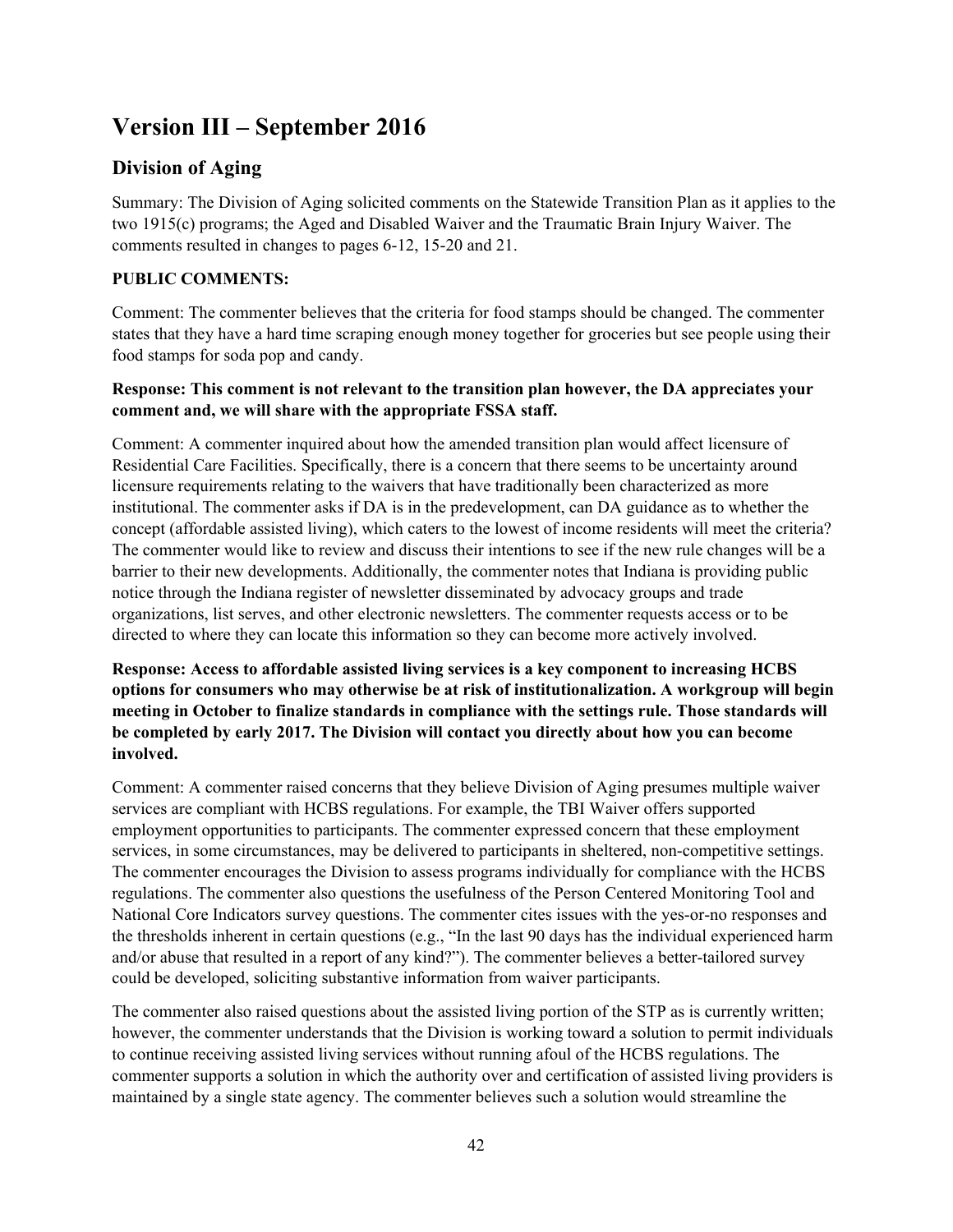# Version III – September 2016

## Division of Aging

Summary: The Division of Aging solicited comments on the Statewide Transition Plan as it applies to the two 1915(c) programs; the Aged and Disabled Waiver and the Traumatic Brain Injury Waiver. The comments resulted in changes to pages 6-12, 15-20 and 21.

**PUBLIC COMMENTS:**

Comment: The commenter believes that the criteria for food stamps should be changed. The commenter states that they have a hard time scraping enough money together for groceries but see people using their food stamps for soda pop and candy.

**Response: This comment is not relevant to the transition plan however, the DA appreciates your comment and, we will share with the appropriate FSSA staff.**

Comment: A commenter inquired about how the amended transition plan would affect licensure of Residential Care Facilities. Specifically, there is a concern that there seems to be uncertainty around licensure requirements relating to the waivers that have traditionally been characterized as more institutional. The commenter asks if DA is in the predevelopment, can DA guidance as to whether the concept (affordable assisted living), which caters to the lowest of income residents will meet the criteria? The commenter would like to review and discuss their intentions to see if the new rule changes will be a barrier to their new developments. Additionally, the commenter notes that Indiana is providing public notice through the Indiana register of newsletter disseminated by advocacy groups and trade organizations, list serves, and other electronic newsletters. The commenter requests access or to be directed to where they can locate this information so they can become more actively involved.

**Response: Access to affordable assisted living services is a key component to increasing HCBS options for consumers who may otherwise be at risk of institutionalization. A workgroup will begin meeting in October to finalize standards in compliance with the settings rule. Those standards will be completed by early 2017. The Division will contact you directly about how you can become involved.**

Comment: A commenter raised concerns that they believe Division of Aging presumes multiple waiver services are compliant with HCBS regulations. For example, the TBI Waiver offers supported employment opportunities to participants. The commenter expressed concern that these employment services, in some circumstances, may be delivered to participants in sheltered, non-competitive settings. The commenter encourages the Division to assess programs individually for compliance with the HCBS regulations. The commenter also questions the usefulness of the Person Centered Monitoring Tool and National Core Indicators survey questions. The commenter cites issues with the yes-or-no responses and the thresholds inherent in certain questions (e.g., "In the last 90 days has the individual experienced harm and/or abuse that resulted in a report of any kind?"). The commenter believes a better-tailored survey could be developed, soliciting substantive information from waiver participants.

The commenter also raised questions about the assisted living portion of the STP as is currently written; however, the commenter understands that the Division is working toward a solution to permit individuals to continue receiving assisted living services without running afoul of the HCBS regulations. The commenter supports a solution in which the authority over and certification of assisted living providers is maintained by a single state agency. The commenter believes such a solution would streamline the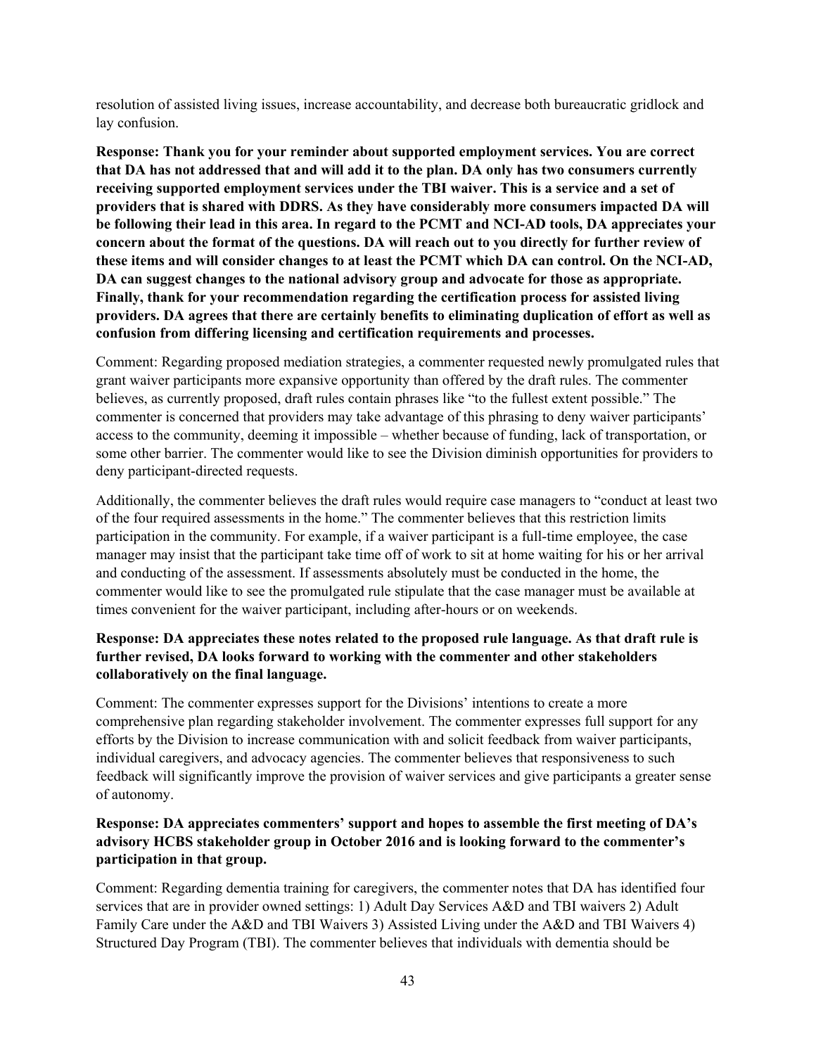resolution of assisted living issues, increase accountability, and decrease both bureaucratic gridlock and lay confusion.

**Response: Thank you for your reminder about supported employment services. You are correct that DA has not addressed that and will add it to the plan. DA only has two consumers currently receiving supported employment services under the TBI waiver. This is a service and a set of providers that is shared with DDRS. As they have considerably more consumers impacted DA will be following their lead in this area. In regard to the PCMT and NCI-AD tools, DA appreciates your concern about the format of the questions. DA will reach out to you directly for further review of these items and will consider changes to at least the PCMT which DA can control. On the NCI-AD, DA can suggest changes to the national advisory group and advocate for those as appropriate. Finally, thank for your recommendation regarding the certification process for assisted living providers. DA agrees that there are certainly benefits to eliminating duplication of effort as well as confusion from differing licensing and certification requirements and processes.**

Comment: Regarding proposed mediation strategies, a commenter requested newly promulgated rules that grant waiver participants more expansive opportunity than offered by the draft rules. The commenter believes, as currently proposed, draft rules contain phrases like "to the fullest extent possible." The commenter is concerned that providers may take advantage of this phrasing to deny waiver participants' access to the community, deeming it impossible – whether because of funding, lack of transportation, or some other barrier. The commenter would like to see the Division diminish opportunities for providers to deny participant-directed requests.

Additionally, the commenter believes the draft rules would require case managers to "conduct at least two of the four required assessments in the home." The commenter believes that this restriction limits participation in the community. For example, if a waiver participant is a full-time employee, the case manager may insist that the participant take time off of work to sit at home waiting for his or her arrival and conducting of the assessment. If assessments absolutely must be conducted in the home, the commenter would like to see the promulgated rule stipulate that the case manager must be available at times convenient for the waiver participant, including after-hours or on weekends.

**Response: DA appreciates these notes related to the proposed rule language. As that draft rule is further revised, DA looks forward to working with the commenter and other stakeholders collaboratively on the final language.**

Comment: The commenter expresses support for the Divisions' intentions to create a more comprehensive plan regarding stakeholder involvement. The commenter expresses full support for any efforts by the Division to increase communication with and solicit feedback from waiver participants, individual caregivers, and advocacy agencies. The commenter believes that responsiveness to such feedback will significantly improve the provision of waiver services and give participants a greater sense of autonomy.

**Response: DA appreciates commenters' support and hopes to assemble the first meeting of DA's advisory HCBS stakeholder group in October 2016 and is looking forward to the commenter's participation in that group.**

Comment: Regarding dementia training for caregivers, the commenter notes that DA has identified four services that are in provider owned settings: 1) Adult Day Services A&D and TBI waivers 2) Adult Family Care under the A&D and TBI Waivers 3) Assisted Living under the A&D and TBI Waivers 4) Structured Day Program (TBI). The commenter believes that individuals with dementia should be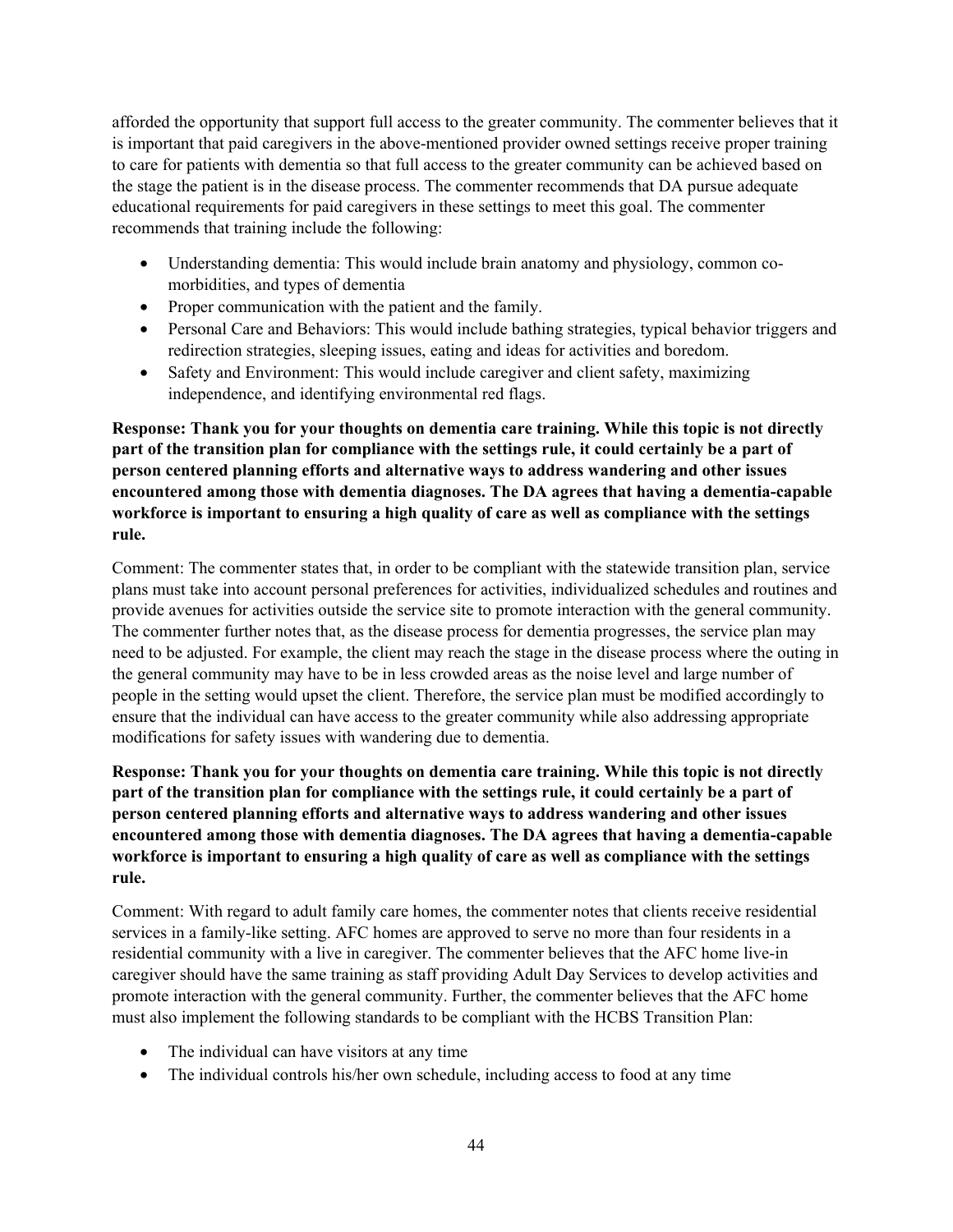afforded the opportunity that support full access to the greater community. The commenter believes that it is important that paid caregivers in the above-mentioned provider owned settings receive proper training to care for patients with dementia so that full access to the greater community can be achieved based on the stage the patient is in the disease process. The commenter recommends that DA pursue adequate educational requirements for paid caregivers in these settings to meet this goal. The commenter recommends that training include the following:

- Understanding dementia: This would include brain anatomy and physiology, common co-morbidities, and types of dementia
- Proper communication with the patient and the family.
- Personal Care and Behaviors: This would include bathing strategies, typical behavior triggers and redirection strategies, sleeping issues, eating and ideas for activities and boredom.
- Safety and Environment: This would include caregiver and client safety, maximizing independence, and identifying environmental red flags.

**Response: Thank you for your thoughts on dementia care training. While this topic is not directly part of the transition plan for compliance with the settings rule, it could certainly be a part of person centered planning efforts and alternative ways to address wandering and other issues encountered among those with dementia diagnoses. The DA agrees that having a dementia-capable workforce is important to ensuring a high quality of care as well as compliance with the settings rule.**

Comment: The commenter states that, in order to be compliant with the statewide transition plan, service plans must take into account personal preferences for activities, individualized schedules and routines and provide avenues for activities outside the service site to promote interaction with the general community. The commenter further notes that, as the disease process for dementia progresses, the service plan may need to be adjusted. For example, the client may reach the stage in the disease process where the outing in the general community may have to be in less crowded areas as the noise level and large number of people in the setting would upset the client. Therefore, the service plan must be modified accordingly to ensure that the individual can have access to the greater community while also addressing appropriate modifications for safety issues with wandering due to dementia.

**Response: Thank you for your thoughts on dementia care training. While this topic is not directly part of the transition plan for compliance with the settings rule, it could certainly be a part of person centered planning efforts and alternative ways to address wandering and other issues encountered among those with dementia diagnoses. The DA agrees that having a dementia-capable workforce is important to ensuring a high quality of care as well as compliance with the settings rule.**

Comment: With regard to adult family care homes, the commenter notes that clients receive residential services in a family-like setting. AFC homes are approved to serve no more than four residents in a residential community with a live in caregiver. The commenter believes that the AFC home live-in caregiver should have the same training as staff providing Adult Day Services to develop activities and promote interaction with the general community. Further, the commenter believes that the AFC home must also implement the following standards to be compliant with the HCBS Transition Plan:

- The individual can have visitors at any time
- The individual controls his/her own schedule, including access to food at any time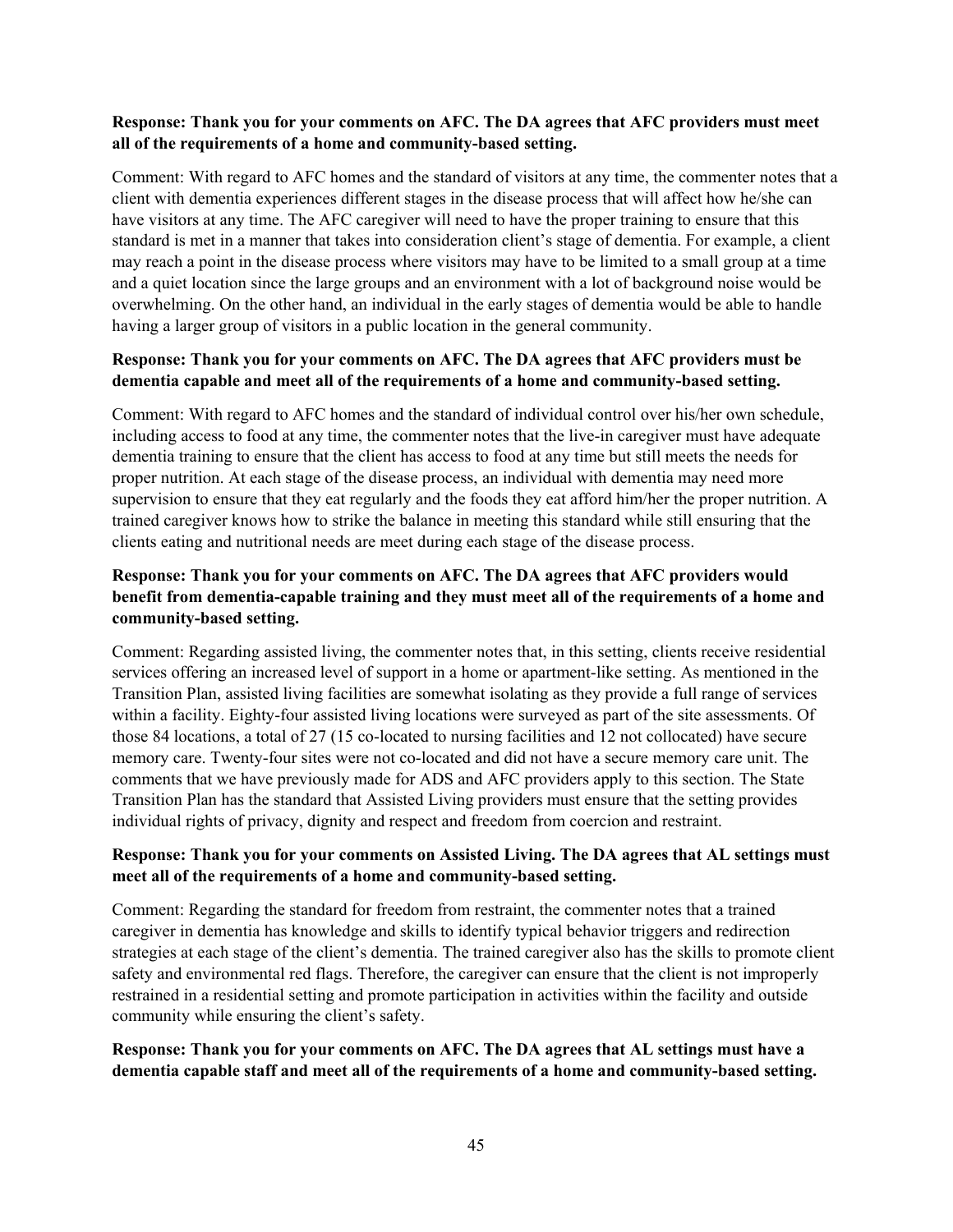**Response: Thank you for your comments on AFC. The DA agrees that AFC providers must meet all of the requirements of a home and community-based setting.**

Comment: With regard to AFC homes and the standard of visitors at any time, the commenter notes that a client with dementia experiences different stages in the disease process that will affect how he/she can have visitors at any time. The AFC caregiver will need to have the proper training to ensure that this standard is met in a manner that takes into consideration client's stage of dementia. For example, a client may reach a point in the disease process where visitors may have to be limited to a small group at a time and a quiet location since the large groups and an environment with a lot of background noise would be overwhelming. On the other hand, an individual in the early stages of dementia would be able to handle having a larger group of visitors in a public location in the general community.

**Response: Thank you for your comments on AFC. The DA agrees that AFC providers must be dementia capable and meet all of the requirements of a home and community-based setting.**

Comment: With regard to AFC homes and the standard of individual control over his/her own schedule, including access to food at any time, the commenter notes that the live-in caregiver must have adequate dementia training to ensure that the client has access to food at any time but still meets the needs for proper nutrition. At each stage of the disease process, an individual with dementia may need more supervision to ensure that they eat regularly and the foods they eat afford him/her the proper nutrition. A trained caregiver knows how to strike the balance in meeting this standard while still ensuring that the clients eating and nutritional needs are meet during each stage of the disease process.

**Response: Thank you for your comments on AFC. The DA agrees that AFC providers would benefit from dementia-capable training and they must meet all of the requirements of a home and community-based setting.**

Comment: Regarding assisted living, the commenter notes that, in this setting, clients receive residential services offering an increased level of support in a home or apartment-like setting. As mentioned in the Transition Plan, assisted living facilities are somewhat isolating as they provide a full range of services within a facility. Eighty-four assisted living locations were surveyed as part of the site assessments. Of those 84 locations, a total of 27 (15 co-located to nursing facilities and 12 not collocated) have secure memory care. Twenty-four sites were not co-located and did not have a secure memory care unit. The comments that we have previously made for ADS and AFC providers apply to this section. The State Transition Plan has the standard that Assisted Living providers must ensure that the setting provides individual rights of privacy, dignity and respect and freedom from coercion and restraint.

**Response: Thank you for your comments on Assisted Living. The DA agrees that AL settings must meet all of the requirements of a home and community-based setting.**

Comment: Regarding the standard for freedom from restraint, the commenter notes that a trained caregiver in dementia has knowledge and skills to identify typical behavior triggers and redirection strategies at each stage of the client's dementia. The trained caregiver also has the skills to promote client safety and environmental red flags. Therefore, the caregiver can ensure that the client is not improperly restrained in a residential setting and promote participation in activities within the facility and outside community while ensuring the client's safety.

**Response: Thank you for your comments on AFC. The DA agrees that AL settings must have a dementia capable staff and meet all of the requirements of a home and community-based setting.**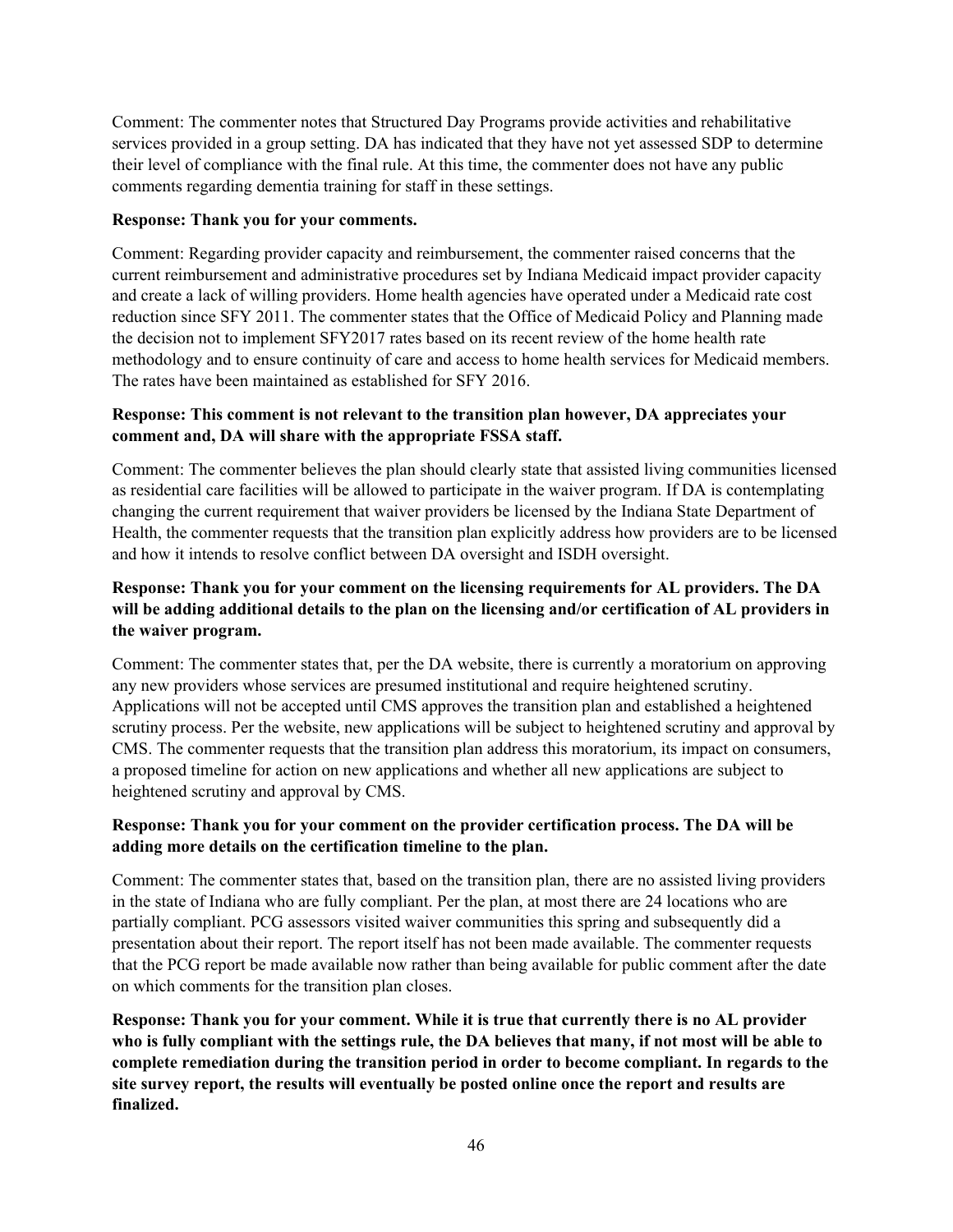Comment: The commenter notes that Structured Day Programs provide activities and rehabilitative services provided in a group setting. DA has indicated that they have not yet assessed SDP to determine their level of compliance with the final rule. At this time, the commenter does not have any public comments regarding dementia training for staff in these settings.

**Response: Thank you for your comments.**

Comment: Regarding provider capacity and reimbursement, the commenter raised concerns that the current reimbursement and administrative procedures set by Indiana Medicaid impact provider capacity and create a lack of willing providers. Home health agencies have operated under a Medicaid rate cost reduction since SFY 2011. The commenter states that the Office of Medicaid Policy and Planning made the decision not to implement SFY2017 rates based on its recent review of the home health rate methodology and to ensure continuity of care and access to home health services for Medicaid members. The rates have been maintained as established for SFY 2016.

**Response: This comment is not relevant to the transition plan however, DA appreciates your comment and, DA will share with the appropriate FSSA staff.**

Comment: The commenter believes the plan should clearly state that assisted living communities licensed as residential care facilities will be allowed to participate in the waiver program. If DA is contemplating changing the current requirement that waiver providers be licensed by the Indiana State Department of Health, the commenter requests that the transition plan explicitly address how providers are to be licensed and how it intends to resolve conflict between DA oversight and ISDH oversight.

**Response: Thank you for your comment on the licensing requirements for AL providers. The DA will be adding additional details to the plan on the licensing and/or certification of AL providers in the waiver program.**

Comment: The commenter states that, per the DA website, there is currently a moratorium on approving any new providers whose services are presumed institutional and require heightened scrutiny. Applications will not be accepted until CMS approves the transition plan and established a heightened scrutiny process. Per the website, new applications will be subject to heightened scrutiny and approval by CMS. The commenter requests that the transition plan address this moratorium, its impact on consumers, a proposed timeline for action on new applications and whether all new applications are subject to heightened scrutiny and approval by CMS.

**Response: Thank you for your comment on the provider certification process. The DA will be adding more details on the certification timeline to the plan.**

Comment: The commenter states that, based on the transition plan, there are no assisted living providers in the state of Indiana who are fully compliant. Per the plan, at most there are 24 locations who are partially compliant. PCG assessors visited waiver communities this spring and subsequently did a presentation about their report. The report itself has not been made available. The commenter requests that the PCG report be made available now rather than being available for public comment after the date on which comments for the transition plan closes.

**Response: Thank you for your comment. While it is true that currently there is no AL provider who is fully compliant with the settings rule, the DA believes that many, if not most will be able to complete remediation during the transition period in order to become compliant. In regards to the site survey report, the results will eventually be posted online once the report and results are finalized.**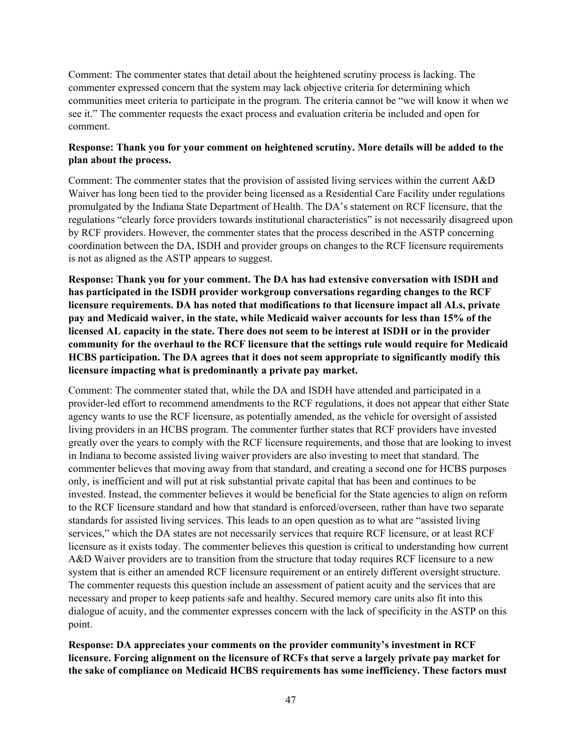Comment: The commenter states that detail about the heightened scrutiny process is lacking. The commenter expressed concern that the system may lack objective criteria for determining which communities meet criteria to participate in the program. The criteria cannot be "we will know it when we see it." The commenter requests the exact process and evaluation criteria be included and open for comment.

**Response: Thank you for your comment on heightened scrutiny. More details will be added to the plan about the process.**

Comment: The commenter states that the provision of assisted living services within the current A&D Waiver has long been tied to the provider being licensed as a Residential Care Facility under regulations promulgated by the Indiana State Department of Health. The DA's statement on RCF licensure, that the regulations "clearly force providers towards institutional characteristics" is not necessarily disagreed upon by RCF providers. However, the commenter states that the process described in the ASTP concerning coordination between the DA, ISDH and provider groups on changes to the RCF licensure requirements is not as aligned as the ASTP appears to suggest.

**Response: Thank you for your comment. The DA has had extensive conversation with ISDH and has participated in the ISDH provider workgroup conversations regarding changes to the RCF licensure requirements. DA has noted that modifications to that licensure impact all ALs, private pay and Medicaid waiver, in the state, while Medicaid waiver accounts for less than 15% of the licensed AL capacity in the state. There does not seem to be interest at ISDH or in the provider community for the overhaul to the RCF licensure that the settings rule would require for Medicaid HCBS participation. The DA agrees that it does not seem appropriate to significantly modify this licensure impacting what is predominantly a private pay market.**

Comment: The commenter stated that, while the DA and ISDH have attended and participated in a provider-led effort to recommend amendments to the RCF regulations, it does not appear that either State agency wants to use the RCF licensure, as potentially amended, as the vehicle for oversight of assisted living providers in an HCBS program. The commenter further states that RCF providers have invested greatly over the years to comply with the RCF licensure requirements, and those that are looking to invest in Indiana to become assisted living waiver providers are also investing to meet that standard. The commenter believes that moving away from that standard, and creating a second one for HCBS purposes only, is inefficient and will put at risk substantial private capital that has been and continues to be invested. Instead, the commenter believes it would be beneficial for the State agencies to align on reform to the RCF licensure standard and how that standard is enforced/overseen, rather than have two separate standards for assisted living services. This leads to an open question as to what are "assisted living services," which the DA states are not necessarily services that require RCF licensure, or at least RCF licensure as it exists today. The commenter believes this question is critical to understanding how current A&D Waiver providers are to transition from the structure that today requires RCF licensure to a new system that is either an amended RCF licensure requirement or an entirely different oversight structure. The commenter requests this question include an assessment of patient acuity and the services that are necessary and proper to keep patients safe and healthy. Secured memory care units also fit into this dialogue of acuity, and the commenter expresses concern with the lack of specificity in the ASTP on this point.

**Response: DA appreciates your comments on the provider community's investment in RCF licensure. Forcing alignment on the licensure of RCFs that serve a largely private pay market for the sake of compliance on Medicaid HCBS requirements has some inefficiency. These factors must**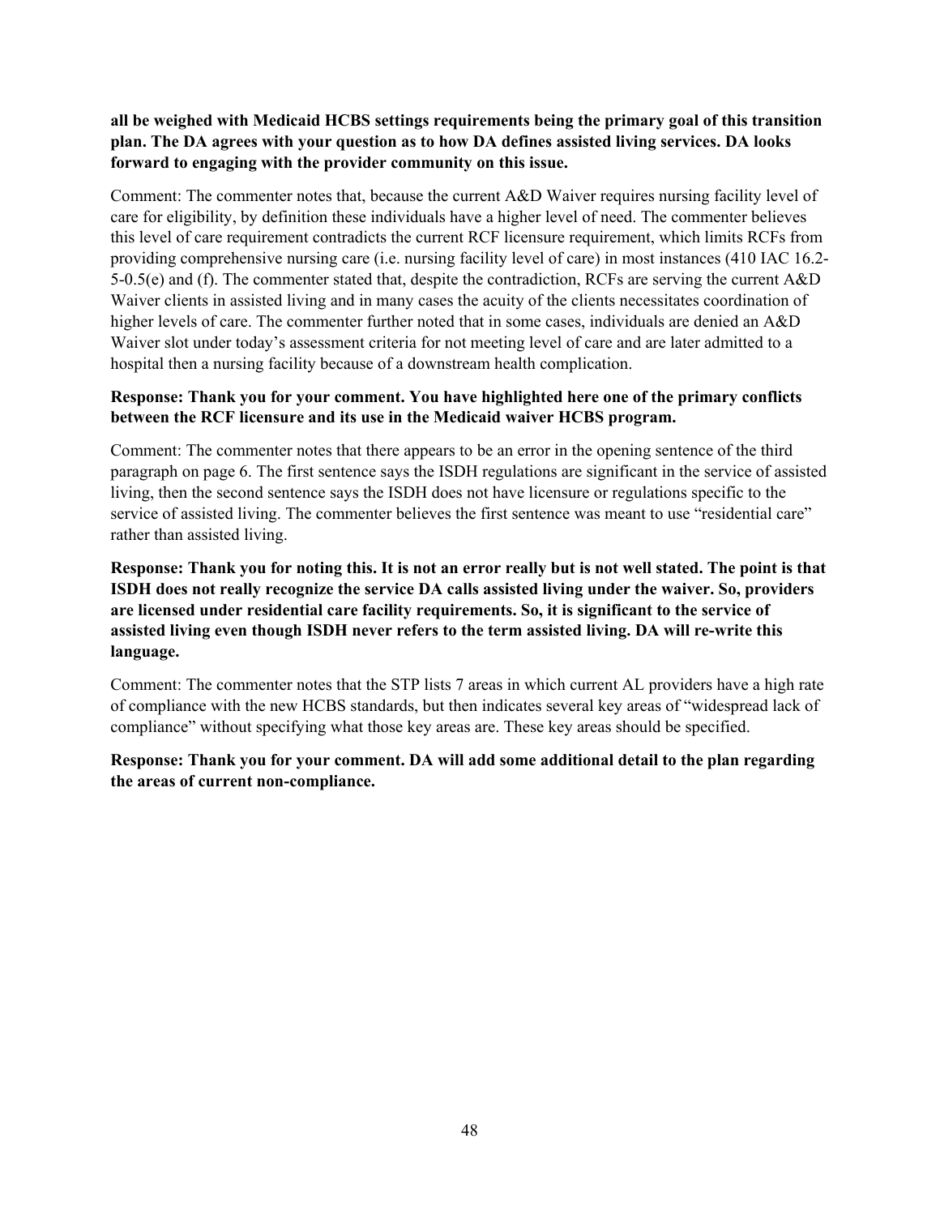**all be weighed with Medicaid HCBS settings requirements being the primary goal of this transition plan. The DA agrees with your question as to how DA defines assisted living services. DA looks forward to engaging with the provider community on this issue.**

Comment: The commenter notes that, because the current A&D Waiver requires nursing facility level of care for eligibility, by definition these individuals have a higher level of need. The commenter believes this level of care requirement contradicts the current RCF licensure requirement, which limits RCFs from providing comprehensive nursing care (i.e. nursing facility level of care) in most instances (410 IAC 16.2-5-0.5(e) and (f). The commenter stated that, despite the contradiction, RCFs are serving the current A&D Waiver clients in assisted living and in many cases the acuity of the clients necessitates coordination of higher levels of care. The commenter further noted that in some cases, individuals are denied an A&D Waiver slot under today's assessment criteria for not meeting level of care and are later admitted to a hospital then a nursing facility because of a downstream health complication.

**Response: Thank you for your comment. You have highlighted here one of the primary conflicts between the RCF licensure and its use in the Medicaid waiver HCBS program.**

Comment: The commenter notes that there appears to be an error in the opening sentence of the third paragraph on page 6. The first sentence says the ISDH regulations are significant in the service of assisted living, then the second sentence says the ISDH does not have licensure or regulations specific to the service of assisted living. The commenter believes the first sentence was meant to use "residential care" rather than assisted living.

**Response: Thank you for noting this. It is not an error really but is not well stated. The point is that ISDH does not really recognize the service DA calls assisted living under the waiver. So, providers are licensed under residential care facility requirements. So, it is significant to the service of assisted living even though ISDH never refers to the term assisted living. DA will re-write this language.**

Comment: The commenter notes that the STP lists 7 areas in which current AL providers have a high rate of compliance with the new HCBS standards, but then indicates several key areas of "widespread lack of compliance" without specifying what those key areas are. These key areas should be specified.

**Response: Thank you for your comment. DA will add some additional detail to the plan regarding the areas of current non-compliance.**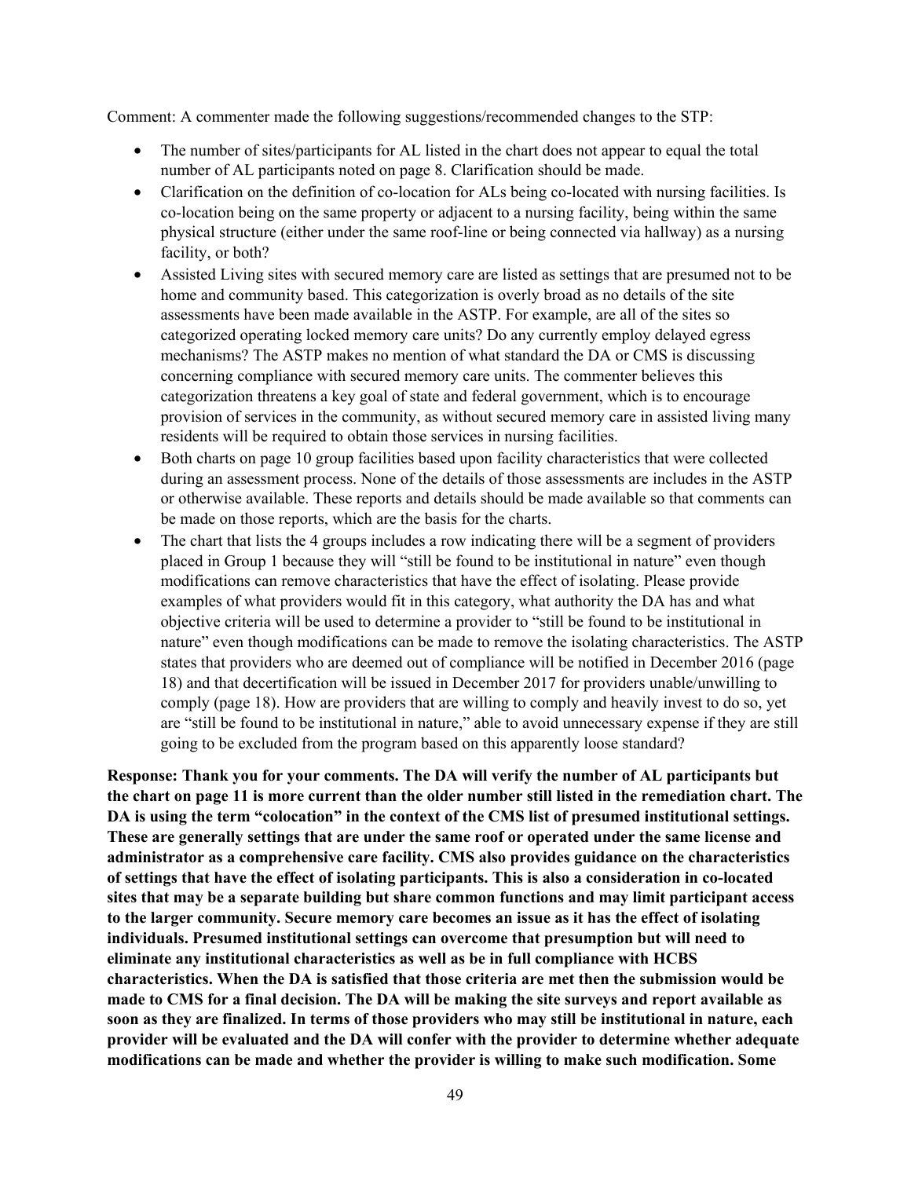Comment: A commenter made the following suggestions/recommended changes to the STP:

- The number of sites/participants for AL listed in the chart does not appear to equal the total number of AL participants noted on page 8. Clarification should be made.
- Clarification on the definition of co-location for ALs being co-located with nursing facilities. Is co-location being on the same property or adjacent to a nursing facility, being within the same physical structure (either under the same roof-line or being connected via hallway) as a nursing facility, or both?
- Assisted Living sites with secured memory care are listed as settings that are presumed not to be home and community based. This categorization is overly broad as no details of the site assessments have been made available in the ASTP. For example, are all of the sites so categorized operating locked memory care units? Do any currently employ delayed egress mechanisms? The ASTP makes no mention of what standard the DA or CMS is discussing concerning compliance with secured memory care units. The commenter believes this categorization threatens a key goal of state and federal government, which is to encourage provision of services in the community, as without secured memory care in assisted living many residents will be required to obtain those services in nursing facilities.
- Both charts on page 10 group facilities based upon facility characteristics that were collected during an assessment process. None of the details of those assessments are includes in the ASTP or otherwise available. These reports and details should be made available so that comments can be made on those reports, which are the basis for the charts.
- The chart that lists the 4 groups includes a row indicating there will be a segment of providers placed in Group 1 because they will "still be found to be institutional in nature" even though modifications can remove characteristics that have the effect of isolating. Please provide examples of what providers would fit in this category, what authority the DA has and what objective criteria will be used to determine a provider to "still be found to be institutional in nature" even though modifications can be made to remove the isolating characteristics. The ASTP states that providers who are deemed out of compliance will be notified in December 2016 (page 18) and that decertification will be issued in December 2017 for providers unable/unwilling to comply (page 18). How are providers that are willing to comply and heavily invest to do so, yet are "still be found to be institutional in nature," able to avoid unnecessary expense if they are still going to be excluded from the program based on this apparently loose standard?

**Response: Thank you for your comments. The DA will verify the number of AL participants but the chart on page 11 is more current than the older number still listed in the remediation chart. The DA is using the term "colocation" in the context of the CMS list of presumed institutional settings. These are generally settings that are under the same roof or operated under the same license and administrator as a comprehensive care facility. CMS also provides guidance on the characteristics of settings that have the effect of isolating participants. This is also a consideration in co-located sites that may be a separate building but share common functions and may limit participant access to the larger community. Secure memory care becomes an issue as it has the effect of isolating individuals. Presumed institutional settings can overcome that presumption but will need to eliminate any institutional characteristics as well as be in full compliance with HCBS characteristics. When the DA is satisfied that those criteria are met then the submission would be made to CMS for a final decision. The DA will be making the site surveys and report available as soon as they are finalized. In terms of those providers who may still be institutional in nature, each provider will be evaluated and the DA will confer with the provider to determine whether adequate modifications can be made and whether the provider is willing to make such modification. Some**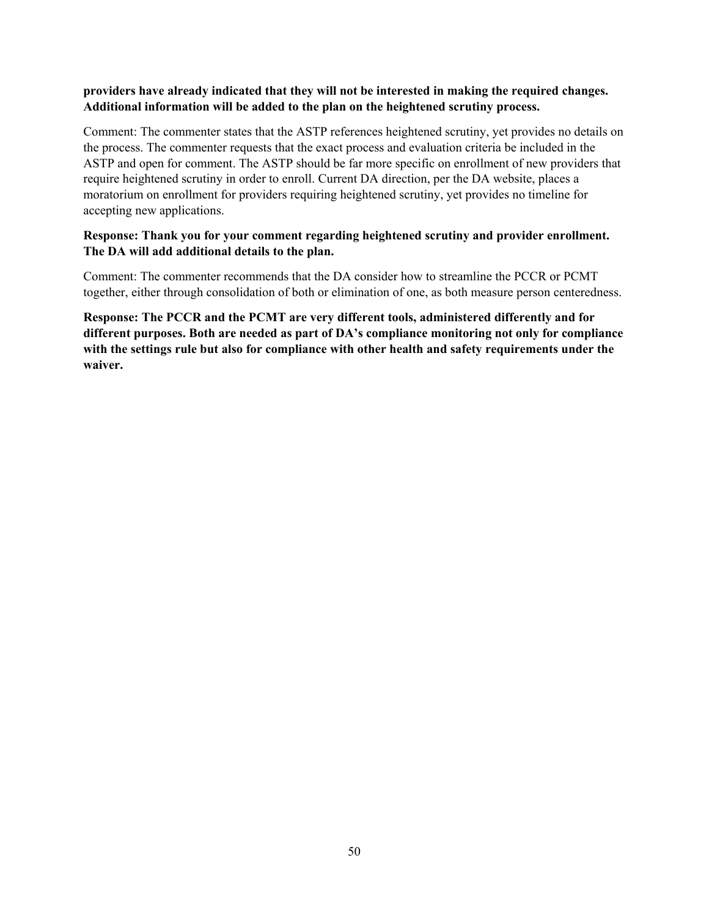**providers have already indicated that they will not be interested in making the required changes. Additional information will be added to the plan on the heightened scrutiny process.**

Comment: The commenter states that the ASTP references heightened scrutiny, yet provides no details on the process. The commenter requests that the exact process and evaluation criteria be included in the ASTP and open for comment. The ASTP should be far more specific on enrollment of new providers that require heightened scrutiny in order to enroll. Current DA direction, per the DA website, places a moratorium on enrollment for providers requiring heightened scrutiny, yet provides no timeline for accepting new applications.

**Response: Thank you for your comment regarding heightened scrutiny and provider enrollment. The DA will add additional details to the plan.**

Comment: The commenter recommends that the DA consider how to streamline the PCCR or PCMT together, either through consolidation of both or elimination of one, as both measure person centeredness.

**Response: The PCCR and the PCMT are very different tools, administered differently and for different purposes. Both are needed as part of DA's compliance monitoring not only for compliance with the settings rule but also for compliance with other health and safety requirements under the waiver.**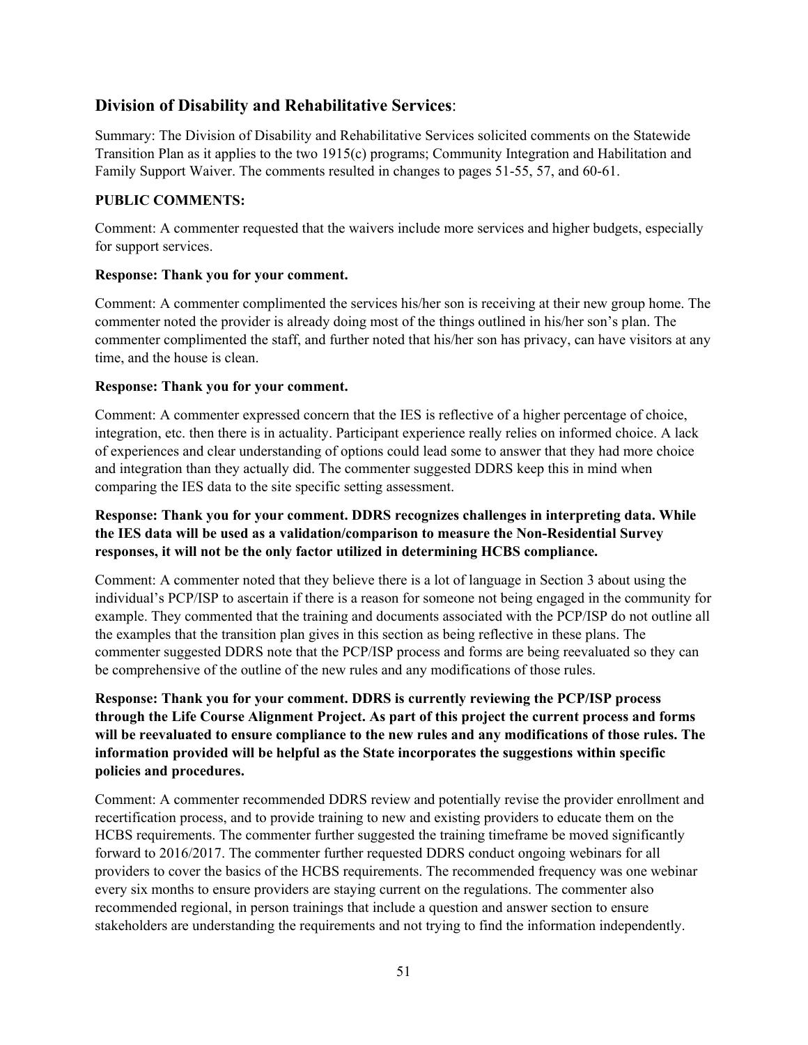## **Division of Disability and Rehabilitative Services**:

Summary: The Division of Disability and Rehabilitative Services solicited comments on the Statewide Transition Plan as it applies to the two 1915(c) programs; Community Integration and Habilitation and Family Support Waiver. The comments resulted in changes to pages 51-55, 57, and 60-61.

**PUBLIC COMMENTS:**

Comment: A commenter requested that the waivers include more services and higher budgets, especially for support services.

**Response: Thank you for your comment.**

Comment: A commenter complimented the services his/her son is receiving at their new group home. The commenter noted the provider is already doing most of the things outlined in his/her son's plan. The commenter complimented the staff, and further noted that his/her son has privacy, can have visitors at any time, and the house is clean.

**Response: Thank you for your comment.**

Comment: A commenter expressed concern that the IES is reflective of a higher percentage of choice, integration, etc. then there is in actuality. Participant experience really relies on informed choice. A lack of experiences and clear understanding of options could lead some to answer that they had more choice and integration than they actually did. The commenter suggested DDRS keep this in mind when comparing the IES data to the site specific setting assessment.

**Response: Thank you for your comment. DDRS recognizes challenges in interpreting data. While the IES data will be used as a validation/comparison to measure the Non-Residential Survey responses, it will not be the only factor utilized in determining HCBS compliance.**

Comment: A commenter noted that they believe there is a lot of language in Section 3 about using the individual's PCP/ISP to ascertain if there is a reason for someone not being engaged in the community for example. They commented that the training and documents associated with the PCP/ISP do not outline all the examples that the transition plan gives in this section as being reflective in these plans. The commenter suggested DDRS note that the PCP/ISP process and forms are being reevaluated so they can be comprehensive of the outline of the new rules and any modifications of those rules.

**Response: Thank you for your comment. DDRS is currently reviewing the PCP/ISP process through the Life Course Alignment Project. As part of this project the current process and forms will be reevaluated to ensure compliance to the new rules and any modifications of those rules. The information provided will be helpful as the State incorporates the suggestions within specific policies and procedures.**

Comment: A commenter recommended DDRS review and potentially revise the provider enrollment and recertification process, and to provide training to new and existing providers to educate them on the HCBS requirements. The commenter further suggested the training timeframe be moved significantly forward to 2016/2017. The commenter further requested DDRS conduct ongoing webinars for all providers to cover the basics of the HCBS requirements. The recommended frequency was one webinar every six months to ensure providers are staying current on the regulations. The commenter also recommended regional, in person trainings that include a question and answer section to ensure stakeholders are understanding the requirements and not trying to find the information independently.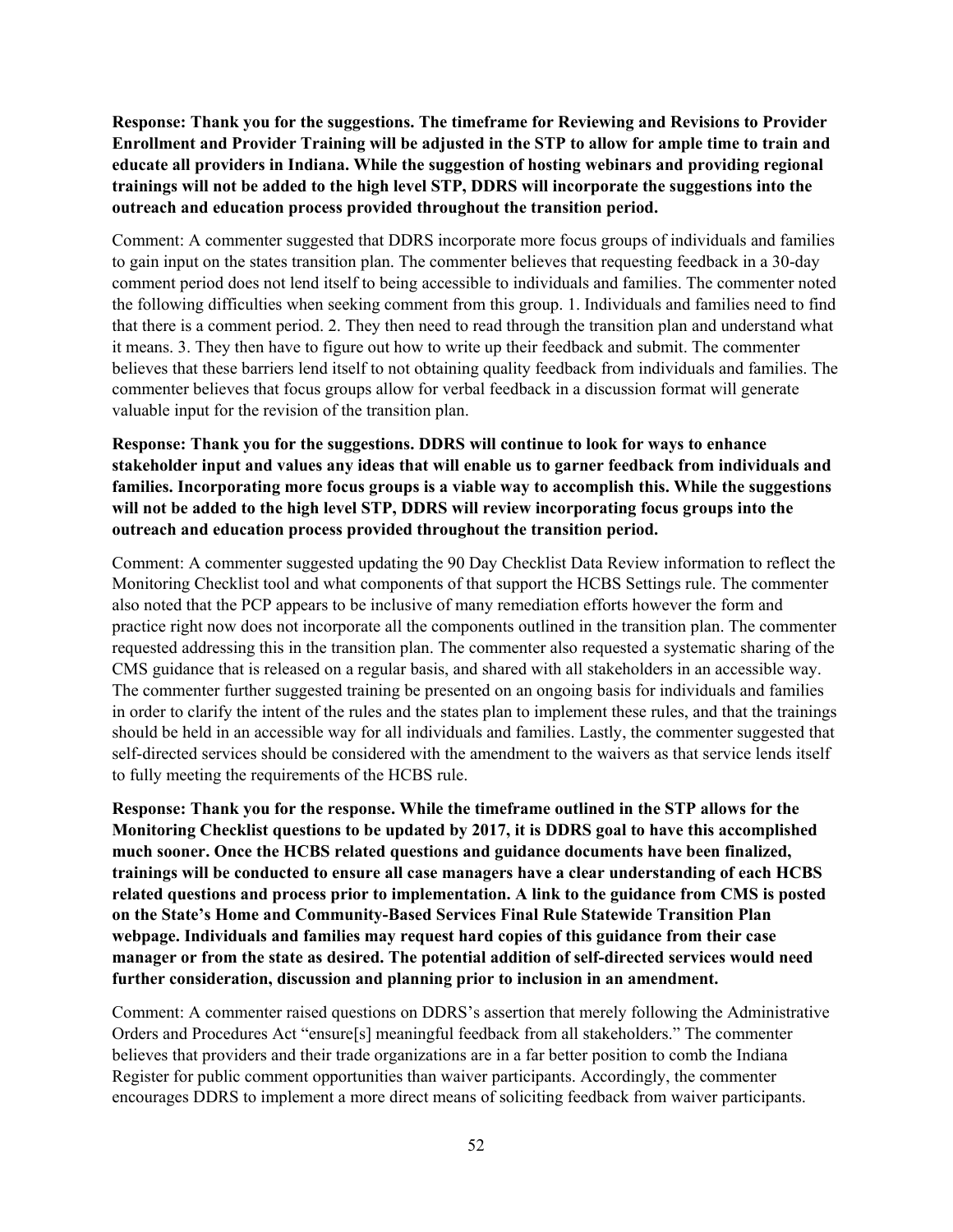**Response: Thank you for the suggestions. The timeframe for Reviewing and Revisions to Provider Enrollment and Provider Training will be adjusted in the STP to allow for ample time to train and educate all providers in Indiana. While the suggestion of hosting webinars and providing regional trainings will not be added to the high level STP, DDRS will incorporate the suggestions into the outreach and education process provided throughout the transition period.**

Comment: A commenter suggested that DDRS incorporate more focus groups of individuals and families to gain input on the states transition plan. The commenter believes that requesting feedback in a 30-day comment period does not lend itself to being accessible to individuals and families. The commenter noted the following difficulties when seeking comment from this group. 1. Individuals and families need to find that there is a comment period. 2. They then need to read through the transition plan and understand what it means. 3. They then have to figure out how to write up their feedback and submit. The commenter believes that these barriers lend itself to not obtaining quality feedback from individuals and families. The commenter believes that focus groups allow for verbal feedback in a discussion format will generate valuable input for the revision of the transition plan.

**Response: Thank you for the suggestions. DDRS will continue to look for ways to enhance stakeholder input and values any ideas that will enable us to garner feedback from individuals and families. Incorporating more focus groups is a viable way to accomplish this. While the suggestions will not be added to the high level STP, DDRS will review incorporating focus groups into the outreach and education process provided throughout the transition period.**

Comment: A commenter suggested updating the 90 Day Checklist Data Review information to reflect the Monitoring Checklist tool and what components of that support the HCBS Settings rule. The commenter also noted that the PCP appears to be inclusive of many remediation efforts however the form and practice right now does not incorporate all the components outlined in the transition plan. The commenter requested addressing this in the transition plan. The commenter also requested a systematic sharing of the CMS guidance that is released on a regular basis, and shared with all stakeholders in an accessible way. The commenter further suggested training be presented on an ongoing basis for individuals and families in order to clarify the intent of the rules and the states plan to implement these rules, and that the trainings should be held in an accessible way for all individuals and families. Lastly, the commenter suggested that self-directed services should be considered with the amendment to the waivers as that service lends itself to fully meeting the requirements of the HCBS rule.

**Response: Thank you for the response. While the timeframe outlined in the STP allows for the Monitoring Checklist questions to be updated by 2017, it is DDRS goal to have this accomplished much sooner. Once the HCBS related questions and guidance documents have been finalized, trainings will be conducted to ensure all case managers have a clear understanding of each HCBS related questions and process prior to implementation. A link to the guidance from CMS is posted on the State's Home and Community-Based Services Final Rule Statewide Transition Plan webpage. Individuals and families may request hard copies of this guidance from their case manager or from the state as desired. The potential addition of self-directed services would need further consideration, discussion and planning prior to inclusion in an amendment.**

Comment: A commenter raised questions on DDRS's assertion that merely following the Administrative Orders and Procedures Act "ensure[s] meaningful feedback from all stakeholders." The commenter believes that providers and their trade organizations are in a far better position to comb the Indiana Register for public comment opportunities than waiver participants. Accordingly, the commenter encourages DDRS to implement a more direct means of soliciting feedback from waiver participants.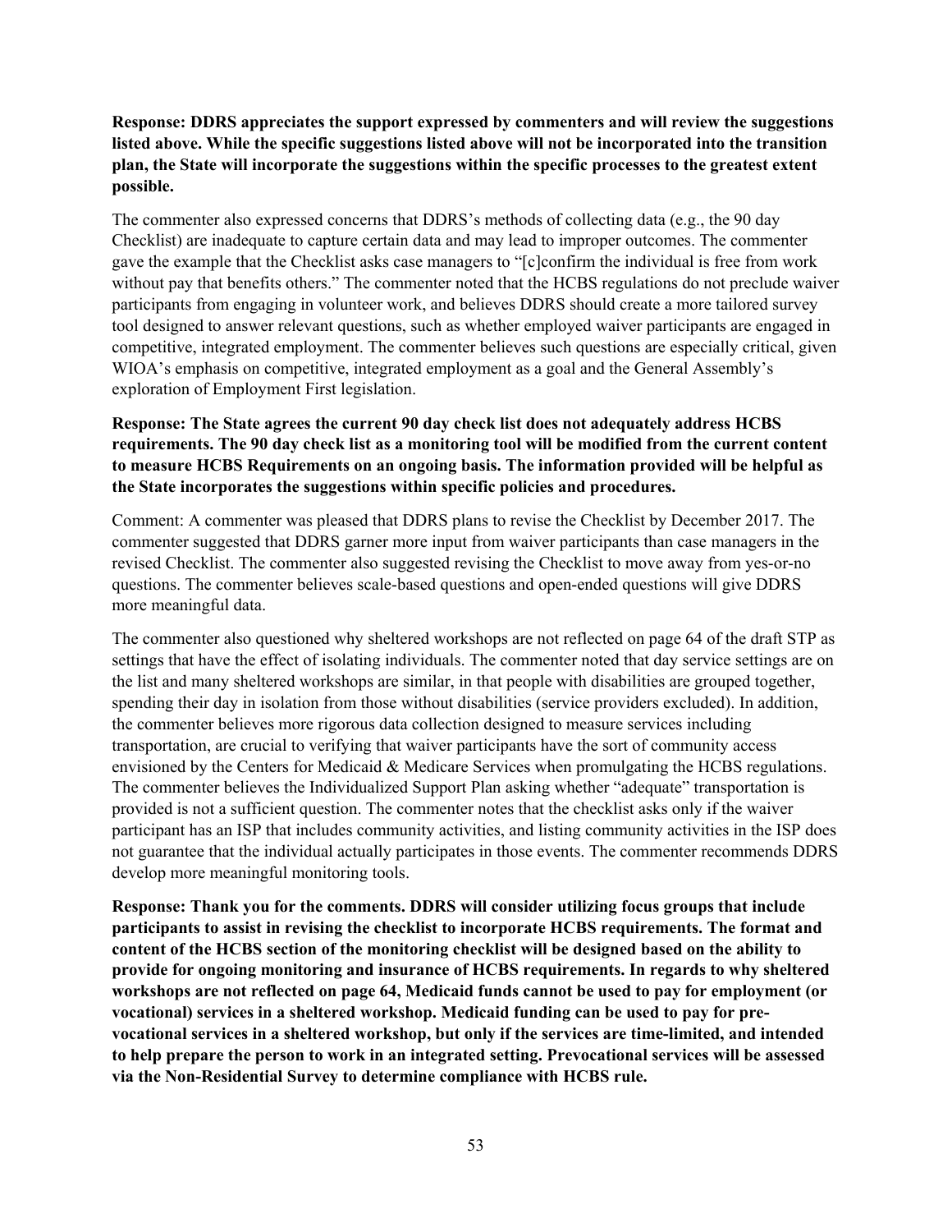**Response: DDRS appreciates the support expressed by commenters and will review the suggestions listed above. While the specific suggestions listed above will not be incorporated into the transition plan, the State will incorporate the suggestions within the specific processes to the greatest extent possible.**

The commenter also expressed concerns that DDRS's methods of collecting data (e.g., the 90 day Checklist) are inadequate to capture certain data and may lead to improper outcomes. The commenter gave the example that the Checklist asks case managers to "[c]confirm the individual is free from work without pay that benefits others." The commenter noted that the HCBS regulations do not preclude waiver participants from engaging in volunteer work, and believes DDRS should create a more tailored survey tool designed to answer relevant questions, such as whether employed waiver participants are engaged in competitive, integrated employment. The commenter believes such questions are especially critical, given WIOA's emphasis on competitive, integrated employment as a goal and the General Assembly's exploration of Employment First legislation.

**Response: The State agrees the current 90 day check list does not adequately address HCBS requirements. The 90 day check list as a monitoring tool will be modified from the current content to measure HCBS Requirements on an ongoing basis. The information provided will be helpful as the State incorporates the suggestions within specific policies and procedures.**

Comment: A commenter was pleased that DDRS plans to revise the Checklist by December 2017. The commenter suggested that DDRS garner more input from waiver participants than case managers in the revised Checklist. The commenter also suggested revising the Checklist to move away from yes-or-no questions. The commenter believes scale-based questions and open-ended questions will give DDRS more meaningful data.

The commenter also questioned why sheltered workshops are not reflected on page 64 of the draft STP as settings that have the effect of isolating individuals. The commenter noted that day service settings are on the list and many sheltered workshops are similar, in that people with disabilities are grouped together, spending their day in isolation from those without disabilities (service providers excluded). In addition, the commenter believes more rigorous data collection designed to measure services including transportation, are crucial to verifying that waiver participants have the sort of community access envisioned by the Centers for Medicaid & Medicare Services when promulgating the HCBS regulations. The commenter believes the Individualized Support Plan asking whether "adequate" transportation is provided is not a sufficient question. The commenter notes that the checklist asks only if the waiver participant has an ISP that includes community activities, and listing community activities in the ISP does not guarantee that the individual actually participates in those events. The commenter recommends DDRS develop more meaningful monitoring tools.

**Response: Thank you for the comments. DDRS will consider utilizing focus groups that include participants to assist in revising the checklist to incorporate HCBS requirements. The format and content of the HCBS section of the monitoring checklist will be designed based on the ability to provide for ongoing monitoring and insurance of HCBS requirements. In regards to why sheltered workshops are not reflected on page 64, Medicaid funds cannot be used to pay for employment (or vocational) services in a sheltered workshop. Medicaid funding can be used to pay for pre-vocational services in a sheltered workshop, but only if the services are time-limited, and intended to help prepare the person to work in an integrated setting. Prevocational services will be assessed via the Non-Residential Survey to determine compliance with HCBS rule.**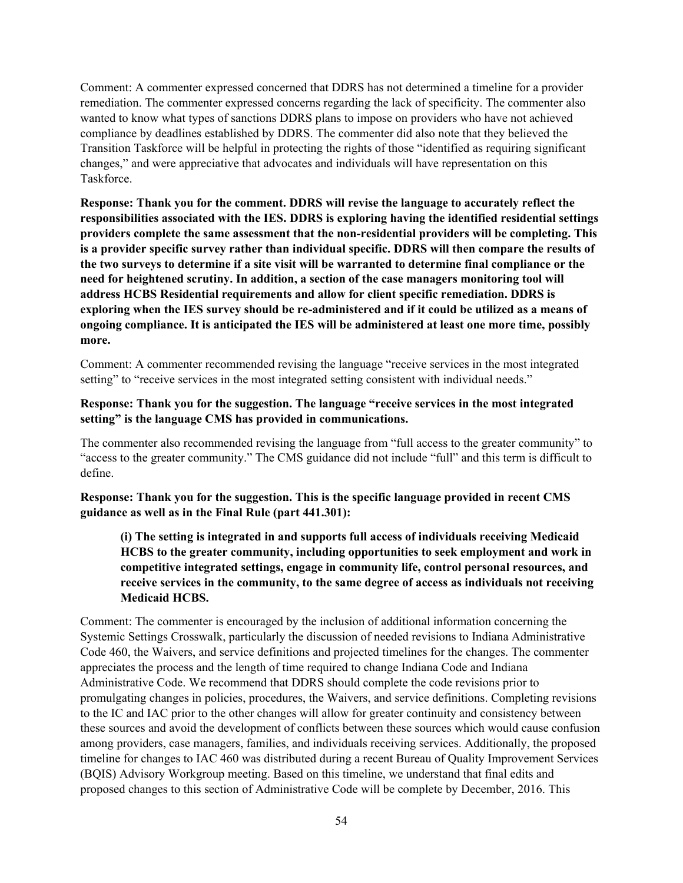Comment: A commenter expressed concerned that DDRS has not determined a timeline for a provider remediation. The commenter expressed concerns regarding the lack of specificity. The commenter also wanted to know what types of sanctions DDRS plans to impose on providers who have not achieved compliance by deadlines established by DDRS. The commenter did also note that they believed the Transition Taskforce will be helpful in protecting the rights of those "identified as requiring significant changes," and were appreciative that advocates and individuals will have representation on this Taskforce.

**Response: Thank you for the comment. DDRS will revise the language to accurately reflect the responsibilities associated with the IES. DDRS is exploring having the identified residential settings providers complete the same assessment that the non-residential providers will be completing. This is a provider specific survey rather than individual specific. DDRS will then compare the results of the two surveys to determine if a site visit will be warranted to determine final compliance or the need for heightened scrutiny. In addition, a section of the case managers monitoring tool will address HCBS Residential requirements and allow for client specific remediation. DDRS is exploring when the IES survey should be re-administered and if it could be utilized as a means of ongoing compliance. It is anticipated the IES will be administered at least one more time, possibly more.**

Comment: A commenter recommended revising the language "receive services in the most integrated setting" to "receive services in the most integrated setting consistent with individual needs."

**Response: Thank you for the suggestion. The language "receive services in the most integrated setting" is the language CMS has provided in communications.**

The commenter also recommended revising the language from "full access to the greater community" to "access to the greater community." The CMS guidance did not include "full" and this term is difficult to define.

**Response: Thank you for the suggestion. This is the specific language provided in recent CMS guidance as well as in the Final Rule (part 441.301):**

> **(i) The setting is integrated in and supports full access of individuals receiving Medicaid HCBS to the greater community, including opportunities to seek employment and work in competitive integrated settings, engage in community life, control personal resources, and receive services in the community, to the same degree of access as individuals not receiving Medicaid HCBS.**

Comment: The commenter is encouraged by the inclusion of additional information concerning the Systemic Settings Crosswalk, particularly the discussion of needed revisions to Indiana Administrative Code 460, the Waivers, and service definitions and projected timelines for the changes. The commenter appreciates the process and the length of time required to change Indiana Code and Indiana Administrative Code. We recommend that DDRS should complete the code revisions prior to promulgating changes in policies, procedures, the Waivers, and service definitions. Completing revisions to the IC and IAC prior to the other changes will allow for greater continuity and consistency between these sources and avoid the development of conflicts between these sources which would cause confusion among providers, case managers, families, and individuals receiving services. Additionally, the proposed timeline for changes to IAC 460 was distributed during a recent Bureau of Quality Improvement Services (BQIS) Advisory Workgroup meeting. Based on this timeline, we understand that final edits and proposed changes to this section of Administrative Code will be complete by December, 2016. This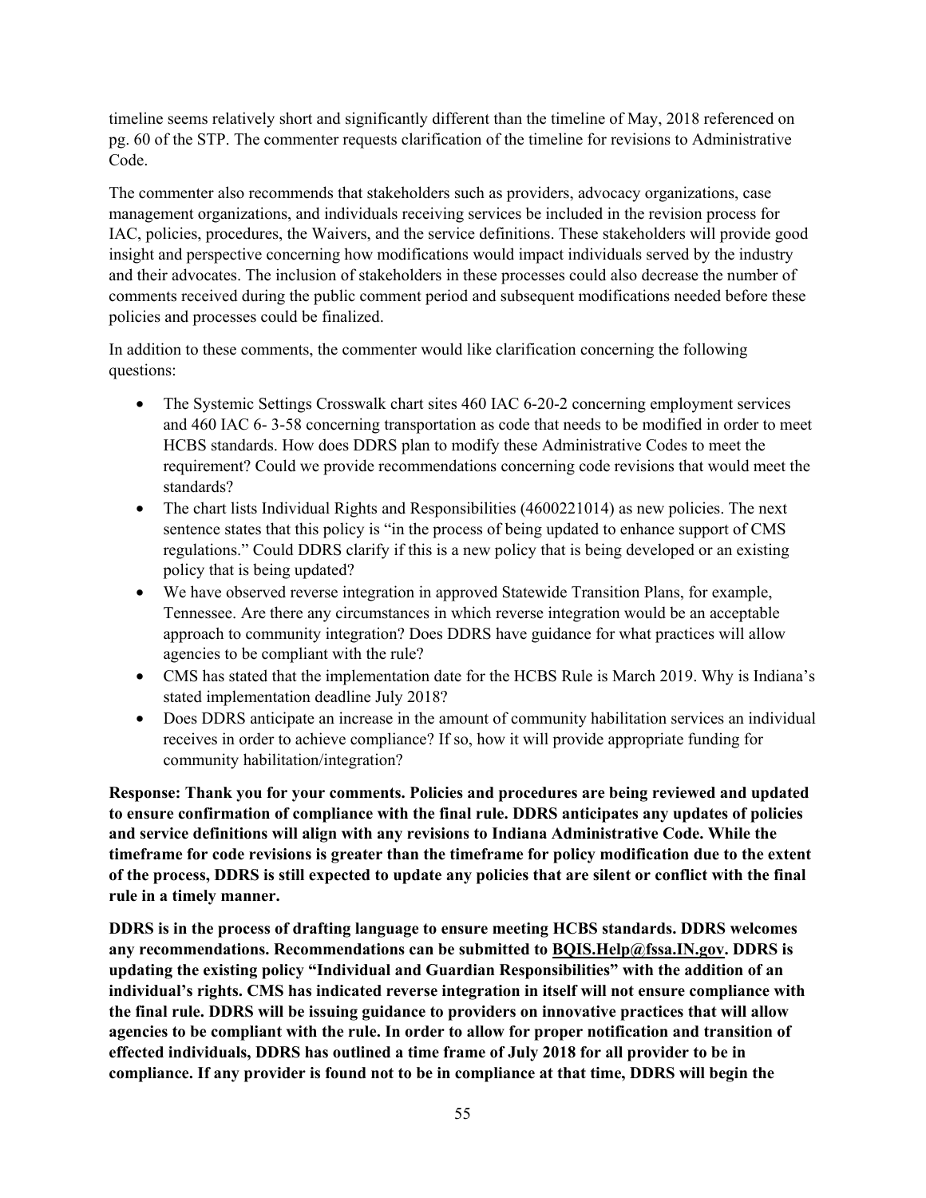timeline seems relatively short and significantly different than the timeline of May, 2018 referenced on pg. 60 of the STP. The commenter requests clarification of the timeline for revisions to Administrative Code.

The commenter also recommends that stakeholders such as providers, advocacy organizations, case management organizations, and individuals receiving services be included in the revision process for IAC, policies, procedures, the Waivers, and the service definitions. These stakeholders will provide good insight and perspective concerning how modifications would impact individuals served by the industry and their advocates. The inclusion of stakeholders in these processes could also decrease the number of comments received during the public comment period and subsequent modifications needed before these policies and processes could be finalized.

In addition to these comments, the commenter would like clarification concerning the following questions:

- The Systemic Settings Crosswalk chart sites 460 IAC 6-20-2 concerning employment services and 460 IAC 6- 3-58 concerning transportation as code that needs to be modified in order to meet HCBS standards. How does DDRS plan to modify these Administrative Codes to meet the requirement? Could we provide recommendations concerning code revisions that would meet the standards?
- The chart lists Individual Rights and Responsibilities (4600221014) as new policies. The next sentence states that this policy is "in the process of being updated to enhance support of CMS regulations." Could DDRS clarify if this is a new policy that is being developed or an existing policy that is being updated?
- We have observed reverse integration in approved Statewide Transition Plans, for example, Tennessee. Are there any circumstances in which reverse integration would be an acceptable approach to community integration? Does DDRS have guidance for what practices will allow agencies to be compliant with the rule?
- CMS has stated that the implementation date for the HCBS Rule is March 2019. Why is Indiana's stated implementation deadline July 2018?
- Does DDRS anticipate an increase in the amount of community habilitation services an individual receives in order to achieve compliance? If so, how it will provide appropriate funding for community habilitation/integration?

**Response: Thank you for your comments. Policies and procedures are being reviewed and updated to ensure confirmation of compliance with the final rule. DDRS anticipates any updates of policies and service definitions will align with any revisions to Indiana Administrative Code. While the timeframe for code revisions is greater than the timeframe for policy modification due to the extent of the process, DDRS is still expected to update any policies that are silent or conflict with the final rule in a timely manner.**

**DDRS is in the process of drafting language to ensure meeting HCBS standards. DDRS welcomes any recommendations. Recommendations can be submitted to BQIS.Help@fssa.IN.gov. DDRS is updating the existing policy "Individual and Guardian Responsibilities" with the addition of an individual's rights. CMS has indicated reverse integration in itself will not ensure compliance with the final rule. DDRS will be issuing guidance to providers on innovative practices that will allow agencies to be compliant with the rule. In order to allow for proper notification and transition of effected individuals, DDRS has outlined a time frame of July 2018 for all provider to be in compliance. If any provider is found not to be in compliance at that time, DDRS will begin the**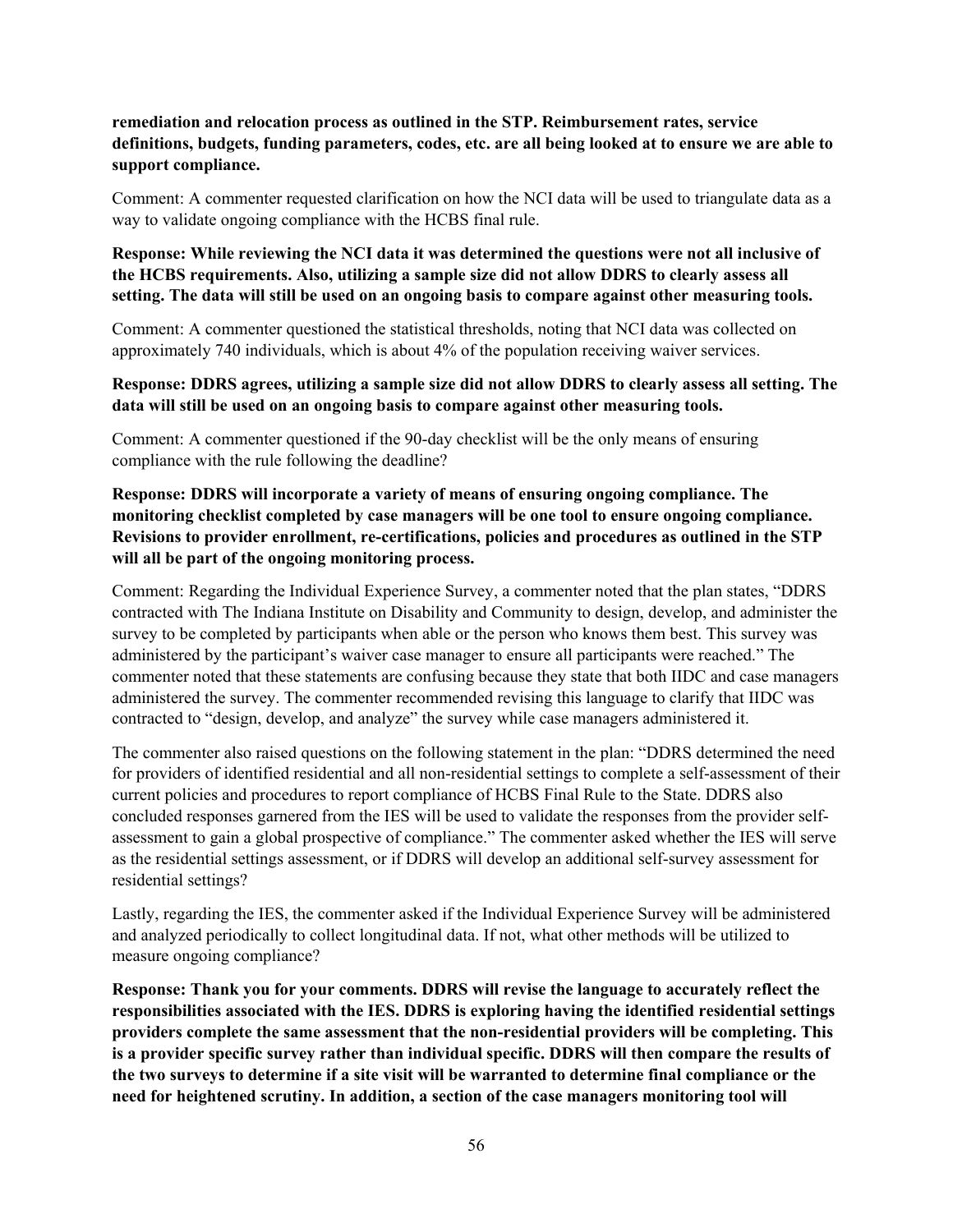**remediation and relocation process as outlined in the STP. Reimbursement rates, service definitions, budgets, funding parameters, codes, etc. are all being looked at to ensure we are able to support compliance.**

Comment: A commenter requested clarification on how the NCI data will be used to triangulate data as a way to validate ongoing compliance with the HCBS final rule.

**Response: While reviewing the NCI data it was determined the questions were not all inclusive of the HCBS requirements. Also, utilizing a sample size did not allow DDRS to clearly assess all setting. The data will still be used on an ongoing basis to compare against other measuring tools.**

Comment: A commenter questioned the statistical thresholds, noting that NCI data was collected on approximately 740 individuals, which is about 4% of the population receiving waiver services.

**Response: DDRS agrees, utilizing a sample size did not allow DDRS to clearly assess all setting. The data will still be used on an ongoing basis to compare against other measuring tools.**

Comment: A commenter questioned if the 90-day checklist will be the only means of ensuring compliance with the rule following the deadline?

**Response: DDRS will incorporate a variety of means of ensuring ongoing compliance. The monitoring checklist completed by case managers will be one tool to ensure ongoing compliance. Revisions to provider enrollment, re-certifications, policies and procedures as outlined in the STP will all be part of the ongoing monitoring process.**

Comment: Regarding the Individual Experience Survey, a commenter noted that the plan states, "DDRS contracted with The Indiana Institute on Disability and Community to design, develop, and administer the survey to be completed by participants when able or the person who knows them best. This survey was administered by the participant's waiver case manager to ensure all participants were reached." The commenter noted that these statements are confusing because they state that both IIDC and case managers administered the survey. The commenter recommended revising this language to clarify that IIDC was contracted to "design, develop, and analyze" the survey while case managers administered it.

The commenter also raised questions on the following statement in the plan: "DDRS determined the need for providers of identified residential and all non-residential settings to complete a self-assessment of their current policies and procedures to report compliance of HCBS Final Rule to the State. DDRS also concluded responses garnered from the IES will be used to validate the responses from the provider self-assessment to gain a global prospective of compliance." The commenter asked whether the IES will serve as the residential settings assessment, or if DDRS will develop an additional self-survey assessment for residential settings?

Lastly, regarding the IES, the commenter asked if the Individual Experience Survey will be administered and analyzed periodically to collect longitudinal data. If not, what other methods will be utilized to measure ongoing compliance?

**Response: Thank you for your comments. DDRS will revise the language to accurately reflect the responsibilities associated with the IES. DDRS is exploring having the identified residential settings providers complete the same assessment that the non-residential providers will be completing. This is a provider specific survey rather than individual specific. DDRS will then compare the results of the two surveys to determine if a site visit will be warranted to determine final compliance or the need for heightened scrutiny. In addition, a section of the case managers monitoring tool will**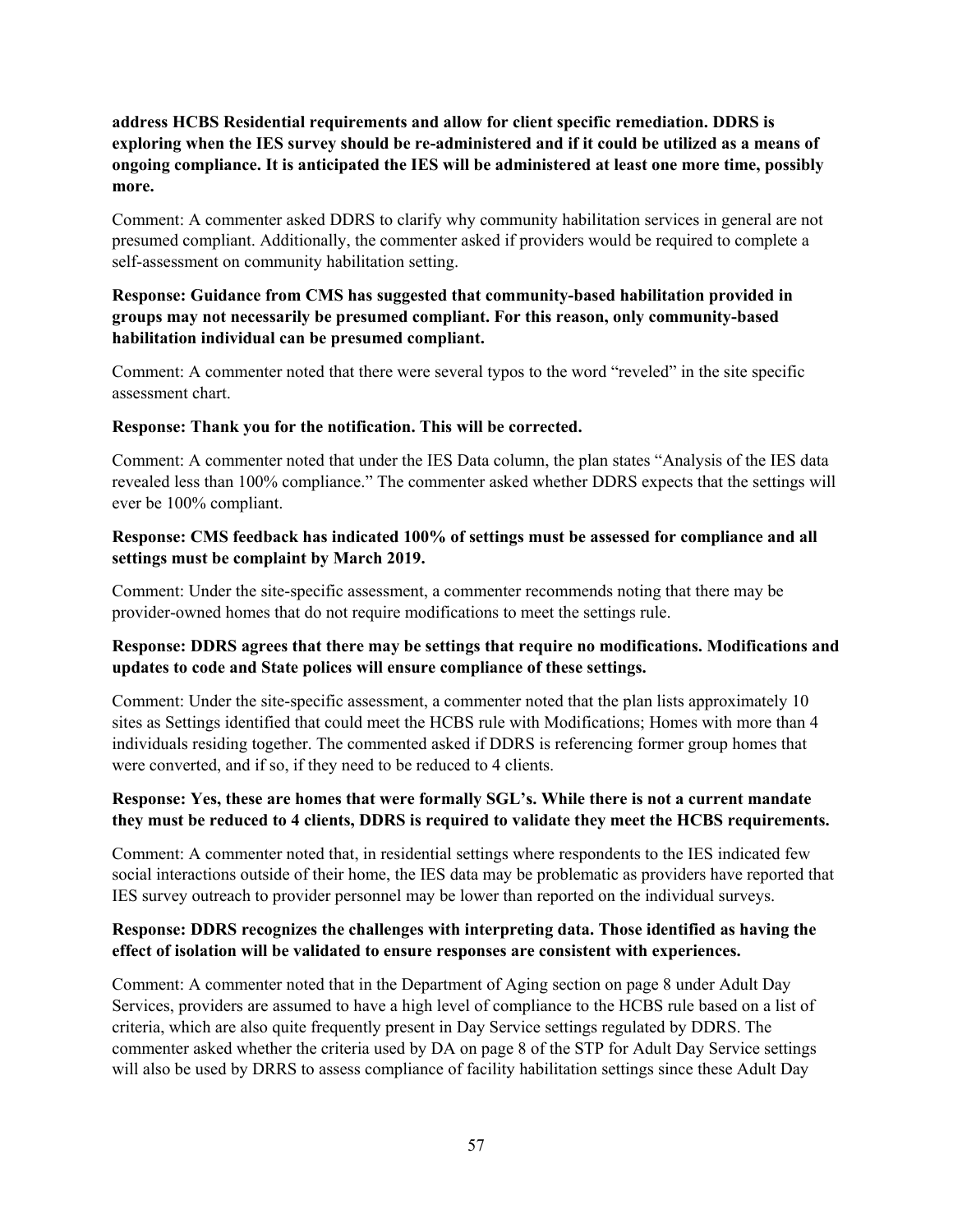**address HCBS Residential requirements and allow for client specific remediation. DDRS is exploring when the IES survey should be re-administered and if it could be utilized as a means of ongoing compliance. It is anticipated the IES will be administered at least one more time, possibly more.**

Comment: A commenter asked DDRS to clarify why community habilitation services in general are not presumed compliant. Additionally, the commenter asked if providers would be required to complete a self-assessment on community habilitation setting.

**Response: Guidance from CMS has suggested that community-based habilitation provided in groups may not necessarily be presumed compliant. For this reason, only community-based habilitation individual can be presumed compliant.**

Comment: A commenter noted that there were several typos to the word "reveled" in the site specific assessment chart.

**Response: Thank you for the notification. This will be corrected.**

Comment: A commenter noted that under the IES Data column, the plan states "Analysis of the IES data revealed less than 100% compliance." The commenter asked whether DDRS expects that the settings will ever be 100% compliant.

**Response: CMS feedback has indicated 100% of settings must be assessed for compliance and all settings must be complaint by March 2019.**

Comment: Under the site-specific assessment, a commenter recommends noting that there may be provider-owned homes that do not require modifications to meet the settings rule.

**Response: DDRS agrees that there may be settings that require no modifications. Modifications and updates to code and State polices will ensure compliance of these settings.**

Comment: Under the site-specific assessment, a commenter noted that the plan lists approximately 10 sites as Settings identified that could meet the HCBS rule with Modifications; Homes with more than 4 individuals residing together. The commented asked if DDRS is referencing former group homes that were converted, and if so, if they need to be reduced to 4 clients.

**Response: Yes, these are homes that were formally SGL's. While there is not a current mandate they must be reduced to 4 clients, DDRS is required to validate they meet the HCBS requirements.**

Comment: A commenter noted that, in residential settings where respondents to the IES indicated few social interactions outside of their home, the IES data may be problematic as providers have reported that IES survey outreach to provider personnel may be lower than reported on the individual surveys.

**Response: DDRS recognizes the challenges with interpreting data. Those identified as having the effect of isolation will be validated to ensure responses are consistent with experiences.**

Comment: A commenter noted that in the Department of Aging section on page 8 under Adult Day Services, providers are assumed to have a high level of compliance to the HCBS rule based on a list of criteria, which are also quite frequently present in Day Service settings regulated by DDRS. The commenter asked whether the criteria used by DA on page 8 of the STP for Adult Day Service settings will also be used by DRRS to assess compliance of facility habilitation settings since these Adult Day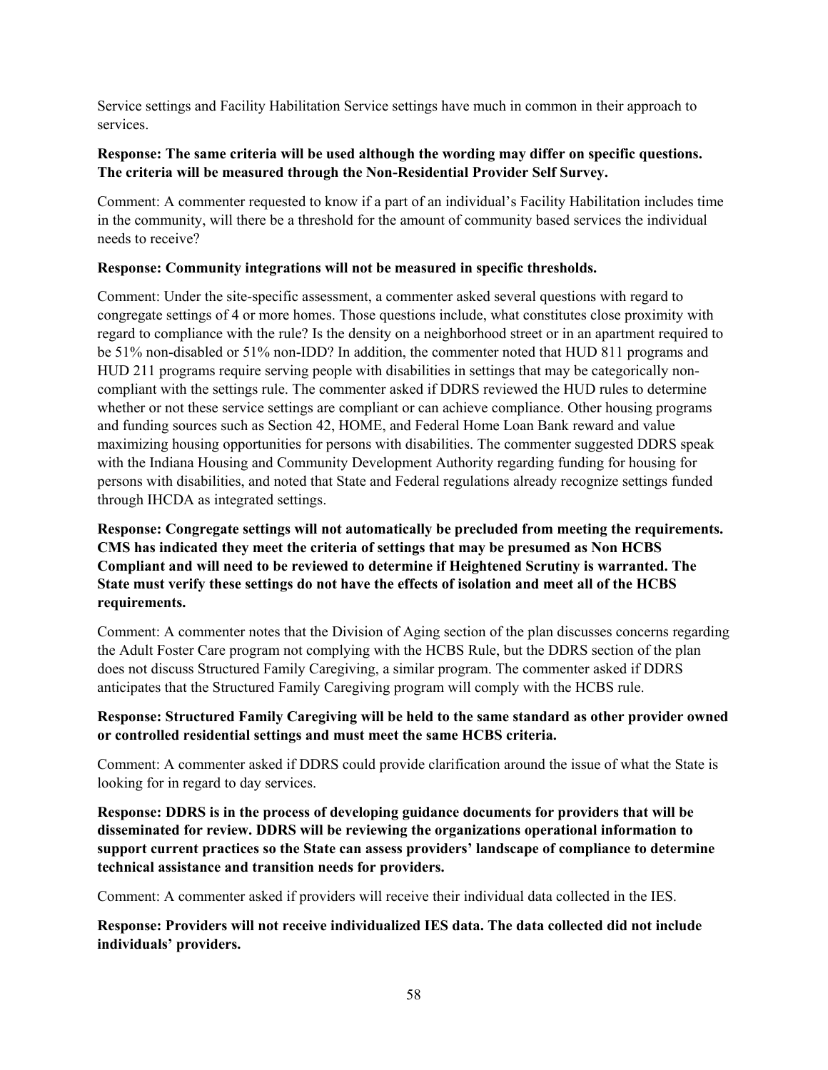Service settings and Facility Habilitation Service settings have much in common in their approach to services.

**Response: The same criteria will be used although the wording may differ on specific questions. The criteria will be measured through the Non-Residential Provider Self Survey.**

Comment: A commenter requested to know if a part of an individual's Facility Habilitation includes time in the community, will there be a threshold for the amount of community based services the individual needs to receive?

**Response: Community integrations will not be measured in specific thresholds.**

Comment: Under the site-specific assessment, a commenter asked several questions with regard to congregate settings of 4 or more homes. Those questions include, what constitutes close proximity with regard to compliance with the rule? Is the density on a neighborhood street or in an apartment required to be 51% non-disabled or 51% non-IDD? In addition, the commenter noted that HUD 811 programs and HUD 211 programs require serving people with disabilities in settings that may be categorically non-compliant with the settings rule. The commenter asked if DDRS reviewed the HUD rules to determine whether or not these service settings are compliant or can achieve compliance. Other housing programs and funding sources such as Section 42, HOME, and Federal Home Loan Bank reward and value maximizing housing opportunities for persons with disabilities. The commenter suggested DDRS speak with the Indiana Housing and Community Development Authority regarding funding for housing for persons with disabilities, and noted that State and Federal regulations already recognize settings funded through IHCDA as integrated settings.

**Response: Congregate settings will not automatically be precluded from meeting the requirements. CMS has indicated they meet the criteria of settings that may be presumed as Non HCBS Compliant and will need to be reviewed to determine if Heightened Scrutiny is warranted. The State must verify these settings do not have the effects of isolation and meet all of the HCBS requirements.**

Comment: A commenter notes that the Division of Aging section of the plan discusses concerns regarding the Adult Foster Care program not complying with the HCBS Rule, but the DDRS section of the plan does not discuss Structured Family Caregiving, a similar program. The commenter asked if DDRS anticipates that the Structured Family Caregiving program will comply with the HCBS rule.

**Response: Structured Family Caregiving will be held to the same standard as other provider owned or controlled residential settings and must meet the same HCBS criteria.**

Comment: A commenter asked if DDRS could provide clarification around the issue of what the State is looking for in regard to day services.

**Response: DDRS is in the process of developing guidance documents for providers that will be disseminated for review. DDRS will be reviewing the organizations operational information to support current practices so the State can assess providers' landscape of compliance to determine technical assistance and transition needs for providers.**

Comment: A commenter asked if providers will receive their individual data collected in the IES.

**Response: Providers will not receive individualized IES data. The data collected did not include individuals' providers.**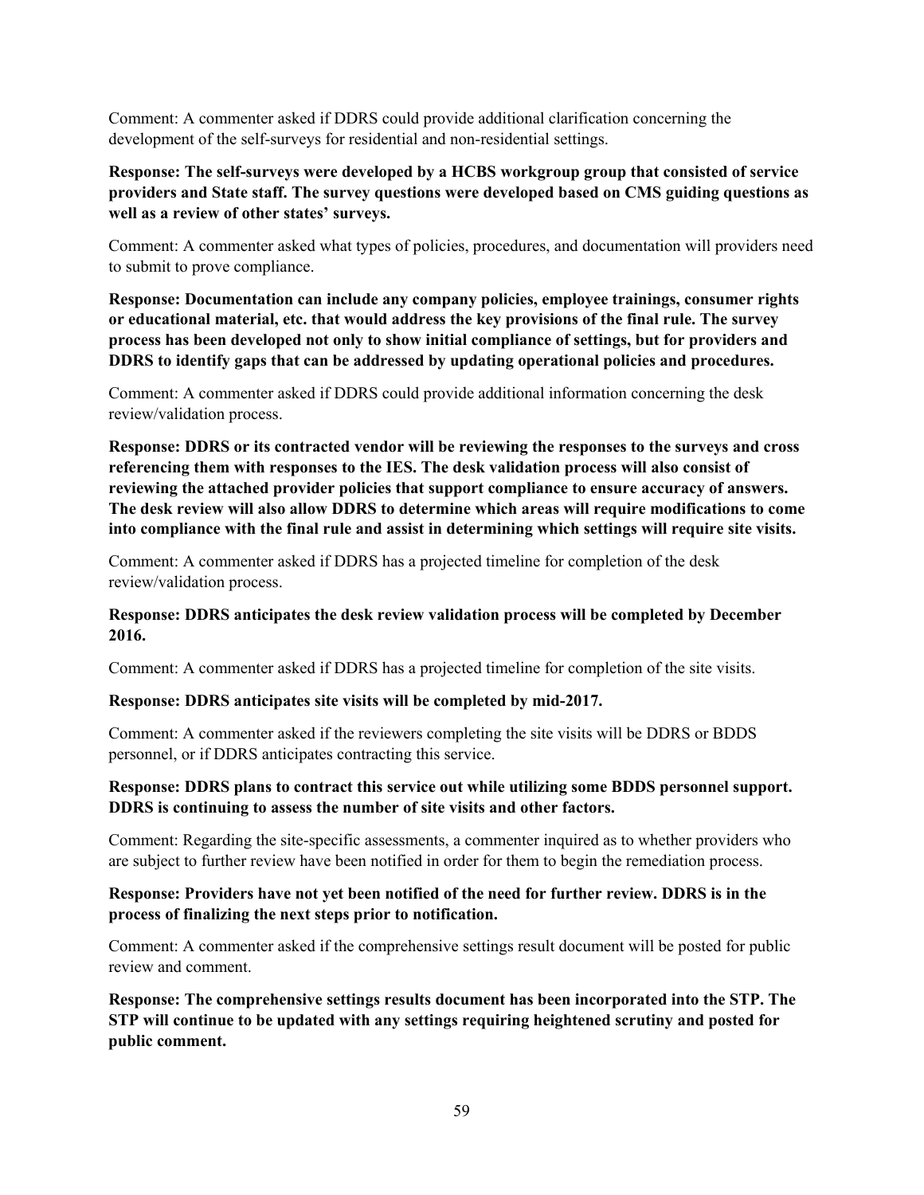Comment: A commenter asked if DDRS could provide additional clarification concerning the development of the self-surveys for residential and non-residential settings.

**Response: The self-surveys were developed by a HCBS workgroup group that consisted of service providers and State staff. The survey questions were developed based on CMS guiding questions as well as a review of other states' surveys.**

Comment: A commenter asked what types of policies, procedures, and documentation will providers need to submit to prove compliance.

**Response: Documentation can include any company policies, employee trainings, consumer rights or educational material, etc. that would address the key provisions of the final rule. The survey process has been developed not only to show initial compliance of settings, but for providers and DDRS to identify gaps that can be addressed by updating operational policies and procedures.**

Comment: A commenter asked if DDRS could provide additional information concerning the desk review/validation process.

**Response: DDRS or its contracted vendor will be reviewing the responses to the surveys and cross referencing them with responses to the IES. The desk validation process will also consist of reviewing the attached provider policies that support compliance to ensure accuracy of answers. The desk review will also allow DDRS to determine which areas will require modifications to come into compliance with the final rule and assist in determining which settings will require site visits.**

Comment: A commenter asked if DDRS has a projected timeline for completion of the desk review/validation process.

**Response: DDRS anticipates the desk review validation process will be completed by December 2016.**

Comment: A commenter asked if DDRS has a projected timeline for completion of the site visits.

**Response: DDRS anticipates site visits will be completed by mid-2017.**

Comment: A commenter asked if the reviewers completing the site visits will be DDRS or BDDS personnel, or if DDRS anticipates contracting this service.

**Response: DDRS plans to contract this service out while utilizing some BDDS personnel support. DDRS is continuing to assess the number of site visits and other factors.**

Comment: Regarding the site-specific assessments, a commenter inquired as to whether providers who are subject to further review have been notified in order for them to begin the remediation process.

**Response: Providers have not yet been notified of the need for further review. DDRS is in the process of finalizing the next steps prior to notification.**

Comment: A commenter asked if the comprehensive settings result document will be posted for public review and comment.

**Response: The comprehensive settings results document has been incorporated into the STP. The STP will continue to be updated with any settings requiring heightened scrutiny and posted for public comment.**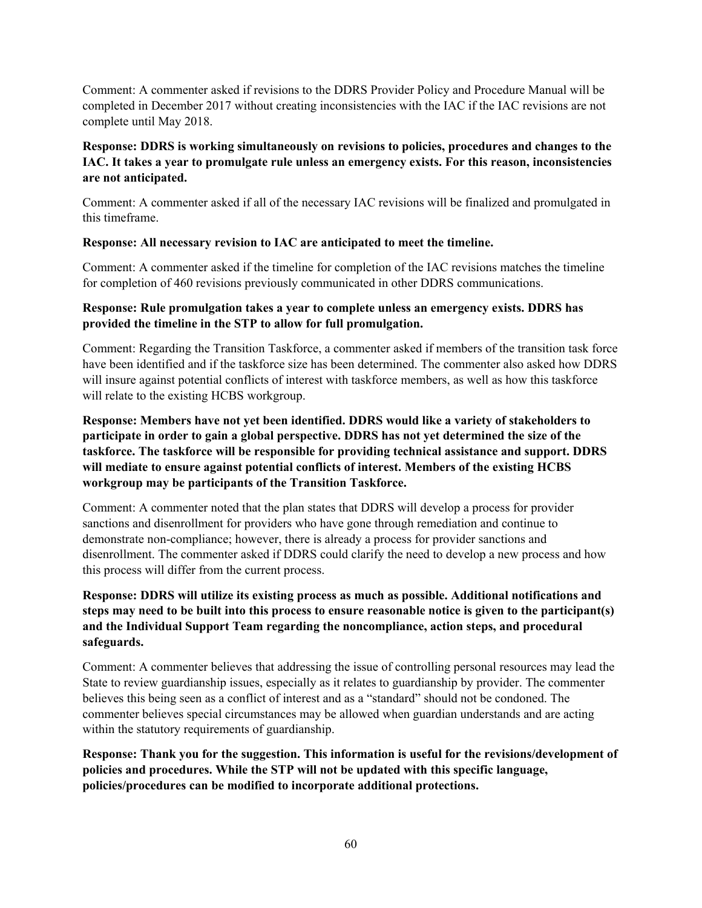Comment: A commenter asked if revisions to the DDRS Provider Policy and Procedure Manual will be completed in December 2017 without creating inconsistencies with the IAC if the IAC revisions are not complete until May 2018.

**Response: DDRS is working simultaneously on revisions to policies, procedures and changes to the IAC. It takes a year to promulgate rule unless an emergency exists. For this reason, inconsistencies are not anticipated.**

Comment: A commenter asked if all of the necessary IAC revisions will be finalized and promulgated in this timeframe.

**Response: All necessary revision to IAC are anticipated to meet the timeline.**

Comment: A commenter asked if the timeline for completion of the IAC revisions matches the timeline for completion of 460 revisions previously communicated in other DDRS communications.

**Response: Rule promulgation takes a year to complete unless an emergency exists. DDRS has provided the timeline in the STP to allow for full promulgation.**

Comment: Regarding the Transition Taskforce, a commenter asked if members of the transition task force have been identified and if the taskforce size has been determined. The commenter also asked how DDRS will insure against potential conflicts of interest with taskforce members, as well as how this taskforce will relate to the existing HCBS workgroup.

**Response: Members have not yet been identified. DDRS would like a variety of stakeholders to participate in order to gain a global perspective. DDRS has not yet determined the size of the taskforce. The taskforce will be responsible for providing technical assistance and support. DDRS will mediate to ensure against potential conflicts of interest. Members of the existing HCBS workgroup may be participants of the Transition Taskforce.**

Comment: A commenter noted that the plan states that DDRS will develop a process for provider sanctions and disenrollment for providers who have gone through remediation and continue to demonstrate non-compliance; however, there is already a process for provider sanctions and disenrollment. The commenter asked if DDRS could clarify the need to develop a new process and how this process will differ from the current process.

**Response: DDRS will utilize its existing process as much as possible. Additional notifications and steps may need to be built into this process to ensure reasonable notice is given to the participant(s) and the Individual Support Team regarding the noncompliance, action steps, and procedural safeguards.**

Comment: A commenter believes that addressing the issue of controlling personal resources may lead the State to review guardianship issues, especially as it relates to guardianship by provider. The commenter believes this being seen as a conflict of interest and as a "standard" should not be condoned. The commenter believes special circumstances may be allowed when guardian understands and are acting within the statutory requirements of guardianship.

**Response: Thank you for the suggestion. This information is useful for the revisions/development of policies and procedures. While the STP will not be updated with this specific language, policies/procedures can be modified to incorporate additional protections.**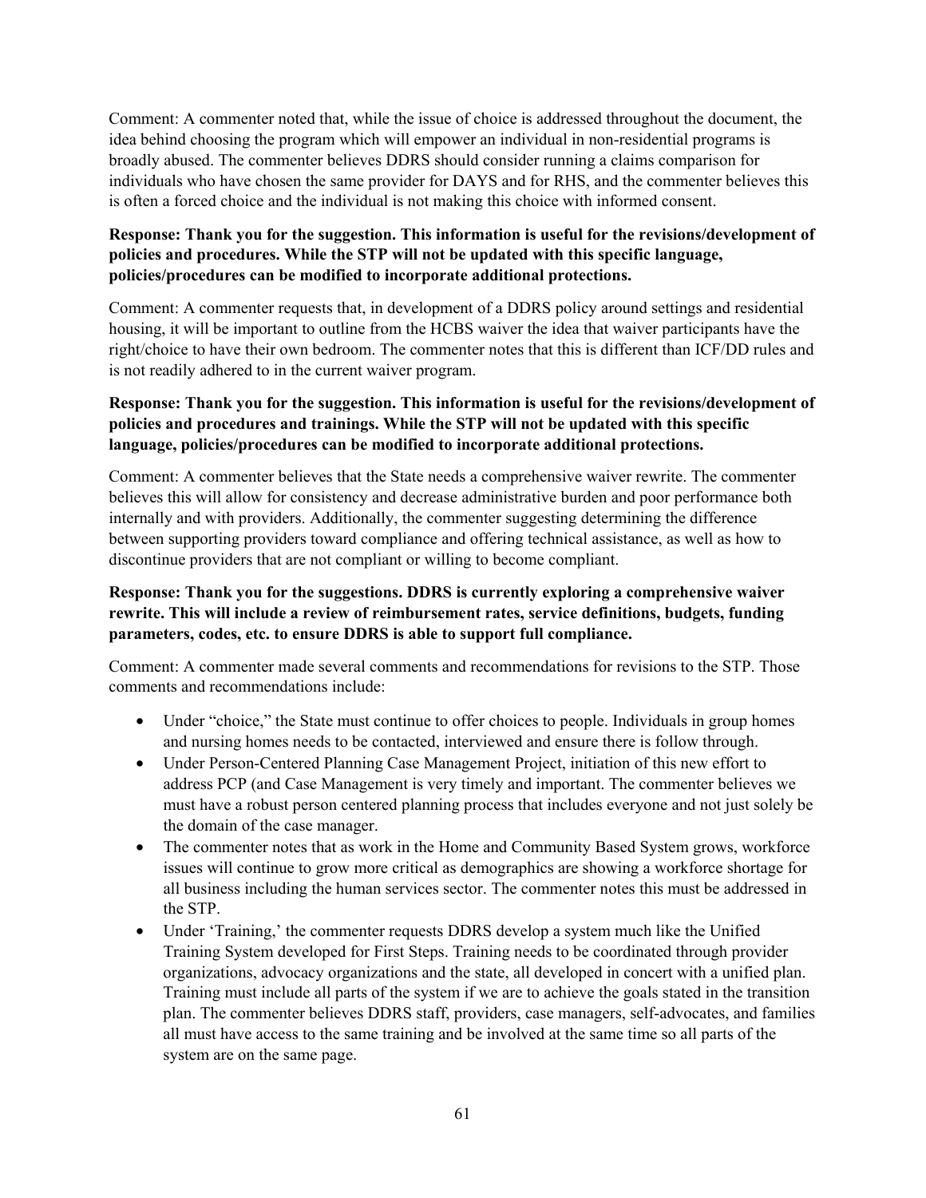Comment: A commenter noted that, while the issue of choice is addressed throughout the document, the idea behind choosing the program which will empower an individual in non-residential programs is broadly abused. The commenter believes DDRS should consider running a claims comparison for individuals who have chosen the same provider for DAYS and for RHS, and the commenter believes this is often a forced choice and the individual is not making this choice with informed consent.

**Response: Thank you for the suggestion. This information is useful for the revisions/development of policies and procedures. While the STP will not be updated with this specific language, policies/procedures can be modified to incorporate additional protections.**

Comment: A commenter requests that, in development of a DDRS policy around settings and residential housing, it will be important to outline from the HCBS waiver the idea that waiver participants have the right/choice to have their own bedroom. The commenter notes that this is different than ICF/DD rules and is not readily adhered to in the current waiver program.

**Response: Thank you for the suggestion. This information is useful for the revisions/development of policies and procedures and trainings. While the STP will not be updated with this specific language, policies/procedures can be modified to incorporate additional protections.**

Comment: A commenter believes that the State needs a comprehensive waiver rewrite. The commenter believes this will allow for consistency and decrease administrative burden and poor performance both internally and with providers. Additionally, the commenter suggesting determining the difference between supporting providers toward compliance and offering technical assistance, as well as how to discontinue providers that are not compliant or willing to become compliant.

**Response: Thank you for the suggestions. DDRS is currently exploring a comprehensive waiver rewrite. This will include a review of reimbursement rates, service definitions, budgets, funding parameters, codes, etc. to ensure DDRS is able to support full compliance.**

Comment: A commenter made several comments and recommendations for revisions to the STP. Those comments and recommendations include:

- Under "choice," the State must continue to offer choices to people. Individuals in group homes and nursing homes needs to be contacted, interviewed and ensure there is follow through.
- Under Person-Centered Planning Case Management Project, initiation of this new effort to address PCP (and Case Management is very timely and important. The commenter believes we must have a robust person centered planning process that includes everyone and not just solely be the domain of the case manager.
- The commenter notes that as work in the Home and Community Based System grows, workforce issues will continue to grow more critical as demographics are showing a workforce shortage for all business including the human services sector. The commenter notes this must be addressed in the STP.
- Under 'Training,' the commenter requests DDRS develop a system much like the Unified Training System developed for First Steps. Training needs to be coordinated through provider organizations, advocacy organizations and the state, all developed in concert with a unified plan. Training must include all parts of the system if we are to achieve the goals stated in the transition plan. The commenter believes DDRS staff, providers, case managers, self-advocates, and families all must have access to the same training and be involved at the same time so all parts of the system are on the same page.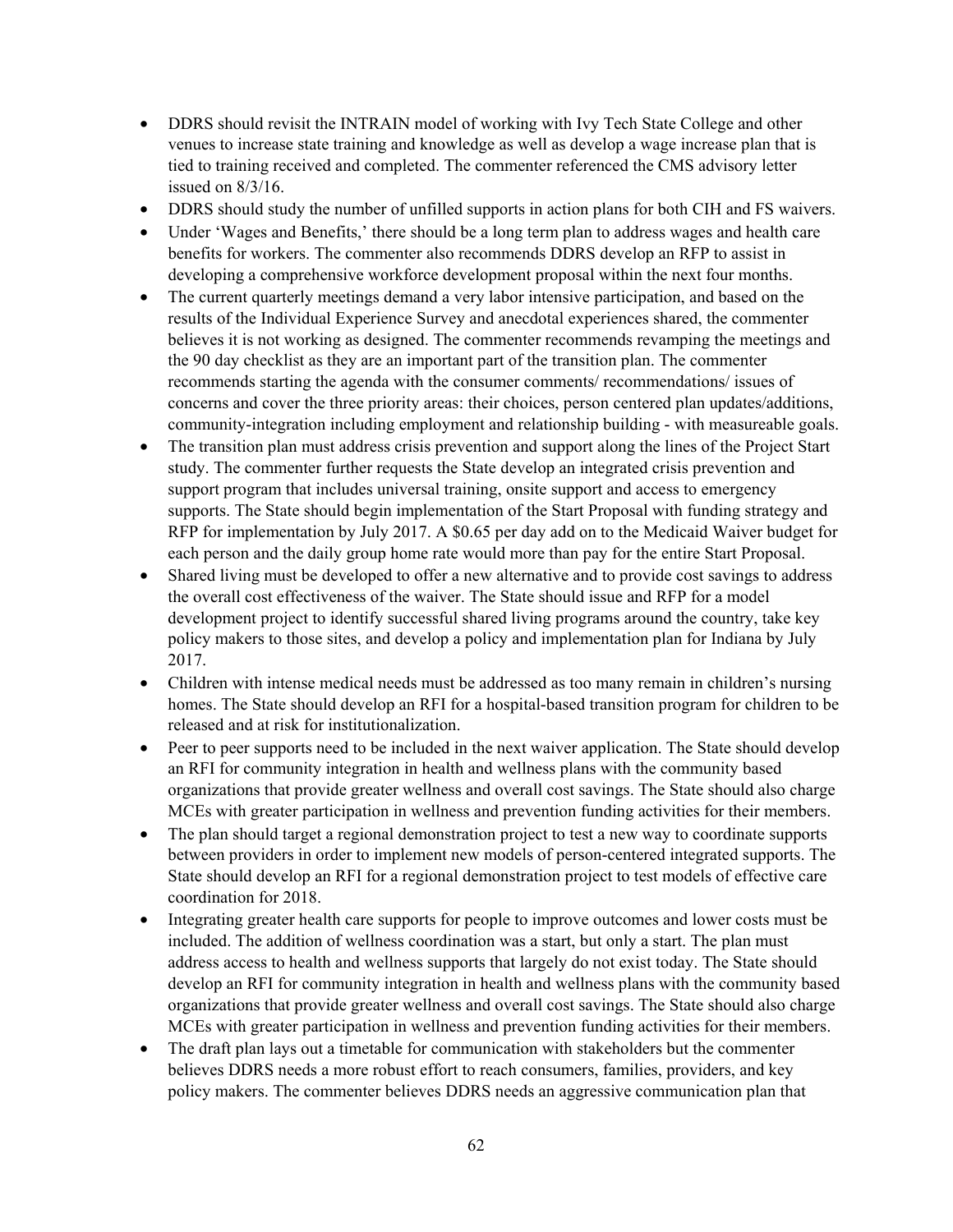- DDRS should revisit the INTRAIN model of working with Ivy Tech State College and other venues to increase state training and knowledge as well as develop a wage increase plan that is tied to training received and completed. The commenter referenced the CMS advisory letter issued on 8/3/16.
- DDRS should study the number of unfilled supports in action plans for both CIH and FS waivers.
- Under 'Wages and Benefits,' there should be a long term plan to address wages and health care benefits for workers. The commenter also recommends DDRS develop an RFP to assist in developing a comprehensive workforce development proposal within the next four months.
- The current quarterly meetings demand a very labor intensive participation, and based on the results of the Individual Experience Survey and anecdotal experiences shared, the commenter believes it is not working as designed. The commenter recommends revamping the meetings and the 90 day checklist as they are an important part of the transition plan. The commenter recommends starting the agenda with the consumer comments/ recommendations/ issues of concerns and cover the three priority areas: their choices, person centered plan updates/additions, community-integration including employment and relationship building - with measureable goals.
- The transition plan must address crisis prevention and support along the lines of the Project Start study. The commenter further requests the State develop an integrated crisis prevention and support program that includes universal training, onsite support and access to emergency supports. The State should begin implementation of the Start Proposal with funding strategy and RFP for implementation by July 2017. A $0.65 per day add on to the Medicaid Waiver budget for each person and the daily group home rate would more than pay for the entire Start Proposal.
- Shared living must be developed to offer a new alternative and to provide cost savings to address the overall cost effectiveness of the waiver. The State should issue and RFP for a model development project to identify successful shared living programs around the country, take key policy makers to those sites, and develop a policy and implementation plan for Indiana by July 2017.
- Children with intense medical needs must be addressed as too many remain in children's nursing homes. The State should develop an RFI for a hospital-based transition program for children to be released and at risk for institutionalization.
- Peer to peer supports need to be included in the next waiver application. The State should develop an RFI for community integration in health and wellness plans with the community based organizations that provide greater wellness and overall cost savings. The State should also charge MCEs with greater participation in wellness and prevention funding activities for their members.
- The plan should target a regional demonstration project to test a new way to coordinate supports between providers in order to implement new models of person-centered integrated supports. The State should develop an RFI for a regional demonstration project to test models of effective care coordination for 2018.
- Integrating greater health care supports for people to improve outcomes and lower costs must be included. The addition of wellness coordination was a start, but only a start. The plan must address access to health and wellness supports that largely do not exist today. The State should develop an RFI for community integration in health and wellness plans with the community based organizations that provide greater wellness and overall cost savings. The State should also charge MCEs with greater participation in wellness and prevention funding activities for their members.
- The draft plan lays out a timetable for communication with stakeholders but the commenter believes DDRS needs a more robust effort to reach consumers, families, providers, and key policy makers. The commenter believes DDRS needs an aggressive communication plan that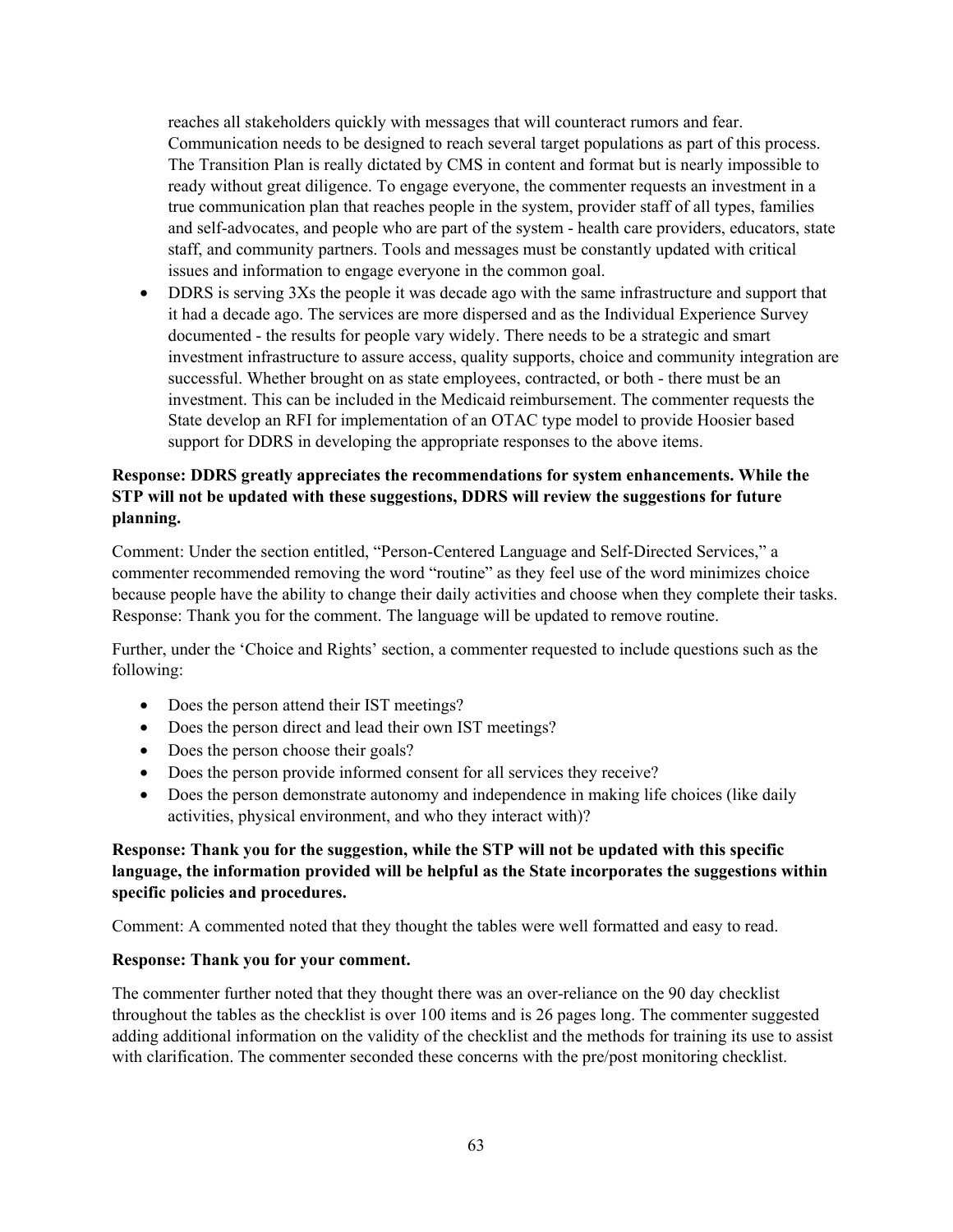reaches all stakeholders quickly with messages that will counteract rumors and fear. Communication needs to be designed to reach several target populations as part of this process. The Transition Plan is really dictated by CMS in content and format but is nearly impossible to ready without great diligence. To engage everyone, the commenter requests an investment in a true communication plan that reaches people in the system, provider staff of all types, families and self-advocates, and people who are part of the system - health care providers, educators, state staff, and community partners. Tools and messages must be constantly updated with critical issues and information to engage everyone in the common goal.

- DDRS is serving 3Xs the people it was decade ago with the same infrastructure and support that it had a decade ago. The services are more dispersed and as the Individual Experience Survey documented - the results for people vary widely. There needs to be a strategic and smart investment infrastructure to assure access, quality supports, choice and community integration are successful. Whether brought on as state employees, contracted, or both - there must be an investment. This can be included in the Medicaid reimbursement. The commenter requests the State develop an RFI for implementation of an OTAC type model to provide Hoosier based support for DDRS in developing the appropriate responses to the above items.

**Response: DDRS greatly appreciates the recommendations for system enhancements. While the STP will not be updated with these suggestions, DDRS will review the suggestions for future planning.**

Comment: Under the section entitled, "Person-Centered Language and Self-Directed Services," a commenter recommended removing the word "routine" as they feel use of the word minimizes choice because people have the ability to change their daily activities and choose when they complete their tasks. Response: Thank you for the comment. The language will be updated to remove routine.

Further, under the 'Choice and Rights' section, a commenter requested to include questions such as the following:

- Does the person attend their IST meetings?
- Does the person direct and lead their own IST meetings?
- Does the person choose their goals?
- Does the person provide informed consent for all services they receive?
- Does the person demonstrate autonomy and independence in making life choices (like daily activities, physical environment, and who they interact with)?

**Response: Thank you for the suggestion, while the STP will not be updated with this specific language, the information provided will be helpful as the State incorporates the suggestions within specific policies and procedures.**

Comment: A commented noted that they thought the tables were well formatted and easy to read.

**Response: Thank you for your comment.**

The commenter further noted that they thought there was an over-reliance on the 90 day checklist throughout the tables as the checklist is over 100 items and is 26 pages long. The commenter suggested adding additional information on the validity of the checklist and the methods for training its use to assist with clarification. The commenter seconded these concerns with the pre/post monitoring checklist.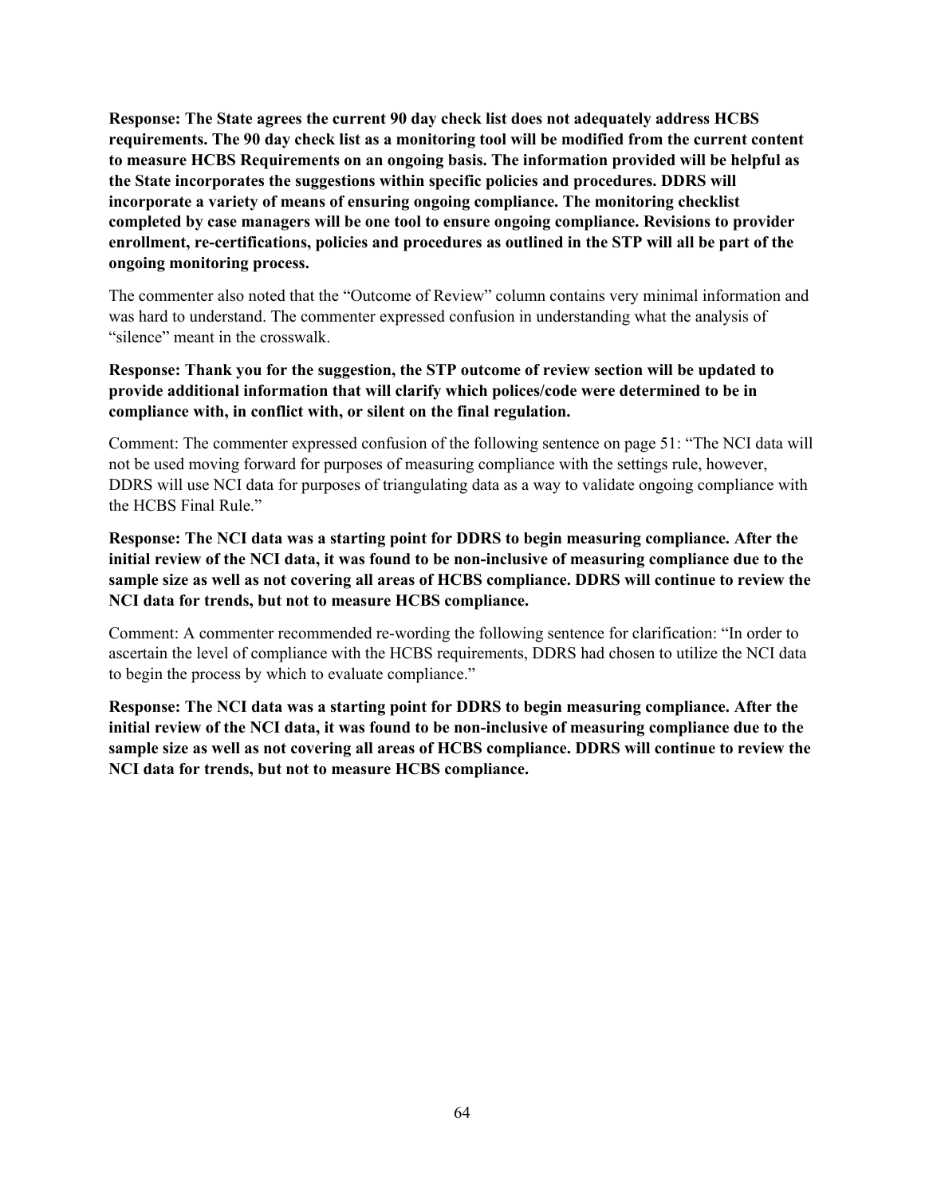**Response: The State agrees the current 90 day check list does not adequately address HCBS requirements. The 90 day check list as a monitoring tool will be modified from the current content to measure HCBS Requirements on an ongoing basis. The information provided will be helpful as the State incorporates the suggestions within specific policies and procedures. DDRS will incorporate a variety of means of ensuring ongoing compliance. The monitoring checklist completed by case managers will be one tool to ensure ongoing compliance. Revisions to provider enrollment, re-certifications, policies and procedures as outlined in the STP will all be part of the ongoing monitoring process.**

The commenter also noted that the "Outcome of Review" column contains very minimal information and was hard to understand. The commenter expressed confusion in understanding what the analysis of "silence" meant in the crosswalk.

**Response: Thank you for the suggestion, the STP outcome of review section will be updated to provide additional information that will clarify which polices/code were determined to be in compliance with, in conflict with, or silent on the final regulation.**

Comment: The commenter expressed confusion of the following sentence on page 51: "The NCI data will not be used moving forward for purposes of measuring compliance with the settings rule, however, DDRS will use NCI data for purposes of triangulating data as a way to validate ongoing compliance with the HCBS Final Rule."

**Response: The NCI data was a starting point for DDRS to begin measuring compliance. After the initial review of the NCI data, it was found to be non-inclusive of measuring compliance due to the sample size as well as not covering all areas of HCBS compliance. DDRS will continue to review the NCI data for trends, but not to measure HCBS compliance.**

Comment: A commenter recommended re-wording the following sentence for clarification: "In order to ascertain the level of compliance with the HCBS requirements, DDRS had chosen to utilize the NCI data to begin the process by which to evaluate compliance."

**Response: The NCI data was a starting point for DDRS to begin measuring compliance. After the initial review of the NCI data, it was found to be non-inclusive of measuring compliance due to the sample size as well as not covering all areas of HCBS compliance. DDRS will continue to review the NCI data for trends, but not to measure HCBS compliance.**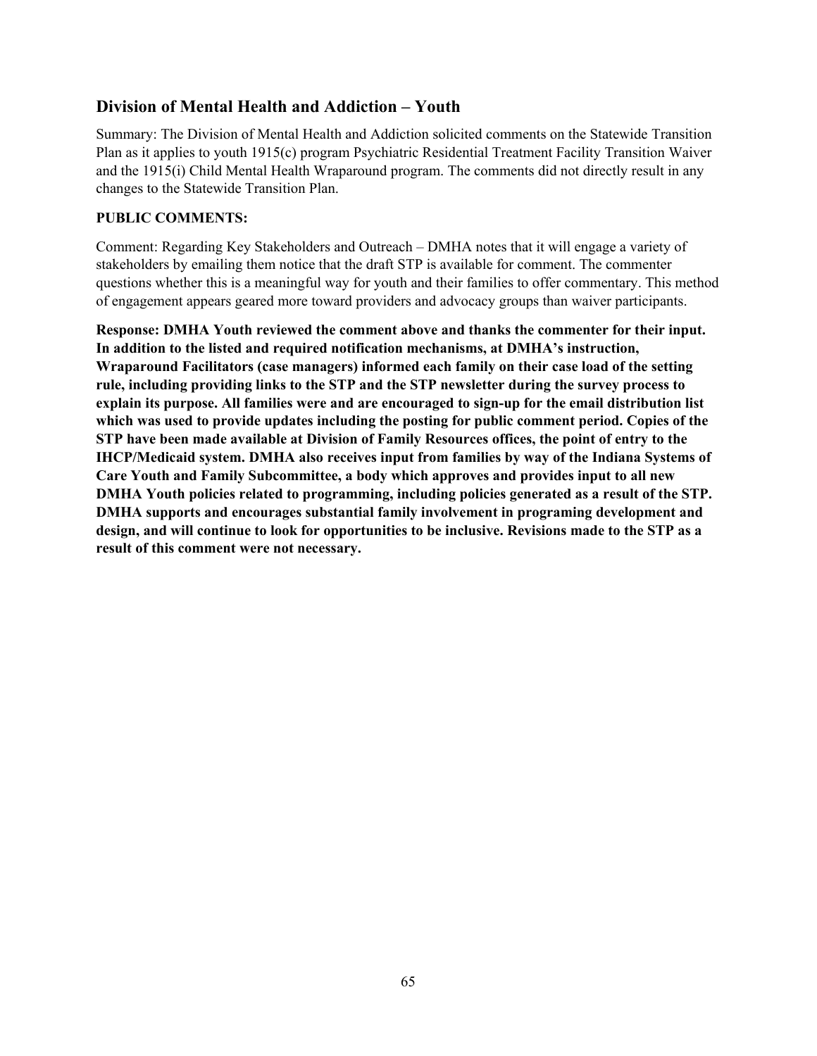## Division of Mental Health and Addiction – Youth

Summary: The Division of Mental Health and Addiction solicited comments on the Statewide Transition Plan as it applies to youth 1915(c) program Psychiatric Residential Treatment Facility Transition Waiver and the 1915(i) Child Mental Health Wraparound program. The comments did not directly result in any changes to the Statewide Transition Plan.

**PUBLIC COMMENTS:**

Comment: Regarding Key Stakeholders and Outreach – DMHA notes that it will engage a variety of stakeholders by emailing them notice that the draft STP is available for comment. The commenter questions whether this is a meaningful way for youth and their families to offer commentary. This method of engagement appears geared more toward providers and advocacy groups than waiver participants.

**Response: DMHA Youth reviewed the comment above and thanks the commenter for their input. In addition to the listed and required notification mechanisms, at DMHA's instruction, Wraparound Facilitators (case managers) informed each family on their case load of the setting rule, including providing links to the STP and the STP newsletter during the survey process to explain its purpose. All families were and are encouraged to sign-up for the email distribution list which was used to provide updates including the posting for public comment period. Copies of the STP have been made available at Division of Family Resources offices, the point of entry to the IHCP/Medicaid system. DMHA also receives input from families by way of the Indiana Systems of Care Youth and Family Subcommittee, a body which approves and provides input to all new DMHA Youth policies related to programming, including policies generated as a result of the STP. DMHA supports and encourages substantial family involvement in programing development and design, and will continue to look for opportunities to be inclusive. Revisions made to the STP as a result of this comment were not necessary.**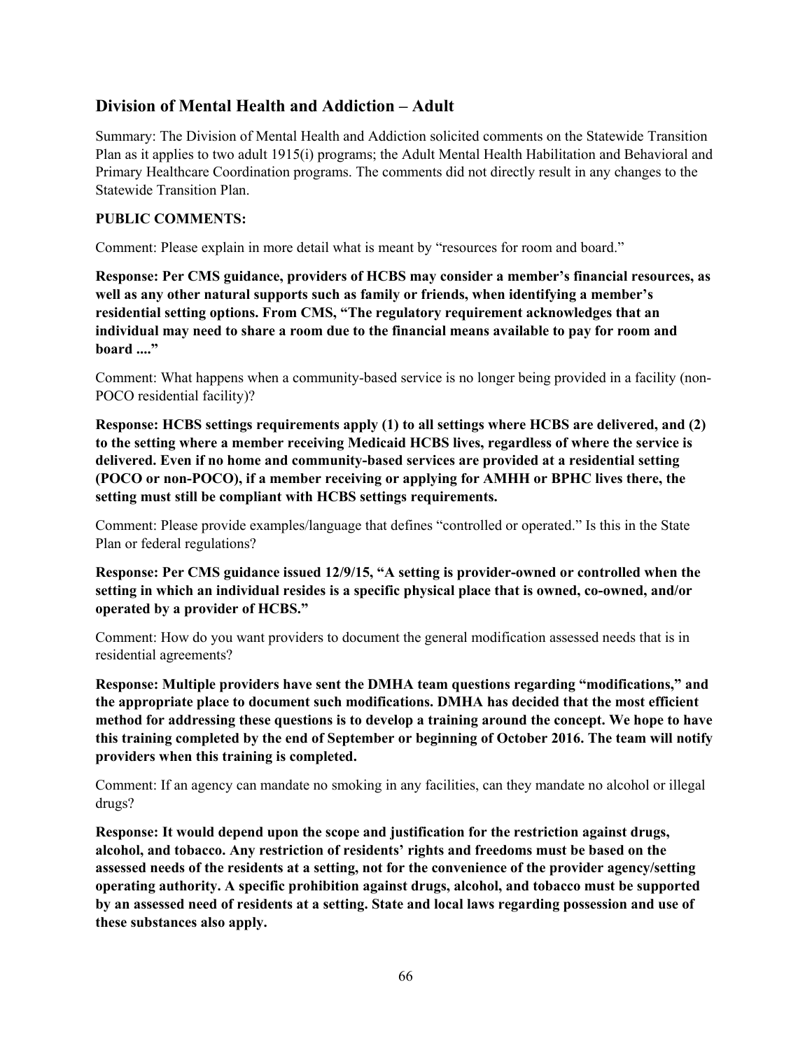## Division of Mental Health and Addiction – Adult

Summary: The Division of Mental Health and Addiction solicited comments on the Statewide Transition Plan as it applies to two adult 1915(i) programs; the Adult Mental Health Habilitation and Behavioral and Primary Healthcare Coordination programs. The comments did not directly result in any changes to the Statewide Transition Plan.

**PUBLIC COMMENTS:**

Comment: Please explain in more detail what is meant by "resources for room and board."

**Response: Per CMS guidance, providers of HCBS may consider a member's financial resources, as well as any other natural supports such as family or friends, when identifying a member's residential setting options. From CMS, "The regulatory requirement acknowledges that an individual may need to share a room due to the financial means available to pay for room and board ...."**

Comment: What happens when a community-based service is no longer being provided in a facility (non-POCO residential facility)?

**Response: HCBS settings requirements apply (1) to all settings where HCBS are delivered, and (2) to the setting where a member receiving Medicaid HCBS lives, regardless of where the service is delivered. Even if no home and community-based services are provided at a residential setting (POCO or non-POCO), if a member receiving or applying for AMHH or BPHC lives there, the setting must still be compliant with HCBS settings requirements.**

Comment: Please provide examples/language that defines "controlled or operated." Is this in the State Plan or federal regulations?

**Response: Per CMS guidance issued 12/9/15, "A setting is provider-owned or controlled when the setting in which an individual resides is a specific physical place that is owned, co-owned, and/or operated by a provider of HCBS."**

Comment: How do you want providers to document the general modification assessed needs that is in residential agreements?

**Response: Multiple providers have sent the DMHA team questions regarding "modifications," and the appropriate place to document such modifications. DMHA has decided that the most efficient method for addressing these questions is to develop a training around the concept. We hope to have this training completed by the end of September or beginning of October 2016. The team will notify providers when this training is completed.**

Comment: If an agency can mandate no smoking in any facilities, can they mandate no alcohol or illegal drugs?

**Response: It would depend upon the scope and justification for the restriction against drugs, alcohol, and tobacco. Any restriction of residents' rights and freedoms must be based on the assessed needs of the residents at a setting, not for the convenience of the provider agency/setting operating authority. A specific prohibition against drugs, alcohol, and tobacco must be supported by an assessed need of residents at a setting. State and local laws regarding possession and use of these substances also apply.**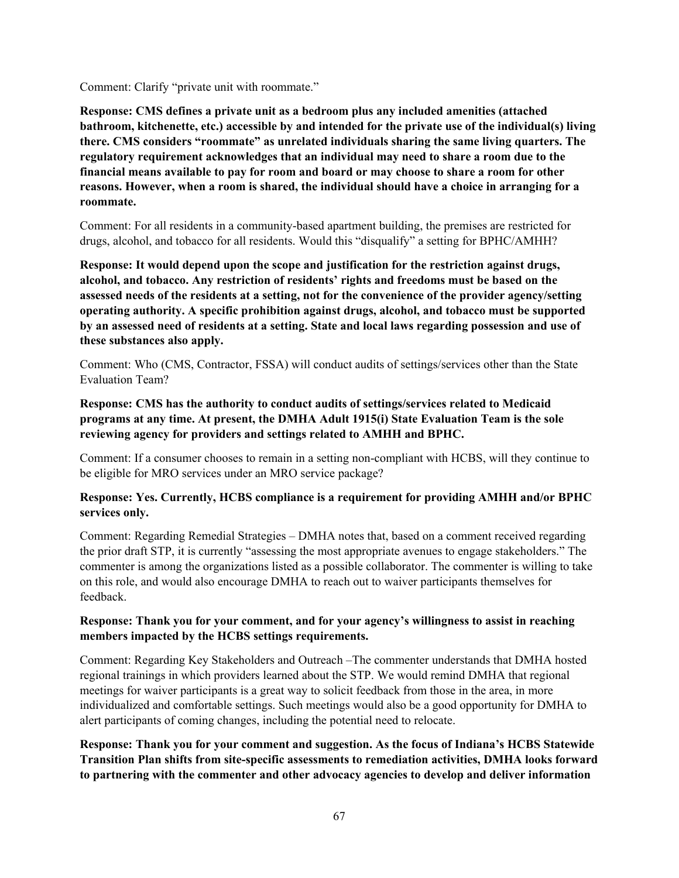Comment: Clarify "private unit with roommate."

**Response: CMS defines a private unit as a bedroom plus any included amenities (attached bathroom, kitchenette, etc.) accessible by and intended for the private use of the individual(s) living there. CMS considers "roommate" as unrelated individuals sharing the same living quarters. The regulatory requirement acknowledges that an individual may need to share a room due to the financial means available to pay for room and board or may choose to share a room for other reasons. However, when a room is shared, the individual should have a choice in arranging for a roommate.**

Comment: For all residents in a community-based apartment building, the premises are restricted for drugs, alcohol, and tobacco for all residents. Would this "disqualify" a setting for BPHC/AMHH?

**Response: It would depend upon the scope and justification for the restriction against drugs, alcohol, and tobacco. Any restriction of residents' rights and freedoms must be based on the assessed needs of the residents at a setting, not for the convenience of the provider agency/setting operating authority. A specific prohibition against drugs, alcohol, and tobacco must be supported by an assessed need of residents at a setting. State and local laws regarding possession and use of these substances also apply.**

Comment: Who (CMS, Contractor, FSSA) will conduct audits of settings/services other than the State Evaluation Team?

**Response: CMS has the authority to conduct audits of settings/services related to Medicaid programs at any time. At present, the DMHA Adult 1915(i) State Evaluation Team is the sole reviewing agency for providers and settings related to AMHH and BPHC.**

Comment: If a consumer chooses to remain in a setting non-compliant with HCBS, will they continue to be eligible for MRO services under an MRO service package?

**Response: Yes. Currently, HCBS compliance is a requirement for providing AMHH and/or BPHC services only.**

Comment: Regarding Remedial Strategies – DMHA notes that, based on a comment received regarding the prior draft STP, it is currently "assessing the most appropriate avenues to engage stakeholders." The commenter is among the organizations listed as a possible collaborator. The commenter is willing to take on this role, and would also encourage DMHA to reach out to waiver participants themselves for feedback.

**Response: Thank you for your comment, and for your agency's willingness to assist in reaching members impacted by the HCBS settings requirements.**

Comment: Regarding Key Stakeholders and Outreach –The commenter understands that DMHA hosted regional trainings in which providers learned about the STP. We would remind DMHA that regional meetings for waiver participants is a great way to solicit feedback from those in the area, in more individualized and comfortable settings. Such meetings would also be a good opportunity for DMHA to alert participants of coming changes, including the potential need to relocate.

**Response: Thank you for your comment and suggestion. As the focus of Indiana's HCBS Statewide Transition Plan shifts from site-specific assessments to remediation activities, DMHA looks forward to partnering with the commenter and other advocacy agencies to develop and deliver information**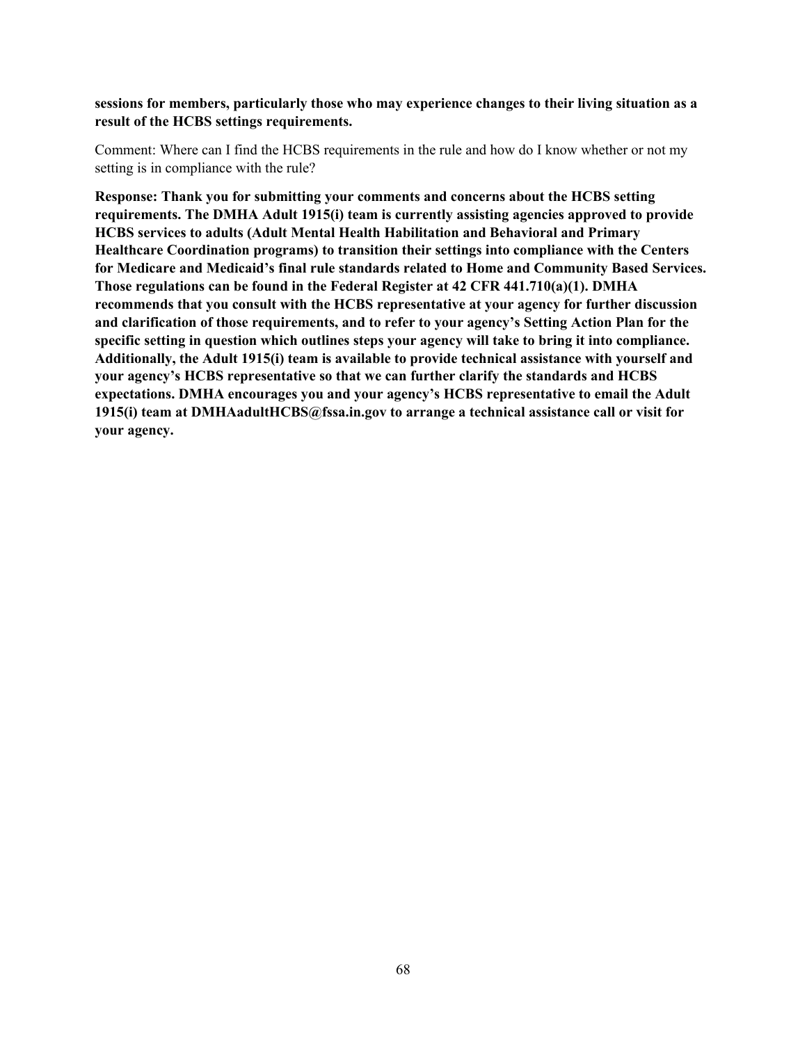**sessions for members, particularly those who may experience changes to their living situation as a result of the HCBS settings requirements.**

Comment: Where can I find the HCBS requirements in the rule and how do I know whether or not my setting is in compliance with the rule?

**Response: Thank you for submitting your comments and concerns about the HCBS setting requirements. The DMHA Adult 1915(i) team is currently assisting agencies approved to provide HCBS services to adults (Adult Mental Health Habilitation and Behavioral and Primary Healthcare Coordination programs) to transition their settings into compliance with the Centers for Medicare and Medicaid's final rule standards related to Home and Community Based Services. Those regulations can be found in the Federal Register at 42 CFR 441.710(a)(1). DMHA recommends that you consult with the HCBS representative at your agency for further discussion and clarification of those requirements, and to refer to your agency's Setting Action Plan for the specific setting in question which outlines steps your agency will take to bring it into compliance. Additionally, the Adult 1915(i) team is available to provide technical assistance with yourself and your agency's HCBS representative so that we can further clarify the standards and HCBS expectations. DMHA encourages you and your agency's HCBS representative to email the Adult 1915(i) team at DMHAadultHCBS@fssa.in.gov to arrange a technical assistance call or visit for your agency.**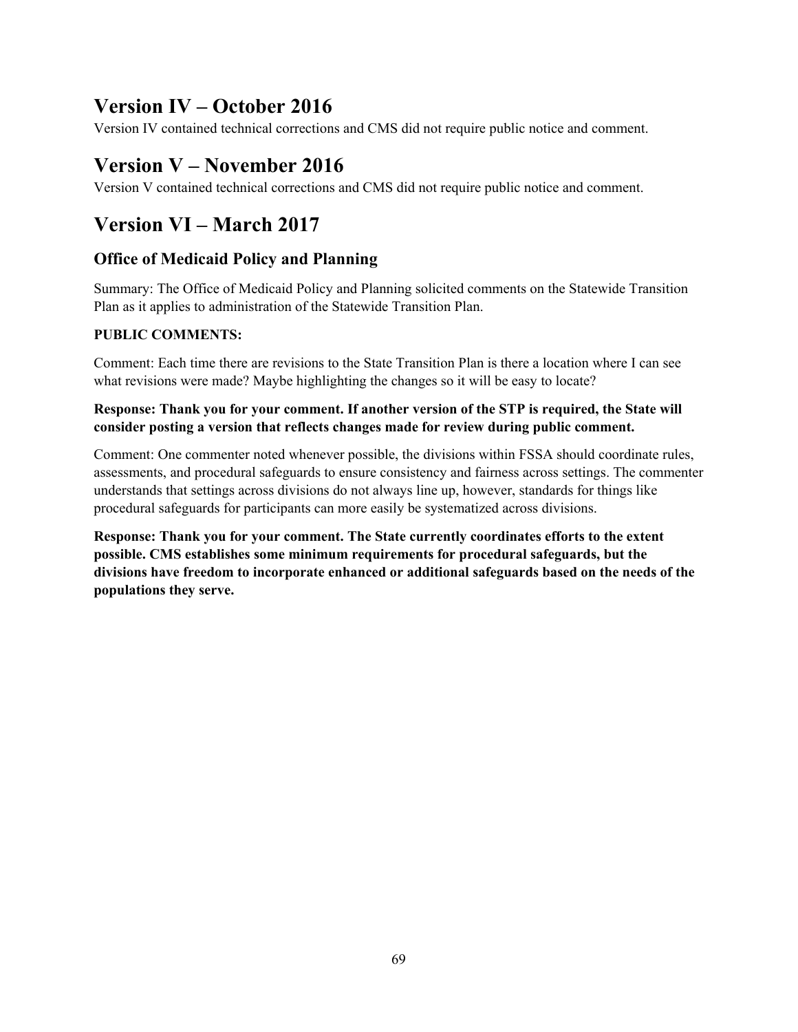## Version IV – October 2016

Version IV contained technical corrections and CMS did not require public notice and comment.

## Version V – November 2016

Version V contained technical corrections and CMS did not require public notice and comment.

## Version VI – March 2017

### Office of Medicaid Policy and Planning

Summary: The Office of Medicaid Policy and Planning solicited comments on the Statewide Transition Plan as it applies to administration of the Statewide Transition Plan.

**PUBLIC COMMENTS:**

Comment: Each time there are revisions to the State Transition Plan is there a location where I can see what revisions were made? Maybe highlighting the changes so it will be easy to locate?

**Response: Thank you for your comment. If another version of the STP is required, the State will consider posting a version that reflects changes made for review during public comment.**

Comment: One commenter noted whenever possible, the divisions within FSSA should coordinate rules, assessments, and procedural safeguards to ensure consistency and fairness across settings. The commenter understands that settings across divisions do not always line up, however, standards for things like procedural safeguards for participants can more easily be systematized across divisions.

**Response: Thank you for your comment. The State currently coordinates efforts to the extent possible. CMS establishes some minimum requirements for procedural safeguards, but the divisions have freedom to incorporate enhanced or additional safeguards based on the needs of the populations they serve.**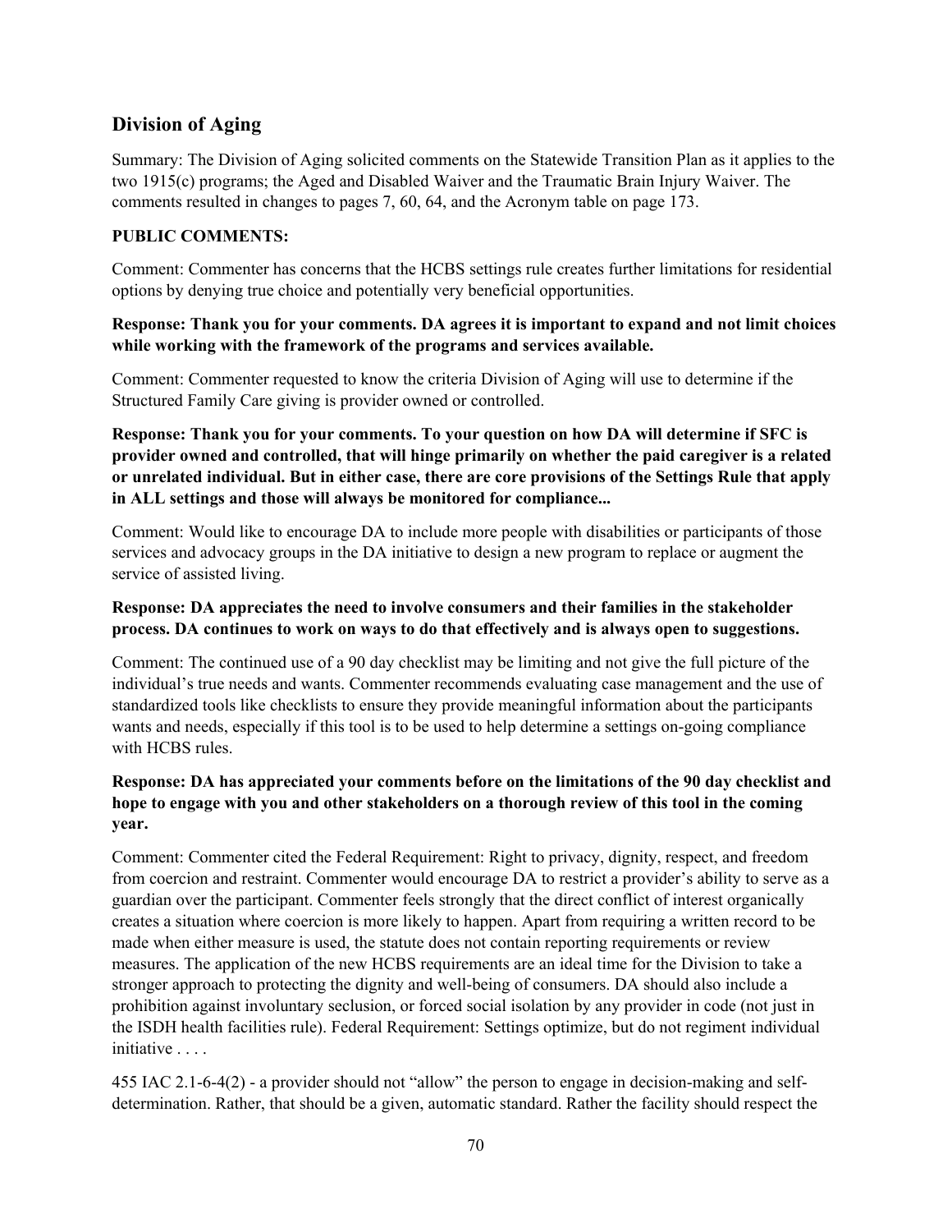## Division of Aging

Summary: The Division of Aging solicited comments on the Statewide Transition Plan as it applies to the two 1915(c) programs; the Aged and Disabled Waiver and the Traumatic Brain Injury Waiver. The comments resulted in changes to pages 7, 60, 64, and the Acronym table on page 173.

**PUBLIC COMMENTS:**

Comment: Commenter has concerns that the HCBS settings rule creates further limitations for residential options by denying true choice and potentially very beneficial opportunities.

**Response: Thank you for your comments. DA agrees it is important to expand and not limit choices while working with the framework of the programs and services available.**

Comment: Commenter requested to know the criteria Division of Aging will use to determine if the Structured Family Care giving is provider owned or controlled.

**Response: Thank you for your comments. To your question on how DA will determine if SFC is provider owned and controlled, that will hinge primarily on whether the paid caregiver is a related or unrelated individual. But in either case, there are core provisions of the Settings Rule that apply in ALL settings and those will always be monitored for compliance...**

Comment: Would like to encourage DA to include more people with disabilities or participants of those services and advocacy groups in the DA initiative to design a new program to replace or augment the service of assisted living.

**Response: DA appreciates the need to involve consumers and their families in the stakeholder process. DA continues to work on ways to do that effectively and is always open to suggestions.**

Comment: The continued use of a 90 day checklist may be limiting and not give the full picture of the individual's true needs and wants. Commenter recommends evaluating case management and the use of standardized tools like checklists to ensure they provide meaningful information about the participants wants and needs, especially if this tool is to be used to help determine a settings on-going compliance with HCBS rules.

**Response: DA has appreciated your comments before on the limitations of the 90 day checklist and hope to engage with you and other stakeholders on a thorough review of this tool in the coming year.**

Comment: Commenter cited the Federal Requirement: Right to privacy, dignity, respect, and freedom from coercion and restraint. Commenter would encourage DA to restrict a provider's ability to serve as a guardian over the participant. Commenter feels strongly that the direct conflict of interest organically creates a situation where coercion is more likely to happen. Apart from requiring a written record to be made when either measure is used, the statute does not contain reporting requirements or review measures. The application of the new HCBS requirements are an ideal time for the Division to take a stronger approach to protecting the dignity and well-being of consumers. DA should also include a prohibition against involuntary seclusion, or forced social isolation by any provider in code (not just in the ISDH health facilities rule). Federal Requirement: Settings optimize, but do not regiment individual initiative . . . .

455 IAC 2.1-6-4(2) - a provider should not "allow" the person to engage in decision-making and self-determination. Rather, that should be a given, automatic standard. Rather the facility should respect the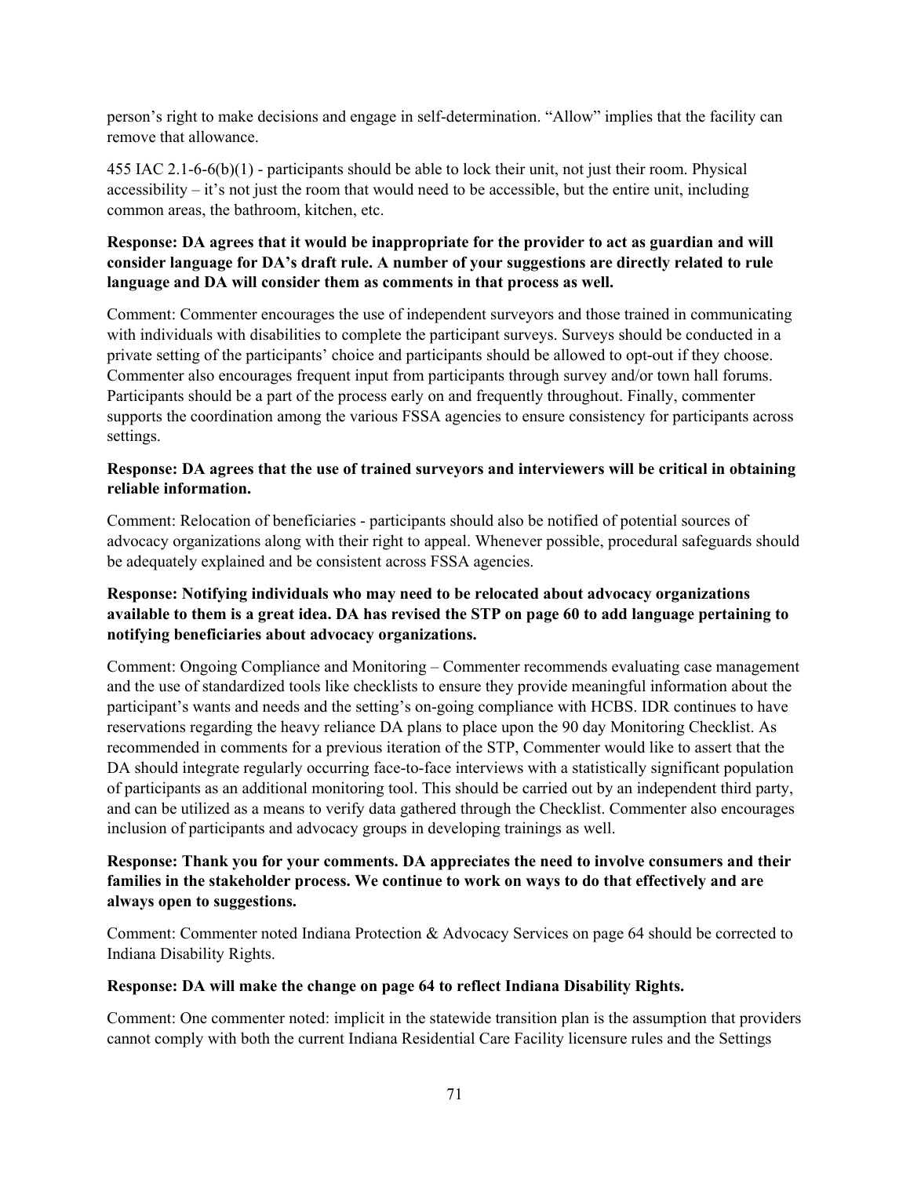person's right to make decisions and engage in self-determination. "Allow" implies that the facility can remove that allowance.

455 IAC 2.1-6-6(b)(1) - participants should be able to lock their unit, not just their room. Physical accessibility – it's not just the room that would need to be accessible, but the entire unit, including common areas, the bathroom, kitchen, etc.

**Response: DA agrees that it would be inappropriate for the provider to act as guardian and will consider language for DA's draft rule. A number of your suggestions are directly related to rule language and DA will consider them as comments in that process as well.**

Comment: Commenter encourages the use of independent surveyors and those trained in communicating with individuals with disabilities to complete the participant surveys. Surveys should be conducted in a private setting of the participants' choice and participants should be allowed to opt-out if they choose. Commenter also encourages frequent input from participants through survey and/or town hall forums. Participants should be a part of the process early on and frequently throughout. Finally, commenter supports the coordination among the various FSSA agencies to ensure consistency for participants across settings.

**Response: DA agrees that the use of trained surveyors and interviewers will be critical in obtaining reliable information.**

Comment: Relocation of beneficiaries - participants should also be notified of potential sources of advocacy organizations along with their right to appeal. Whenever possible, procedural safeguards should be adequately explained and be consistent across FSSA agencies.

**Response: Notifying individuals who may need to be relocated about advocacy organizations available to them is a great idea. DA has revised the STP on page 60 to add language pertaining to notifying beneficiaries about advocacy organizations.**

Comment: Ongoing Compliance and Monitoring – Commenter recommends evaluating case management and the use of standardized tools like checklists to ensure they provide meaningful information about the participant's wants and needs and the setting's on-going compliance with HCBS. IDR continues to have reservations regarding the heavy reliance DA plans to place upon the 90 day Monitoring Checklist. As recommended in comments for a previous iteration of the STP, Commenter would like to assert that the DA should integrate regularly occurring face-to-face interviews with a statistically significant population of participants as an additional monitoring tool. This should be carried out by an independent third party, and can be utilized as a means to verify data gathered through the Checklist. Commenter also encourages inclusion of participants and advocacy groups in developing trainings as well.

**Response: Thank you for your comments. DA appreciates the need to involve consumers and their families in the stakeholder process. We continue to work on ways to do that effectively and are always open to suggestions.**

Comment: Commenter noted Indiana Protection & Advocacy Services on page 64 should be corrected to Indiana Disability Rights.

**Response: DA will make the change on page 64 to reflect Indiana Disability Rights.**

Comment: One commenter noted: implicit in the statewide transition plan is the assumption that providers cannot comply with both the current Indiana Residential Care Facility licensure rules and the Settings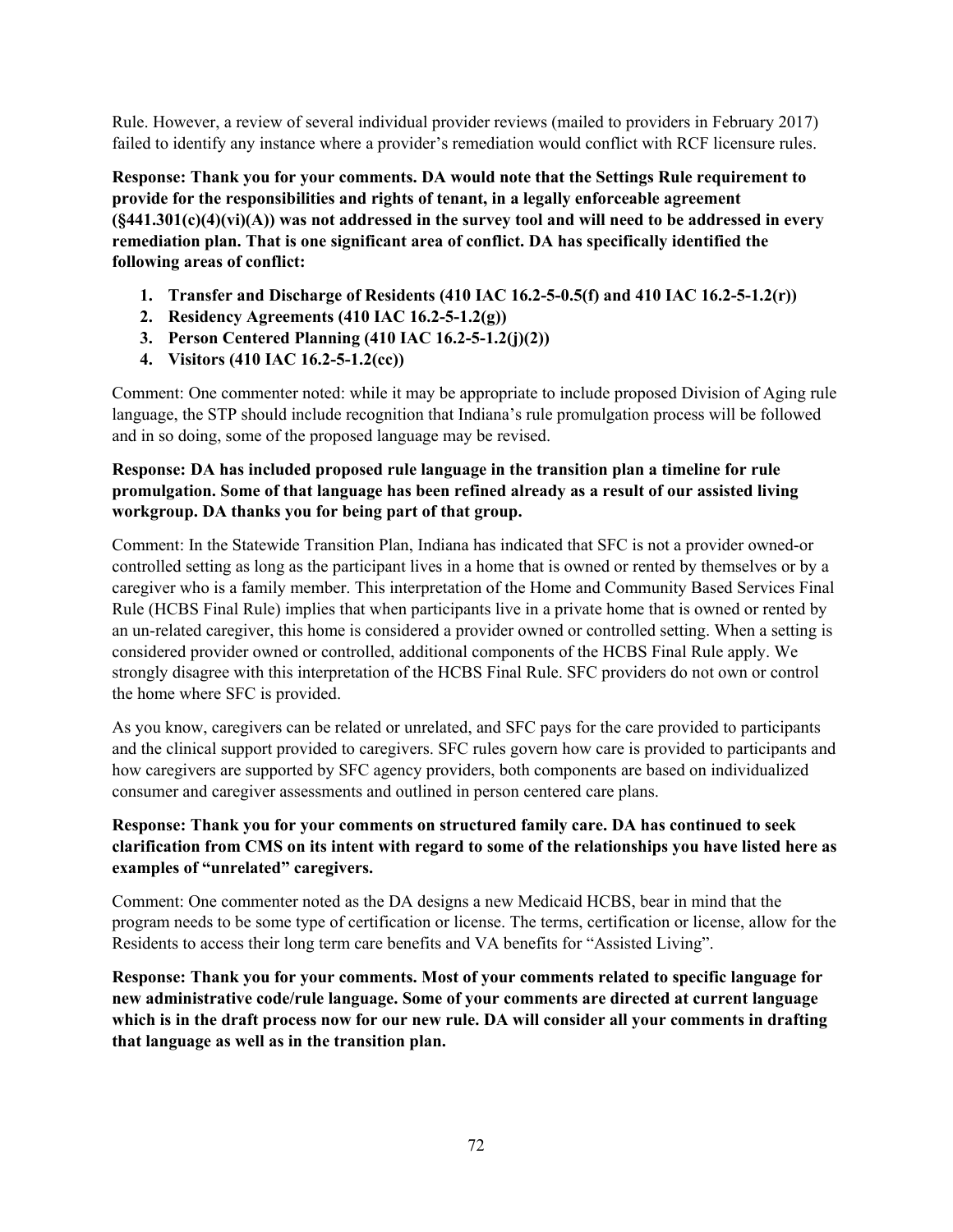Rule. However, a review of several individual provider reviews (mailed to providers in February 2017) failed to identify any instance where a provider's remediation would conflict with RCF licensure rules.

**Response: Thank you for your comments. DA would note that the Settings Rule requirement to provide for the responsibilities and rights of tenant, in a legally enforceable agreement (§441.301(c)(4)(vi)(A)) was not addressed in the survey tool and will need to be addressed in every remediation plan. That is one significant area of conflict. DA has specifically identified the following areas of conflict:**

1. **Transfer and Discharge of Residents (410 IAC 16.2-5-0.5(f) and 410 IAC 16.2-5-1.2(r))**
2. **Residency Agreements (410 IAC 16.2-5-1.2(g))**
3. **Person Centered Planning (410 IAC 16.2-5-1.2(j)(2))**
4. **Visitors (410 IAC 16.2-5-1.2(cc))**

Comment: One commenter noted: while it may be appropriate to include proposed Division of Aging rule language, the STP should include recognition that Indiana's rule promulgation process will be followed and in so doing, some of the proposed language may be revised.

**Response: DA has included proposed rule language in the transition plan a timeline for rule promulgation. Some of that language has been refined already as a result of our assisted living workgroup. DA thanks you for being part of that group.**

Comment: In the Statewide Transition Plan, Indiana has indicated that SFC is not a provider owned-or controlled setting as long as the participant lives in a home that is owned or rented by themselves or by a caregiver who is a family member. This interpretation of the Home and Community Based Services Final Rule (HCBS Final Rule) implies that when participants live in a private home that is owned or rented by an un-related caregiver, this home is considered a provider owned or controlled setting. When a setting is considered provider owned or controlled, additional components of the HCBS Final Rule apply. We strongly disagree with this interpretation of the HCBS Final Rule. SFC providers do not own or control the home where SFC is provided.

As you know, caregivers can be related or unrelated, and SFC pays for the care provided to participants and the clinical support provided to caregivers. SFC rules govern how care is provided to participants and how caregivers are supported by SFC agency providers, both components are based on individualized consumer and caregiver assessments and outlined in person centered care plans.

**Response: Thank you for your comments on structured family care. DA has continued to seek clarification from CMS on its intent with regard to some of the relationships you have listed here as examples of "unrelated" caregivers.**

Comment: One commenter noted as the DA designs a new Medicaid HCBS, bear in mind that the program needs to be some type of certification or license. The terms, certification or license, allow for the Residents to access their long term care benefits and VA benefits for "Assisted Living".

**Response: Thank you for your comments. Most of your comments related to specific language for new administrative code/rule language. Some of your comments are directed at current language which is in the draft process now for our new rule. DA will consider all your comments in drafting that language as well as in the transition plan.**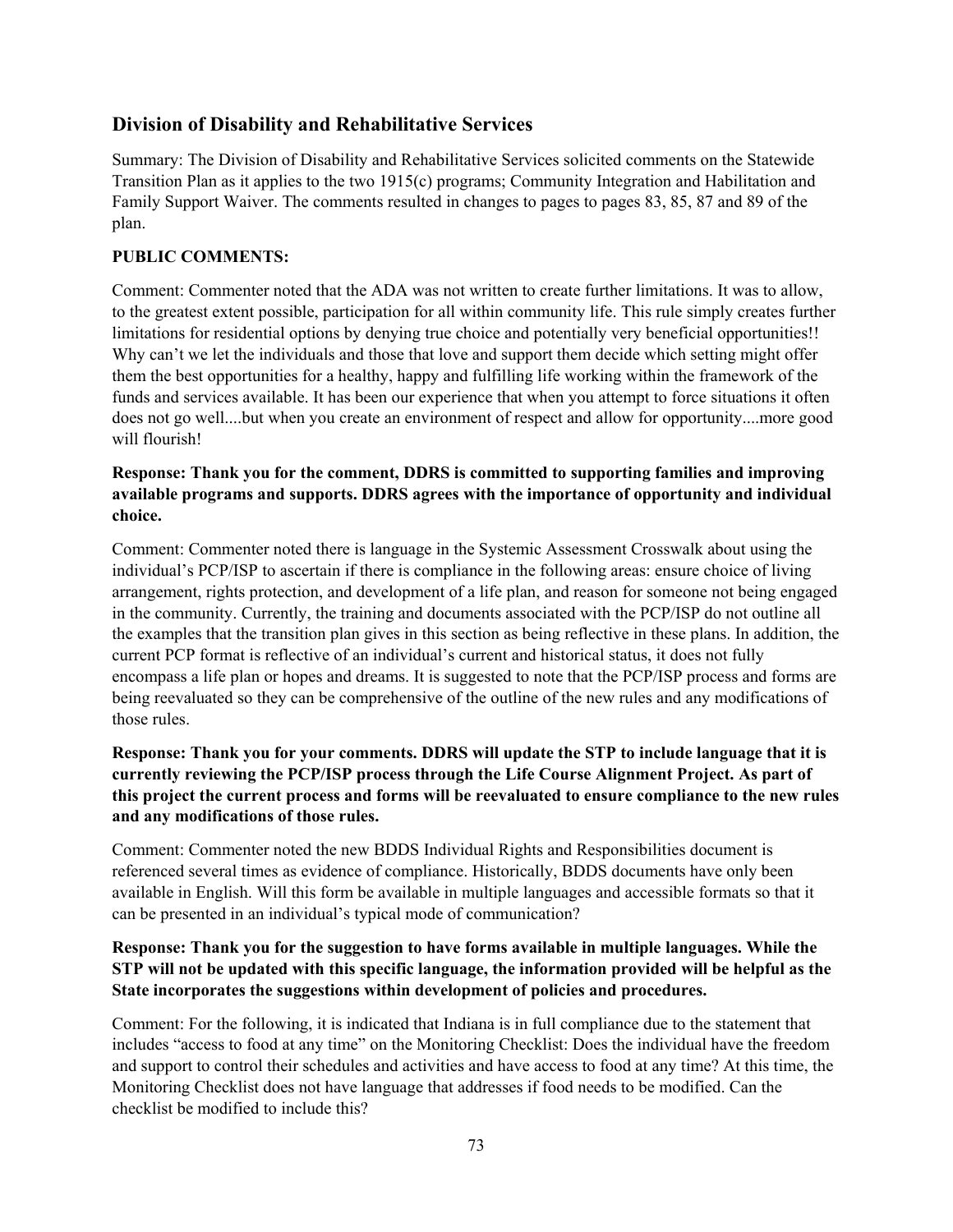## Division of Disability and Rehabilitative Services

Summary: The Division of Disability and Rehabilitative Services solicited comments on the Statewide Transition Plan as it applies to the two 1915(c) programs; Community Integration and Habilitation and Family Support Waiver. The comments resulted in changes to pages to pages 83, 85, 87 and 89 of the plan.

**PUBLIC COMMENTS:**

Comment: Commenter noted that the ADA was not written to create further limitations. It was to allow, to the greatest extent possible, participation for all within community life. This rule simply creates further limitations for residential options by denying true choice and potentially very beneficial opportunities!! Why can't we let the individuals and those that love and support them decide which setting might offer them the best opportunities for a healthy, happy and fulfilling life working within the framework of the funds and services available. It has been our experience that when you attempt to force situations it often does not go well....but when you create an environment of respect and allow for opportunity....more good will flourish!

**Response: Thank you for the comment, DDRS is committed to supporting families and improving available programs and supports. DDRS agrees with the importance of opportunity and individual choice.**

Comment: Commenter noted there is language in the Systemic Assessment Crosswalk about using the individual's PCP/ISP to ascertain if there is compliance in the following areas: ensure choice of living arrangement, rights protection, and development of a life plan, and reason for someone not being engaged in the community. Currently, the training and documents associated with the PCP/ISP do not outline all the examples that the transition plan gives in this section as being reflective in these plans. In addition, the current PCP format is reflective of an individual's current and historical status, it does not fully encompass a life plan or hopes and dreams. It is suggested to note that the PCP/ISP process and forms are being reevaluated so they can be comprehensive of the outline of the new rules and any modifications of those rules.

**Response: Thank you for your comments. DDRS will update the STP to include language that it is currently reviewing the PCP/ISP process through the Life Course Alignment Project. As part of this project the current process and forms will be reevaluated to ensure compliance to the new rules and any modifications of those rules.**

Comment: Commenter noted the new BDDS Individual Rights and Responsibilities document is referenced several times as evidence of compliance. Historically, BDDS documents have only been available in English. Will this form be available in multiple languages and accessible formats so that it can be presented in an individual's typical mode of communication?

**Response: Thank you for the suggestion to have forms available in multiple languages. While the STP will not be updated with this specific language, the information provided will be helpful as the State incorporates the suggestions within development of policies and procedures.**

Comment: For the following, it is indicated that Indiana is in full compliance due to the statement that includes "access to food at any time" on the Monitoring Checklist: Does the individual have the freedom and support to control their schedules and activities and have access to food at any time? At this time, the Monitoring Checklist does not have language that addresses if food needs to be modified. Can the checklist be modified to include this?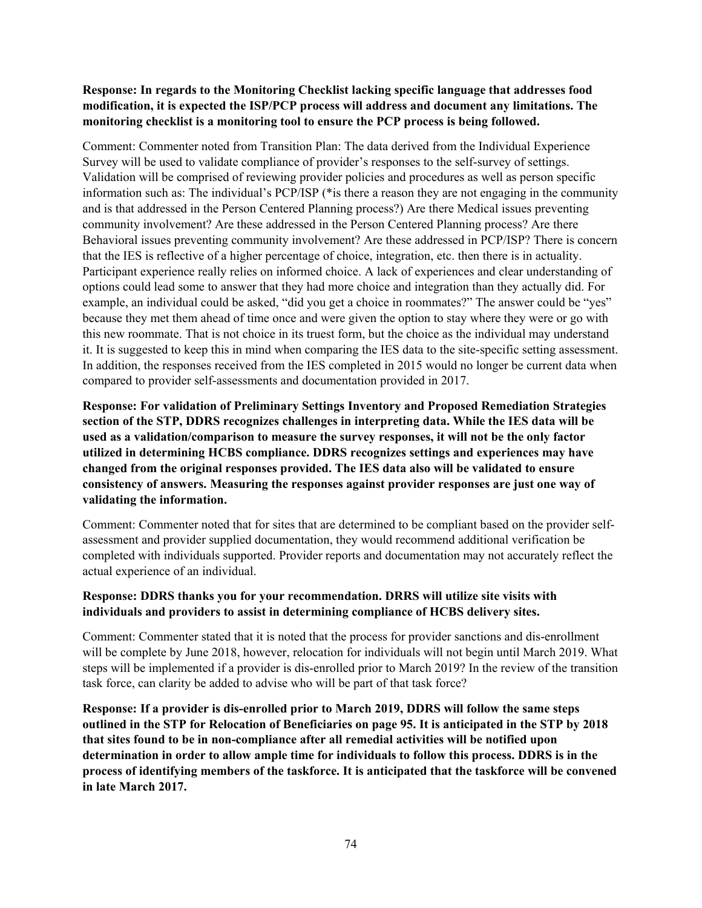**Response: In regards to the Monitoring Checklist lacking specific language that addresses food modification, it is expected the ISP/PCP process will address and document any limitations. The monitoring checklist is a monitoring tool to ensure the PCP process is being followed.**

Comment: Commenter noted from Transition Plan: The data derived from the Individual Experience Survey will be used to validate compliance of provider's responses to the self-survey of settings. Validation will be comprised of reviewing provider policies and procedures as well as person specific information such as: The individual's PCP/ISP (*is there a reason they are not engaging in the community and is that addressed in the Person Centered Planning process?) Are there Medical issues preventing community involvement? Are these addressed in the Person Centered Planning process? Are there Behavioral issues preventing community involvement? Are these addressed in PCP/ISP? There is concern that the IES is reflective of a higher percentage of choice, integration, etc. then there is in actuality. Participant experience really relies on informed choice. A lack of experiences and clear understanding of options could lead some to answer that they had more choice and integration than they actually did. For example, an individual could be asked, "did you get a choice in roommates?" The answer could be "yes" because they met them ahead of time once and were given the option to stay where they were or go with this new roommate. That is not choice in its truest form, but the choice as the individual may understand it. It is suggested to keep this in mind when comparing the IES data to the site-specific setting assessment. In addition, the responses received from the IES completed in 2015 would no longer be current data when compared to provider self-assessments and documentation provided in 2017.

**Response: For validation of Preliminary Settings Inventory and Proposed Remediation Strategies section of the STP, DDRS recognizes challenges in interpreting data. While the IES data will be used as a validation/comparison to measure the survey responses, it will not be the only factor utilized in determining HCBS compliance. DDRS recognizes settings and experiences may have changed from the original responses provided. The IES data also will be validated to ensure consistency of answers. Measuring the responses against provider responses are just one way of validating the information.**

Comment: Commenter noted that for sites that are determined to be compliant based on the provider self-assessment and provider supplied documentation, they would recommend additional verification be completed with individuals supported. Provider reports and documentation may not accurately reflect the actual experience of an individual.

**Response: DDRS thanks you for your recommendation. DRRS will utilize site visits with individuals and providers to assist in determining compliance of HCBS delivery sites.**

Comment: Commenter stated that it is noted that the process for provider sanctions and dis-enrollment will be complete by June 2018, however, relocation for individuals will not begin until March 2019. What steps will be implemented if a provider is dis-enrolled prior to March 2019? In the review of the transition task force, can clarity be added to advise who will be part of that task force?

**Response: If a provider is dis-enrolled prior to March 2019, DDRS will follow the same steps outlined in the STP for Relocation of Beneficiaries on page 95. It is anticipated in the STP by 2018 that sites found to be in non-compliance after all remedial activities will be notified upon determination in order to allow ample time for individuals to follow this process. DDRS is in the process of identifying members of the taskforce. It is anticipated that the taskforce will be convened in late March 2017.**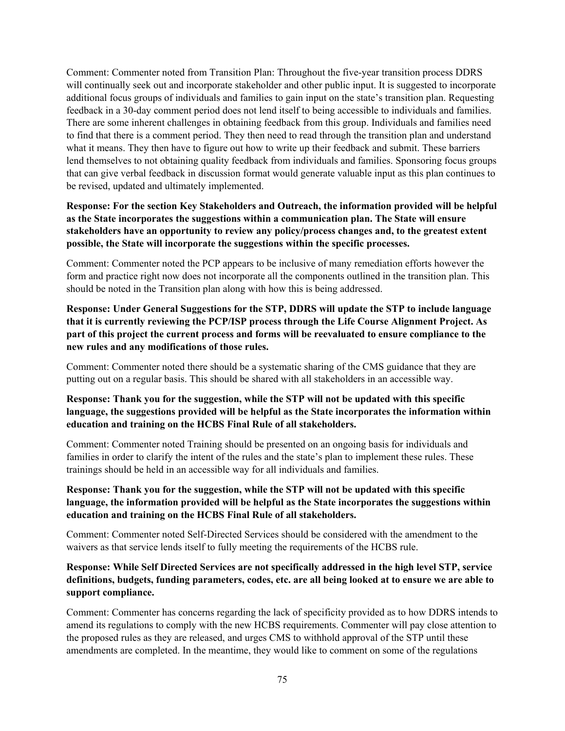Comment: Commenter noted from Transition Plan: Throughout the five-year transition process DDRS will continually seek out and incorporate stakeholder and other public input. It is suggested to incorporate additional focus groups of individuals and families to gain input on the state's transition plan. Requesting feedback in a 30-day comment period does not lend itself to being accessible to individuals and families. There are some inherent challenges in obtaining feedback from this group. Individuals and families need to find that there is a comment period. They then need to read through the transition plan and understand what it means. They then have to figure out how to write up their feedback and submit. These barriers lend themselves to not obtaining quality feedback from individuals and families. Sponsoring focus groups that can give verbal feedback in discussion format would generate valuable input as this plan continues to be revised, updated and ultimately implemented.

**Response: For the section Key Stakeholders and Outreach, the information provided will be helpful as the State incorporates the suggestions within a communication plan. The State will ensure stakeholders have an opportunity to review any policy/process changes and, to the greatest extent possible, the State will incorporate the suggestions within the specific processes.**

Comment: Commenter noted the PCP appears to be inclusive of many remediation efforts however the form and practice right now does not incorporate all the components outlined in the transition plan. This should be noted in the Transition plan along with how this is being addressed.

**Response: Under General Suggestions for the STP, DDRS will update the STP to include language that it is currently reviewing the PCP/ISP process through the Life Course Alignment Project. As part of this project the current process and forms will be reevaluated to ensure compliance to the new rules and any modifications of those rules.**

Comment: Commenter noted there should be a systematic sharing of the CMS guidance that they are putting out on a regular basis. This should be shared with all stakeholders in an accessible way.

**Response: Thank you for the suggestion, while the STP will not be updated with this specific language, the suggestions provided will be helpful as the State incorporates the information within education and training on the HCBS Final Rule of all stakeholders.**

Comment: Commenter noted Training should be presented on an ongoing basis for individuals and families in order to clarify the intent of the rules and the state's plan to implement these rules. These trainings should be held in an accessible way for all individuals and families.

**Response: Thank you for the suggestion, while the STP will not be updated with this specific language, the information provided will be helpful as the State incorporates the suggestions within education and training on the HCBS Final Rule of all stakeholders.**

Comment: Commenter noted Self-Directed Services should be considered with the amendment to the waivers as that service lends itself to fully meeting the requirements of the HCBS rule.

**Response: While Self Directed Services are not specifically addressed in the high level STP, service definitions, budgets, funding parameters, codes, etc. are all being looked at to ensure we are able to support compliance.**

Comment: Commenter has concerns regarding the lack of specificity provided as to how DDRS intends to amend its regulations to comply with the new HCBS requirements. Commenter will pay close attention to the proposed rules as they are released, and urges CMS to withhold approval of the STP until these amendments are completed. In the meantime, they would like to comment on some of the regulations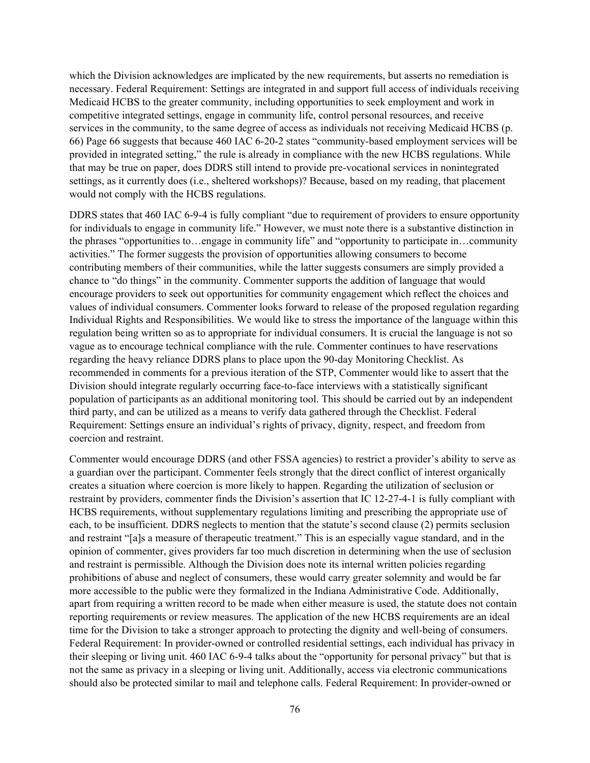which the Division acknowledges are implicated by the new requirements, but asserts no remediation is necessary. Federal Requirement: Settings are integrated in and support full access of individuals receiving Medicaid HCBS to the greater community, including opportunities to seek employment and work in competitive integrated settings, engage in community life, control personal resources, and receive services in the community, to the same degree of access as individuals not receiving Medicaid HCBS (p. 66) Page 66 suggests that because 460 IAC 6-20-2 states "community-based employment services will be provided in integrated setting," the rule is already in compliance with the new HCBS regulations. While that may be true on paper, does DDRS still intend to provide pre-vocational services in nonintegrated settings, as it currently does (i.e., sheltered workshops)? Because, based on my reading, that placement would not comply with the HCBS regulations.

DDRS states that 460 IAC 6-9-4 is fully compliant "due to requirement of providers to ensure opportunity for individuals to engage in community life." However, we must note there is a substantive distinction in the phrases "opportunities to…engage in community life" and "opportunity to participate in…community activities." The former suggests the provision of opportunities allowing consumers to become contributing members of their communities, while the latter suggests consumers are simply provided a chance to "do things" in the community. Commenter supports the addition of language that would encourage providers to seek out opportunities for community engagement which reflect the choices and values of individual consumers. Commenter looks forward to release of the proposed regulation regarding Individual Rights and Responsibilities. We would like to stress the importance of the language within this regulation being written so as to appropriate for individual consumers. It is crucial the language is not so vague as to encourage technical compliance with the rule. Commenter continues to have reservations regarding the heavy reliance DDRS plans to place upon the 90-day Monitoring Checklist. As recommended in comments for a previous iteration of the STP, Commenter would like to assert that the Division should integrate regularly occurring face-to-face interviews with a statistically significant population of participants as an additional monitoring tool. This should be carried out by an independent third party, and can be utilized as a means to verify data gathered through the Checklist. Federal Requirement: Settings ensure an individual's rights of privacy, dignity, respect, and freedom from coercion and restraint.

Commenter would encourage DDRS (and other FSSA agencies) to restrict a provider's ability to serve as a guardian over the participant. Commenter feels strongly that the direct conflict of interest organically creates a situation where coercion is more likely to happen. Regarding the utilization of seclusion or restraint by providers, commenter finds the Division's assertion that IC 12-27-4-1 is fully compliant with HCBS requirements, without supplementary regulations limiting and prescribing the appropriate use of each, to be insufficient. DDRS neglects to mention that the statute's second clause (2) permits seclusion and restraint "[a]s a measure of therapeutic treatment." This is an especially vague standard, and in the opinion of commenter, gives providers far too much discretion in determining when the use of seclusion and restraint is permissible. Although the Division does note its internal written policies regarding prohibitions of abuse and neglect of consumers, these would carry greater solemnity and would be far more accessible to the public were they formalized in the Indiana Administrative Code. Additionally, apart from requiring a written record to be made when either measure is used, the statute does not contain reporting requirements or review measures. The application of the new HCBS requirements are an ideal time for the Division to take a stronger approach to protecting the dignity and well-being of consumers. Federal Requirement: In provider-owned or controlled residential settings, each individual has privacy in their sleeping or living unit. 460 IAC 6-9-4 talks about the "opportunity for personal privacy" but that is not the same as privacy in a sleeping or living unit. Additionally, access via electronic communications should also be protected similar to mail and telephone calls. Federal Requirement: In provider-owned or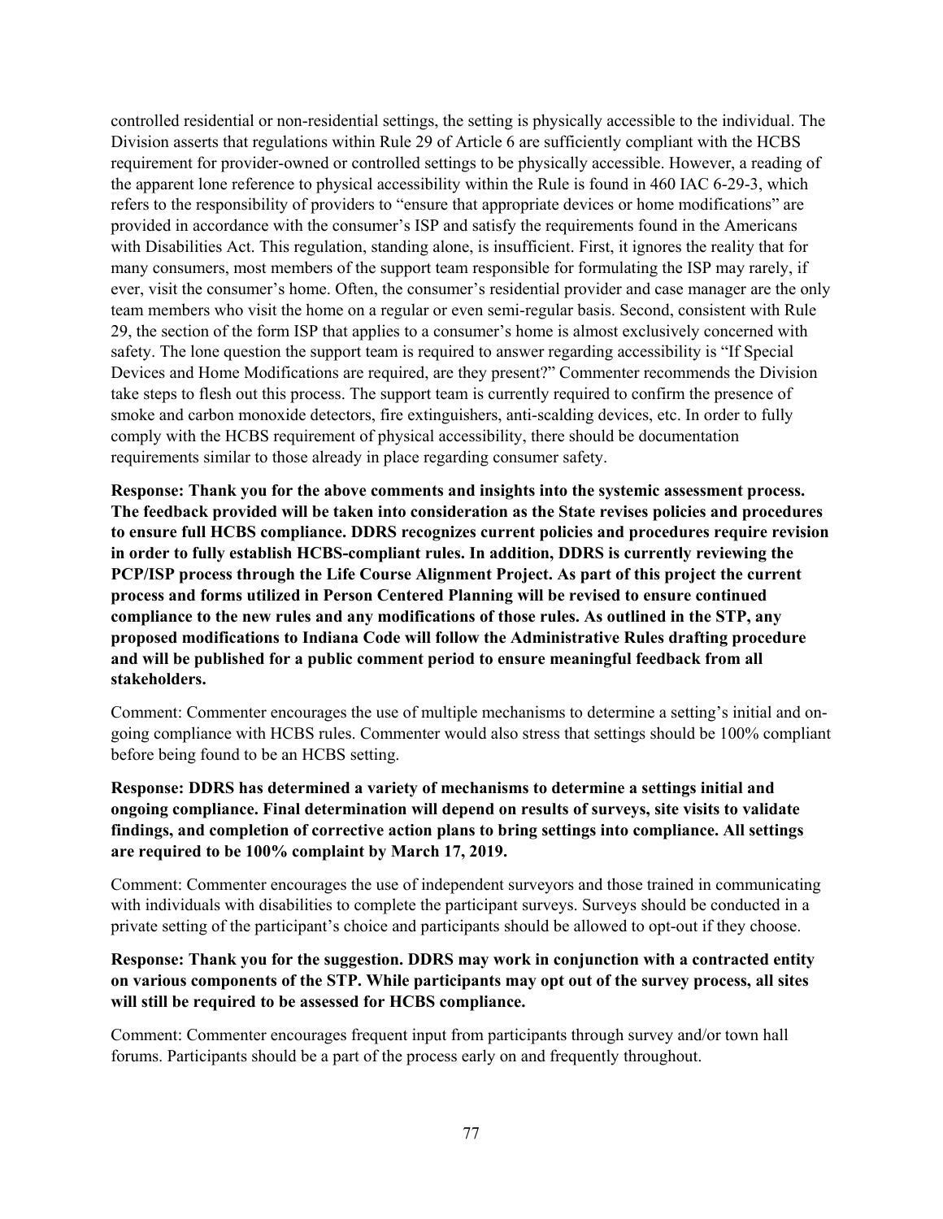controlled residential or non-residential settings, the setting is physically accessible to the individual. The Division asserts that regulations within Rule 29 of Article 6 are sufficiently compliant with the HCBS requirement for provider-owned or controlled settings to be physically accessible. However, a reading of the apparent lone reference to physical accessibility within the Rule is found in 460 IAC 6-29-3, which refers to the responsibility of providers to "ensure that appropriate devices or home modifications" are provided in accordance with the consumer's ISP and satisfy the requirements found in the Americans with Disabilities Act. This regulation, standing alone, is insufficient. First, it ignores the reality that for many consumers, most members of the support team responsible for formulating the ISP may rarely, if ever, visit the consumer's home. Often, the consumer's residential provider and case manager are the only team members who visit the home on a regular or even semi-regular basis. Second, consistent with Rule 29, the section of the form ISP that applies to a consumer's home is almost exclusively concerned with safety. The lone question the support team is required to answer regarding accessibility is "If Special Devices and Home Modifications are required, are they present?" Commenter recommends the Division take steps to flesh out this process. The support team is currently required to confirm the presence of smoke and carbon monoxide detectors, fire extinguishers, anti-scalding devices, etc. In order to fully comply with the HCBS requirement of physical accessibility, there should be documentation requirements similar to those already in place regarding consumer safety.

**Response: Thank you for the above comments and insights into the systemic assessment process. The feedback provided will be taken into consideration as the State revises policies and procedures to ensure full HCBS compliance. DDRS recognizes current policies and procedures require revision in order to fully establish HCBS-compliant rules. In addition, DDRS is currently reviewing the PCP/ISP process through the Life Course Alignment Project. As part of this project the current process and forms utilized in Person Centered Planning will be revised to ensure continued compliance to the new rules and any modifications of those rules. As outlined in the STP, any proposed modifications to Indiana Code will follow the Administrative Rules drafting procedure and will be published for a public comment period to ensure meaningful feedback from all stakeholders.**

Comment: Commenter encourages the use of multiple mechanisms to determine a setting's initial and on-going compliance with HCBS rules. Commenter would also stress that settings should be 100% compliant before being found to be an HCBS setting.

**Response: DDRS has determined a variety of mechanisms to determine a settings initial and ongoing compliance. Final determination will depend on results of surveys, site visits to validate findings, and completion of corrective action plans to bring settings into compliance. All settings are required to be 100% complaint by March 17, 2019.**

Comment: Commenter encourages the use of independent surveyors and those trained in communicating with individuals with disabilities to complete the participant surveys. Surveys should be conducted in a private setting of the participant's choice and participants should be allowed to opt-out if they choose.

**Response: Thank you for the suggestion. DDRS may work in conjunction with a contracted entity on various components of the STP. While participants may opt out of the survey process, all sites will still be required to be assessed for HCBS compliance.**

Comment: Commenter encourages frequent input from participants through survey and/or town hall forums. Participants should be a part of the process early on and frequently throughout.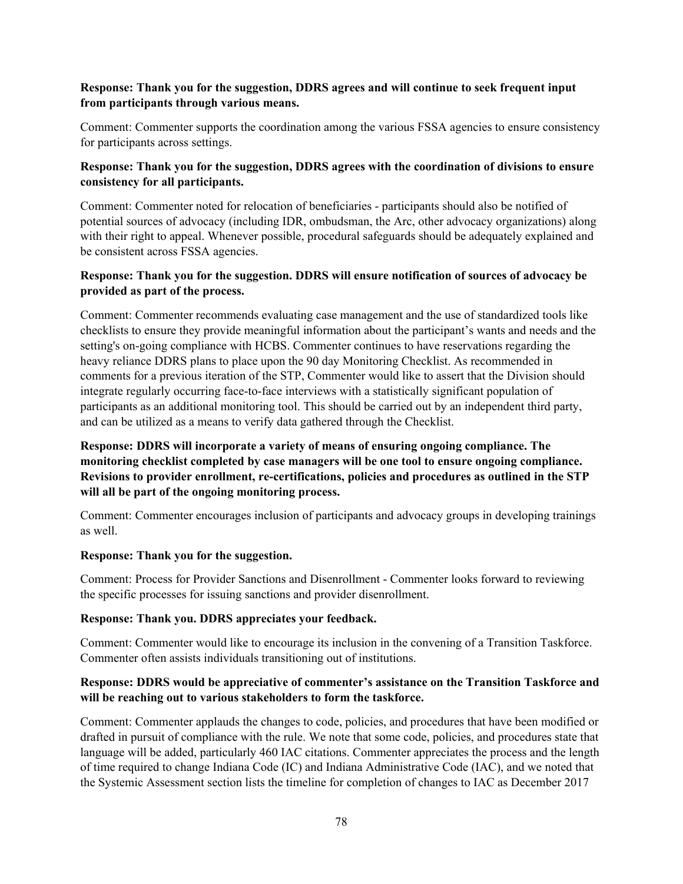**Response: Thank you for the suggestion, DDRS agrees and will continue to seek frequent input from participants through various means.**

Comment: Commenter supports the coordination among the various FSSA agencies to ensure consistency for participants across settings.

**Response: Thank you for the suggestion, DDRS agrees with the coordination of divisions to ensure consistency for all participants.**

Comment: Commenter noted for relocation of beneficiaries - participants should also be notified of potential sources of advocacy (including IDR, ombudsman, the Arc, other advocacy organizations) along with their right to appeal. Whenever possible, procedural safeguards should be adequately explained and be consistent across FSSA agencies.

**Response: Thank you for the suggestion. DDRS will ensure notification of sources of advocacy be provided as part of the process.**

Comment: Commenter recommends evaluating case management and the use of standardized tools like checklists to ensure they provide meaningful information about the participant's wants and needs and the setting's on-going compliance with HCBS. Commenter continues to have reservations regarding the heavy reliance DDRS plans to place upon the 90 day Monitoring Checklist. As recommended in comments for a previous iteration of the STP, Commenter would like to assert that the Division should integrate regularly occurring face-to-face interviews with a statistically significant population of participants as an additional monitoring tool. This should be carried out by an independent third party, and can be utilized as a means to verify data gathered through the Checklist.

**Response: DDRS will incorporate a variety of means of ensuring ongoing compliance. The monitoring checklist completed by case managers will be one tool to ensure ongoing compliance. Revisions to provider enrollment, re-certifications, policies and procedures as outlined in the STP will all be part of the ongoing monitoring process.**

Comment: Commenter encourages inclusion of participants and advocacy groups in developing trainings as well.

**Response: Thank you for the suggestion.**

Comment: Process for Provider Sanctions and Disenrollment - Commenter looks forward to reviewing the specific processes for issuing sanctions and provider disenrollment.

**Response: Thank you. DDRS appreciates your feedback.**

Comment: Commenter would like to encourage its inclusion in the convening of a Transition Taskforce. Commenter often assists individuals transitioning out of institutions.

**Response: DDRS would be appreciative of commenter's assistance on the Transition Taskforce and will be reaching out to various stakeholders to form the taskforce.**

Comment: Commenter applauds the changes to code, policies, and procedures that have been modified or drafted in pursuit of compliance with the rule. We note that some code, policies, and procedures state that language will be added, particularly 460 IAC citations. Commenter appreciates the process and the length of time required to change Indiana Code (IC) and Indiana Administrative Code (IAC), and we noted that the Systemic Assessment section lists the timeline for completion of changes to IAC as December 2017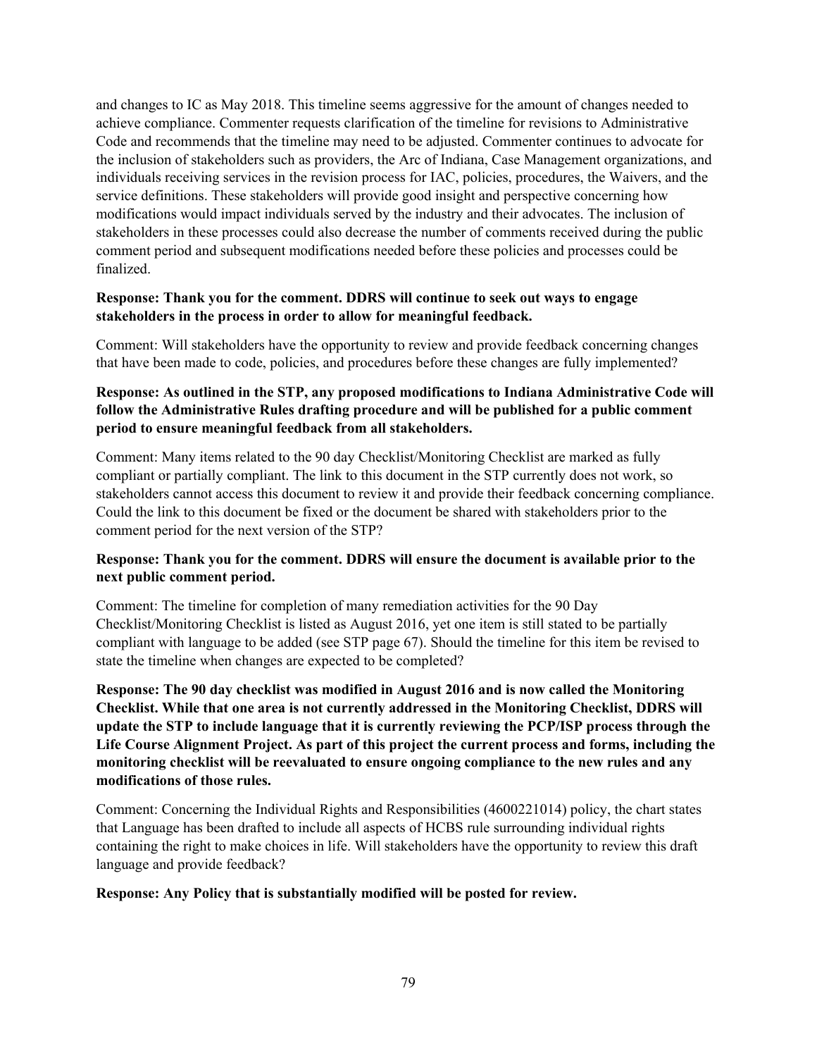and changes to IC as May 2018. This timeline seems aggressive for the amount of changes needed to achieve compliance. Commenter requests clarification of the timeline for revisions to Administrative Code and recommends that the timeline may need to be adjusted. Commenter continues to advocate for the inclusion of stakeholders such as providers, the Arc of Indiana, Case Management organizations, and individuals receiving services in the revision process for IAC, policies, procedures, the Waivers, and the service definitions. These stakeholders will provide good insight and perspective concerning how modifications would impact individuals served by the industry and their advocates. The inclusion of stakeholders in these processes could also decrease the number of comments received during the public comment period and subsequent modifications needed before these policies and processes could be finalized.

**Response: Thank you for the comment. DDRS will continue to seek out ways to engage stakeholders in the process in order to allow for meaningful feedback.**

Comment: Will stakeholders have the opportunity to review and provide feedback concerning changes that have been made to code, policies, and procedures before these changes are fully implemented?

**Response: As outlined in the STP, any proposed modifications to Indiana Administrative Code will follow the Administrative Rules drafting procedure and will be published for a public comment period to ensure meaningful feedback from all stakeholders.**

Comment: Many items related to the 90 day Checklist/Monitoring Checklist are marked as fully compliant or partially compliant. The link to this document in the STP currently does not work, so stakeholders cannot access this document to review it and provide their feedback concerning compliance. Could the link to this document be fixed or the document be shared with stakeholders prior to the comment period for the next version of the STP?

**Response: Thank you for the comment. DDRS will ensure the document is available prior to the next public comment period.**

Comment: The timeline for completion of many remediation activities for the 90 Day Checklist/Monitoring Checklist is listed as August 2016, yet one item is still stated to be partially compliant with language to be added (see STP page 67). Should the timeline for this item be revised to state the timeline when changes are expected to be completed?

**Response: The 90 day checklist was modified in August 2016 and is now called the Monitoring Checklist. While that one area is not currently addressed in the Monitoring Checklist, DDRS will update the STP to include language that it is currently reviewing the PCP/ISP process through the Life Course Alignment Project. As part of this project the current process and forms, including the monitoring checklist will be reevaluated to ensure ongoing compliance to the new rules and any modifications of those rules.**

Comment: Concerning the Individual Rights and Responsibilities (4600221014) policy, the chart states that Language has been drafted to include all aspects of HCBS rule surrounding individual rights containing the right to make choices in life. Will stakeholders have the opportunity to review this draft language and provide feedback?

**Response: Any Policy that is substantially modified will be posted for review.**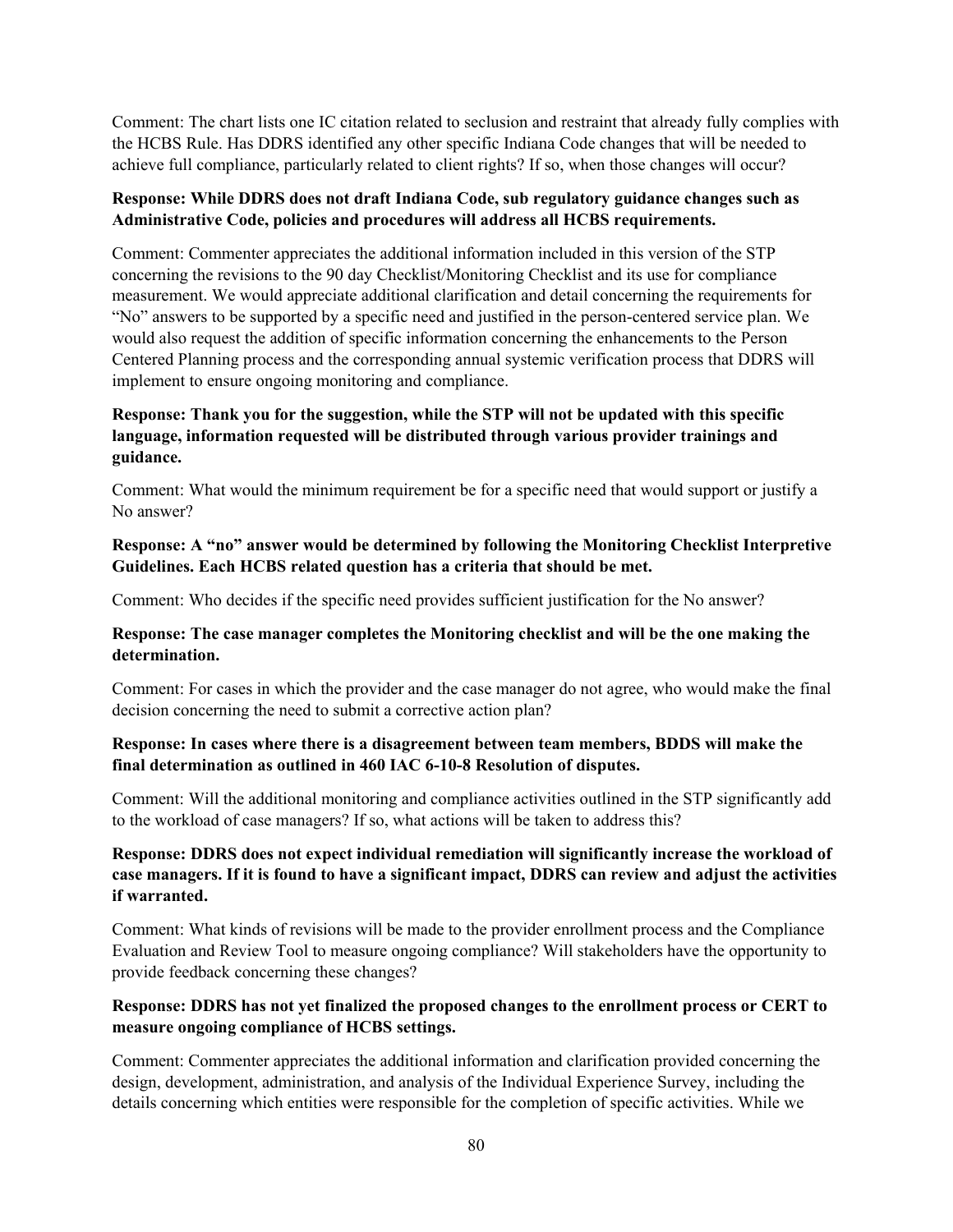Comment: The chart lists one IC citation related to seclusion and restraint that already fully complies with the HCBS Rule. Has DDRS identified any other specific Indiana Code changes that will be needed to achieve full compliance, particularly related to client rights? If so, when those changes will occur?

**Response: While DDRS does not draft Indiana Code, sub regulatory guidance changes such as Administrative Code, policies and procedures will address all HCBS requirements.**

Comment: Commenter appreciates the additional information included in this version of the STP concerning the revisions to the 90 day Checklist/Monitoring Checklist and its use for compliance measurement. We would appreciate additional clarification and detail concerning the requirements for "No" answers to be supported by a specific need and justified in the person-centered service plan. We would also request the addition of specific information concerning the enhancements to the Person Centered Planning process and the corresponding annual systemic verification process that DDRS will implement to ensure ongoing monitoring and compliance.

**Response: Thank you for the suggestion, while the STP will not be updated with this specific language, information requested will be distributed through various provider trainings and guidance.**

Comment: What would the minimum requirement be for a specific need that would support or justify a No answer?

**Response: A "no" answer would be determined by following the Monitoring Checklist Interpretive Guidelines. Each HCBS related question has a criteria that should be met.**

Comment: Who decides if the specific need provides sufficient justification for the No answer?

**Response: The case manager completes the Monitoring checklist and will be the one making the determination.**

Comment: For cases in which the provider and the case manager do not agree, who would make the final decision concerning the need to submit a corrective action plan?

**Response: In cases where there is a disagreement between team members, BDDS will make the final determination as outlined in 460 IAC 6-10-8 Resolution of disputes.**

Comment: Will the additional monitoring and compliance activities outlined in the STP significantly add to the workload of case managers? If so, what actions will be taken to address this?

**Response: DDRS does not expect individual remediation will significantly increase the workload of case managers. If it is found to have a significant impact, DDRS can review and adjust the activities if warranted.**

Comment: What kinds of revisions will be made to the provider enrollment process and the Compliance Evaluation and Review Tool to measure ongoing compliance? Will stakeholders have the opportunity to provide feedback concerning these changes?

**Response: DDRS has not yet finalized the proposed changes to the enrollment process or CERT to measure ongoing compliance of HCBS settings.**

Comment: Commenter appreciates the additional information and clarification provided concerning the design, development, administration, and analysis of the Individual Experience Survey, including the details concerning which entities were responsible for the completion of specific activities. While we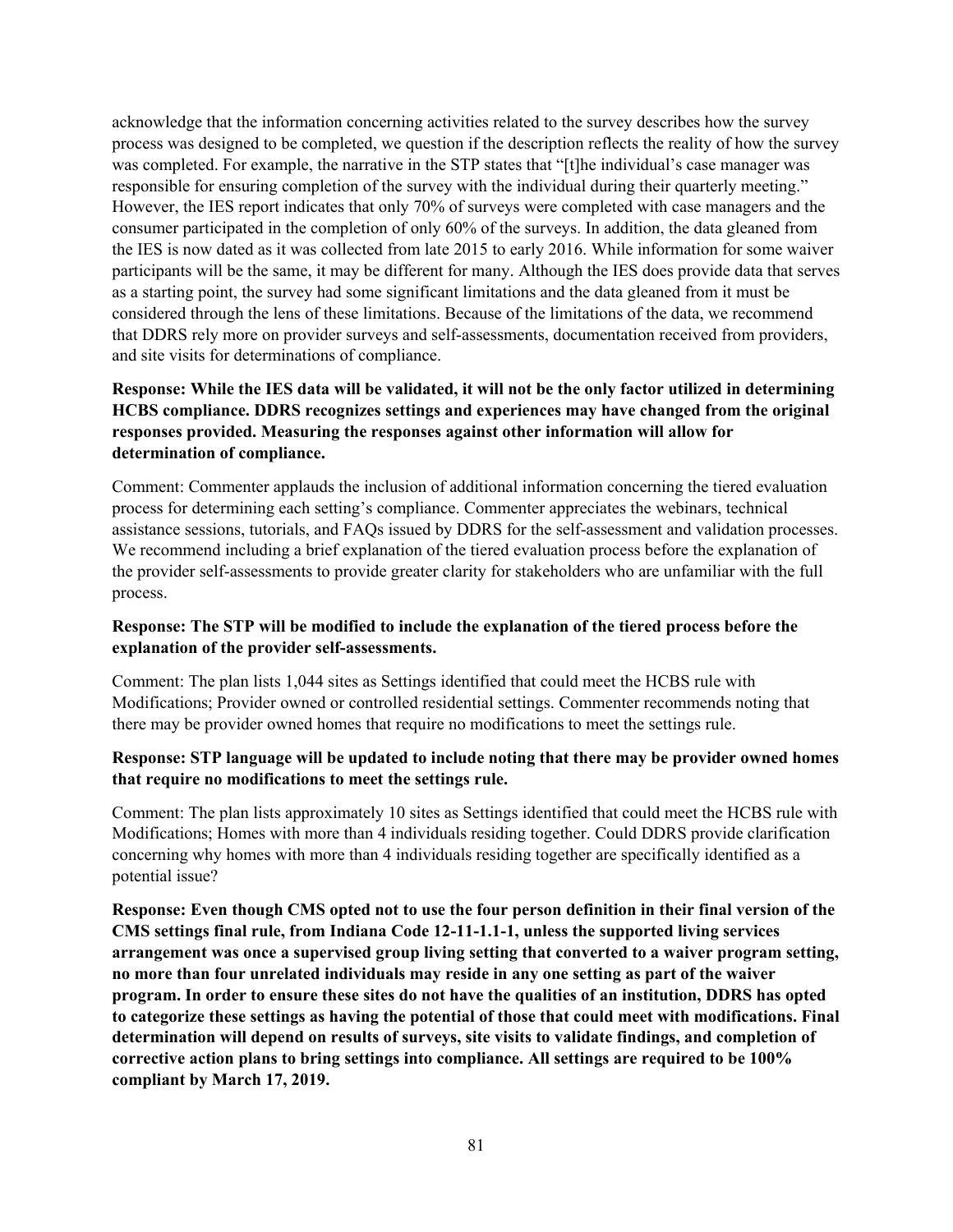acknowledge that the information concerning activities related to the survey describes how the survey process was designed to be completed, we question if the description reflects the reality of how the survey was completed. For example, the narrative in the STP states that "[t]he individual's case manager was responsible for ensuring completion of the survey with the individual during their quarterly meeting." However, the IES report indicates that only 70% of surveys were completed with case managers and the consumer participated in the completion of only 60% of the surveys. In addition, the data gleaned from the IES is now dated as it was collected from late 2015 to early 2016. While information for some waiver participants will be the same, it may be different for many. Although the IES does provide data that serves as a starting point, the survey had some significant limitations and the data gleaned from it must be considered through the lens of these limitations. Because of the limitations of the data, we recommend that DDRS rely more on provider surveys and self-assessments, documentation received from providers, and site visits for determinations of compliance.

**Response: While the IES data will be validated, it will not be the only factor utilized in determining HCBS compliance. DDRS recognizes settings and experiences may have changed from the original responses provided. Measuring the responses against other information will allow for determination of compliance.**

Comment: Commenter applauds the inclusion of additional information concerning the tiered evaluation process for determining each setting's compliance. Commenter appreciates the webinars, technical assistance sessions, tutorials, and FAQs issued by DDRS for the self-assessment and validation processes. We recommend including a brief explanation of the tiered evaluation process before the explanation of the provider self-assessments to provide greater clarity for stakeholders who are unfamiliar with the full process.

**Response: The STP will be modified to include the explanation of the tiered process before the explanation of the provider self-assessments.**

Comment: The plan lists 1,044 sites as Settings identified that could meet the HCBS rule with Modifications; Provider owned or controlled residential settings. Commenter recommends noting that there may be provider owned homes that require no modifications to meet the settings rule.

**Response: STP language will be updated to include noting that there may be provider owned homes that require no modifications to meet the settings rule.**

Comment: The plan lists approximately 10 sites as Settings identified that could meet the HCBS rule with Modifications; Homes with more than 4 individuals residing together. Could DDRS provide clarification concerning why homes with more than 4 individuals residing together are specifically identified as a potential issue?

**Response: Even though CMS opted not to use the four person definition in their final version of the CMS settings final rule, from Indiana Code 12-11-1.1-1, unless the supported living services arrangement was once a supervised group living setting that converted to a waiver program setting, no more than four unrelated individuals may reside in any one setting as part of the waiver program. In order to ensure these sites do not have the qualities of an institution, DDRS has opted to categorize these settings as having the potential of those that could meet with modifications. Final determination will depend on results of surveys, site visits to validate findings, and completion of corrective action plans to bring settings into compliance. All settings are required to be 100% compliant by March 17, 2019.**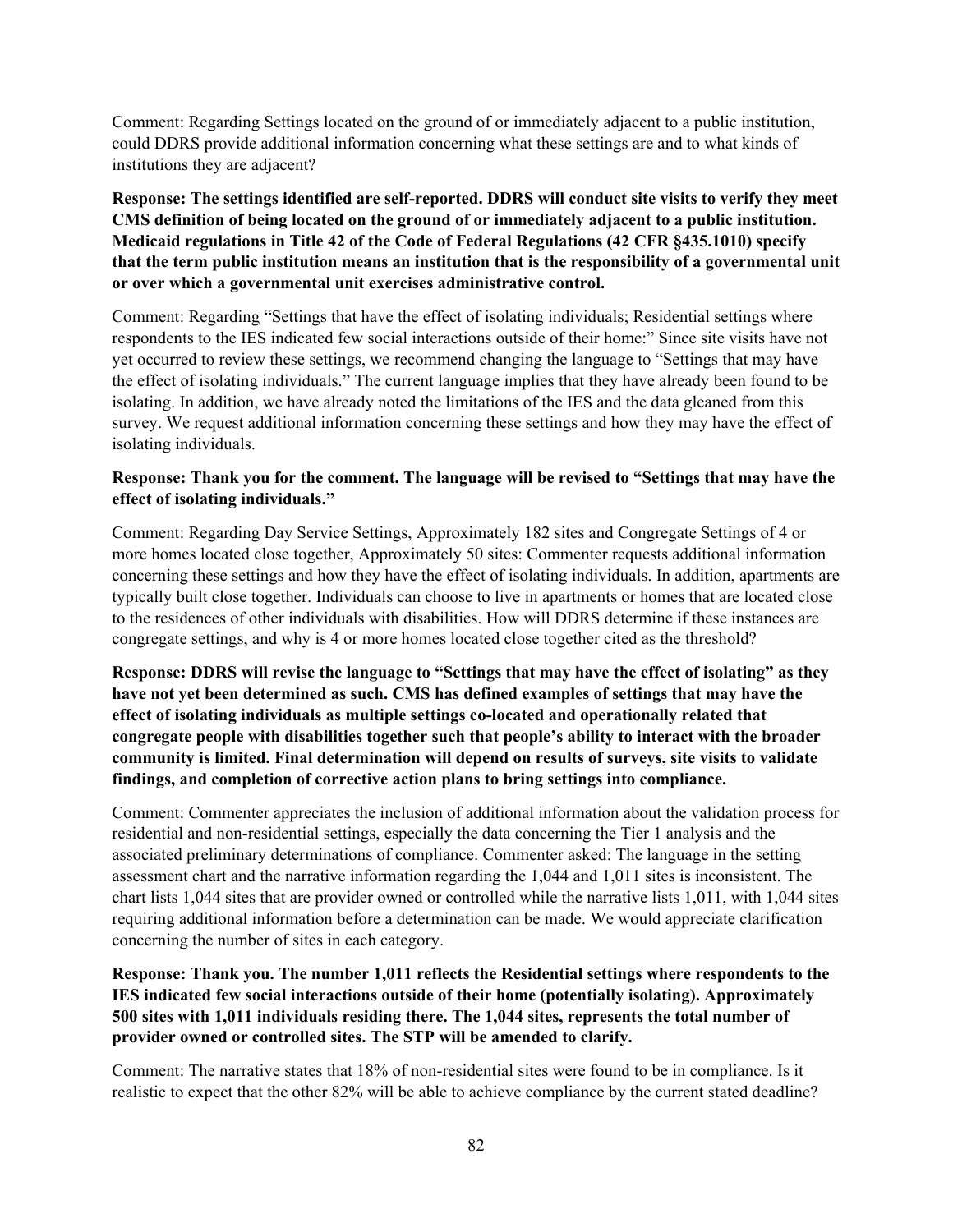Comment: Regarding Settings located on the ground of or immediately adjacent to a public institution, could DDRS provide additional information concerning what these settings are and to what kinds of institutions they are adjacent?

**Response: The settings identified are self-reported. DDRS will conduct site visits to verify they meet CMS definition of being located on the ground of or immediately adjacent to a public institution. Medicaid regulations in Title 42 of the Code of Federal Regulations (42 CFR §435.1010) specify that the term public institution means an institution that is the responsibility of a governmental unit or over which a governmental unit exercises administrative control.**

Comment: Regarding "Settings that have the effect of isolating individuals; Residential settings where respondents to the IES indicated few social interactions outside of their home:" Since site visits have not yet occurred to review these settings, we recommend changing the language to "Settings that may have the effect of isolating individuals." The current language implies that they have already been found to be isolating. In addition, we have already noted the limitations of the IES and the data gleaned from this survey. We request additional information concerning these settings and how they may have the effect of isolating individuals.

**Response: Thank you for the comment. The language will be revised to "Settings that may have the effect of isolating individuals."**

Comment: Regarding Day Service Settings, Approximately 182 sites and Congregate Settings of 4 or more homes located close together, Approximately 50 sites: Commenter requests additional information concerning these settings and how they have the effect of isolating individuals. In addition, apartments are typically built close together. Individuals can choose to live in apartments or homes that are located close to the residences of other individuals with disabilities. How will DDRS determine if these instances are congregate settings, and why is 4 or more homes located close together cited as the threshold?

**Response: DDRS will revise the language to "Settings that may have the effect of isolating" as they have not yet been determined as such. CMS has defined examples of settings that may have the effect of isolating individuals as multiple settings co-located and operationally related that congregate people with disabilities together such that people's ability to interact with the broader community is limited. Final determination will depend on results of surveys, site visits to validate findings, and completion of corrective action plans to bring settings into compliance.**

Comment: Commenter appreciates the inclusion of additional information about the validation process for residential and non-residential settings, especially the data concerning the Tier 1 analysis and the associated preliminary determinations of compliance. Commenter asked: The language in the setting assessment chart and the narrative information regarding the 1,044 and 1,011 sites is inconsistent. The chart lists 1,044 sites that are provider owned or controlled while the narrative lists 1,011, with 1,044 sites requiring additional information before a determination can be made. We would appreciate clarification concerning the number of sites in each category.

**Response: Thank you. The number 1,011 reflects the Residential settings where respondents to the IES indicated few social interactions outside of their home (potentially isolating). Approximately 500 sites with 1,011 individuals residing there. The 1,044 sites, represents the total number of provider owned or controlled sites. The STP will be amended to clarify.**

Comment: The narrative states that 18% of non-residential sites were found to be in compliance. Is it realistic to expect that the other 82% will be able to achieve compliance by the current stated deadline?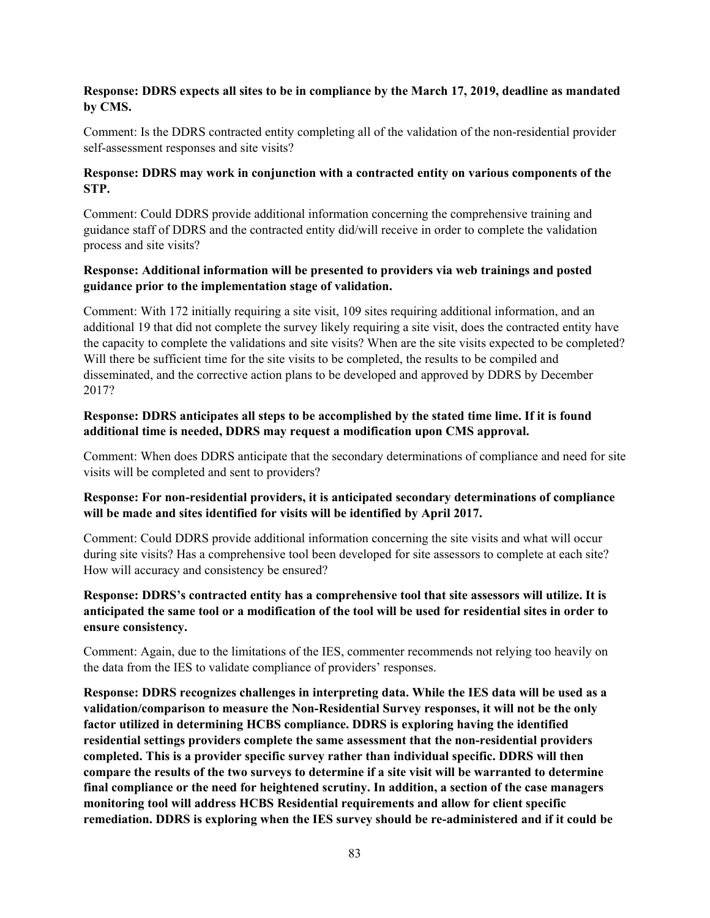**Response: DDRS expects all sites to be in compliance by the March 17, 2019, deadline as mandated by CMS.**

Comment: Is the DDRS contracted entity completing all of the validation of the non-residential provider self-assessment responses and site visits?

**Response: DDRS may work in conjunction with a contracted entity on various components of the STP.**

Comment: Could DDRS provide additional information concerning the comprehensive training and guidance staff of DDRS and the contracted entity did/will receive in order to complete the validation process and site visits?

**Response: Additional information will be presented to providers via web trainings and posted guidance prior to the implementation stage of validation.**

Comment: With 172 initially requiring a site visit, 109 sites requiring additional information, and an additional 19 that did not complete the survey likely requiring a site visit, does the contracted entity have the capacity to complete the validations and site visits? When are the site visits expected to be completed? Will there be sufficient time for the site visits to be completed, the results to be compiled and disseminated, and the corrective action plans to be developed and approved by DDRS by December 2017?

**Response: DDRS anticipates all steps to be accomplished by the stated time lime. If it is found additional time is needed, DDRS may request a modification upon CMS approval.**

Comment: When does DDRS anticipate that the secondary determinations of compliance and need for site visits will be completed and sent to providers?

**Response: For non-residential providers, it is anticipated secondary determinations of compliance will be made and sites identified for visits will be identified by April 2017.**

Comment: Could DDRS provide additional information concerning the site visits and what will occur during site visits? Has a comprehensive tool been developed for site assessors to complete at each site? How will accuracy and consistency be ensured?

**Response: DDRS's contracted entity has a comprehensive tool that site assessors will utilize. It is anticipated the same tool or a modification of the tool will be used for residential sites in order to ensure consistency.**

Comment: Again, due to the limitations of the IES, commenter recommends not relying too heavily on the data from the IES to validate compliance of providers' responses.

**Response: DDRS recognizes challenges in interpreting data. While the IES data will be used as a validation/comparison to measure the Non-Residential Survey responses, it will not be the only factor utilized in determining HCBS compliance. DDRS is exploring having the identified residential settings providers complete the same assessment that the non-residential providers completed. This is a provider specific survey rather than individual specific. DDRS will then compare the results of the two surveys to determine if a site visit will be warranted to determine final compliance or the need for heightened scrutiny. In addition, a section of the case managers monitoring tool will address HCBS Residential requirements and allow for client specific remediation. DDRS is exploring when the IES survey should be re-administered and if it could be**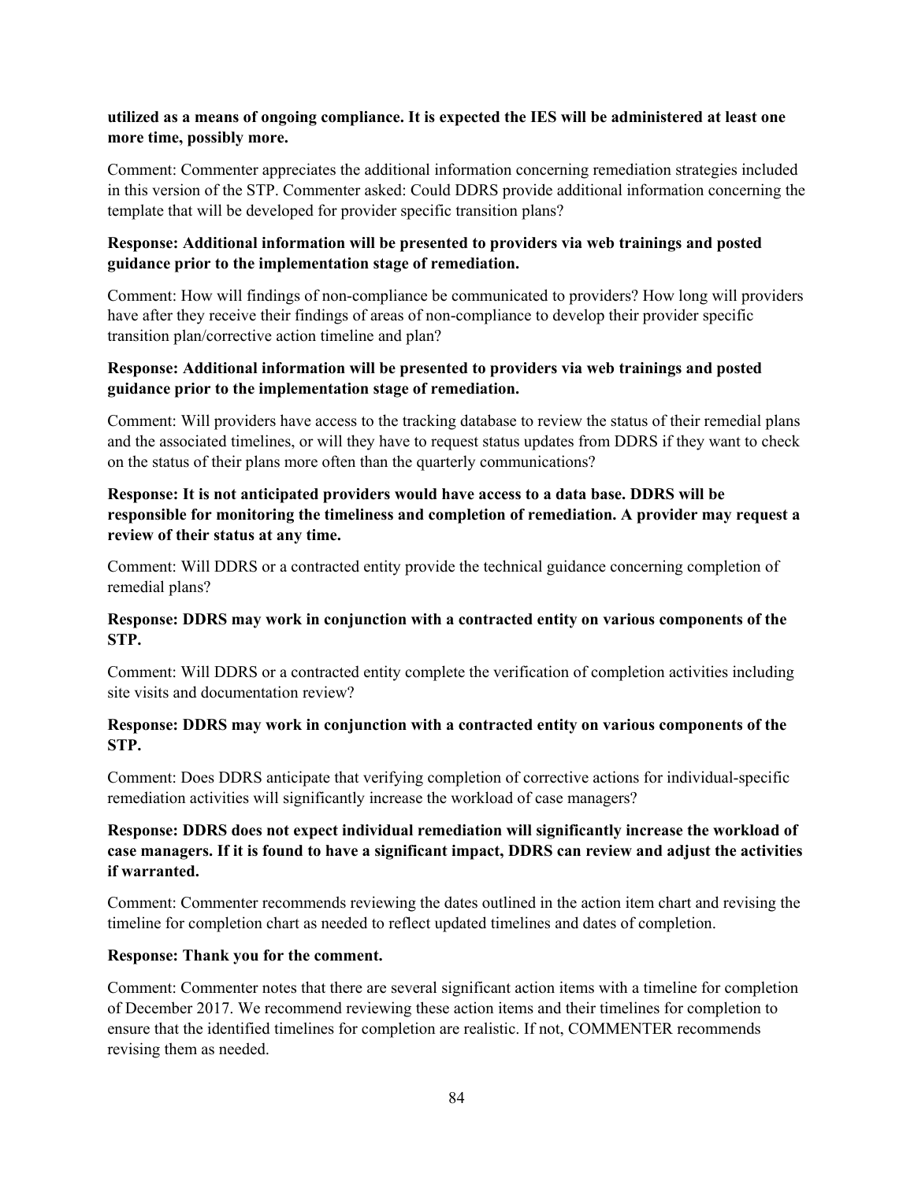**utilized as a means of ongoing compliance. It is expected the IES will be administered at least one more time, possibly more.**

Comment: Commenter appreciates the additional information concerning remediation strategies included in this version of the STP. Commenter asked: Could DDRS provide additional information concerning the template that will be developed for provider specific transition plans?

**Response: Additional information will be presented to providers via web trainings and posted guidance prior to the implementation stage of remediation.**

Comment: How will findings of non-compliance be communicated to providers? How long will providers have after they receive their findings of areas of non-compliance to develop their provider specific transition plan/corrective action timeline and plan?

**Response: Additional information will be presented to providers via web trainings and posted guidance prior to the implementation stage of remediation.**

Comment: Will providers have access to the tracking database to review the status of their remedial plans and the associated timelines, or will they have to request status updates from DDRS if they want to check on the status of their plans more often than the quarterly communications?

**Response: It is not anticipated providers would have access to a data base. DDRS will be responsible for monitoring the timeliness and completion of remediation. A provider may request a review of their status at any time.**

Comment: Will DDRS or a contracted entity provide the technical guidance concerning completion of remedial plans?

**Response: DDRS may work in conjunction with a contracted entity on various components of the STP.**

Comment: Will DDRS or a contracted entity complete the verification of completion activities including site visits and documentation review?

**Response: DDRS may work in conjunction with a contracted entity on various components of the STP.**

Comment: Does DDRS anticipate that verifying completion of corrective actions for individual-specific remediation activities will significantly increase the workload of case managers?

**Response: DDRS does not expect individual remediation will significantly increase the workload of case managers. If it is found to have a significant impact, DDRS can review and adjust the activities if warranted.**

Comment: Commenter recommends reviewing the dates outlined in the action item chart and revising the timeline for completion chart as needed to reflect updated timelines and dates of completion.

**Response: Thank you for the comment.**

Comment: Commenter notes that there are several significant action items with a timeline for completion of December 2017. We recommend reviewing these action items and their timelines for completion to ensure that the identified timelines for completion are realistic. If not, COMMENTER recommends revising them as needed.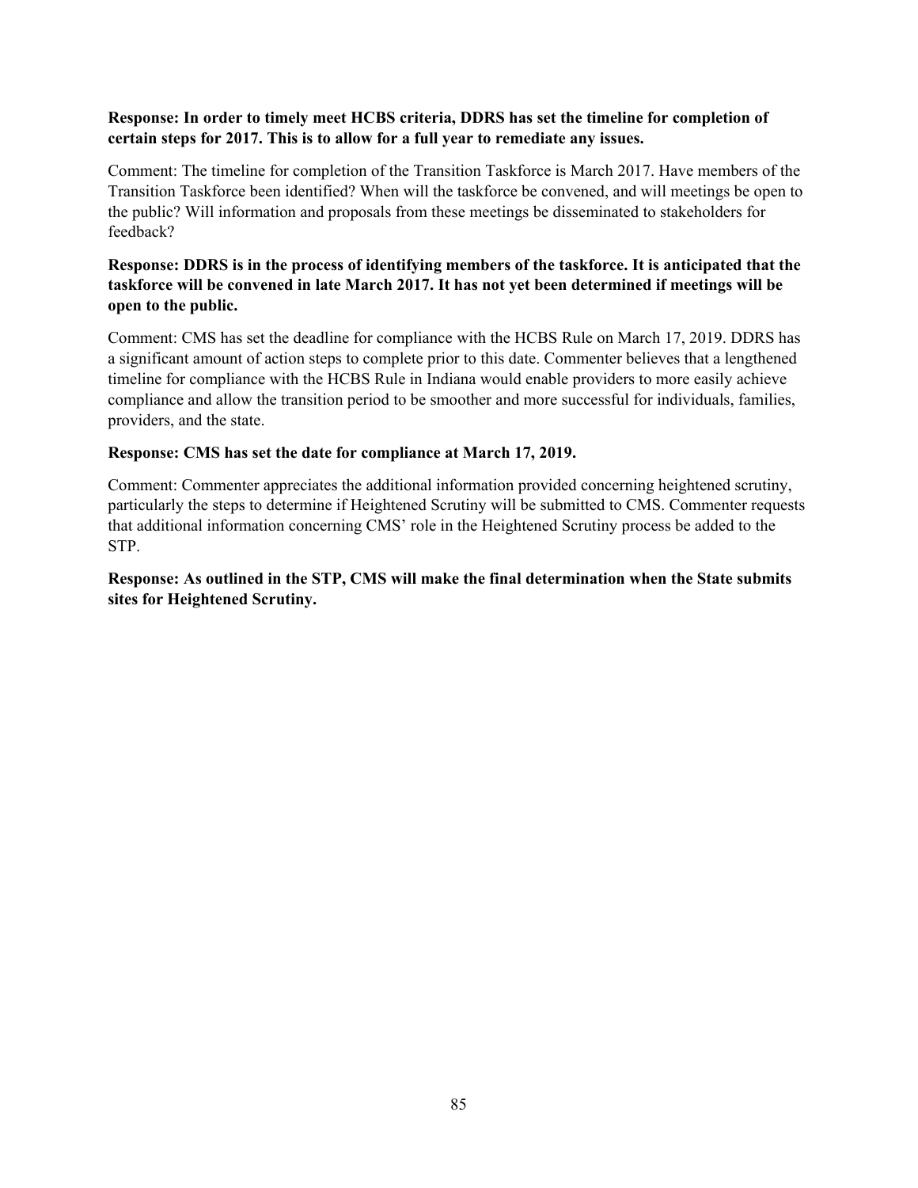**Response: In order to timely meet HCBS criteria, DDRS has set the timeline for completion of certain steps for 2017. This is to allow for a full year to remediate any issues.**

Comment: The timeline for completion of the Transition Taskforce is March 2017. Have members of the Transition Taskforce been identified? When will the taskforce be convened, and will meetings be open to the public? Will information and proposals from these meetings be disseminated to stakeholders for feedback?

**Response: DDRS is in the process of identifying members of the taskforce. It is anticipated that the taskforce will be convened in late March 2017. It has not yet been determined if meetings will be open to the public.**

Comment: CMS has set the deadline for compliance with the HCBS Rule on March 17, 2019. DDRS has a significant amount of action steps to complete prior to this date. Commenter believes that a lengthened timeline for compliance with the HCBS Rule in Indiana would enable providers to more easily achieve compliance and allow the transition period to be smoother and more successful for individuals, families, providers, and the state.

**Response: CMS has set the date for compliance at March 17, 2019.**

Comment: Commenter appreciates the additional information provided concerning heightened scrutiny, particularly the steps to determine if Heightened Scrutiny will be submitted to CMS. Commenter requests that additional information concerning CMS' role in the Heightened Scrutiny process be added to the STP.

**Response: As outlined in the STP, CMS will make the final determination when the State submits sites for Heightened Scrutiny.**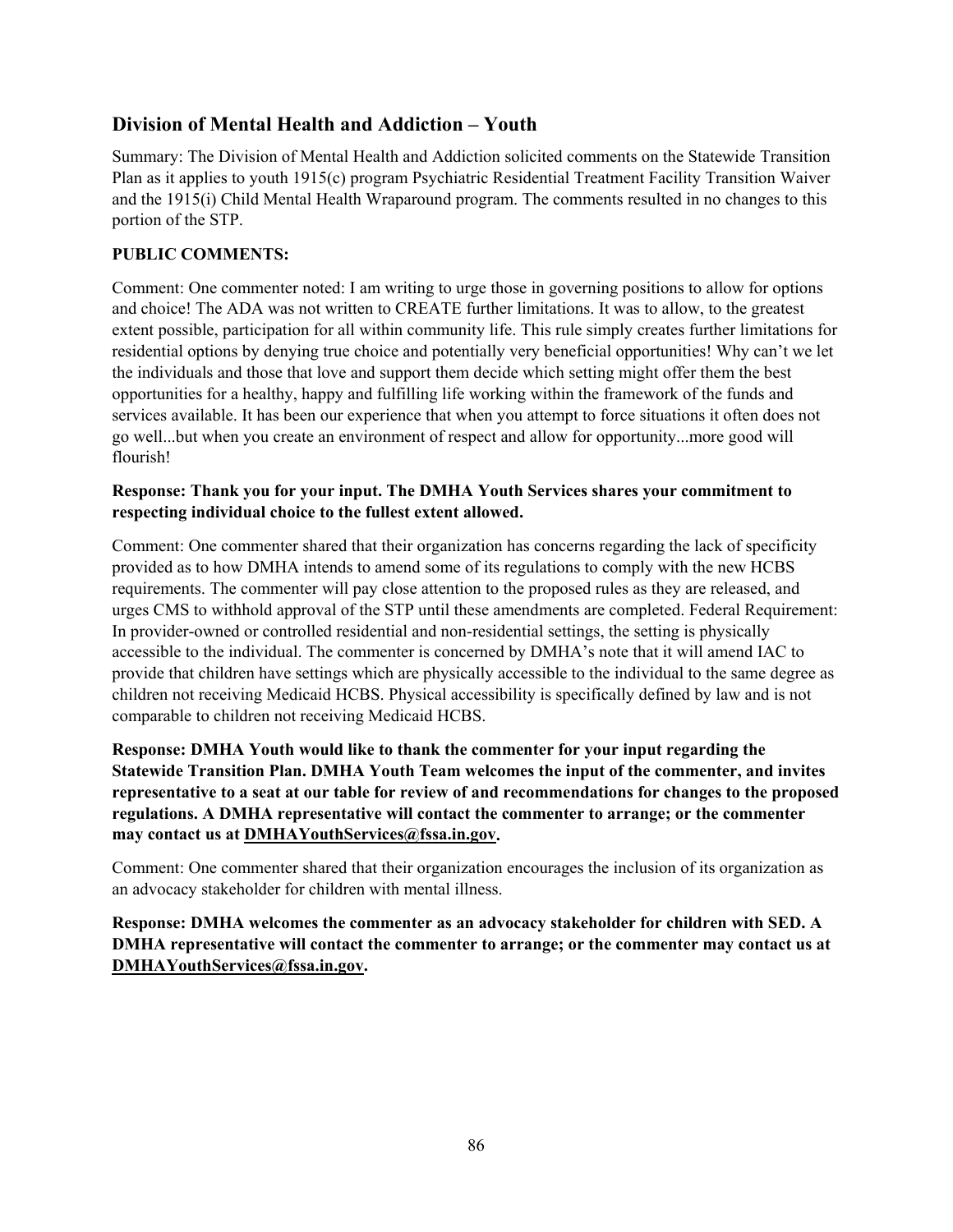## Division of Mental Health and Addiction – Youth

Summary: The Division of Mental Health and Addiction solicited comments on the Statewide Transition Plan as it applies to youth 1915(c) program Psychiatric Residential Treatment Facility Transition Waiver and the 1915(i) Child Mental Health Wraparound program. The comments resulted in no changes to this portion of the STP.

**PUBLIC COMMENTS:**

Comment: One commenter noted: I am writing to urge those in governing positions to allow for options and choice! The ADA was not written to CREATE further limitations. It was to allow, to the greatest extent possible, participation for all within community life. This rule simply creates further limitations for residential options by denying true choice and potentially very beneficial opportunities! Why can't we let the individuals and those that love and support them decide which setting might offer them the best opportunities for a healthy, happy and fulfilling life working within the framework of the funds and services available. It has been our experience that when you attempt to force situations it often does not go well...but when you create an environment of respect and allow for opportunity...more good will flourish!

**Response: Thank you for your input. The DMHA Youth Services shares your commitment to respecting individual choice to the fullest extent allowed.**

Comment: One commenter shared that their organization has concerns regarding the lack of specificity provided as to how DMHA intends to amend some of its regulations to comply with the new HCBS requirements. The commenter will pay close attention to the proposed rules as they are released, and urges CMS to withhold approval of the STP until these amendments are completed. Federal Requirement: In provider-owned or controlled residential and non-residential settings, the setting is physically accessible to the individual. The commenter is concerned by DMHA's note that it will amend IAC to provide that children have settings which are physically accessible to the individual to the same degree as children not receiving Medicaid HCBS. Physical accessibility is specifically defined by law and is not comparable to children not receiving Medicaid HCBS.

**Response: DMHA Youth would like to thank the commenter for your input regarding the Statewide Transition Plan. DMHA Youth Team welcomes the input of the commenter, and invites representative to a seat at our table for review of and recommendations for changes to the proposed regulations. A DMHA representative will contact the commenter to arrange; or the commenter may contact us at DMHAYouthServices@fssa.in.gov.**

Comment: One commenter shared that their organization encourages the inclusion of its organization as an advocacy stakeholder for children with mental illness.

**Response: DMHA welcomes the commenter as an advocacy stakeholder for children with SED. A DMHA representative will contact the commenter to arrange; or the commenter may contact us at DMHAYouthServices@fssa.in.gov.**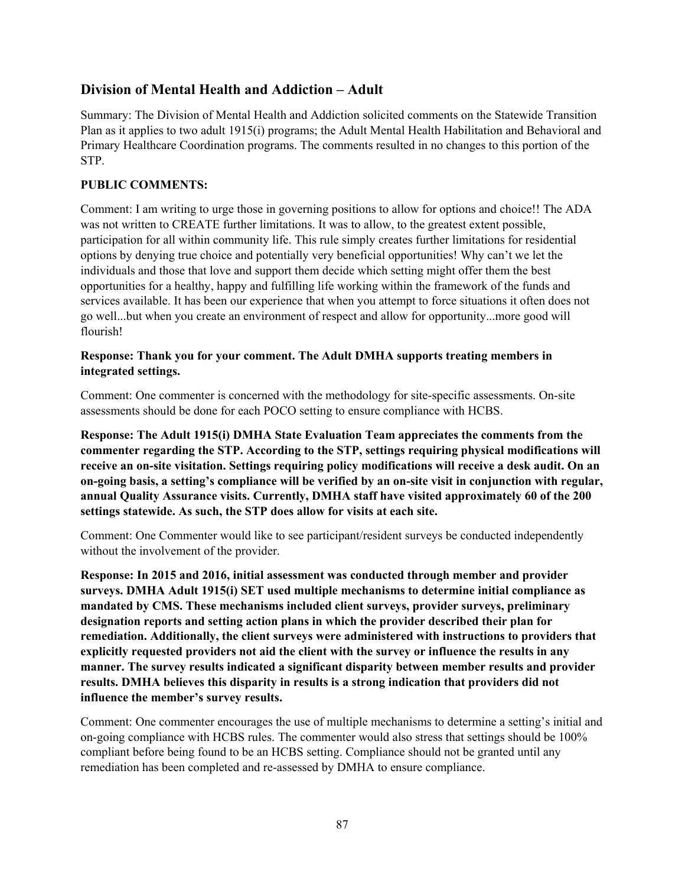## Division of Mental Health and Addiction – Adult

Summary: The Division of Mental Health and Addiction solicited comments on the Statewide Transition Plan as it applies to two adult 1915(i) programs; the Adult Mental Health Habilitation and Behavioral and Primary Healthcare Coordination programs. The comments resulted in no changes to this portion of the STP.

**PUBLIC COMMENTS:**

Comment: I am writing to urge those in governing positions to allow for options and choice!! The ADA was not written to CREATE further limitations. It was to allow, to the greatest extent possible, participation for all within community life. This rule simply creates further limitations for residential options by denying true choice and potentially very beneficial opportunities! Why can't we let the individuals and those that love and support them decide which setting might offer them the best opportunities for a healthy, happy and fulfilling life working within the framework of the funds and services available. It has been our experience that when you attempt to force situations it often does not go well...but when you create an environment of respect and allow for opportunity...more good will flourish!

**Response: Thank you for your comment. The Adult DMHA supports treating members in integrated settings.**

Comment: One commenter is concerned with the methodology for site-specific assessments. On-site assessments should be done for each POCO setting to ensure compliance with HCBS.

**Response: The Adult 1915(i) DMHA State Evaluation Team appreciates the comments from the commenter regarding the STP. According to the STP, settings requiring physical modifications will receive an on-site visitation. Settings requiring policy modifications will receive a desk audit. On an on-going basis, a setting's compliance will be verified by an on-site visit in conjunction with regular, annual Quality Assurance visits. Currently, DMHA staff have visited approximately 60 of the 200 settings statewide. As such, the STP does allow for visits at each site.**

Comment: One Commenter would like to see participant/resident surveys be conducted independently without the involvement of the provider.

**Response: In 2015 and 2016, initial assessment was conducted through member and provider surveys. DMHA Adult 1915(i) SET used multiple mechanisms to determine initial compliance as mandated by CMS. These mechanisms included client surveys, provider surveys, preliminary designation reports and setting action plans in which the provider described their plan for remediation. Additionally, the client surveys were administered with instructions to providers that explicitly requested providers not aid the client with the survey or influence the results in any manner. The survey results indicated a significant disparity between member results and provider results. DMHA believes this disparity in results is a strong indication that providers did not influence the member's survey results.**

Comment: One commenter encourages the use of multiple mechanisms to determine a setting's initial and on-going compliance with HCBS rules. The commenter would also stress that settings should be 100% compliant before being found to be an HCBS setting. Compliance should not be granted until any remediation has been completed and re-assessed by DMHA to ensure compliance.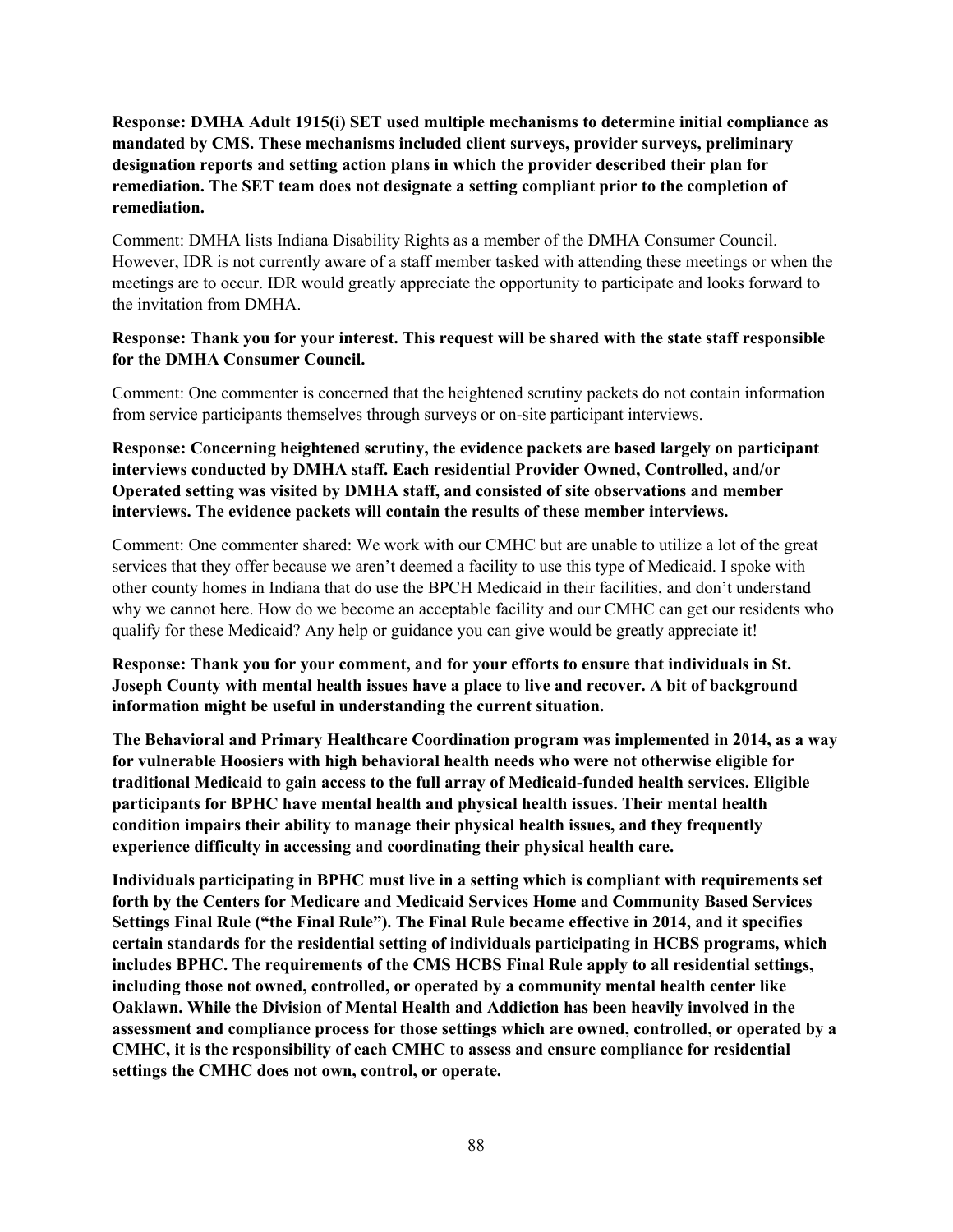**Response: DMHA Adult 1915(i) SET used multiple mechanisms to determine initial compliance as mandated by CMS. These mechanisms included client surveys, provider surveys, preliminary designation reports and setting action plans in which the provider described their plan for remediation. The SET team does not designate a setting compliant prior to the completion of remediation.**

Comment: DMHA lists Indiana Disability Rights as a member of the DMHA Consumer Council. However, IDR is not currently aware of a staff member tasked with attending these meetings or when the meetings are to occur. IDR would greatly appreciate the opportunity to participate and looks forward to the invitation from DMHA.

**Response: Thank you for your interest. This request will be shared with the state staff responsible for the DMHA Consumer Council.**

Comment: One commenter is concerned that the heightened scrutiny packets do not contain information from service participants themselves through surveys or on-site participant interviews.

**Response: Concerning heightened scrutiny, the evidence packets are based largely on participant interviews conducted by DMHA staff. Each residential Provider Owned, Controlled, and/or Operated setting was visited by DMHA staff, and consisted of site observations and member interviews. The evidence packets will contain the results of these member interviews.**

Comment: One commenter shared: We work with our CMHC but are unable to utilize a lot of the great services that they offer because we aren't deemed a facility to use this type of Medicaid. I spoke with other county homes in Indiana that do use the BPCH Medicaid in their facilities, and don't understand why we cannot here. How do we become an acceptable facility and our CMHC can get our residents who qualify for these Medicaid? Any help or guidance you can give would be greatly appreciate it!

**Response: Thank you for your comment, and for your efforts to ensure that individuals in St. Joseph County with mental health issues have a place to live and recover. A bit of background information might be useful in understanding the current situation.**

**The Behavioral and Primary Healthcare Coordination program was implemented in 2014, as a way for vulnerable Hoosiers with high behavioral health needs who were not otherwise eligible for traditional Medicaid to gain access to the full array of Medicaid-funded health services. Eligible participants for BPHC have mental health and physical health issues. Their mental health condition impairs their ability to manage their physical health issues, and they frequently experience difficulty in accessing and coordinating their physical health care.**

**Individuals participating in BPHC must live in a setting which is compliant with requirements set forth by the Centers for Medicare and Medicaid Services Home and Community Based Services Settings Final Rule ("the Final Rule"). The Final Rule became effective in 2014, and it specifies certain standards for the residential setting of individuals participating in HCBS programs, which includes BPHC. The requirements of the CMS HCBS Final Rule apply to all residential settings, including those not owned, controlled, or operated by a community mental health center like Oaklawn. While the Division of Mental Health and Addiction has been heavily involved in the assessment and compliance process for those settings which are owned, controlled, or operated by a CMHC, it is the responsibility of each CMHC to assess and ensure compliance for residential settings the CMHC does not own, control, or operate.**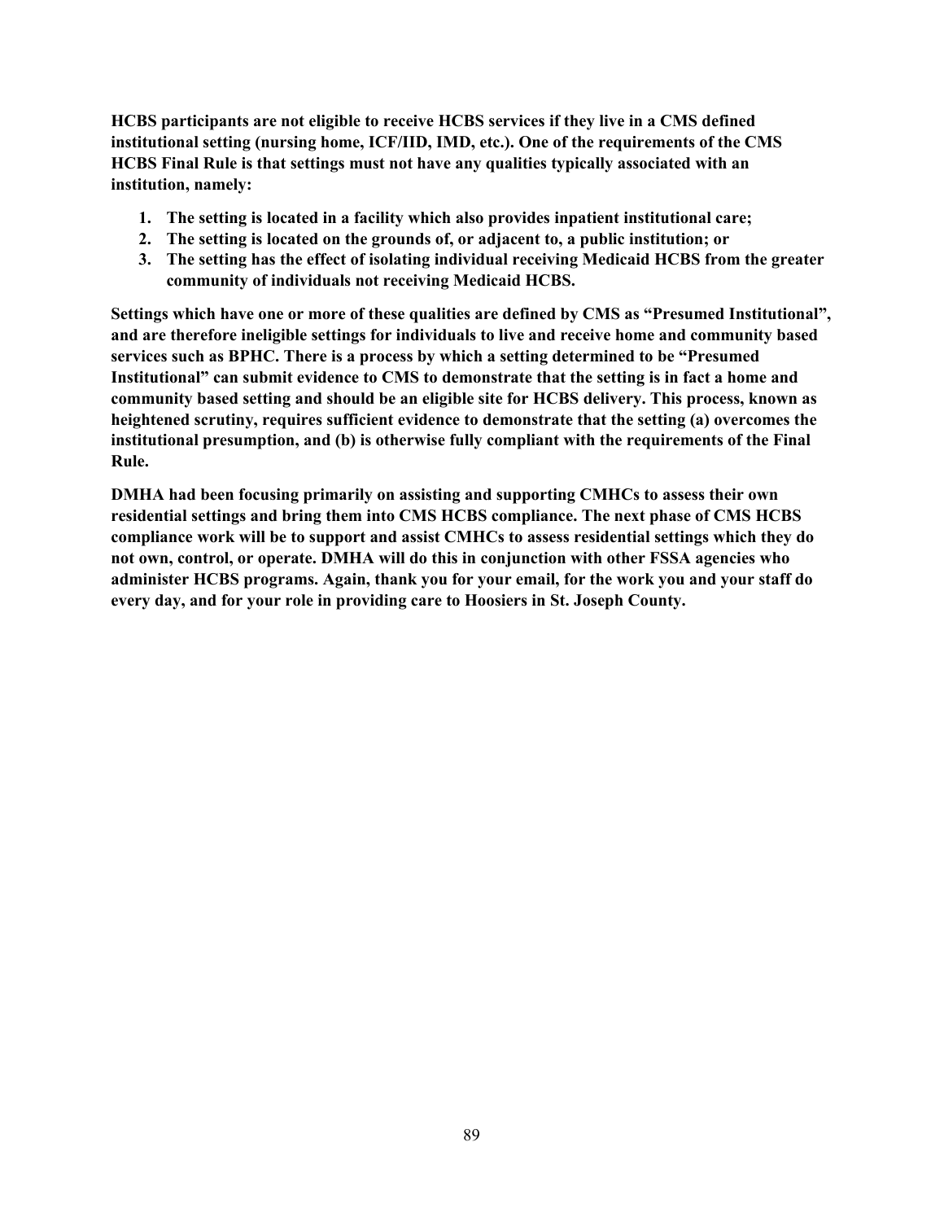**HCBS participants are not eligible to receive HCBS services if they live in a CMS defined institutional setting (nursing home, ICF/IID, IMD, etc.). One of the requirements of the CMS HCBS Final Rule is that settings must not have any qualities typically associated with an institution, namely:**

1. **The setting is located in a facility which also provides inpatient institutional care;**
2. **The setting is located on the grounds of, or adjacent to, a public institution; or**
3. **The setting has the effect of isolating individual receiving Medicaid HCBS from the greater community of individuals not receiving Medicaid HCBS.**

**Settings which have one or more of these qualities are defined by CMS as "Presumed Institutional", and are therefore ineligible settings for individuals to live and receive home and community based services such as BPHC. There is a process by which a setting determined to be "Presumed Institutional" can submit evidence to CMS to demonstrate that the setting is in fact a home and community based setting and should be an eligible site for HCBS delivery. This process, known as heightened scrutiny, requires sufficient evidence to demonstrate that the setting (a) overcomes the institutional presumption, and (b) is otherwise fully compliant with the requirements of the Final Rule.**

**DMHA had been focusing primarily on assisting and supporting CMHCs to assess their own residential settings and bring them into CMS HCBS compliance. The next phase of CMS HCBS compliance work will be to support and assist CMHCs to assess residential settings which they do not own, control, or operate. DMHA will do this in conjunction with other FSSA agencies who administer HCBS programs. Again, thank you for your email, for the work you and your staff do every day, and for your role in providing care to Hoosiers in St. Joseph County.**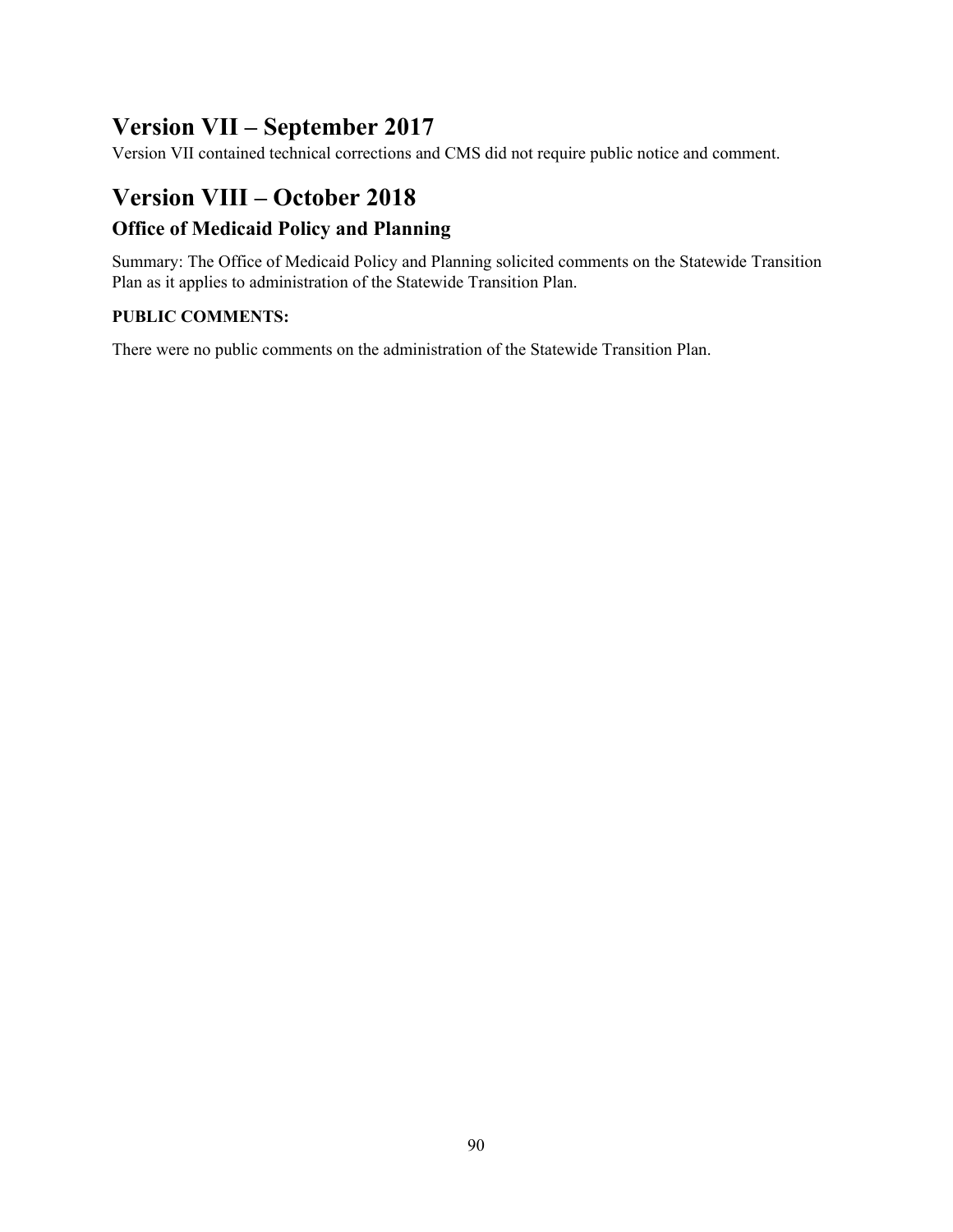# Version VII – September 2017

Version VII contained technical corrections and CMS did not require public notice and comment.

# Version VIII – October 2018

## Office of Medicaid Policy and Planning

Summary: The Office of Medicaid Policy and Planning solicited comments on the Statewide Transition Plan as it applies to administration of the Statewide Transition Plan.

**PUBLIC COMMENTS:**

There were no public comments on the administration of the Statewide Transition Plan.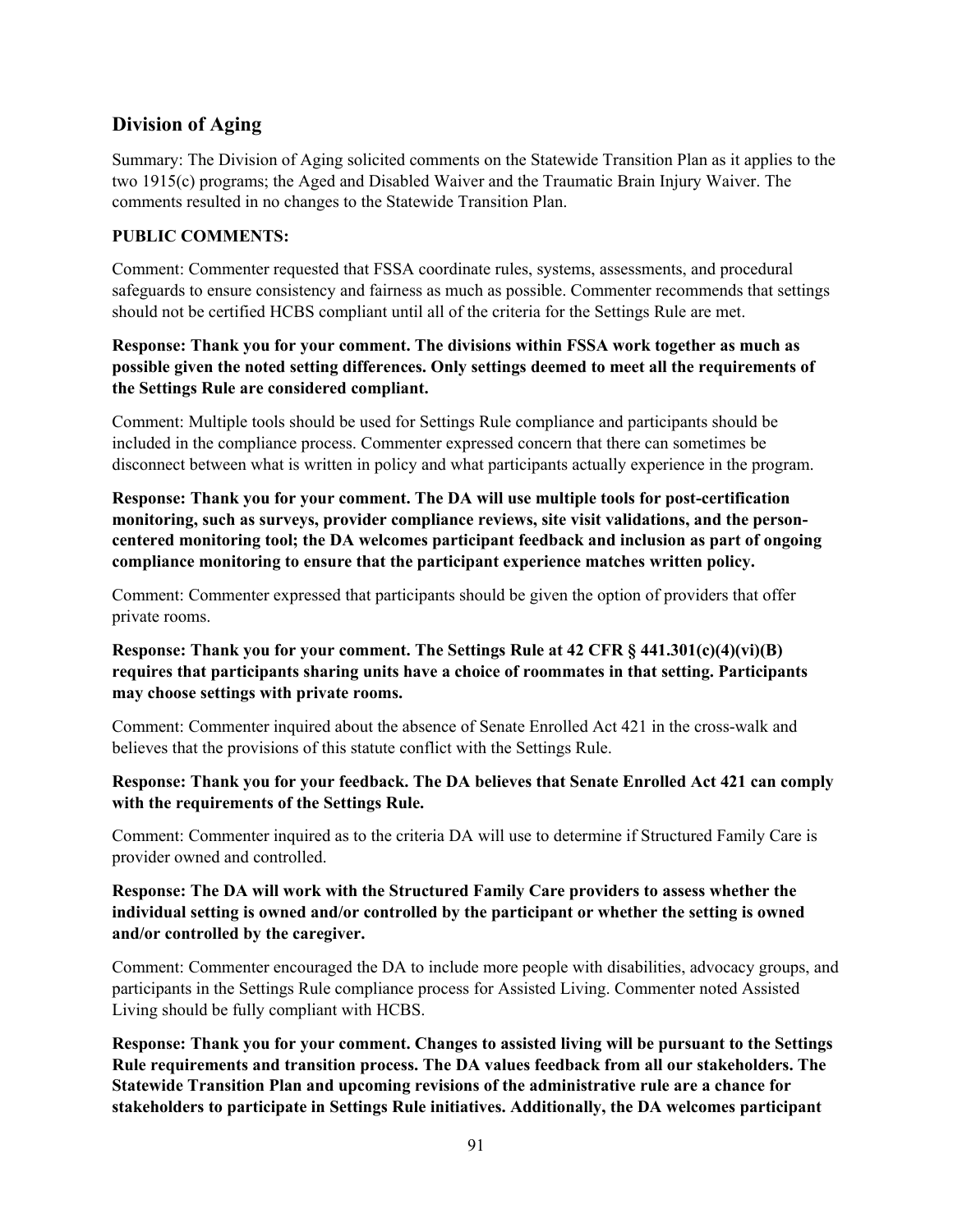## Division of Aging

Summary: The Division of Aging solicited comments on the Statewide Transition Plan as it applies to the two 1915(c) programs; the Aged and Disabled Waiver and the Traumatic Brain Injury Waiver. The comments resulted in no changes to the Statewide Transition Plan.

**PUBLIC COMMENTS:**

Comment: Commenter requested that FSSA coordinate rules, systems, assessments, and procedural safeguards to ensure consistency and fairness as much as possible. Commenter recommends that settings should not be certified HCBS compliant until all of the criteria for the Settings Rule are met.

**Response: Thank you for your comment. The divisions within FSSA work together as much as possible given the noted setting differences. Only settings deemed to meet all the requirements of the Settings Rule are considered compliant.**

Comment: Multiple tools should be used for Settings Rule compliance and participants should be included in the compliance process. Commenter expressed concern that there can sometimes be disconnect between what is written in policy and what participants actually experience in the program.

**Response: Thank you for your comment. The DA will use multiple tools for post-certification monitoring, such as surveys, provider compliance reviews, site visit validations, and the person-centered monitoring tool; the DA welcomes participant feedback and inclusion as part of ongoing compliance monitoring to ensure that the participant experience matches written policy.**

Comment: Commenter expressed that participants should be given the option of providers that offer private rooms.

**Response: Thank you for your comment. The Settings Rule at 42 CFR § 441.301(c)(4)(vi)(B) requires that participants sharing units have a choice of roommates in that setting. Participants may choose settings with private rooms.**

Comment: Commenter inquired about the absence of Senate Enrolled Act 421 in the cross-walk and believes that the provisions of this statute conflict with the Settings Rule.

**Response: Thank you for your feedback. The DA believes that Senate Enrolled Act 421 can comply with the requirements of the Settings Rule.**

Comment: Commenter inquired as to the criteria DA will use to determine if Structured Family Care is provider owned and controlled.

**Response: The DA will work with the Structured Family Care providers to assess whether the individual setting is owned and/or controlled by the participant or whether the setting is owned and/or controlled by the caregiver.**

Comment: Commenter encouraged the DA to include more people with disabilities, advocacy groups, and participants in the Settings Rule compliance process for Assisted Living. Commenter noted Assisted Living should be fully compliant with HCBS.

**Response: Thank you for your comment. Changes to assisted living will be pursuant to the Settings Rule requirements and transition process. The DA values feedback from all our stakeholders. The Statewide Transition Plan and upcoming revisions of the administrative rule are a chance for stakeholders to participate in Settings Rule initiatives. Additionally, the DA welcomes participant**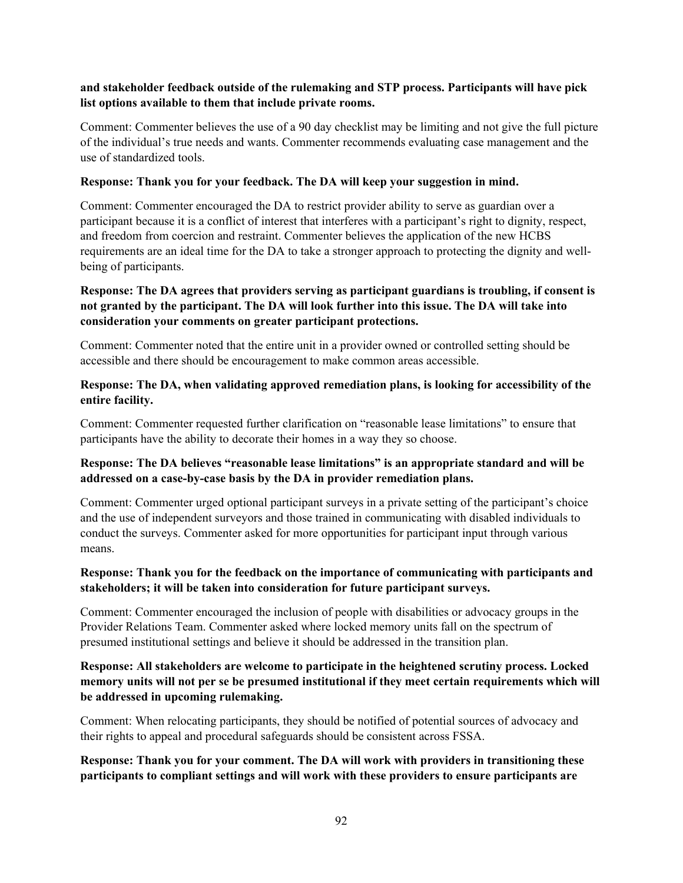**and stakeholder feedback outside of the rulemaking and STP process. Participants will have pick list options available to them that include private rooms.**

Comment: Commenter believes the use of a 90 day checklist may be limiting and not give the full picture of the individual's true needs and wants. Commenter recommends evaluating case management and the use of standardized tools.

**Response: Thank you for your feedback. The DA will keep your suggestion in mind.**

Comment: Commenter encouraged the DA to restrict provider ability to serve as guardian over a participant because it is a conflict of interest that interferes with a participant's right to dignity, respect, and freedom from coercion and restraint. Commenter believes the application of the new HCBS requirements are an ideal time for the DA to take a stronger approach to protecting the dignity and well-being of participants.

**Response: The DA agrees that providers serving as participant guardians is troubling, if consent is not granted by the participant. The DA will look further into this issue. The DA will take into consideration your comments on greater participant protections.**

Comment: Commenter noted that the entire unit in a provider owned or controlled setting should be accessible and there should be encouragement to make common areas accessible.

**Response: The DA, when validating approved remediation plans, is looking for accessibility of the entire facility.**

Comment: Commenter requested further clarification on "reasonable lease limitations" to ensure that participants have the ability to decorate their homes in a way they so choose.

**Response: The DA believes "reasonable lease limitations" is an appropriate standard and will be addressed on a case-by-case basis by the DA in provider remediation plans.**

Comment: Commenter urged optional participant surveys in a private setting of the participant's choice and the use of independent surveyors and those trained in communicating with disabled individuals to conduct the surveys. Commenter asked for more opportunities for participant input through various means.

**Response: Thank you for the feedback on the importance of communicating with participants and stakeholders; it will be taken into consideration for future participant surveys.**

Comment: Commenter encouraged the inclusion of people with disabilities or advocacy groups in the Provider Relations Team. Commenter asked where locked memory units fall on the spectrum of presumed institutional settings and believe it should be addressed in the transition plan.

**Response: All stakeholders are welcome to participate in the heightened scrutiny process. Locked memory units will not per se be presumed institutional if they meet certain requirements which will be addressed in upcoming rulemaking.**

Comment: When relocating participants, they should be notified of potential sources of advocacy and their rights to appeal and procedural safeguards should be consistent across FSSA.

**Response: Thank you for your comment. The DA will work with providers in transitioning these participants to compliant settings and will work with these providers to ensure participants are**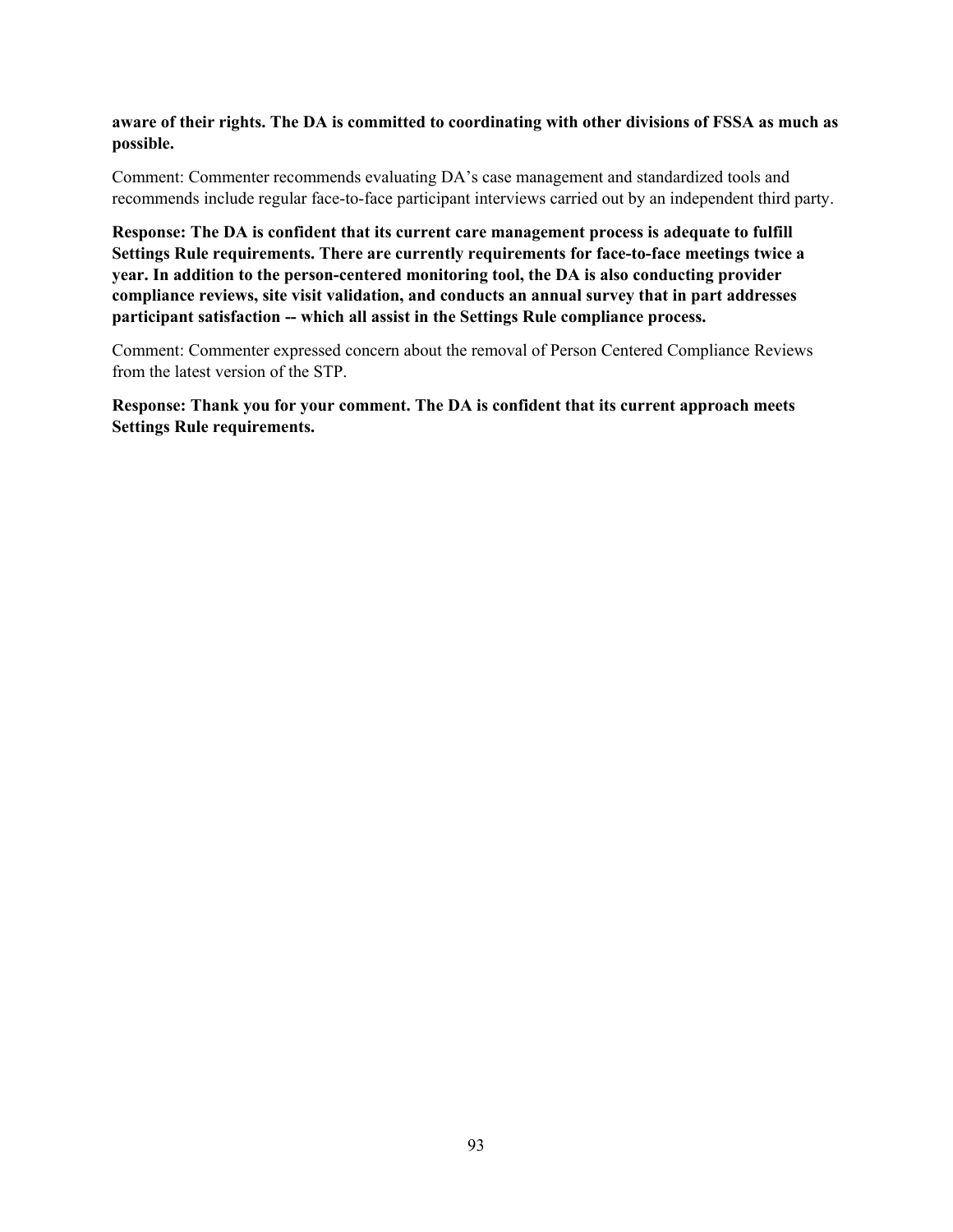**aware of their rights. The DA is committed to coordinating with other divisions of FSSA as much as possible.**

Comment: Commenter recommends evaluating DA's case management and standardized tools and recommends include regular face-to-face participant interviews carried out by an independent third party.

**Response: The DA is confident that its current care management process is adequate to fulfill Settings Rule requirements. There are currently requirements for face-to-face meetings twice a year. In addition to the person-centered monitoring tool, the DA is also conducting provider compliance reviews, site visit validation, and conducts an annual survey that in part addresses participant satisfaction -- which all assist in the Settings Rule compliance process.**

Comment: Commenter expressed concern about the removal of Person Centered Compliance Reviews from the latest version of the STP.

**Response: Thank you for your comment. The DA is confident that its current approach meets Settings Rule requirements.**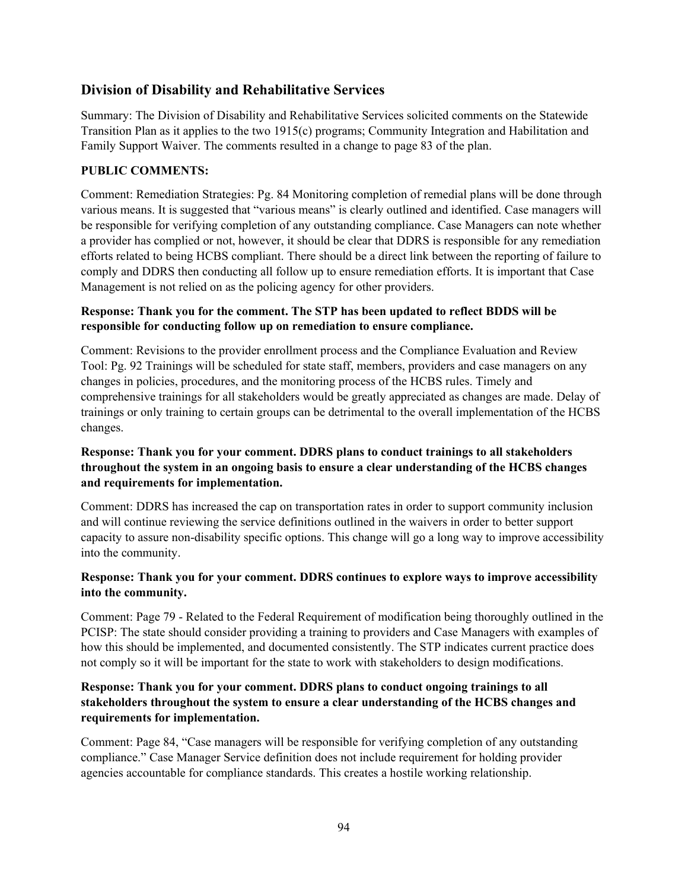## Division of Disability and Rehabilitative Services

Summary: The Division of Disability and Rehabilitative Services solicited comments on the Statewide Transition Plan as it applies to the two 1915(c) programs; Community Integration and Habilitation and Family Support Waiver. The comments resulted in a change to page 83 of the plan.

**PUBLIC COMMENTS:**

Comment: Remediation Strategies: Pg. 84 Monitoring completion of remedial plans will be done through various means. It is suggested that "various means" is clearly outlined and identified. Case managers will be responsible for verifying completion of any outstanding compliance. Case Managers can note whether a provider has complied or not, however, it should be clear that DDRS is responsible for any remediation efforts related to being HCBS compliant. There should be a direct link between the reporting of failure to comply and DDRS then conducting all follow up to ensure remediation efforts. It is important that Case Management is not relied on as the policing agency for other providers.

**Response: Thank you for the comment. The STP has been updated to reflect BDDS will be responsible for conducting follow up on remediation to ensure compliance.**

Comment: Revisions to the provider enrollment process and the Compliance Evaluation and Review Tool: Pg. 92 Trainings will be scheduled for state staff, members, providers and case managers on any changes in policies, procedures, and the monitoring process of the HCBS rules. Timely and comprehensive trainings for all stakeholders would be greatly appreciated as changes are made. Delay of trainings or only training to certain groups can be detrimental to the overall implementation of the HCBS changes.

**Response: Thank you for your comment. DDRS plans to conduct trainings to all stakeholders throughout the system in an ongoing basis to ensure a clear understanding of the HCBS changes and requirements for implementation.**

Comment: DDRS has increased the cap on transportation rates in order to support community inclusion and will continue reviewing the service definitions outlined in the waivers in order to better support capacity to assure non-disability specific options. This change will go a long way to improve accessibility into the community.

**Response: Thank you for your comment. DDRS continues to explore ways to improve accessibility into the community.**

Comment: Page 79 - Related to the Federal Requirement of modification being thoroughly outlined in the PCISP: The state should consider providing a training to providers and Case Managers with examples of how this should be implemented, and documented consistently. The STP indicates current practice does not comply so it will be important for the state to work with stakeholders to design modifications.

**Response: Thank you for your comment. DDRS plans to conduct ongoing trainings to all stakeholders throughout the system to ensure a clear understanding of the HCBS changes and requirements for implementation.**

Comment: Page 84, "Case managers will be responsible for verifying completion of any outstanding compliance." Case Manager Service definition does not include requirement for holding provider agencies accountable for compliance standards. This creates a hostile working relationship.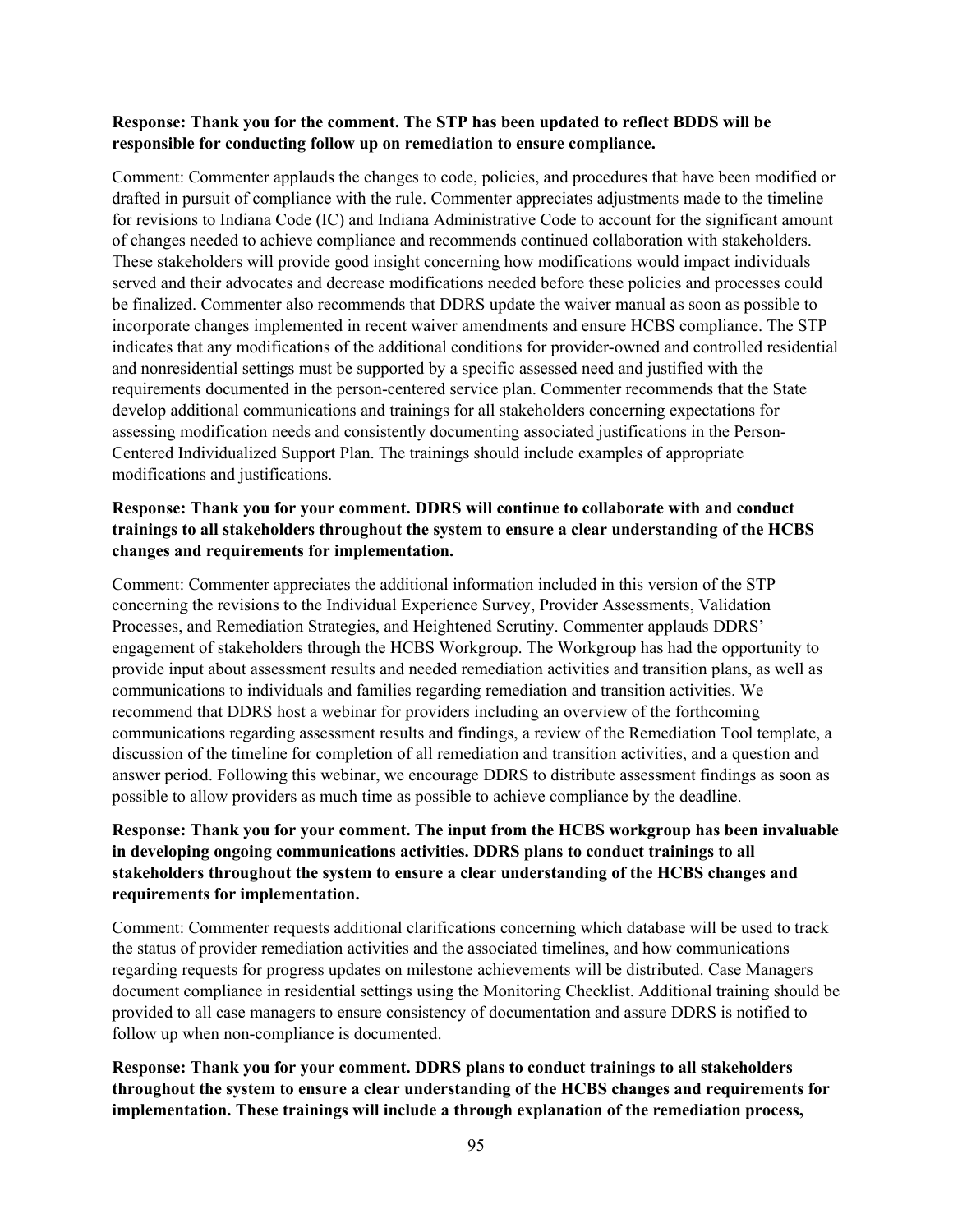**Response: Thank you for the comment. The STP has been updated to reflect BDDS will be responsible for conducting follow up on remediation to ensure compliance.**

Comment: Commenter applauds the changes to code, policies, and procedures that have been modified or drafted in pursuit of compliance with the rule. Commenter appreciates adjustments made to the timeline for revisions to Indiana Code (IC) and Indiana Administrative Code to account for the significant amount of changes needed to achieve compliance and recommends continued collaboration with stakeholders. These stakeholders will provide good insight concerning how modifications would impact individuals served and their advocates and decrease modifications needed before these policies and processes could be finalized. Commenter also recommends that DDRS update the waiver manual as soon as possible to incorporate changes implemented in recent waiver amendments and ensure HCBS compliance. The STP indicates that any modifications of the additional conditions for provider-owned and controlled residential and nonresidential settings must be supported by a specific assessed need and justified with the requirements documented in the person-centered service plan. Commenter recommends that the State develop additional communications and trainings for all stakeholders concerning expectations for assessing modification needs and consistently documenting associated justifications in the Person-Centered Individualized Support Plan. The trainings should include examples of appropriate modifications and justifications.

**Response: Thank you for your comment. DDRS will continue to collaborate with and conduct trainings to all stakeholders throughout the system to ensure a clear understanding of the HCBS changes and requirements for implementation.**

Comment: Commenter appreciates the additional information included in this version of the STP concerning the revisions to the Individual Experience Survey, Provider Assessments, Validation Processes, and Remediation Strategies, and Heightened Scrutiny. Commenter applauds DDRS' engagement of stakeholders through the HCBS Workgroup. The Workgroup has had the opportunity to provide input about assessment results and needed remediation activities and transition plans, as well as communications to individuals and families regarding remediation and transition activities. We recommend that DDRS host a webinar for providers including an overview of the forthcoming communications regarding assessment results and findings, a review of the Remediation Tool template, a discussion of the timeline for completion of all remediation and transition activities, and a question and answer period. Following this webinar, we encourage DDRS to distribute assessment findings as soon as possible to allow providers as much time as possible to achieve compliance by the deadline.

**Response: Thank you for your comment. The input from the HCBS workgroup has been invaluable in developing ongoing communications activities. DDRS plans to conduct trainings to all stakeholders throughout the system to ensure a clear understanding of the HCBS changes and requirements for implementation.**

Comment: Commenter requests additional clarifications concerning which database will be used to track the status of provider remediation activities and the associated timelines, and how communications regarding requests for progress updates on milestone achievements will be distributed. Case Managers document compliance in residential settings using the Monitoring Checklist. Additional training should be provided to all case managers to ensure consistency of documentation and assure DDRS is notified to follow up when non-compliance is documented.

**Response: Thank you for your comment. DDRS plans to conduct trainings to all stakeholders throughout the system to ensure a clear understanding of the HCBS changes and requirements for implementation. These trainings will include a through explanation of the remediation process,**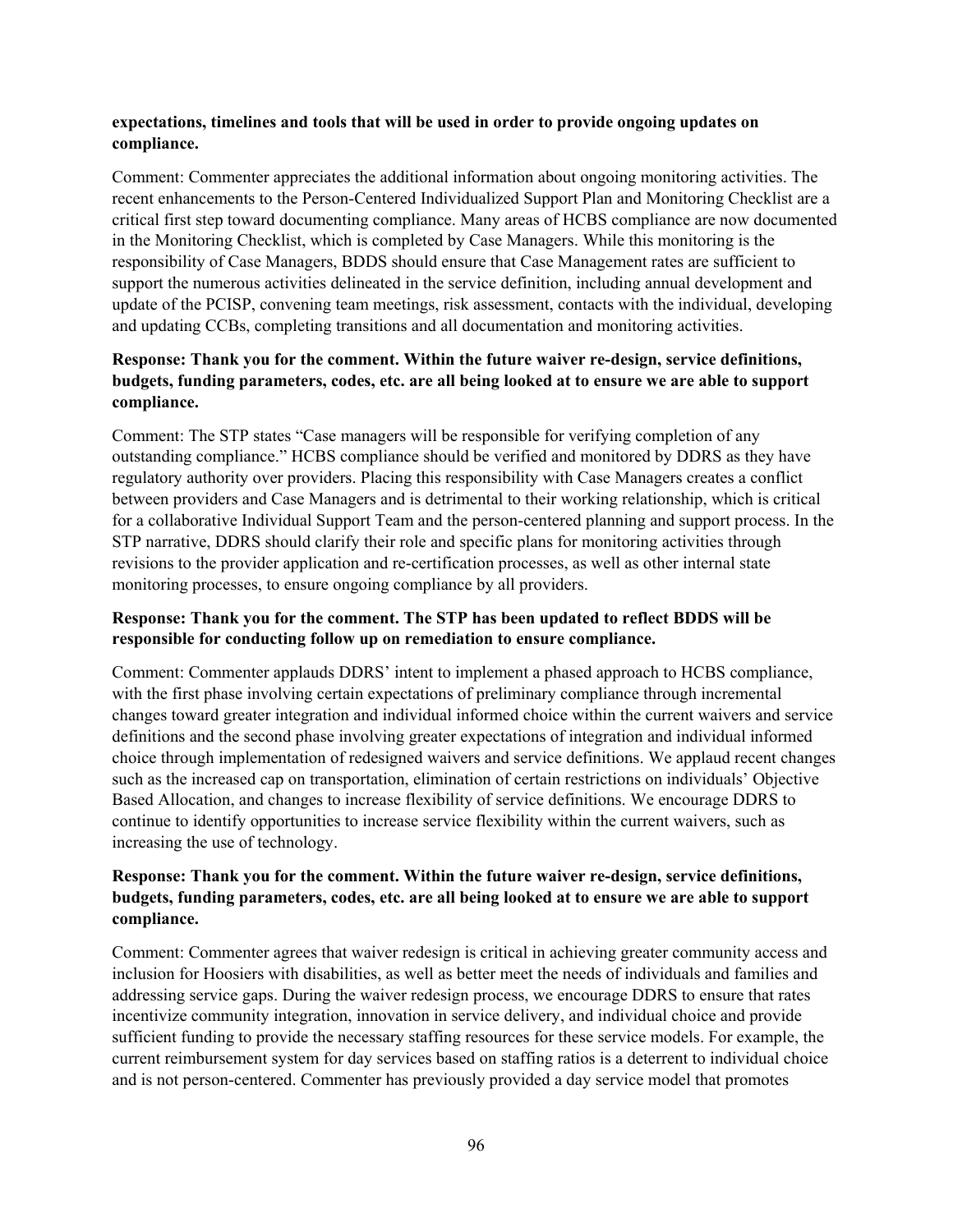**expectations, timelines and tools that will be used in order to provide ongoing updates on compliance.**

Comment: Commenter appreciates the additional information about ongoing monitoring activities. The recent enhancements to the Person-Centered Individualized Support Plan and Monitoring Checklist are a critical first step toward documenting compliance. Many areas of HCBS compliance are now documented in the Monitoring Checklist, which is completed by Case Managers. While this monitoring is the responsibility of Case Managers, BDDS should ensure that Case Management rates are sufficient to support the numerous activities delineated in the service definition, including annual development and update of the PCISP, convening team meetings, risk assessment, contacts with the individual, developing and updating CCBs, completing transitions and all documentation and monitoring activities.

**Response: Thank you for the comment. Within the future waiver re-design, service definitions, budgets, funding parameters, codes, etc. are all being looked at to ensure we are able to support compliance.**

Comment: The STP states "Case managers will be responsible for verifying completion of any outstanding compliance." HCBS compliance should be verified and monitored by DDRS as they have regulatory authority over providers. Placing this responsibility with Case Managers creates a conflict between providers and Case Managers and is detrimental to their working relationship, which is critical for a collaborative Individual Support Team and the person-centered planning and support process. In the STP narrative, DDRS should clarify their role and specific plans for monitoring activities through revisions to the provider application and re-certification processes, as well as other internal state monitoring processes, to ensure ongoing compliance by all providers.

**Response: Thank you for the comment. The STP has been updated to reflect BDDS will be responsible for conducting follow up on remediation to ensure compliance.**

Comment: Commenter applauds DDRS' intent to implement a phased approach to HCBS compliance, with the first phase involving certain expectations of preliminary compliance through incremental changes toward greater integration and individual informed choice within the current waivers and service definitions and the second phase involving greater expectations of integration and individual informed choice through implementation of redesigned waivers and service definitions. We applaud recent changes such as the increased cap on transportation, elimination of certain restrictions on individuals' Objective Based Allocation, and changes to increase flexibility of service definitions. We encourage DDRS to continue to identify opportunities to increase service flexibility within the current waivers, such as increasing the use of technology.

**Response: Thank you for the comment. Within the future waiver re-design, service definitions, budgets, funding parameters, codes, etc. are all being looked at to ensure we are able to support compliance.**

Comment: Commenter agrees that waiver redesign is critical in achieving greater community access and inclusion for Hoosiers with disabilities, as well as better meet the needs of individuals and families and addressing service gaps. During the waiver redesign process, we encourage DDRS to ensure that rates incentivize community integration, innovation in service delivery, and individual choice and provide sufficient funding to provide the necessary staffing resources for these service models. For example, the current reimbursement system for day services based on staffing ratios is a deterrent to individual choice and is not person-centered. Commenter has previously provided a day service model that promotes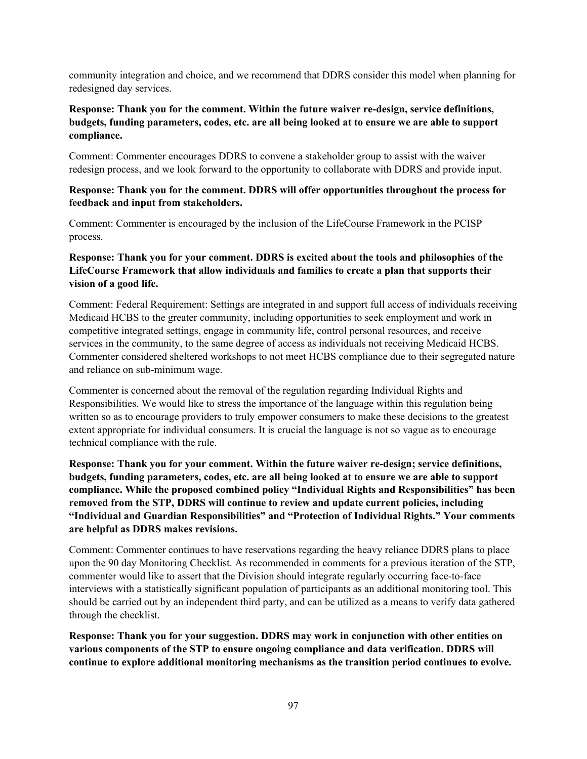community integration and choice, and we recommend that DDRS consider this model when planning for redesigned day services.

**Response: Thank you for the comment. Within the future waiver re-design, service definitions, budgets, funding parameters, codes, etc. are all being looked at to ensure we are able to support compliance.**

Comment: Commenter encourages DDRS to convene a stakeholder group to assist with the waiver redesign process, and we look forward to the opportunity to collaborate with DDRS and provide input.

**Response: Thank you for the comment. DDRS will offer opportunities throughout the process for feedback and input from stakeholders.**

Comment: Commenter is encouraged by the inclusion of the LifeCourse Framework in the PCISP process.

**Response: Thank you for your comment. DDRS is excited about the tools and philosophies of the LifeCourse Framework that allow individuals and families to create a plan that supports their vision of a good life.**

Comment: Federal Requirement: Settings are integrated in and support full access of individuals receiving Medicaid HCBS to the greater community, including opportunities to seek employment and work in competitive integrated settings, engage in community life, control personal resources, and receive services in the community, to the same degree of access as individuals not receiving Medicaid HCBS. Commenter considered sheltered workshops to not meet HCBS compliance due to their segregated nature and reliance on sub-minimum wage.

Commenter is concerned about the removal of the regulation regarding Individual Rights and Responsibilities. We would like to stress the importance of the language within this regulation being written so as to encourage providers to truly empower consumers to make these decisions to the greatest extent appropriate for individual consumers. It is crucial the language is not so vague as to encourage technical compliance with the rule.

**Response: Thank you for your comment. Within the future waiver re-design; service definitions, budgets, funding parameters, codes, etc. are all being looked at to ensure we are able to support compliance. While the proposed combined policy "Individual Rights and Responsibilities" has been removed from the STP, DDRS will continue to review and update current policies, including "Individual and Guardian Responsibilities" and "Protection of Individual Rights." Your comments are helpful as DDRS makes revisions.**

Comment: Commenter continues to have reservations regarding the heavy reliance DDRS plans to place upon the 90 day Monitoring Checklist. As recommended in comments for a previous iteration of the STP, commenter would like to assert that the Division should integrate regularly occurring face-to-face interviews with a statistically significant population of participants as an additional monitoring tool. This should be carried out by an independent third party, and can be utilized as a means to verify data gathered through the checklist.

**Response: Thank you for your suggestion. DDRS may work in conjunction with other entities on various components of the STP to ensure ongoing compliance and data verification. DDRS will continue to explore additional monitoring mechanisms as the transition period continues to evolve.**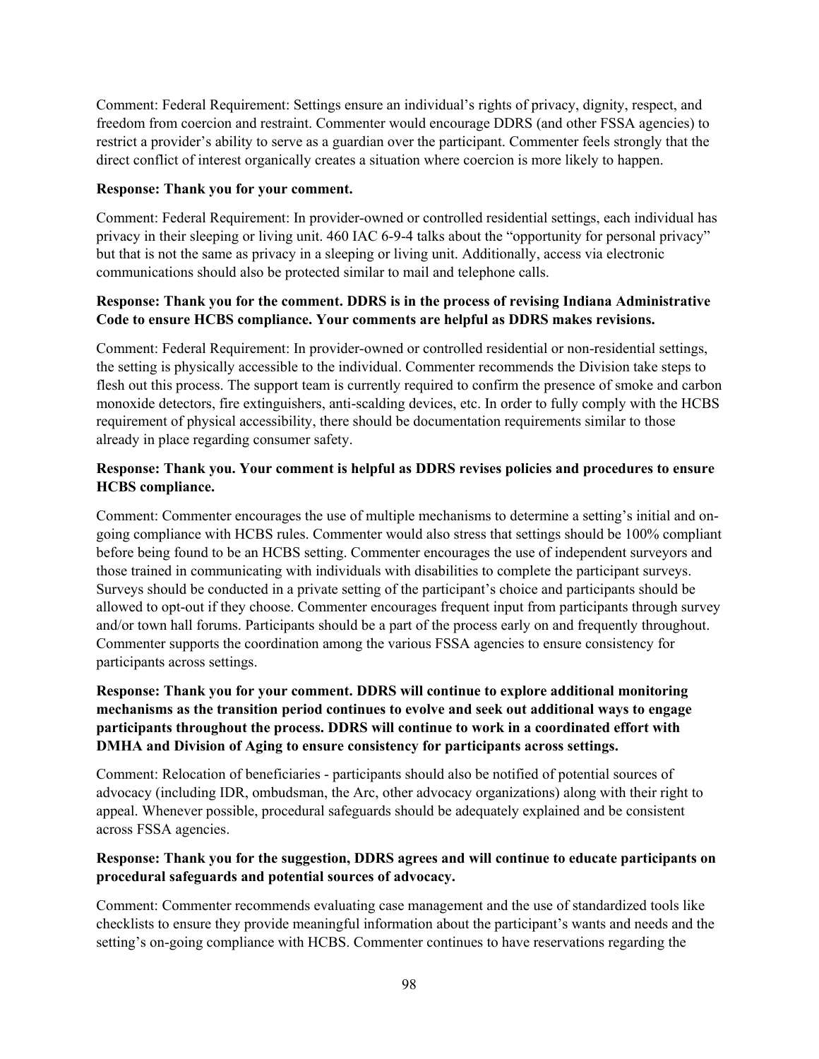Comment: Federal Requirement: Settings ensure an individual's rights of privacy, dignity, respect, and freedom from coercion and restraint. Commenter would encourage DDRS (and other FSSA agencies) to restrict a provider's ability to serve as a guardian over the participant. Commenter feels strongly that the direct conflict of interest organically creates a situation where coercion is more likely to happen.

**Response: Thank you for your comment.**

Comment: Federal Requirement: In provider-owned or controlled residential settings, each individual has privacy in their sleeping or living unit. 460 IAC 6-9-4 talks about the "opportunity for personal privacy" but that is not the same as privacy in a sleeping or living unit. Additionally, access via electronic communications should also be protected similar to mail and telephone calls.

**Response: Thank you for the comment. DDRS is in the process of revising Indiana Administrative Code to ensure HCBS compliance. Your comments are helpful as DDRS makes revisions.**

Comment: Federal Requirement: In provider-owned or controlled residential or non-residential settings, the setting is physically accessible to the individual. Commenter recommends the Division take steps to flesh out this process. The support team is currently required to confirm the presence of smoke and carbon monoxide detectors, fire extinguishers, anti-scalding devices, etc. In order to fully comply with the HCBS requirement of physical accessibility, there should be documentation requirements similar to those already in place regarding consumer safety.

**Response: Thank you. Your comment is helpful as DDRS revises policies and procedures to ensure HCBS compliance.**

Comment: Commenter encourages the use of multiple mechanisms to determine a setting's initial and on-going compliance with HCBS rules. Commenter would also stress that settings should be 100% compliant before being found to be an HCBS setting. Commenter encourages the use of independent surveyors and those trained in communicating with individuals with disabilities to complete the participant surveys. Surveys should be conducted in a private setting of the participant's choice and participants should be allowed to opt-out if they choose. Commenter encourages frequent input from participants through survey and/or town hall forums. Participants should be a part of the process early on and frequently throughout. Commenter supports the coordination among the various FSSA agencies to ensure consistency for participants across settings.

**Response: Thank you for your comment. DDRS will continue to explore additional monitoring mechanisms as the transition period continues to evolve and seek out additional ways to engage participants throughout the process. DDRS will continue to work in a coordinated effort with DMHA and Division of Aging to ensure consistency for participants across settings.**

Comment: Relocation of beneficiaries - participants should also be notified of potential sources of advocacy (including IDR, ombudsman, the Arc, other advocacy organizations) along with their right to appeal. Whenever possible, procedural safeguards should be adequately explained and be consistent across FSSA agencies.

**Response: Thank you for the suggestion, DDRS agrees and will continue to educate participants on procedural safeguards and potential sources of advocacy.**

Comment: Commenter recommends evaluating case management and the use of standardized tools like checklists to ensure they provide meaningful information about the participant's wants and needs and the setting's on-going compliance with HCBS. Commenter continues to have reservations regarding the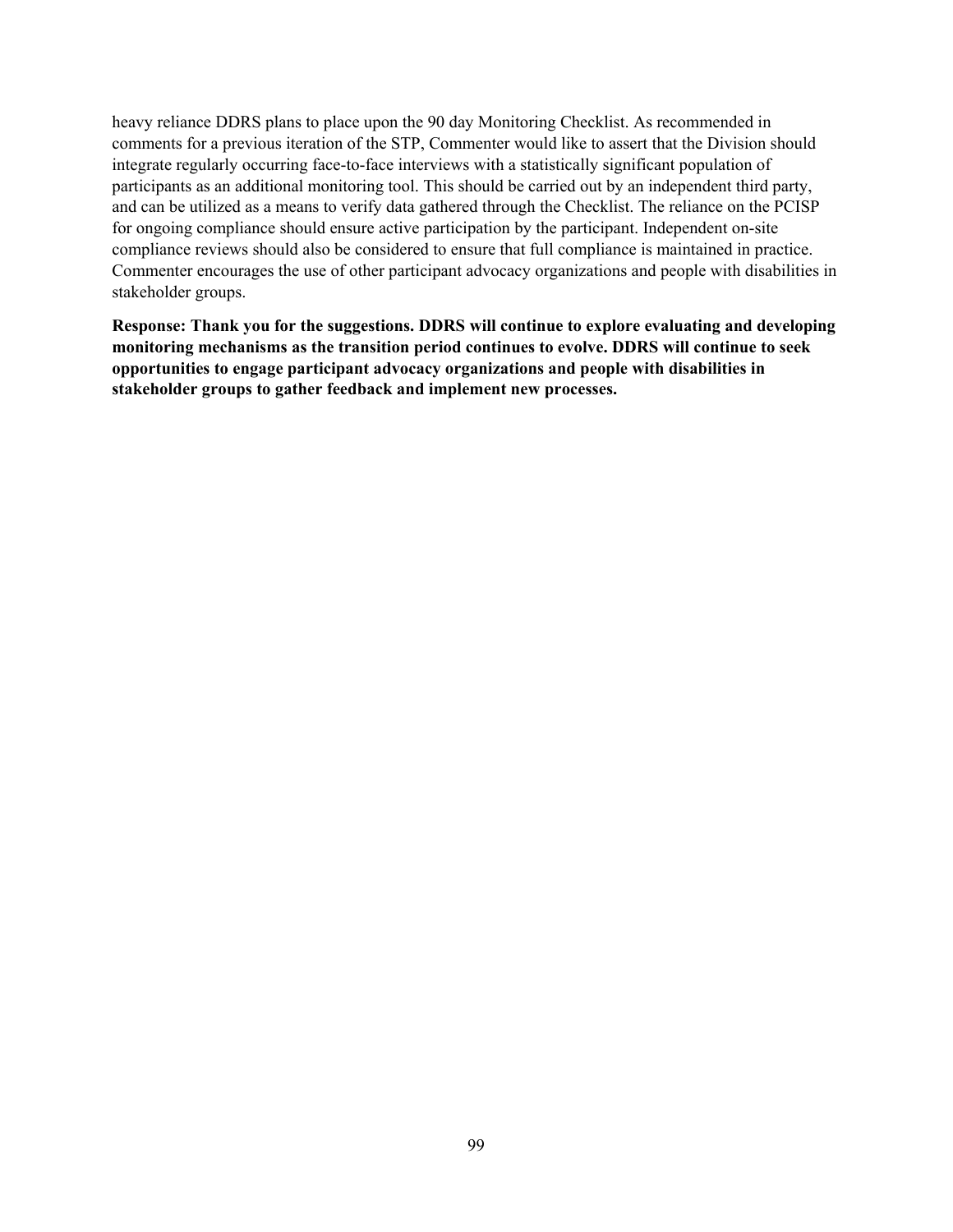heavy reliance DDRS plans to place upon the 90 day Monitoring Checklist. As recommended in comments for a previous iteration of the STP, Commenter would like to assert that the Division should integrate regularly occurring face-to-face interviews with a statistically significant population of participants as an additional monitoring tool. This should be carried out by an independent third party, and can be utilized as a means to verify data gathered through the Checklist. The reliance on the PCISP for ongoing compliance should ensure active participation by the participant. Independent on-site compliance reviews should also be considered to ensure that full compliance is maintained in practice. Commenter encourages the use of other participant advocacy organizations and people with disabilities in stakeholder groups.

**Response: Thank you for the suggestions. DDRS will continue to explore evaluating and developing monitoring mechanisms as the transition period continues to evolve. DDRS will continue to seek opportunities to engage participant advocacy organizations and people with disabilities in stakeholder groups to gather feedback and implement new processes.**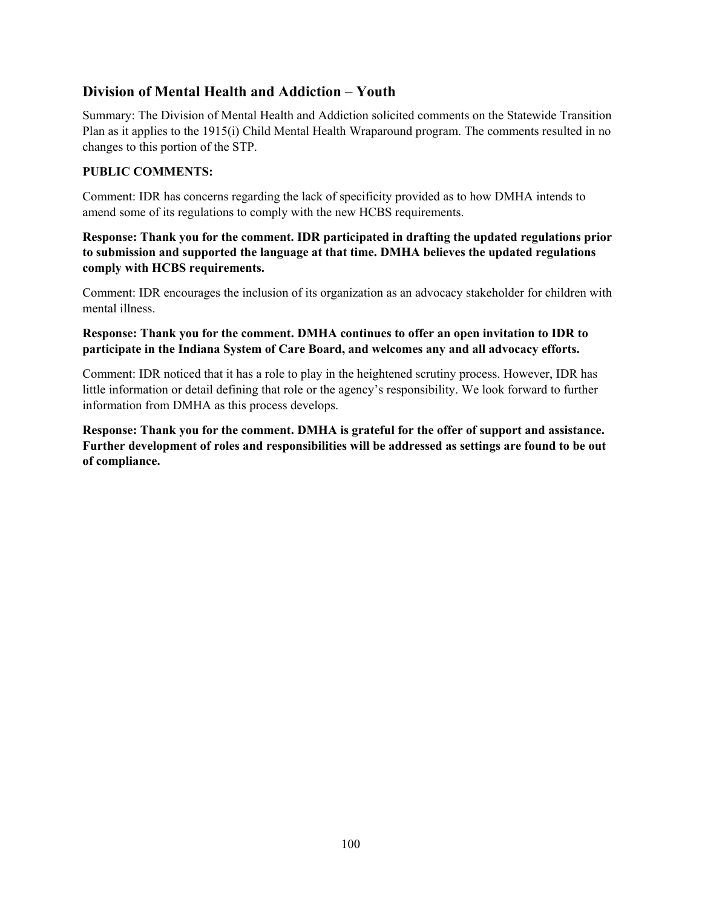## Division of Mental Health and Addiction – Youth

Summary: The Division of Mental Health and Addiction solicited comments on the Statewide Transition Plan as it applies to the 1915(i) Child Mental Health Wraparound program. The comments resulted in no changes to this portion of the STP.

**PUBLIC COMMENTS:**

Comment: IDR has concerns regarding the lack of specificity provided as to how DMHA intends to amend some of its regulations to comply with the new HCBS requirements.

**Response: Thank you for the comment. IDR participated in drafting the updated regulations prior to submission and supported the language at that time. DMHA believes the updated regulations comply with HCBS requirements.**

Comment: IDR encourages the inclusion of its organization as an advocacy stakeholder for children with mental illness.

**Response: Thank you for the comment. DMHA continues to offer an open invitation to IDR to participate in the Indiana System of Care Board, and welcomes any and all advocacy efforts.**

Comment: IDR noticed that it has a role to play in the heightened scrutiny process. However, IDR has little information or detail defining that role or the agency's responsibility. We look forward to further information from DMHA as this process develops.

**Response: Thank you for the comment. DMHA is grateful for the offer of support and assistance. Further development of roles and responsibilities will be addressed as settings are found to be out of compliance.**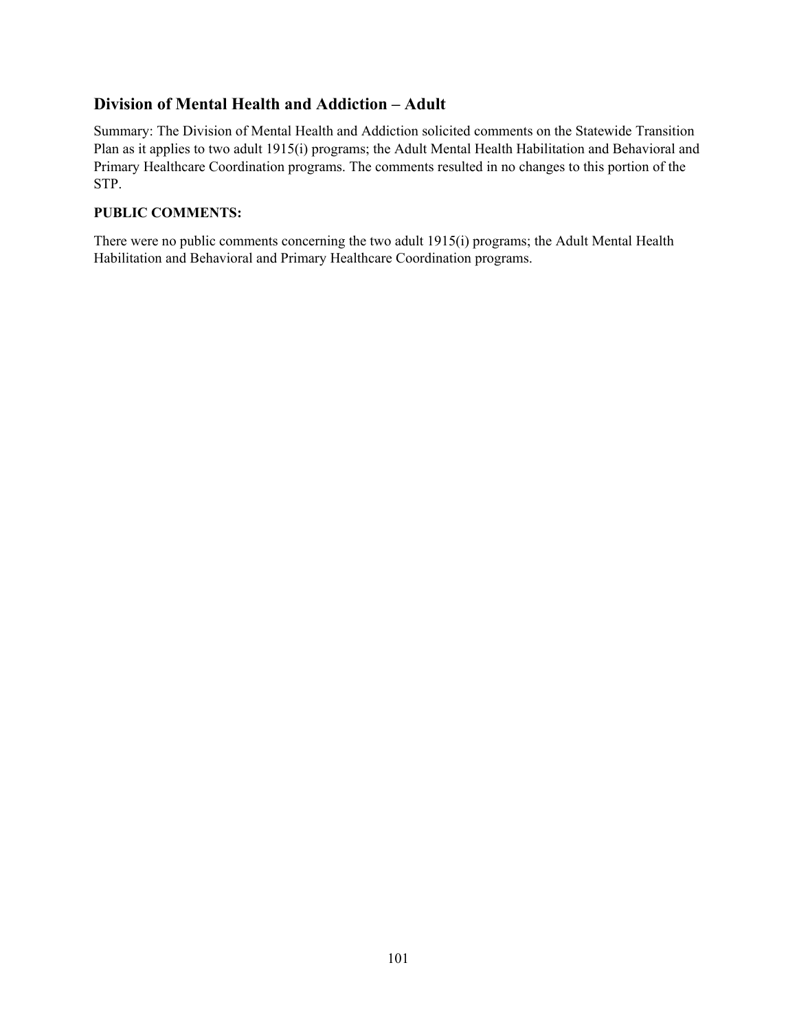## Division of Mental Health and Addiction – Adult

Summary: The Division of Mental Health and Addiction solicited comments on the Statewide Transition Plan as it applies to two adult 1915(i) programs; the Adult Mental Health Habilitation and Behavioral and Primary Healthcare Coordination programs. The comments resulted in no changes to this portion of the STP.

**PUBLIC COMMENTS:**

There were no public comments concerning the two adult 1915(i) programs; the Adult Mental Health Habilitation and Behavioral and Primary Healthcare Coordination programs.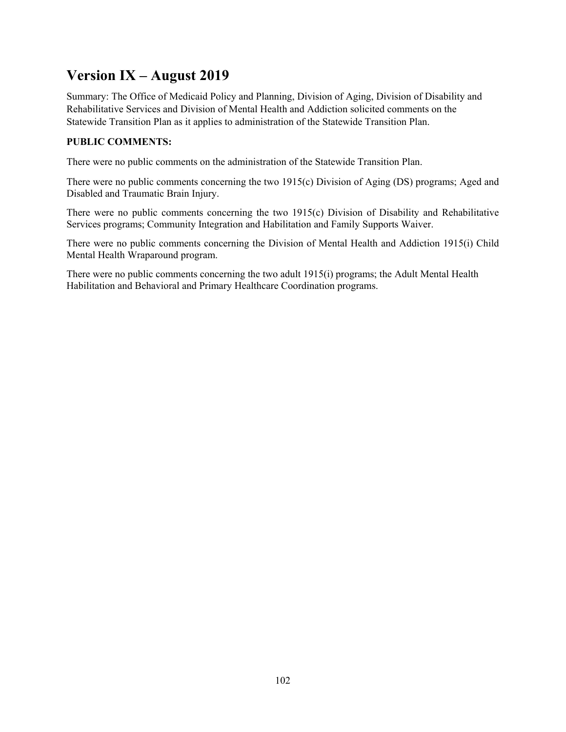# Version IX – August 2019

Summary: The Office of Medicaid Policy and Planning, Division of Aging, Division of Disability and Rehabilitative Services and Division of Mental Health and Addiction solicited comments on the Statewide Transition Plan as it applies to administration of the Statewide Transition Plan.

**PUBLIC COMMENTS:**

There were no public comments on the administration of the Statewide Transition Plan.

There were no public comments concerning the two 1915(c) Division of Aging (DS) programs; Aged and Disabled and Traumatic Brain Injury.

There were no public comments concerning the two 1915(c) Division of Disability and Rehabilitative Services programs; Community Integration and Habilitation and Family Supports Waiver.

There were no public comments concerning the Division of Mental Health and Addiction 1915(i) Child Mental Health Wraparound program.

There were no public comments concerning the two adult 1915(i) programs; the Adult Mental Health Habilitation and Behavioral and Primary Healthcare Coordination programs.